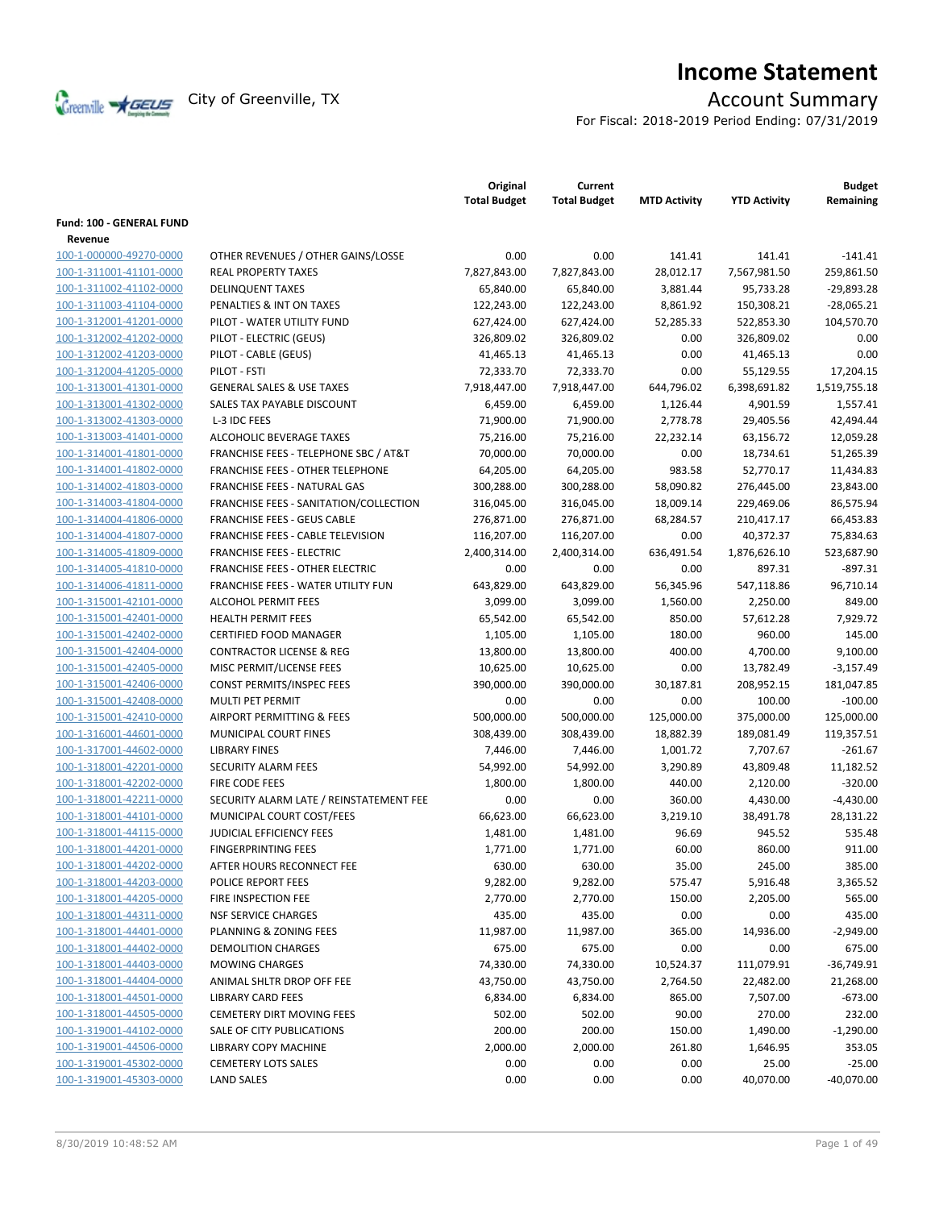# Income Statement

City of Greenville, TX

## Account Summary

For Fiscal: 2018-2019 Period Ending: 07/31/2019

| | | Original Total Budget | Current Total Budget | MTD Activity | YTD Activity | Budget Remaining |
|---|---|---|---|---|---|---|
| **Fund: 100 - GENERAL FUND** | | | | | | |
| **Revenue** | | | | | | |
| 100-1-000000-49270-0000 | OTHER REVENUES / OTHER GAINS/LOSSE | 0.00 | 0.00 | 141.41 | 141.41 | -141.41 |
| 100-1-311001-41101-0000 | REAL PROPERTY TAXES | 7,827,843.00 | 7,827,843.00 | 28,012.17 | 7,567,981.50 | 259,861.50 |
| 100-1-311002-41102-0000 | DELINQUENT TAXES | 65,840.00 | 65,840.00 | 3,881.44 | 95,733.28 | -29,893.28 |
| 100-1-311003-41104-0000 | PENALTIES & INT ON TAXES | 122,243.00 | 122,243.00 | 8,861.92 | 150,308.21 | -28,065.21 |
| 100-1-312001-41201-0000 | PILOT - WATER UTILITY FUND | 627,424.00 | 627,424.00 | 52,285.33 | 522,853.30 | 104,570.70 |
| 100-1-312002-41202-0000 | PILOT - ELECTRIC (GEUS) | 326,809.02 | 326,809.02 | 0.00 | 326,809.02 | 0.00 |
| 100-1-312002-41203-0000 | PILOT - CABLE (GEUS) | 41,465.13 | 41,465.13 | 0.00 | 41,465.13 | 0.00 |
| 100-1-312004-41205-0000 | PILOT - FSTI | 72,333.70 | 72,333.70 | 0.00 | 55,129.55 | 17,204.15 |
| 100-1-313001-41301-0000 | GENERAL SALES & USE TAXES | 7,918,447.00 | 7,918,447.00 | 644,796.02 | 6,398,691.82 | 1,519,755.18 |
| 100-1-313001-41302-0000 | SALES TAX PAYABLE DISCOUNT | 6,459.00 | 6,459.00 | 1,126.44 | 4,901.59 | 1,557.41 |
| 100-1-313002-41303-0000 | L-3 IDC FEES | 71,900.00 | 71,900.00 | 2,778.78 | 29,405.56 | 42,494.44 |
| 100-1-313003-41401-0000 | ALCOHOLIC BEVERAGE TAXES | 75,216.00 | 75,216.00 | 22,232.14 | 63,156.72 | 12,059.28 |
| 100-1-314001-41801-0000 | FRANCHISE FEES - TELEPHONE SBC / AT&T | 70,000.00 | 70,000.00 | 0.00 | 18,734.61 | 51,265.39 |
| 100-1-314001-41802-0000 | FRANCHISE FEES - OTHER TELEPHONE | 64,205.00 | 64,205.00 | 983.58 | 52,770.17 | 11,434.83 |
| 100-1-314002-41803-0000 | FRANCHISE FEES - NATURAL GAS | 300,288.00 | 300,288.00 | 58,090.82 | 276,445.00 | 23,843.00 |
| 100-1-314003-41804-0000 | FRANCHISE FEES - SANITATION/COLLECTION | 316,045.00 | 316,045.00 | 18,009.14 | 229,469.06 | 86,575.94 |
| 100-1-314004-41806-0000 | FRANCHISE FEES - GEUS CABLE | 276,871.00 | 276,871.00 | 68,284.57 | 210,417.17 | 66,453.83 |
| 100-1-314004-41807-0000 | FRANCHISE FEES - CABLE TELEVISION | 116,207.00 | 116,207.00 | 0.00 | 40,372.37 | 75,834.63 |
| 100-1-314005-41809-0000 | FRANCHISE FEES - ELECTRIC | 2,400,314.00 | 2,400,314.00 | 636,491.54 | 1,876,626.10 | 523,687.90 |
| 100-1-314005-41810-0000 | FRANCHISE FEES - OTHER ELECTRIC | 0.00 | 0.00 | 0.00 | 897.31 | -897.31 |
| 100-1-314006-41811-0000 | FRANCHISE FEES - WATER UTILITY FUN | 643,829.00 | 643,829.00 | 56,345.96 | 547,118.86 | 96,710.14 |
| 100-1-315001-42101-0000 | ALCOHOL PERMIT FEES | 3,099.00 | 3,099.00 | 1,560.00 | 2,250.00 | 849.00 |
| 100-1-315001-42401-0000 | HEALTH PERMIT FEES | 65,542.00 | 65,542.00 | 850.00 | 57,612.28 | 7,929.72 |
| 100-1-315001-42402-0000 | CERTIFIED FOOD MANAGER | 1,105.00 | 1,105.00 | 180.00 | 960.00 | 145.00 |
| 100-1-315001-42404-0000 | CONTRACTOR LICENSE & REG | 13,800.00 | 13,800.00 | 400.00 | 4,700.00 | 9,100.00 |
| 100-1-315001-42405-0000 | MISC PERMIT/LICENSE FEES | 10,625.00 | 10,625.00 | 0.00 | 13,782.49 | -3,157.49 |
| 100-1-315001-42406-0000 | CONST PERMITS/INSPEC FEES | 390,000.00 | 390,000.00 | 30,187.81 | 208,952.15 | 181,047.85 |
| 100-1-315001-42408-0000 | MULTI PET PERMIT | 0.00 | 0.00 | 0.00 | 100.00 | -100.00 |
| 100-1-315001-42410-0000 | AIRPORT PERMITTING & FEES | 500,000.00 | 500,000.00 | 125,000.00 | 375,000.00 | 125,000.00 |
| 100-1-316001-44601-0000 | MUNICIPAL COURT FINES | 308,439.00 | 308,439.00 | 18,882.39 | 189,081.49 | 119,357.51 |
| 100-1-317001-44602-0000 | LIBRARY FINES | 7,446.00 | 7,446.00 | 1,001.72 | 7,707.67 | -261.67 |
| 100-1-318001-42201-0000 | SECURITY ALARM FEES | 54,992.00 | 54,992.00 | 3,290.89 | 43,809.48 | 11,182.52 |
| 100-1-318001-42202-0000 | FIRE CODE FEES | 1,800.00 | 1,800.00 | 440.00 | 2,120.00 | -320.00 |
| 100-1-318001-42211-0000 | SECURITY ALARM LATE / REINSTATEMENT FEE | 0.00 | 0.00 | 360.00 | 4,430.00 | -4,430.00 |
| 100-1-318001-44101-0000 | MUNICIPAL COURT COST/FEES | 66,623.00 | 66,623.00 | 3,219.10 | 38,491.78 | 28,131.22 |
| 100-1-318001-44115-0000 | JUDICIAL EFFICIENCY FEES | 1,481.00 | 1,481.00 | 96.69 | 945.52 | 535.48 |
| 100-1-318001-44201-0000 | FINGERPRINTING FEES | 1,771.00 | 1,771.00 | 60.00 | 860.00 | 911.00 |
| 100-1-318001-44202-0000 | AFTER HOURS RECONNECT FEE | 630.00 | 630.00 | 35.00 | 245.00 | 385.00 |
| 100-1-318001-44203-0000 | POLICE REPORT FEES | 9,282.00 | 9,282.00 | 575.47 | 5,916.48 | 3,365.52 |
| 100-1-318001-44205-0000 | FIRE INSPECTION FEE | 2,770.00 | 2,770.00 | 150.00 | 2,205.00 | 565.00 |
| 100-1-318001-44311-0000 | NSF SERVICE CHARGES | 435.00 | 435.00 | 0.00 | 0.00 | 435.00 |
| 100-1-318001-44401-0000 | PLANNING & ZONING FEES | 11,987.00 | 11,987.00 | 365.00 | 14,936.00 | -2,949.00 |
| 100-1-318001-44402-0000 | DEMOLITION CHARGES | 675.00 | 675.00 | 0.00 | 0.00 | 675.00 |
| 100-1-318001-44403-0000 | MOWING CHARGES | 74,330.00 | 74,330.00 | 10,524.37 | 111,079.91 | -36,749.91 |
| 100-1-318001-44404-0000 | ANIMAL SHLTR DROP OFF FEE | 43,750.00 | 43,750.00 | 2,764.50 | 22,482.00 | 21,268.00 |
| 100-1-318001-44501-0000 | LIBRARY CARD FEES | 6,834.00 | 6,834.00 | 865.00 | 7,507.00 | -673.00 |
| 100-1-318001-44505-0000 | CEMETERY DIRT MOVING FEES | 502.00 | 502.00 | 90.00 | 270.00 | 232.00 |
| 100-1-319001-44102-0000 | SALE OF CITY PUBLICATIONS | 200.00 | 200.00 | 150.00 | 1,490.00 | -1,290.00 |
| 100-1-319001-44506-0000 | LIBRARY COPY MACHINE | 2,000.00 | 2,000.00 | 261.80 | 1,646.95 | 353.05 |
| 100-1-319001-45302-0000 | CEMETERY LOTS SALES | 0.00 | 0.00 | 0.00 | 25.00 | -25.00 |
| 100-1-319001-45303-0000 | LAND SALES | 0.00 | 0.00 | 0.00 | 40,070.00 | -40,070.00 |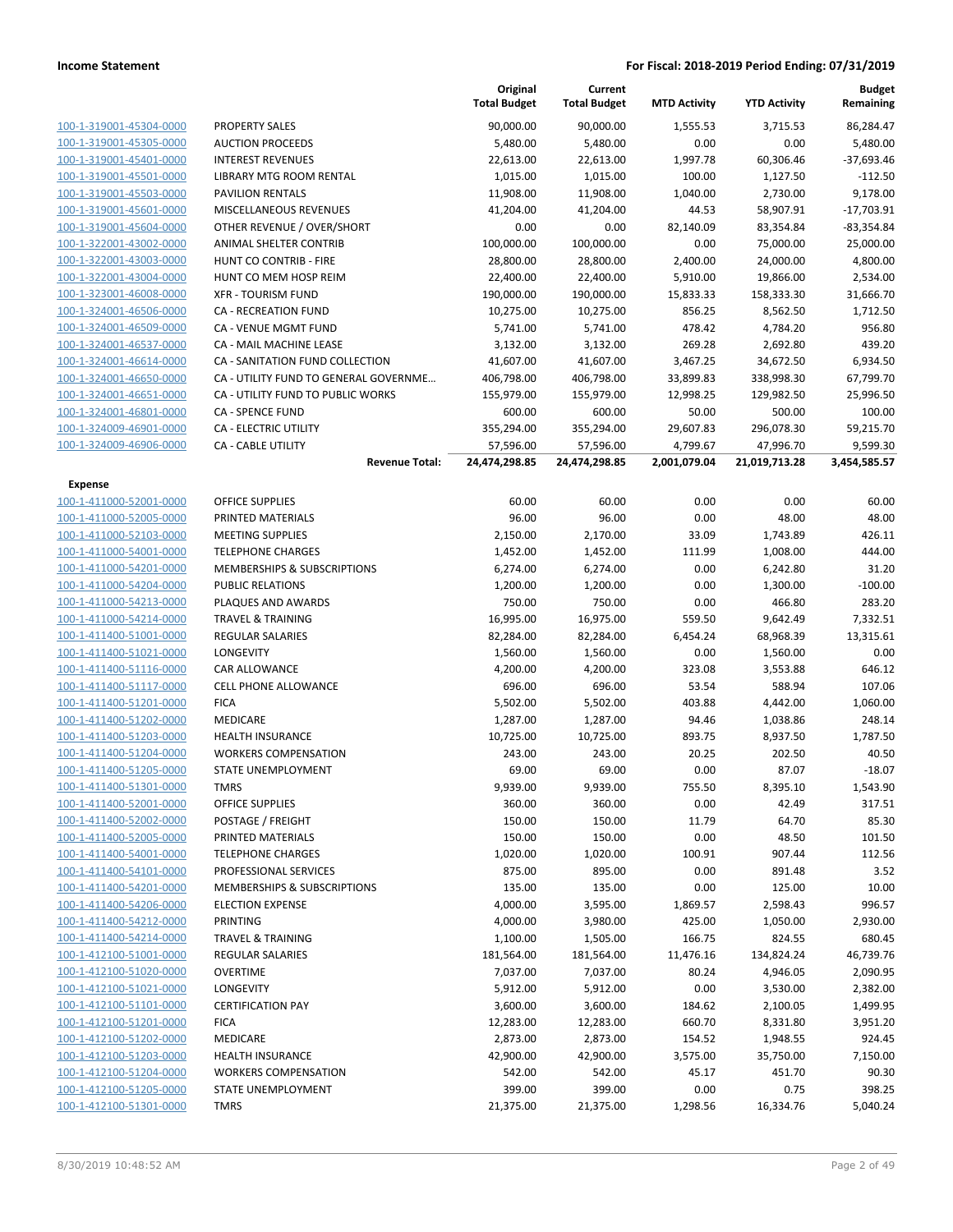| | | Original Total Budget | Current Total Budget | MTD Activity | YTD Activity | Budget Remaining |
|---|---|---|---|---|---|---|
| 100-1-319001-45304-0000 | PROPERTY SALES | 90,000.00 | 90,000.00 | 1,555.53 | 3,715.53 | 86,284.47 |
| 100-1-319001-45305-0000 | AUCTION PROCEEDS | 5,480.00 | 5,480.00 | 0.00 | 0.00 | 5,480.00 |
| 100-1-319001-45401-0000 | INTEREST REVENUES | 22,613.00 | 22,613.00 | 1,997.78 | 60,306.46 | -37,693.46 |
| 100-1-319001-45501-0000 | LIBRARY MTG ROOM RENTAL | 1,015.00 | 1,015.00 | 100.00 | 1,127.50 | -112.50 |
| 100-1-319001-45503-0000 | PAVILION RENTALS | 11,908.00 | 11,908.00 | 1,040.00 | 2,730.00 | 9,178.00 |
| 100-1-319001-45601-0000 | MISCELLANEOUS REVENUES | 41,204.00 | 41,204.00 | 44.53 | 58,907.91 | -17,703.91 |
| 100-1-319001-45604-0000 | OTHER REVENUE / OVER/SHORT | 0.00 | 0.00 | 82,140.09 | 83,354.84 | -83,354.84 |
| 100-1-322001-43002-0000 | ANIMAL SHELTER CONTRIB | 100,000.00 | 100,000.00 | 0.00 | 75,000.00 | 25,000.00 |
| 100-1-322001-43003-0000 | HUNT CO CONTRIB - FIRE | 28,800.00 | 28,800.00 | 2,400.00 | 24,000.00 | 4,800.00 |
| 100-1-322001-43004-0000 | HUNT CO MEM HOSP REIM | 22,400.00 | 22,400.00 | 5,910.00 | 19,866.00 | 2,534.00 |
| 100-1-323001-46008-0000 | XFR - TOURISM FUND | 190,000.00 | 190,000.00 | 15,833.33 | 158,333.30 | 31,666.70 |
| 100-1-324001-46506-0000 | CA - RECREATION FUND | 10,275.00 | 10,275.00 | 856.25 | 8,562.50 | 1,712.50 |
| 100-1-324001-46509-0000 | CA - VENUE MGMT FUND | 5,741.00 | 5,741.00 | 478.42 | 4,784.20 | 956.80 |
| 100-1-324001-46537-0000 | CA - MAIL MACHINE LEASE | 3,132.00 | 3,132.00 | 269.28 | 2,692.80 | 439.20 |
| 100-1-324001-46614-0000 | CA - SANITATION FUND COLLECTION | 41,607.00 | 41,607.00 | 3,467.25 | 34,672.50 | 6,934.50 |
| 100-1-324001-46650-0000 | CA - UTILITY FUND TO GENERAL GOVERNME... | 406,798.00 | 406,798.00 | 33,899.83 | 338,998.30 | 67,799.70 |
| 100-1-324001-46651-0000 | CA - UTILITY FUND TO PUBLIC WORKS | 155,979.00 | 155,979.00 | 12,998.25 | 129,982.50 | 25,996.50 |
| 100-1-324001-46801-0000 | CA - SPENCE FUND | 600.00 | 600.00 | 50.00 | 500.00 | 100.00 |
| 100-1-324009-46901-0000 | CA - ELECTRIC UTILITY | 355,294.00 | 355,294.00 | 29,607.83 | 296,078.30 | 59,215.70 |
| 100-1-324009-46906-0000 | CA - CABLE UTILITY | 57,596.00 | 57,596.00 | 4,799.67 | 47,996.70 | 9,599.30 |
| | **Revenue Total:** | **24,474,298.85** | **24,474,298.85** | **2,001,079.04** | **21,019,713.28** | **3,454,585.57** |
| **Expense** | | | | | | |
| 100-1-411000-52001-0000 | OFFICE SUPPLIES | 60.00 | 60.00 | 0.00 | 0.00 | 60.00 |
| 100-1-411000-52005-0000 | PRINTED MATERIALS | 96.00 | 96.00 | 0.00 | 48.00 | 48.00 |
| 100-1-411000-52103-0000 | MEETING SUPPLIES | 2,150.00 | 2,170.00 | 33.09 | 1,743.89 | 426.11 |
| 100-1-411000-54001-0000 | TELEPHONE CHARGES | 1,452.00 | 1,452.00 | 111.99 | 1,008.00 | 444.00 |
| 100-1-411000-54201-0000 | MEMBERSHIPS & SUBSCRIPTIONS | 6,274.00 | 6,274.00 | 0.00 | 6,242.80 | 31.20 |
| 100-1-411000-54204-0000 | PUBLIC RELATIONS | 1,200.00 | 1,200.00 | 0.00 | 1,300.00 | -100.00 |
| 100-1-411000-54213-0000 | PLAQUES AND AWARDS | 750.00 | 750.00 | 0.00 | 466.80 | 283.20 |
| 100-1-411000-54214-0000 | TRAVEL & TRAINING | 16,995.00 | 16,975.00 | 559.50 | 9,642.49 | 7,332.51 |
| 100-1-411400-51001-0000 | REGULAR SALARIES | 82,284.00 | 82,284.00 | 6,454.24 | 68,968.39 | 13,315.61 |
| 100-1-411400-51021-0000 | LONGEVITY | 1,560.00 | 1,560.00 | 0.00 | 1,560.00 | 0.00 |
| 100-1-411400-51116-0000 | CAR ALLOWANCE | 4,200.00 | 4,200.00 | 323.08 | 3,553.88 | 646.12 |
| 100-1-411400-51117-0000 | CELL PHONE ALLOWANCE | 696.00 | 696.00 | 53.54 | 588.94 | 107.06 |
| 100-1-411400-51201-0000 | FICA | 5,502.00 | 5,502.00 | 403.88 | 4,442.00 | 1,060.00 |
| 100-1-411400-51202-0000 | MEDICARE | 1,287.00 | 1,287.00 | 94.46 | 1,038.86 | 248.14 |
| 100-1-411400-51203-0000 | HEALTH INSURANCE | 10,725.00 | 10,725.00 | 893.75 | 8,937.50 | 1,787.50 |
| 100-1-411400-51204-0000 | WORKERS COMPENSATION | 243.00 | 243.00 | 20.25 | 202.50 | 40.50 |
| 100-1-411400-51205-0000 | STATE UNEMPLOYMENT | 69.00 | 69.00 | 0.00 | 87.07 | -18.07 |
| 100-1-411400-51301-0000 | TMRS | 9,939.00 | 9,939.00 | 755.50 | 8,395.10 | 1,543.90 |
| 100-1-411400-52001-0000 | OFFICE SUPPLIES | 360.00 | 360.00 | 0.00 | 42.49 | 317.51 |
| 100-1-411400-52002-0000 | POSTAGE / FREIGHT | 150.00 | 150.00 | 11.79 | 64.70 | 85.30 |
| 100-1-411400-52005-0000 | PRINTED MATERIALS | 150.00 | 150.00 | 0.00 | 48.50 | 101.50 |
| 100-1-411400-54001-0000 | TELEPHONE CHARGES | 1,020.00 | 1,020.00 | 100.91 | 907.44 | 112.56 |
| 100-1-411400-54101-0000 | PROFESSIONAL SERVICES | 875.00 | 895.00 | 0.00 | 891.48 | 3.52 |
| 100-1-411400-54201-0000 | MEMBERSHIPS & SUBSCRIPTIONS | 135.00 | 135.00 | 0.00 | 125.00 | 10.00 |
| 100-1-411400-54206-0000 | ELECTION EXPENSE | 4,000.00 | 3,595.00 | 1,869.57 | 2,598.43 | 996.57 |
| 100-1-411400-54212-0000 | PRINTING | 4,000.00 | 3,980.00 | 425.00 | 1,050.00 | 2,930.00 |
| 100-1-411400-54214-0000 | TRAVEL & TRAINING | 1,100.00 | 1,505.00 | 166.75 | 824.55 | 680.45 |
| 100-1-412100-51001-0000 | REGULAR SALARIES | 181,564.00 | 181,564.00 | 11,476.16 | 134,824.24 | 46,739.76 |
| 100-1-412100-51020-0000 | OVERTIME | 7,037.00 | 7,037.00 | 80.24 | 4,946.05 | 2,090.95 |
| 100-1-412100-51021-0000 | LONGEVITY | 5,912.00 | 5,912.00 | 0.00 | 3,530.00 | 2,382.00 |
| 100-1-412100-51101-0000 | CERTIFICATION PAY | 3,600.00 | 3,600.00 | 184.62 | 2,100.05 | 1,499.95 |
| 100-1-412100-51201-0000 | FICA | 12,283.00 | 12,283.00 | 660.70 | 8,331.80 | 3,951.20 |
| 100-1-412100-51202-0000 | MEDICARE | 2,873.00 | 2,873.00 | 154.52 | 1,948.55 | 924.45 |
| 100-1-412100-51203-0000 | HEALTH INSURANCE | 42,900.00 | 42,900.00 | 3,575.00 | 35,750.00 | 7,150.00 |
| 100-1-412100-51204-0000 | WORKERS COMPENSATION | 542.00 | 542.00 | 45.17 | 451.70 | 90.30 |
| 100-1-412100-51205-0000 | STATE UNEMPLOYMENT | 399.00 | 399.00 | 0.00 | 0.75 | 398.25 |
| 100-1-412100-51301-0000 | TMRS | 21,375.00 | 21,375.00 | 1,298.56 | 16,334.76 | 5,040.24 |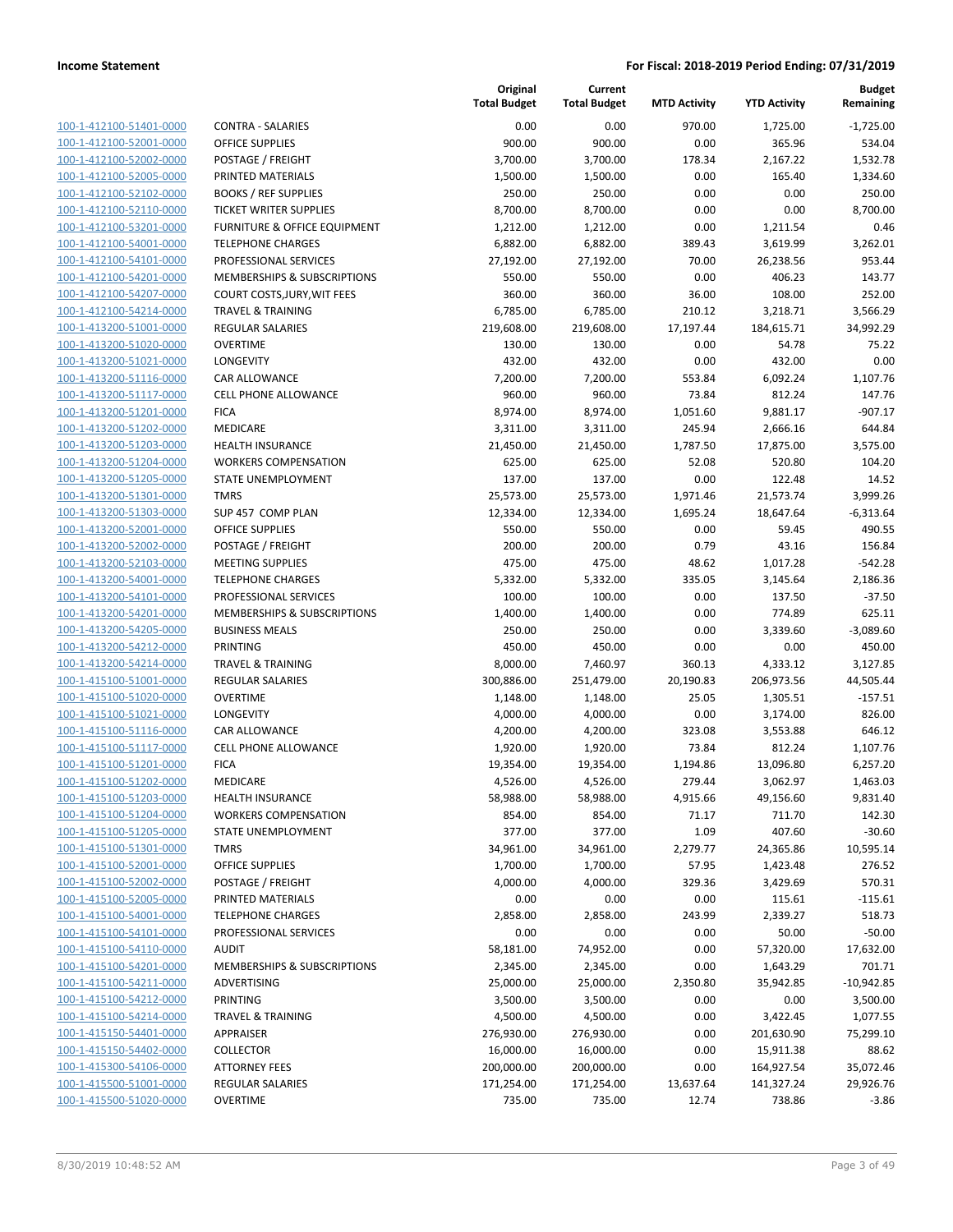**Income Statement** **For Fiscal: 2018-2019 Period Ending: 07/31/2019**

| | | Original Total Budget | Current Total Budget | MTD Activity | YTD Activity | Budget Remaining |
|---|---|---|---|---|---|---|
| 100-1-412100-51401-0000 | CONTRA - SALARIES | 0.00 | 0.00 | 970.00 | 1,725.00 | -1,725.00 |
| 100-1-412100-52001-0000 | OFFICE SUPPLIES | 900.00 | 900.00 | 0.00 | 365.96 | 534.04 |
| 100-1-412100-52002-0000 | POSTAGE / FREIGHT | 3,700.00 | 3,700.00 | 178.34 | 2,167.22 | 1,532.78 |
| 100-1-412100-52005-0000 | PRINTED MATERIALS | 1,500.00 | 1,500.00 | 0.00 | 165.40 | 1,334.60 |
| 100-1-412100-52102-0000 | BOOKS / REF SUPPLIES | 250.00 | 250.00 | 0.00 | 0.00 | 250.00 |
| 100-1-412100-52110-0000 | TICKET WRITER SUPPLIES | 8,700.00 | 8,700.00 | 0.00 | 0.00 | 8,700.00 |
| 100-1-412100-53201-0000 | FURNITURE & OFFICE EQUIPMENT | 1,212.00 | 1,212.00 | 0.00 | 1,211.54 | 0.46 |
| 100-1-412100-54001-0000 | TELEPHONE CHARGES | 6,882.00 | 6,882.00 | 389.43 | 3,619.99 | 3,262.01 |
| 100-1-412100-54101-0000 | PROFESSIONAL SERVICES | 27,192.00 | 27,192.00 | 70.00 | 26,238.56 | 953.44 |
| 100-1-412100-54201-0000 | MEMBERSHIPS & SUBSCRIPTIONS | 550.00 | 550.00 | 0.00 | 406.23 | 143.77 |
| 100-1-412100-54207-0000 | COURT COSTS,JURY,WIT FEES | 360.00 | 360.00 | 36.00 | 108.00 | 252.00 |
| 100-1-412100-54214-0000 | TRAVEL & TRAINING | 6,785.00 | 6,785.00 | 210.12 | 3,218.71 | 3,566.29 |
| 100-1-413200-51001-0000 | REGULAR SALARIES | 219,608.00 | 219,608.00 | 17,197.44 | 184,615.71 | 34,992.29 |
| 100-1-413200-51020-0000 | OVERTIME | 130.00 | 130.00 | 0.00 | 54.78 | 75.22 |
| 100-1-413200-51021-0000 | LONGEVITY | 432.00 | 432.00 | 0.00 | 432.00 | 0.00 |
| 100-1-413200-51116-0000 | CAR ALLOWANCE | 7,200.00 | 7,200.00 | 553.84 | 6,092.24 | 1,107.76 |
| 100-1-413200-51117-0000 | CELL PHONE ALLOWANCE | 960.00 | 960.00 | 73.84 | 812.24 | 147.76 |
| 100-1-413200-51201-0000 | FICA | 8,974.00 | 8,974.00 | 1,051.60 | 9,881.17 | -907.17 |
| 100-1-413200-51202-0000 | MEDICARE | 3,311.00 | 3,311.00 | 245.94 | 2,666.16 | 644.84 |
| 100-1-413200-51203-0000 | HEALTH INSURANCE | 21,450.00 | 21,450.00 | 1,787.50 | 17,875.00 | 3,575.00 |
| 100-1-413200-51204-0000 | WORKERS COMPENSATION | 625.00 | 625.00 | 52.08 | 520.80 | 104.20 |
| 100-1-413200-51205-0000 | STATE UNEMPLOYMENT | 137.00 | 137.00 | 0.00 | 122.48 | 14.52 |
| 100-1-413200-51301-0000 | TMRS | 25,573.00 | 25,573.00 | 1,971.46 | 21,573.74 | 3,999.26 |
| 100-1-413200-51303-0000 | SUP 457 COMP PLAN | 12,334.00 | 12,334.00 | 1,695.24 | 18,647.64 | -6,313.64 |
| 100-1-413200-52001-0000 | OFFICE SUPPLIES | 550.00 | 550.00 | 0.00 | 59.45 | 490.55 |
| 100-1-413200-52002-0000 | POSTAGE / FREIGHT | 200.00 | 200.00 | 0.79 | 43.16 | 156.84 |
| 100-1-413200-52103-0000 | MEETING SUPPLIES | 475.00 | 475.00 | 48.62 | 1,017.28 | -542.28 |
| 100-1-413200-54001-0000 | TELEPHONE CHARGES | 5,332.00 | 5,332.00 | 335.05 | 3,145.64 | 2,186.36 |
| 100-1-413200-54101-0000 | PROFESSIONAL SERVICES | 100.00 | 100.00 | 0.00 | 137.50 | -37.50 |
| 100-1-413200-54201-0000 | MEMBERSHIPS & SUBSCRIPTIONS | 1,400.00 | 1,400.00 | 0.00 | 774.89 | 625.11 |
| 100-1-413200-54205-0000 | BUSINESS MEALS | 250.00 | 250.00 | 0.00 | 3,339.60 | -3,089.60 |
| 100-1-413200-54212-0000 | PRINTING | 450.00 | 450.00 | 0.00 | 0.00 | 450.00 |
| 100-1-413200-54214-0000 | TRAVEL & TRAINING | 8,000.00 | 7,460.97 | 360.13 | 4,333.12 | 3,127.85 |
| 100-1-415100-51001-0000 | REGULAR SALARIES | 300,886.00 | 251,479.00 | 20,190.83 | 206,973.56 | 44,505.44 |
| 100-1-415100-51020-0000 | OVERTIME | 1,148.00 | 1,148.00 | 25.05 | 1,305.51 | -157.51 |
| 100-1-415100-51021-0000 | LONGEVITY | 4,000.00 | 4,000.00 | 0.00 | 3,174.00 | 826.00 |
| 100-1-415100-51116-0000 | CAR ALLOWANCE | 4,200.00 | 4,200.00 | 323.08 | 3,553.88 | 646.12 |
| 100-1-415100-51117-0000 | CELL PHONE ALLOWANCE | 1,920.00 | 1,920.00 | 73.84 | 812.24 | 1,107.76 |
| 100-1-415100-51201-0000 | FICA | 19,354.00 | 19,354.00 | 1,194.86 | 13,096.80 | 6,257.20 |
| 100-1-415100-51202-0000 | MEDICARE | 4,526.00 | 4,526.00 | 279.44 | 3,062.97 | 1,463.03 |
| 100-1-415100-51203-0000 | HEALTH INSURANCE | 58,988.00 | 58,988.00 | 4,915.66 | 49,156.60 | 9,831.40 |
| 100-1-415100-51204-0000 | WORKERS COMPENSATION | 854.00 | 854.00 | 71.17 | 711.70 | 142.30 |
| 100-1-415100-51205-0000 | STATE UNEMPLOYMENT | 377.00 | 377.00 | 1.09 | 407.60 | -30.60 |
| 100-1-415100-51301-0000 | TMRS | 34,961.00 | 34,961.00 | 2,279.77 | 24,365.86 | 10,595.14 |
| 100-1-415100-52001-0000 | OFFICE SUPPLIES | 1,700.00 | 1,700.00 | 57.95 | 1,423.48 | 276.52 |
| 100-1-415100-52002-0000 | POSTAGE / FREIGHT | 4,000.00 | 4,000.00 | 329.36 | 3,429.69 | 570.31 |
| 100-1-415100-52005-0000 | PRINTED MATERIALS | 0.00 | 0.00 | 0.00 | 115.61 | -115.61 |
| 100-1-415100-54001-0000 | TELEPHONE CHARGES | 2,858.00 | 2,858.00 | 243.99 | 2,339.27 | 518.73 |
| 100-1-415100-54101-0000 | PROFESSIONAL SERVICES | 0.00 | 0.00 | 0.00 | 50.00 | -50.00 |
| 100-1-415100-54110-0000 | AUDIT | 58,181.00 | 74,952.00 | 0.00 | 57,320.00 | 17,632.00 |
| 100-1-415100-54201-0000 | MEMBERSHIPS & SUBSCRIPTIONS | 2,345.00 | 2,345.00 | 0.00 | 1,643.29 | 701.71 |
| 100-1-415100-54211-0000 | ADVERTISING | 25,000.00 | 25,000.00 | 2,350.80 | 35,942.85 | -10,942.85 |
| 100-1-415100-54212-0000 | PRINTING | 3,500.00 | 3,500.00 | 0.00 | 0.00 | 3,500.00 |
| 100-1-415100-54214-0000 | TRAVEL & TRAINING | 4,500.00 | 4,500.00 | 0.00 | 3,422.45 | 1,077.55 |
| 100-1-415150-54401-0000 | APPRAISER | 276,930.00 | 276,930.00 | 0.00 | 201,630.90 | 75,299.10 |
| 100-1-415150-54402-0000 | COLLECTOR | 16,000.00 | 16,000.00 | 0.00 | 15,911.38 | 88.62 |
| 100-1-415300-54106-0000 | ATTORNEY FEES | 200,000.00 | 200,000.00 | 0.00 | 164,927.54 | 35,072.46 |
| 100-1-415500-51001-0000 | REGULAR SALARIES | 171,254.00 | 171,254.00 | 13,637.64 | 141,327.24 | 29,926.76 |
| 100-1-415500-51020-0000 | OVERTIME | 735.00 | 735.00 | 12.74 | 738.86 | -3.86 |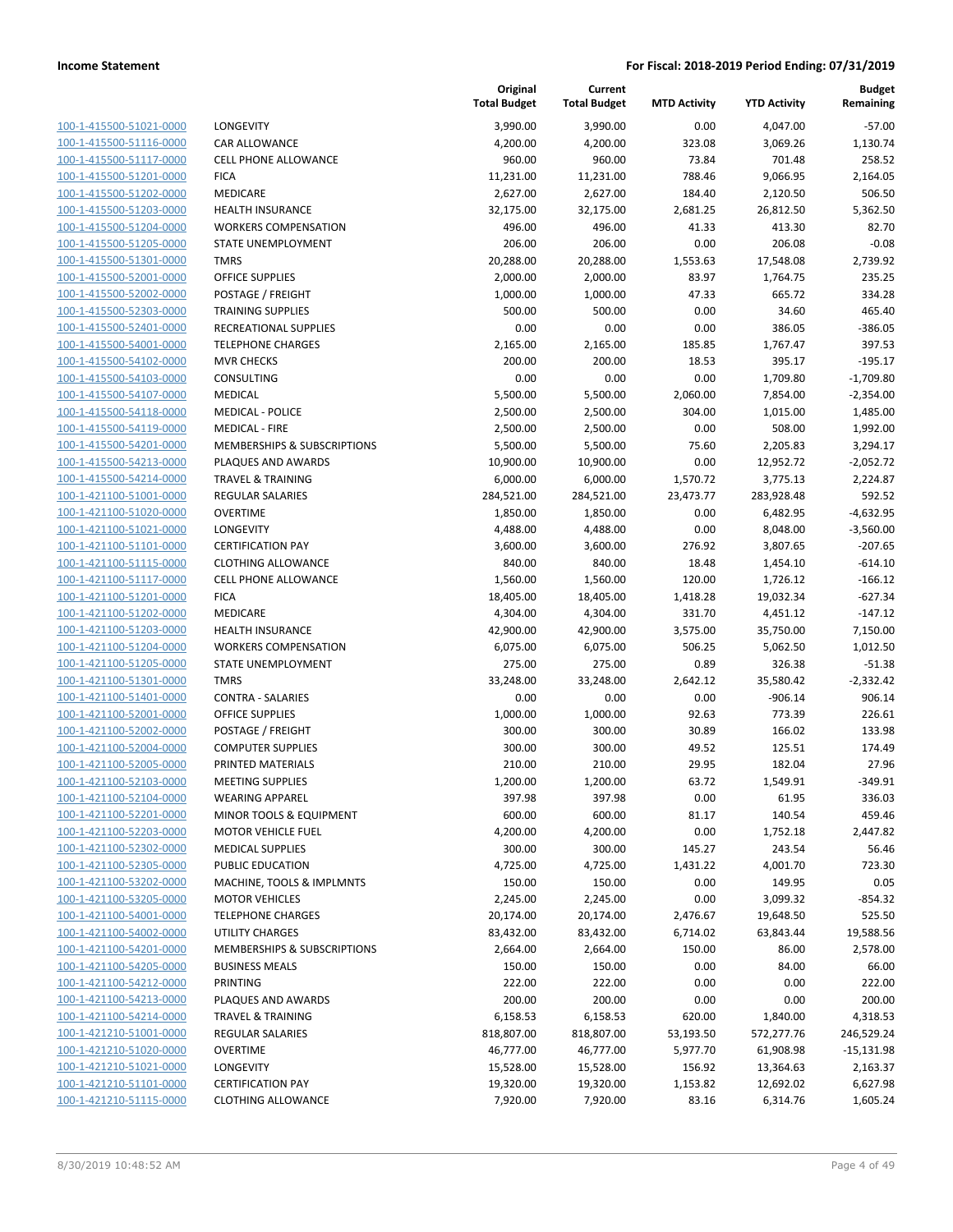| | | Original Total Budget | Current Total Budget | MTD Activity | YTD Activity | Budget Remaining |
|---|---|---|---|---|---|---|
| 100-1-415500-51021-0000 | LONGEVITY | 3,990.00 | 3,990.00 | 0.00 | 4,047.00 | -57.00 |
| 100-1-415500-51116-0000 | CAR ALLOWANCE | 4,200.00 | 4,200.00 | 323.08 | 3,069.26 | 1,130.74 |
| 100-1-415500-51117-0000 | CELL PHONE ALLOWANCE | 960.00 | 960.00 | 73.84 | 701.48 | 258.52 |
| 100-1-415500-51201-0000 | FICA | 11,231.00 | 11,231.00 | 788.46 | 9,066.95 | 2,164.05 |
| 100-1-415500-51202-0000 | MEDICARE | 2,627.00 | 2,627.00 | 184.40 | 2,120.50 | 506.50 |
| 100-1-415500-51203-0000 | HEALTH INSURANCE | 32,175.00 | 32,175.00 | 2,681.25 | 26,812.50 | 5,362.50 |
| 100-1-415500-51204-0000 | WORKERS COMPENSATION | 496.00 | 496.00 | 41.33 | 413.30 | 82.70 |
| 100-1-415500-51205-0000 | STATE UNEMPLOYMENT | 206.00 | 206.00 | 0.00 | 206.08 | -0.08 |
| 100-1-415500-51301-0000 | TMRS | 20,288.00 | 20,288.00 | 1,553.63 | 17,548.08 | 2,739.92 |
| 100-1-415500-52001-0000 | OFFICE SUPPLIES | 2,000.00 | 2,000.00 | 83.97 | 1,764.75 | 235.25 |
| 100-1-415500-52002-0000 | POSTAGE / FREIGHT | 1,000.00 | 1,000.00 | 47.33 | 665.72 | 334.28 |
| 100-1-415500-52303-0000 | TRAINING SUPPLIES | 500.00 | 500.00 | 0.00 | 34.60 | 465.40 |
| 100-1-415500-52401-0000 | RECREATIONAL SUPPLIES | 0.00 | 0.00 | 0.00 | 386.05 | -386.05 |
| 100-1-415500-54001-0000 | TELEPHONE CHARGES | 2,165.00 | 2,165.00 | 185.85 | 1,767.47 | 397.53 |
| 100-1-415500-54102-0000 | MVR CHECKS | 200.00 | 200.00 | 18.53 | 395.17 | -195.17 |
| 100-1-415500-54103-0000 | CONSULTING | 0.00 | 0.00 | 0.00 | 1,709.80 | -1,709.80 |
| 100-1-415500-54107-0000 | MEDICAL | 5,500.00 | 5,500.00 | 2,060.00 | 7,854.00 | -2,354.00 |
| 100-1-415500-54118-0000 | MEDICAL - POLICE | 2,500.00 | 2,500.00 | 304.00 | 1,015.00 | 1,485.00 |
| 100-1-415500-54119-0000 | MEDICAL - FIRE | 2,500.00 | 2,500.00 | 0.00 | 508.00 | 1,992.00 |
| 100-1-415500-54201-0000 | MEMBERSHIPS & SUBSCRIPTIONS | 5,500.00 | 5,500.00 | 75.60 | 2,205.83 | 3,294.17 |
| 100-1-415500-54213-0000 | PLAQUES AND AWARDS | 10,900.00 | 10,900.00 | 0.00 | 12,952.72 | -2,052.72 |
| 100-1-415500-54214-0000 | TRAVEL & TRAINING | 6,000.00 | 6,000.00 | 1,570.72 | 3,775.13 | 2,224.87 |
| 100-1-421100-51001-0000 | REGULAR SALARIES | 284,521.00 | 284,521.00 | 23,473.77 | 283,928.48 | 592.52 |
| 100-1-421100-51020-0000 | OVERTIME | 1,850.00 | 1,850.00 | 0.00 | 6,482.95 | -4,632.95 |
| 100-1-421100-51021-0000 | LONGEVITY | 4,488.00 | 4,488.00 | 0.00 | 8,048.00 | -3,560.00 |
| 100-1-421100-51101-0000 | CERTIFICATION PAY | 3,600.00 | 3,600.00 | 276.92 | 3,807.65 | -207.65 |
| 100-1-421100-51115-0000 | CLOTHING ALLOWANCE | 840.00 | 840.00 | 18.48 | 1,454.10 | -614.10 |
| 100-1-421100-51117-0000 | CELL PHONE ALLOWANCE | 1,560.00 | 1,560.00 | 120.00 | 1,726.12 | -166.12 |
| 100-1-421100-51201-0000 | FICA | 18,405.00 | 18,405.00 | 1,418.28 | 19,032.34 | -627.34 |
| 100-1-421100-51202-0000 | MEDICARE | 4,304.00 | 4,304.00 | 331.70 | 4,451.12 | -147.12 |
| 100-1-421100-51203-0000 | HEALTH INSURANCE | 42,900.00 | 42,900.00 | 3,575.00 | 35,750.00 | 7,150.00 |
| 100-1-421100-51204-0000 | WORKERS COMPENSATION | 6,075.00 | 6,075.00 | 506.25 | 5,062.50 | 1,012.50 |
| 100-1-421100-51205-0000 | STATE UNEMPLOYMENT | 275.00 | 275.00 | 0.89 | 326.38 | -51.38 |
| 100-1-421100-51301-0000 | TMRS | 33,248.00 | 33,248.00 | 2,642.12 | 35,580.42 | -2,332.42 |
| 100-1-421100-51401-0000 | CONTRA - SALARIES | 0.00 | 0.00 | 0.00 | -906.14 | 906.14 |
| 100-1-421100-52001-0000 | OFFICE SUPPLIES | 1,000.00 | 1,000.00 | 92.63 | 773.39 | 226.61 |
| 100-1-421100-52002-0000 | POSTAGE / FREIGHT | 300.00 | 300.00 | 30.89 | 166.02 | 133.98 |
| 100-1-421100-52004-0000 | COMPUTER SUPPLIES | 300.00 | 300.00 | 49.52 | 125.51 | 174.49 |
| 100-1-421100-52005-0000 | PRINTED MATERIALS | 210.00 | 210.00 | 29.95 | 182.04 | 27.96 |
| 100-1-421100-52103-0000 | MEETING SUPPLIES | 1,200.00 | 1,200.00 | 63.72 | 1,549.91 | -349.91 |
| 100-1-421100-52104-0000 | WEARING APPAREL | 397.98 | 397.98 | 0.00 | 61.95 | 336.03 |
| 100-1-421100-52201-0000 | MINOR TOOLS & EQUIPMENT | 600.00 | 600.00 | 81.17 | 140.54 | 459.46 |
| 100-1-421100-52203-0000 | MOTOR VEHICLE FUEL | 4,200.00 | 4,200.00 | 0.00 | 1,752.18 | 2,447.82 |
| 100-1-421100-52302-0000 | MEDICAL SUPPLIES | 300.00 | 300.00 | 145.27 | 243.54 | 56.46 |
| 100-1-421100-52305-0000 | PUBLIC EDUCATION | 4,725.00 | 4,725.00 | 1,431.22 | 4,001.70 | 723.30 |
| 100-1-421100-53202-0000 | MACHINE, TOOLS & IMPLMNTS | 150.00 | 150.00 | 0.00 | 149.95 | 0.05 |
| 100-1-421100-53205-0000 | MOTOR VEHICLES | 2,245.00 | 2,245.00 | 0.00 | 3,099.32 | -854.32 |
| 100-1-421100-54001-0000 | TELEPHONE CHARGES | 20,174.00 | 20,174.00 | 2,476.67 | 19,648.50 | 525.50 |
| 100-1-421100-54002-0000 | UTILITY CHARGES | 83,432.00 | 83,432.00 | 6,714.02 | 63,843.44 | 19,588.56 |
| 100-1-421100-54201-0000 | MEMBERSHIPS & SUBSCRIPTIONS | 2,664.00 | 2,664.00 | 150.00 | 86.00 | 2,578.00 |
| 100-1-421100-54205-0000 | BUSINESS MEALS | 150.00 | 150.00 | 0.00 | 84.00 | 66.00 |
| 100-1-421100-54212-0000 | PRINTING | 222.00 | 222.00 | 0.00 | 0.00 | 222.00 |
| 100-1-421100-54213-0000 | PLAQUES AND AWARDS | 200.00 | 200.00 | 0.00 | 0.00 | 200.00 |
| 100-1-421100-54214-0000 | TRAVEL & TRAINING | 6,158.53 | 6,158.53 | 620.00 | 1,840.00 | 4,318.53 |
| 100-1-421210-51001-0000 | REGULAR SALARIES | 818,807.00 | 818,807.00 | 53,193.50 | 572,277.76 | 246,529.24 |
| 100-1-421210-51020-0000 | OVERTIME | 46,777.00 | 46,777.00 | 5,977.70 | 61,908.98 | -15,131.98 |
| 100-1-421210-51021-0000 | LONGEVITY | 15,528.00 | 15,528.00 | 156.92 | 13,364.63 | 2,163.37 |
| 100-1-421210-51101-0000 | CERTIFICATION PAY | 19,320.00 | 19,320.00 | 1,153.82 | 12,692.02 | 6,627.98 |
| 100-1-421210-51115-0000 | CLOTHING ALLOWANCE | 7,920.00 | 7,920.00 | 83.16 | 6,314.76 | 1,605.24 |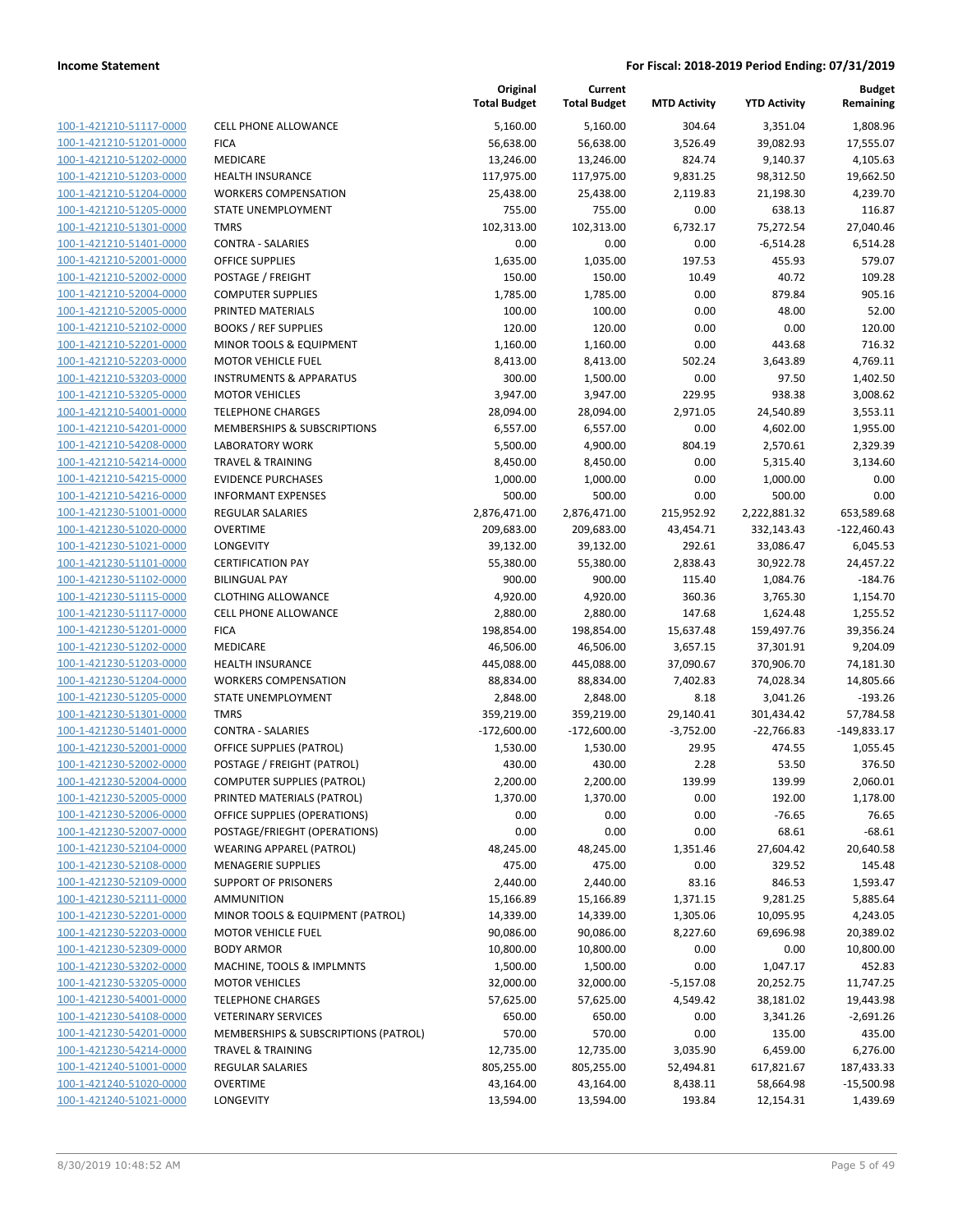**Income Statement** **For Fiscal: 2018-2019 Period Ending: 07/31/2019**

| | | Original Total Budget | Current Total Budget | MTD Activity | YTD Activity | Budget Remaining |
|---|---|---|---|---|---|---|
| 100-1-421210-51117-0000 | CELL PHONE ALLOWANCE | 5,160.00 | 5,160.00 | 304.64 | 3,351.04 | 1,808.96 |
| 100-1-421210-51201-0000 | FICA | 56,638.00 | 56,638.00 | 3,526.49 | 39,082.93 | 17,555.07 |
| 100-1-421210-51202-0000 | MEDICARE | 13,246.00 | 13,246.00 | 824.74 | 9,140.37 | 4,105.63 |
| 100-1-421210-51203-0000 | HEALTH INSURANCE | 117,975.00 | 117,975.00 | 9,831.25 | 98,312.50 | 19,662.50 |
| 100-1-421210-51204-0000 | WORKERS COMPENSATION | 25,438.00 | 25,438.00 | 2,119.83 | 21,198.30 | 4,239.70 |
| 100-1-421210-51205-0000 | STATE UNEMPLOYMENT | 755.00 | 755.00 | 0.00 | 638.13 | 116.87 |
| 100-1-421210-51301-0000 | TMRS | 102,313.00 | 102,313.00 | 6,732.17 | 75,272.54 | 27,040.46 |
| 100-1-421210-51401-0000 | CONTRA - SALARIES | 0.00 | 0.00 | 0.00 | -6,514.28 | 6,514.28 |
| 100-1-421210-52001-0000 | OFFICE SUPPLIES | 1,635.00 | 1,035.00 | 197.53 | 455.93 | 579.07 |
| 100-1-421210-52002-0000 | POSTAGE / FREIGHT | 150.00 | 150.00 | 10.49 | 40.72 | 109.28 |
| 100-1-421210-52004-0000 | COMPUTER SUPPLIES | 1,785.00 | 1,785.00 | 0.00 | 879.84 | 905.16 |
| 100-1-421210-52005-0000 | PRINTED MATERIALS | 100.00 | 100.00 | 0.00 | 48.00 | 52.00 |
| 100-1-421210-52102-0000 | BOOKS / REF SUPPLIES | 120.00 | 120.00 | 0.00 | 0.00 | 120.00 |
| 100-1-421210-52201-0000 | MINOR TOOLS & EQUIPMENT | 1,160.00 | 1,160.00 | 0.00 | 443.68 | 716.32 |
| 100-1-421210-52203-0000 | MOTOR VEHICLE FUEL | 8,413.00 | 8,413.00 | 502.24 | 3,643.89 | 4,769.11 |
| 100-1-421210-53203-0000 | INSTRUMENTS & APPARATUS | 300.00 | 1,500.00 | 0.00 | 97.50 | 1,402.50 |
| 100-1-421210-53205-0000 | MOTOR VEHICLES | 3,947.00 | 3,947.00 | 229.95 | 938.38 | 3,008.62 |
| 100-1-421210-54001-0000 | TELEPHONE CHARGES | 28,094.00 | 28,094.00 | 2,971.05 | 24,540.89 | 3,553.11 |
| 100-1-421210-54201-0000 | MEMBERSHIPS & SUBSCRIPTIONS | 6,557.00 | 6,557.00 | 0.00 | 4,602.00 | 1,955.00 |
| 100-1-421210-54208-0000 | LABORATORY WORK | 5,500.00 | 4,900.00 | 804.19 | 2,570.61 | 2,329.39 |
| 100-1-421210-54214-0000 | TRAVEL & TRAINING | 8,450.00 | 8,450.00 | 0.00 | 5,315.40 | 3,134.60 |
| 100-1-421210-54215-0000 | EVIDENCE PURCHASES | 1,000.00 | 1,000.00 | 0.00 | 1,000.00 | 0.00 |
| 100-1-421210-54216-0000 | INFORMANT EXPENSES | 500.00 | 500.00 | 0.00 | 500.00 | 0.00 |
| 100-1-421230-51001-0000 | REGULAR SALARIES | 2,876,471.00 | 2,876,471.00 | 215,952.92 | 2,222,881.32 | 653,589.68 |
| 100-1-421230-51020-0000 | OVERTIME | 209,683.00 | 209,683.00 | 43,454.71 | 332,143.43 | -122,460.43 |
| 100-1-421230-51021-0000 | LONGEVITY | 39,132.00 | 39,132.00 | 292.61 | 33,086.47 | 6,045.53 |
| 100-1-421230-51101-0000 | CERTIFICATION PAY | 55,380.00 | 55,380.00 | 2,838.43 | 30,922.78 | 24,457.22 |
| 100-1-421230-51102-0000 | BILINGUAL PAY | 900.00 | 900.00 | 115.40 | 1,084.76 | -184.76 |
| 100-1-421230-51115-0000 | CLOTHING ALLOWANCE | 4,920.00 | 4,920.00 | 360.36 | 3,765.30 | 1,154.70 |
| 100-1-421230-51117-0000 | CELL PHONE ALLOWANCE | 2,880.00 | 2,880.00 | 147.68 | 1,624.48 | 1,255.52 |
| 100-1-421230-51201-0000 | FICA | 198,854.00 | 198,854.00 | 15,637.48 | 159,497.76 | 39,356.24 |
| 100-1-421230-51202-0000 | MEDICARE | 46,506.00 | 46,506.00 | 3,657.15 | 37,301.91 | 9,204.09 |
| 100-1-421230-51203-0000 | HEALTH INSURANCE | 445,088.00 | 445,088.00 | 37,090.67 | 370,906.70 | 74,181.30 |
| 100-1-421230-51204-0000 | WORKERS COMPENSATION | 88,834.00 | 88,834.00 | 7,402.83 | 74,028.34 | 14,805.66 |
| 100-1-421230-51205-0000 | STATE UNEMPLOYMENT | 2,848.00 | 2,848.00 | 8.18 | 3,041.26 | -193.26 |
| 100-1-421230-51301-0000 | TMRS | 359,219.00 | 359,219.00 | 29,140.41 | 301,434.42 | 57,784.58 |
| 100-1-421230-51401-0000 | CONTRA - SALARIES | -172,600.00 | -172,600.00 | -3,752.00 | -22,766.83 | -149,833.17 |
| 100-1-421230-52001-0000 | OFFICE SUPPLIES (PATROL) | 1,530.00 | 1,530.00 | 29.95 | 474.55 | 1,055.45 |
| 100-1-421230-52002-0000 | POSTAGE / FREIGHT (PATROL) | 430.00 | 430.00 | 2.28 | 53.50 | 376.50 |
| 100-1-421230-52004-0000 | COMPUTER SUPPLIES (PATROL) | 2,200.00 | 2,200.00 | 139.99 | 139.99 | 2,060.01 |
| 100-1-421230-52005-0000 | PRINTED MATERIALS (PATROL) | 1,370.00 | 1,370.00 | 0.00 | 192.00 | 1,178.00 |
| 100-1-421230-52006-0000 | OFFICE SUPPLIES (OPERATIONS) | 0.00 | 0.00 | 0.00 | -76.65 | 76.65 |
| 100-1-421230-52007-0000 | POSTAGE/FRIEGHT (OPERATIONS) | 0.00 | 0.00 | 0.00 | 68.61 | -68.61 |
| 100-1-421230-52104-0000 | WEARING APPAREL (PATROL) | 48,245.00 | 48,245.00 | 1,351.46 | 27,604.42 | 20,640.58 |
| 100-1-421230-52108-0000 | MENAGERIE SUPPLIES | 475.00 | 475.00 | 0.00 | 329.52 | 145.48 |
| 100-1-421230-52109-0000 | SUPPORT OF PRISONERS | 2,440.00 | 2,440.00 | 83.16 | 846.53 | 1,593.47 |
| 100-1-421230-52111-0000 | AMMUNITION | 15,166.89 | 15,166.89 | 1,371.15 | 9,281.25 | 5,885.64 |
| 100-1-421230-52201-0000 | MINOR TOOLS & EQUIPMENT (PATROL) | 14,339.00 | 14,339.00 | 1,305.06 | 10,095.95 | 4,243.05 |
| 100-1-421230-52203-0000 | MOTOR VEHICLE FUEL | 90,086.00 | 90,086.00 | 8,227.60 | 69,696.98 | 20,389.02 |
| 100-1-421230-52309-0000 | BODY ARMOR | 10,800.00 | 10,800.00 | 0.00 | 0.00 | 10,800.00 |
| 100-1-421230-53202-0000 | MACHINE, TOOLS & IMPLMNTS | 1,500.00 | 1,500.00 | 0.00 | 1,047.17 | 452.83 |
| 100-1-421230-53205-0000 | MOTOR VEHICLES | 32,000.00 | 32,000.00 | -5,157.08 | 20,252.75 | 11,747.25 |
| 100-1-421230-54001-0000 | TELEPHONE CHARGES | 57,625.00 | 57,625.00 | 4,549.42 | 38,181.02 | 19,443.98 |
| 100-1-421230-54108-0000 | VETERINARY SERVICES | 650.00 | 650.00 | 0.00 | 3,341.26 | -2,691.26 |
| 100-1-421230-54201-0000 | MEMBERSHIPS & SUBSCRIPTIONS (PATROL) | 570.00 | 570.00 | 0.00 | 135.00 | 435.00 |
| 100-1-421230-54214-0000 | TRAVEL & TRAINING | 12,735.00 | 12,735.00 | 3,035.90 | 6,459.00 | 6,276.00 |
| 100-1-421240-51001-0000 | REGULAR SALARIES | 805,255.00 | 805,255.00 | 52,494.81 | 617,821.67 | 187,433.33 |
| 100-1-421240-51020-0000 | OVERTIME | 43,164.00 | 43,164.00 | 8,438.11 | 58,664.98 | -15,500.98 |
| 100-1-421240-51021-0000 | LONGEVITY | 13,594.00 | 13,594.00 | 193.84 | 12,154.31 | 1,439.69 |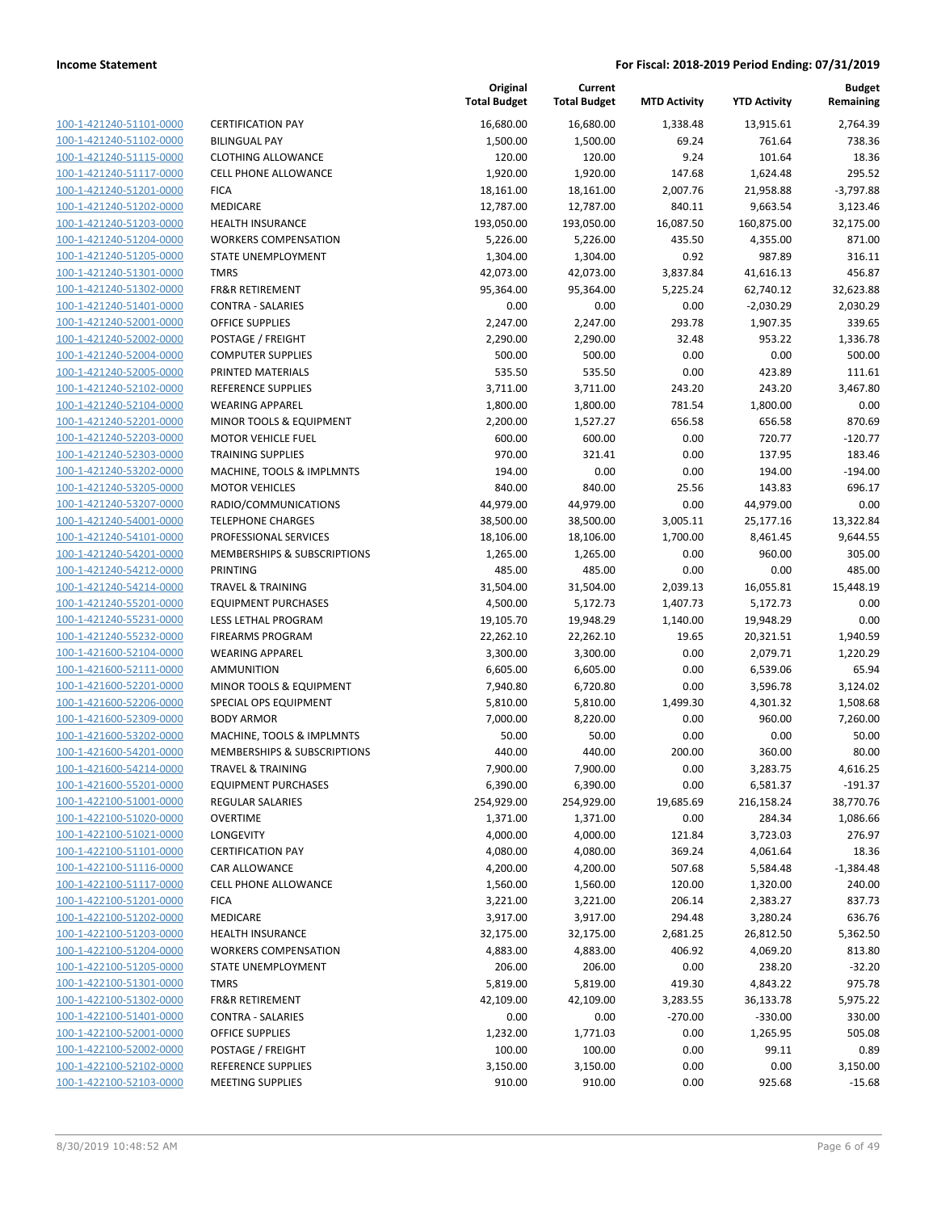| | | Original Total Budget | Current Total Budget | MTD Activity | YTD Activity | Budget Remaining |
|---|---|---|---|---|---|---|
| 100-1-421240-51101-0000 | CERTIFICATION PAY | 16,680.00 | 16,680.00 | 1,338.48 | 13,915.61 | 2,764.39 |
| 100-1-421240-51102-0000 | BILINGUAL PAY | 1,500.00 | 1,500.00 | 69.24 | 761.64 | 738.36 |
| 100-1-421240-51115-0000 | CLOTHING ALLOWANCE | 120.00 | 120.00 | 9.24 | 101.64 | 18.36 |
| 100-1-421240-51117-0000 | CELL PHONE ALLOWANCE | 1,920.00 | 1,920.00 | 147.68 | 1,624.48 | 295.52 |
| 100-1-421240-51201-0000 | FICA | 18,161.00 | 18,161.00 | 2,007.76 | 21,958.88 | -3,797.88 |
| 100-1-421240-51202-0000 | MEDICARE | 12,787.00 | 12,787.00 | 840.11 | 9,663.54 | 3,123.46 |
| 100-1-421240-51203-0000 | HEALTH INSURANCE | 193,050.00 | 193,050.00 | 16,087.50 | 160,875.00 | 32,175.00 |
| 100-1-421240-51204-0000 | WORKERS COMPENSATION | 5,226.00 | 5,226.00 | 435.50 | 4,355.00 | 871.00 |
| 100-1-421240-51205-0000 | STATE UNEMPLOYMENT | 1,304.00 | 1,304.00 | 0.92 | 987.89 | 316.11 |
| 100-1-421240-51301-0000 | TMRS | 42,073.00 | 42,073.00 | 3,837.84 | 41,616.13 | 456.87 |
| 100-1-421240-51302-0000 | FR&R RETIREMENT | 95,364.00 | 95,364.00 | 5,225.24 | 62,740.12 | 32,623.88 |
| 100-1-421240-51401-0000 | CONTRA - SALARIES | 0.00 | 0.00 | 0.00 | -2,030.29 | 2,030.29 |
| 100-1-421240-52001-0000 | OFFICE SUPPLIES | 2,247.00 | 2,247.00 | 293.78 | 1,907.35 | 339.65 |
| 100-1-421240-52002-0000 | POSTAGE / FREIGHT | 2,290.00 | 2,290.00 | 32.48 | 953.22 | 1,336.78 |
| 100-1-421240-52004-0000 | COMPUTER SUPPLIES | 500.00 | 500.00 | 0.00 | 0.00 | 500.00 |
| 100-1-421240-52005-0000 | PRINTED MATERIALS | 535.50 | 535.50 | 0.00 | 423.89 | 111.61 |
| 100-1-421240-52102-0000 | REFERENCE SUPPLIES | 3,711.00 | 3,711.00 | 243.20 | 243.20 | 3,467.80 |
| 100-1-421240-52104-0000 | WEARING APPAREL | 1,800.00 | 1,800.00 | 781.54 | 1,800.00 | 0.00 |
| 100-1-421240-52201-0000 | MINOR TOOLS & EQUIPMENT | 2,200.00 | 1,527.27 | 656.58 | 656.58 | 870.69 |
| 100-1-421240-52203-0000 | MOTOR VEHICLE FUEL | 600.00 | 600.00 | 0.00 | 720.77 | -120.77 |
| 100-1-421240-52303-0000 | TRAINING SUPPLIES | 970.00 | 321.41 | 0.00 | 137.95 | 183.46 |
| 100-1-421240-53202-0000 | MACHINE, TOOLS & IMPLMNTS | 194.00 | 0.00 | 0.00 | 194.00 | -194.00 |
| 100-1-421240-53205-0000 | MOTOR VEHICLES | 840.00 | 840.00 | 25.56 | 143.83 | 696.17 |
| 100-1-421240-53207-0000 | RADIO/COMMUNICATIONS | 44,979.00 | 44,979.00 | 0.00 | 44,979.00 | 0.00 |
| 100-1-421240-54001-0000 | TELEPHONE CHARGES | 38,500.00 | 38,500.00 | 3,005.11 | 25,177.16 | 13,322.84 |
| 100-1-421240-54101-0000 | PROFESSIONAL SERVICES | 18,106.00 | 18,106.00 | 1,700.00 | 8,461.45 | 9,644.55 |
| 100-1-421240-54201-0000 | MEMBERSHIPS & SUBSCRIPTIONS | 1,265.00 | 1,265.00 | 0.00 | 960.00 | 305.00 |
| 100-1-421240-54212-0000 | PRINTING | 485.00 | 485.00 | 0.00 | 0.00 | 485.00 |
| 100-1-421240-54214-0000 | TRAVEL & TRAINING | 31,504.00 | 31,504.00 | 2,039.13 | 16,055.81 | 15,448.19 |
| 100-1-421240-55201-0000 | EQUIPMENT PURCHASES | 4,500.00 | 5,172.73 | 1,407.73 | 5,172.73 | 0.00 |
| 100-1-421240-55231-0000 | LESS LETHAL PROGRAM | 19,105.70 | 19,948.29 | 1,140.00 | 19,948.29 | 0.00 |
| 100-1-421240-55232-0000 | FIREARMS PROGRAM | 22,262.10 | 22,262.10 | 19.65 | 20,321.51 | 1,940.59 |
| 100-1-421600-52104-0000 | WEARING APPAREL | 3,300.00 | 3,300.00 | 0.00 | 2,079.71 | 1,220.29 |
| 100-1-421600-52111-0000 | AMMUNITION | 6,605.00 | 6,605.00 | 0.00 | 6,539.06 | 65.94 |
| 100-1-421600-52201-0000 | MINOR TOOLS & EQUIPMENT | 7,940.80 | 6,720.80 | 0.00 | 3,596.78 | 3,124.02 |
| 100-1-421600-52206-0000 | SPECIAL OPS EQUIPMENT | 5,810.00 | 5,810.00 | 1,499.30 | 4,301.32 | 1,508.68 |
| 100-1-421600-52309-0000 | BODY ARMOR | 7,000.00 | 8,220.00 | 0.00 | 960.00 | 7,260.00 |
| 100-1-421600-53202-0000 | MACHINE, TOOLS & IMPLMNTS | 50.00 | 50.00 | 0.00 | 0.00 | 50.00 |
| 100-1-421600-54201-0000 | MEMBERSHIPS & SUBSCRIPTIONS | 440.00 | 440.00 | 200.00 | 360.00 | 80.00 |
| 100-1-421600-54214-0000 | TRAVEL & TRAINING | 7,900.00 | 7,900.00 | 0.00 | 3,283.75 | 4,616.25 |
| 100-1-421600-55201-0000 | EQUIPMENT PURCHASES | 6,390.00 | 6,390.00 | 0.00 | 6,581.37 | -191.37 |
| 100-1-422100-51001-0000 | REGULAR SALARIES | 254,929.00 | 254,929.00 | 19,685.69 | 216,158.24 | 38,770.76 |
| 100-1-422100-51020-0000 | OVERTIME | 1,371.00 | 1,371.00 | 0.00 | 284.34 | 1,086.66 |
| 100-1-422100-51021-0000 | LONGEVITY | 4,000.00 | 4,000.00 | 121.84 | 3,723.03 | 276.97 |
| 100-1-422100-51101-0000 | CERTIFICATION PAY | 4,080.00 | 4,080.00 | 369.24 | 4,061.64 | 18.36 |
| 100-1-422100-51116-0000 | CAR ALLOWANCE | 4,200.00 | 4,200.00 | 507.68 | 5,584.48 | -1,384.48 |
| 100-1-422100-51117-0000 | CELL PHONE ALLOWANCE | 1,560.00 | 1,560.00 | 120.00 | 1,320.00 | 240.00 |
| 100-1-422100-51201-0000 | FICA | 3,221.00 | 3,221.00 | 206.14 | 2,383.27 | 837.73 |
| 100-1-422100-51202-0000 | MEDICARE | 3,917.00 | 3,917.00 | 294.48 | 3,280.24 | 636.76 |
| 100-1-422100-51203-0000 | HEALTH INSURANCE | 32,175.00 | 32,175.00 | 2,681.25 | 26,812.50 | 5,362.50 |
| 100-1-422100-51204-0000 | WORKERS COMPENSATION | 4,883.00 | 4,883.00 | 406.92 | 4,069.20 | 813.80 |
| 100-1-422100-51205-0000 | STATE UNEMPLOYMENT | 206.00 | 206.00 | 0.00 | 238.20 | -32.20 |
| 100-1-422100-51301-0000 | TMRS | 5,819.00 | 5,819.00 | 419.30 | 4,843.22 | 975.78 |
| 100-1-422100-51302-0000 | FR&R RETIREMENT | 42,109.00 | 42,109.00 | 3,283.55 | 36,133.78 | 5,975.22 |
| 100-1-422100-51401-0000 | CONTRA - SALARIES | 0.00 | 0.00 | -270.00 | -330.00 | 330.00 |
| 100-1-422100-52001-0000 | OFFICE SUPPLIES | 1,232.00 | 1,771.03 | 0.00 | 1,265.95 | 505.08 |
| 100-1-422100-52002-0000 | POSTAGE / FREIGHT | 100.00 | 100.00 | 0.00 | 99.11 | 0.89 |
| 100-1-422100-52102-0000 | REFERENCE SUPPLIES | 3,150.00 | 3,150.00 | 0.00 | 0.00 | 3,150.00 |
| 100-1-422100-52103-0000 | MEETING SUPPLIES | 910.00 | 910.00 | 0.00 | 925.68 | -15.68 |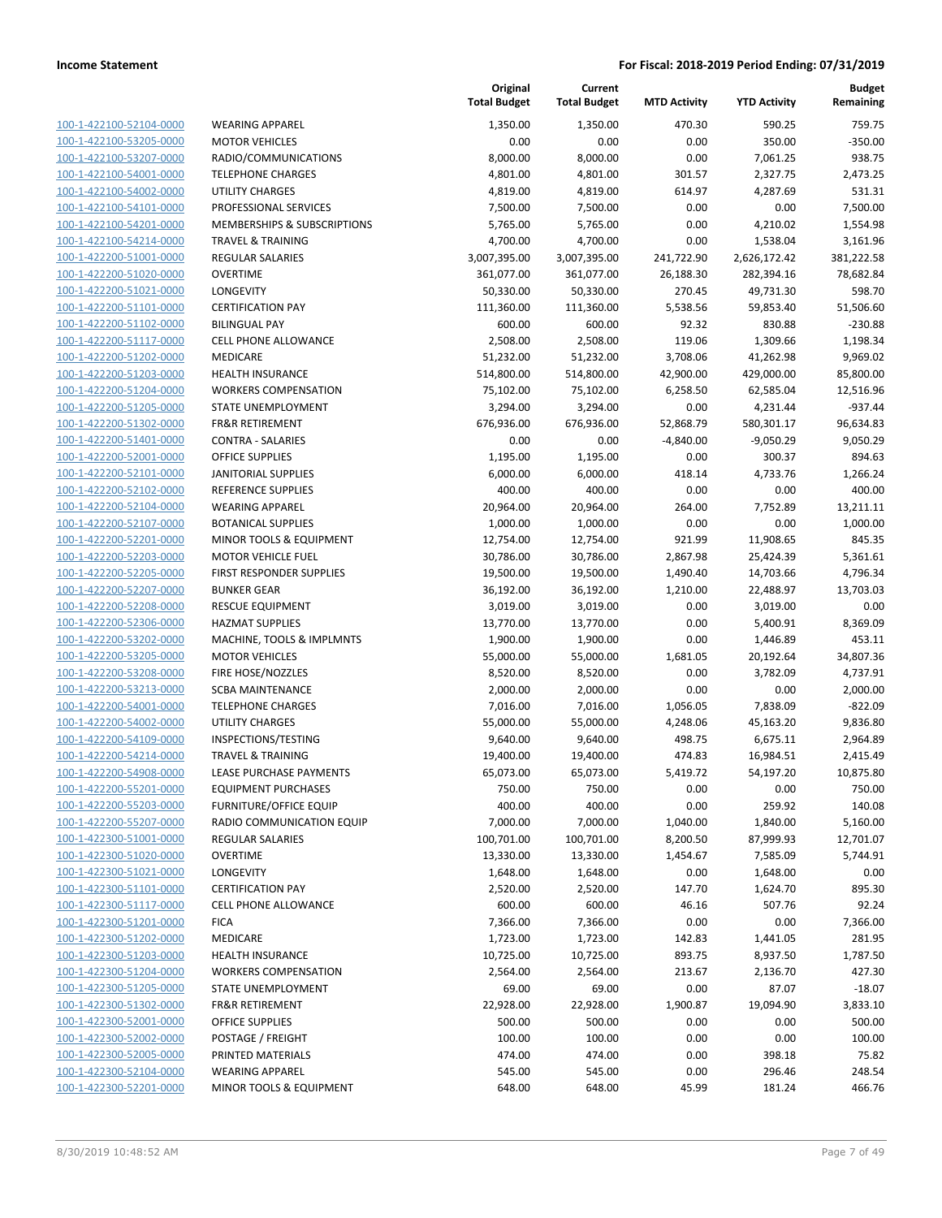| | | Original Total Budget | Current Total Budget | MTD Activity | YTD Activity | Budget Remaining |
|---|---|---|---|---|---|---|
| 100-1-422100-52104-0000 | WEARING APPAREL | 1,350.00 | 1,350.00 | 470.30 | 590.25 | 759.75 |
| 100-1-422100-53205-0000 | MOTOR VEHICLES | 0.00 | 0.00 | 0.00 | 350.00 | -350.00 |
| 100-1-422100-53207-0000 | RADIO/COMMUNICATIONS | 8,000.00 | 8,000.00 | 0.00 | 7,061.25 | 938.75 |
| 100-1-422100-54001-0000 | TELEPHONE CHARGES | 4,801.00 | 4,801.00 | 301.57 | 2,327.75 | 2,473.25 |
| 100-1-422100-54002-0000 | UTILITY CHARGES | 4,819.00 | 4,819.00 | 614.97 | 4,287.69 | 531.31 |
| 100-1-422100-54101-0000 | PROFESSIONAL SERVICES | 7,500.00 | 7,500.00 | 0.00 | 0.00 | 7,500.00 |
| 100-1-422100-54201-0000 | MEMBERSHIPS & SUBSCRIPTIONS | 5,765.00 | 5,765.00 | 0.00 | 4,210.02 | 1,554.98 |
| 100-1-422100-54214-0000 | TRAVEL & TRAINING | 4,700.00 | 4,700.00 | 0.00 | 1,538.04 | 3,161.96 |
| 100-1-422200-51001-0000 | REGULAR SALARIES | 3,007,395.00 | 3,007,395.00 | 241,722.90 | 2,626,172.42 | 381,222.58 |
| 100-1-422200-51020-0000 | OVERTIME | 361,077.00 | 361,077.00 | 26,188.30 | 282,394.16 | 78,682.84 |
| 100-1-422200-51021-0000 | LONGEVITY | 50,330.00 | 50,330.00 | 270.45 | 49,731.30 | 598.70 |
| 100-1-422200-51101-0000 | CERTIFICATION PAY | 111,360.00 | 111,360.00 | 5,538.56 | 59,853.40 | 51,506.60 |
| 100-1-422200-51102-0000 | BILINGUAL PAY | 600.00 | 600.00 | 92.32 | 830.88 | -230.88 |
| 100-1-422200-51117-0000 | CELL PHONE ALLOWANCE | 2,508.00 | 2,508.00 | 119.06 | 1,309.66 | 1,198.34 |
| 100-1-422200-51202-0000 | MEDICARE | 51,232.00 | 51,232.00 | 3,708.06 | 41,262.98 | 9,969.02 |
| 100-1-422200-51203-0000 | HEALTH INSURANCE | 514,800.00 | 514,800.00 | 42,900.00 | 429,000.00 | 85,800.00 |
| 100-1-422200-51204-0000 | WORKERS COMPENSATION | 75,102.00 | 75,102.00 | 6,258.50 | 62,585.04 | 12,516.96 |
| 100-1-422200-51205-0000 | STATE UNEMPLOYMENT | 3,294.00 | 3,294.00 | 0.00 | 4,231.44 | -937.44 |
| 100-1-422200-51302-0000 | FR&R RETIREMENT | 676,936.00 | 676,936.00 | 52,868.79 | 580,301.17 | 96,634.83 |
| 100-1-422200-51401-0000 | CONTRA - SALARIES | 0.00 | 0.00 | -4,840.00 | -9,050.29 | 9,050.29 |
| 100-1-422200-52001-0000 | OFFICE SUPPLIES | 1,195.00 | 1,195.00 | 0.00 | 300.37 | 894.63 |
| 100-1-422200-52101-0000 | JANITORIAL SUPPLIES | 6,000.00 | 6,000.00 | 418.14 | 4,733.76 | 1,266.24 |
| 100-1-422200-52102-0000 | REFERENCE SUPPLIES | 400.00 | 400.00 | 0.00 | 0.00 | 400.00 |
| 100-1-422200-52104-0000 | WEARING APPAREL | 20,964.00 | 20,964.00 | 264.00 | 7,752.89 | 13,211.11 |
| 100-1-422200-52107-0000 | BOTANICAL SUPPLIES | 1,000.00 | 1,000.00 | 0.00 | 0.00 | 1,000.00 |
| 100-1-422200-52201-0000 | MINOR TOOLS & EQUIPMENT | 12,754.00 | 12,754.00 | 921.99 | 11,908.65 | 845.35 |
| 100-1-422200-52203-0000 | MOTOR VEHICLE FUEL | 30,786.00 | 30,786.00 | 2,867.98 | 25,424.39 | 5,361.61 |
| 100-1-422200-52205-0000 | FIRST RESPONDER SUPPLIES | 19,500.00 | 19,500.00 | 1,490.40 | 14,703.66 | 4,796.34 |
| 100-1-422200-52207-0000 | BUNKER GEAR | 36,192.00 | 36,192.00 | 1,210.00 | 22,488.97 | 13,703.03 |
| 100-1-422200-52208-0000 | RESCUE EQUIPMENT | 3,019.00 | 3,019.00 | 0.00 | 3,019.00 | 0.00 |
| 100-1-422200-52306-0000 | HAZMAT SUPPLIES | 13,770.00 | 13,770.00 | 0.00 | 5,400.91 | 8,369.09 |
| 100-1-422200-53202-0000 | MACHINE, TOOLS & IMPLMNTS | 1,900.00 | 1,900.00 | 0.00 | 1,446.89 | 453.11 |
| 100-1-422200-53205-0000 | MOTOR VEHICLES | 55,000.00 | 55,000.00 | 1,681.05 | 20,192.64 | 34,807.36 |
| 100-1-422200-53208-0000 | FIRE HOSE/NOZZLES | 8,520.00 | 8,520.00 | 0.00 | 3,782.09 | 4,737.91 |
| 100-1-422200-53213-0000 | SCBA MAINTENANCE | 2,000.00 | 2,000.00 | 0.00 | 0.00 | 2,000.00 |
| 100-1-422200-54001-0000 | TELEPHONE CHARGES | 7,016.00 | 7,016.00 | 1,056.05 | 7,838.09 | -822.09 |
| 100-1-422200-54002-0000 | UTILITY CHARGES | 55,000.00 | 55,000.00 | 4,248.06 | 45,163.20 | 9,836.80 |
| 100-1-422200-54109-0000 | INSPECTIONS/TESTING | 9,640.00 | 9,640.00 | 498.75 | 6,675.11 | 2,964.89 |
| 100-1-422200-54214-0000 | TRAVEL & TRAINING | 19,400.00 | 19,400.00 | 474.83 | 16,984.51 | 2,415.49 |
| 100-1-422200-54908-0000 | LEASE PURCHASE PAYMENTS | 65,073.00 | 65,073.00 | 5,419.72 | 54,197.20 | 10,875.80 |
| 100-1-422200-55201-0000 | EQUIPMENT PURCHASES | 750.00 | 750.00 | 0.00 | 0.00 | 750.00 |
| 100-1-422200-55203-0000 | FURNITURE/OFFICE EQUIP | 400.00 | 400.00 | 0.00 | 259.92 | 140.08 |
| 100-1-422200-55207-0000 | RADIO COMMUNICATION EQUIP | 7,000.00 | 7,000.00 | 1,040.00 | 1,840.00 | 5,160.00 |
| 100-1-422300-51001-0000 | REGULAR SALARIES | 100,701.00 | 100,701.00 | 8,200.50 | 87,999.93 | 12,701.07 |
| 100-1-422300-51020-0000 | OVERTIME | 13,330.00 | 13,330.00 | 1,454.67 | 7,585.09 | 5,744.91 |
| 100-1-422300-51021-0000 | LONGEVITY | 1,648.00 | 1,648.00 | 0.00 | 1,648.00 | 0.00 |
| 100-1-422300-51101-0000 | CERTIFICATION PAY | 2,520.00 | 2,520.00 | 147.70 | 1,624.70 | 895.30 |
| 100-1-422300-51117-0000 | CELL PHONE ALLOWANCE | 600.00 | 600.00 | 46.16 | 507.76 | 92.24 |
| 100-1-422300-51201-0000 | FICA | 7,366.00 | 7,366.00 | 0.00 | 0.00 | 7,366.00 |
| 100-1-422300-51202-0000 | MEDICARE | 1,723.00 | 1,723.00 | 142.83 | 1,441.05 | 281.95 |
| 100-1-422300-51203-0000 | HEALTH INSURANCE | 10,725.00 | 10,725.00 | 893.75 | 8,937.50 | 1,787.50 |
| 100-1-422300-51204-0000 | WORKERS COMPENSATION | 2,564.00 | 2,564.00 | 213.67 | 2,136.70 | 427.30 |
| 100-1-422300-51205-0000 | STATE UNEMPLOYMENT | 69.00 | 69.00 | 0.00 | 87.07 | -18.07 |
| 100-1-422300-51302-0000 | FR&R RETIREMENT | 22,928.00 | 22,928.00 | 1,900.87 | 19,094.90 | 3,833.10 |
| 100-1-422300-52001-0000 | OFFICE SUPPLIES | 500.00 | 500.00 | 0.00 | 0.00 | 500.00 |
| 100-1-422300-52002-0000 | POSTAGE / FREIGHT | 100.00 | 100.00 | 0.00 | 0.00 | 100.00 |
| 100-1-422300-52005-0000 | PRINTED MATERIALS | 474.00 | 474.00 | 0.00 | 398.18 | 75.82 |
| 100-1-422300-52104-0000 | WEARING APPAREL | 545.00 | 545.00 | 0.00 | 296.46 | 248.54 |
| 100-1-422300-52201-0000 | MINOR TOOLS & EQUIPMENT | 648.00 | 648.00 | 45.99 | 181.24 | 466.76 |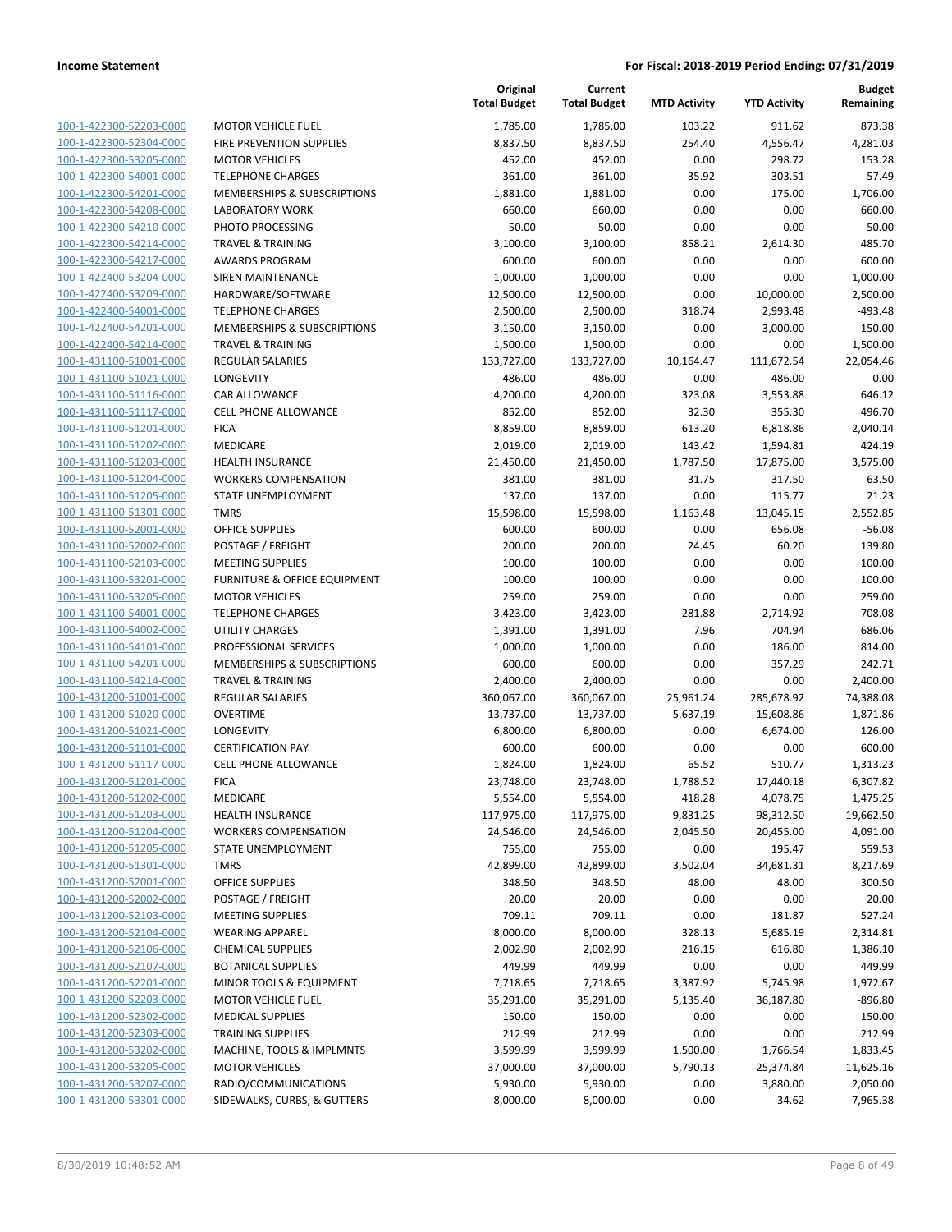| | | Original Total Budget | Current Total Budget | MTD Activity | YTD Activity | Budget Remaining |
|---|---|---|---|---|---|---|
| 100-1-422300-52203-0000 | MOTOR VEHICLE FUEL | 1,785.00 | 1,785.00 | 103.22 | 911.62 | 873.38 |
| 100-1-422300-52304-0000 | FIRE PREVENTION SUPPLIES | 8,837.50 | 8,837.50 | 254.40 | 4,556.47 | 4,281.03 |
| 100-1-422300-53205-0000 | MOTOR VEHICLES | 452.00 | 452.00 | 0.00 | 298.72 | 153.28 |
| 100-1-422300-54001-0000 | TELEPHONE CHARGES | 361.00 | 361.00 | 35.92 | 303.51 | 57.49 |
| 100-1-422300-54201-0000 | MEMBERSHIPS & SUBSCRIPTIONS | 1,881.00 | 1,881.00 | 0.00 | 175.00 | 1,706.00 |
| 100-1-422300-54208-0000 | LABORATORY WORK | 660.00 | 660.00 | 0.00 | 0.00 | 660.00 |
| 100-1-422300-54210-0000 | PHOTO PROCESSING | 50.00 | 50.00 | 0.00 | 0.00 | 50.00 |
| 100-1-422300-54214-0000 | TRAVEL & TRAINING | 3,100.00 | 3,100.00 | 858.21 | 2,614.30 | 485.70 |
| 100-1-422300-54217-0000 | AWARDS PROGRAM | 600.00 | 600.00 | 0.00 | 0.00 | 600.00 |
| 100-1-422400-53204-0000 | SIREN MAINTENANCE | 1,000.00 | 1,000.00 | 0.00 | 0.00 | 1,000.00 |
| 100-1-422400-53209-0000 | HARDWARE/SOFTWARE | 12,500.00 | 12,500.00 | 0.00 | 10,000.00 | 2,500.00 |
| 100-1-422400-54001-0000 | TELEPHONE CHARGES | 2,500.00 | 2,500.00 | 318.74 | 2,993.48 | -493.48 |
| 100-1-422400-54201-0000 | MEMBERSHIPS & SUBSCRIPTIONS | 3,150.00 | 3,150.00 | 0.00 | 3,000.00 | 150.00 |
| 100-1-422400-54214-0000 | TRAVEL & TRAINING | 1,500.00 | 1,500.00 | 0.00 | 0.00 | 1,500.00 |
| 100-1-431100-51001-0000 | REGULAR SALARIES | 133,727.00 | 133,727.00 | 10,164.47 | 111,672.54 | 22,054.46 |
| 100-1-431100-51021-0000 | LONGEVITY | 486.00 | 486.00 | 0.00 | 486.00 | 0.00 |
| 100-1-431100-51116-0000 | CAR ALLOWANCE | 4,200.00 | 4,200.00 | 323.08 | 3,553.88 | 646.12 |
| 100-1-431100-51117-0000 | CELL PHONE ALLOWANCE | 852.00 | 852.00 | 32.30 | 355.30 | 496.70 |
| 100-1-431100-51201-0000 | FICA | 8,859.00 | 8,859.00 | 613.20 | 6,818.86 | 2,040.14 |
| 100-1-431100-51202-0000 | MEDICARE | 2,019.00 | 2,019.00 | 143.42 | 1,594.81 | 424.19 |
| 100-1-431100-51203-0000 | HEALTH INSURANCE | 21,450.00 | 21,450.00 | 1,787.50 | 17,875.00 | 3,575.00 |
| 100-1-431100-51204-0000 | WORKERS COMPENSATION | 381.00 | 381.00 | 31.75 | 317.50 | 63.50 |
| 100-1-431100-51205-0000 | STATE UNEMPLOYMENT | 137.00 | 137.00 | 0.00 | 115.77 | 21.23 |
| 100-1-431100-51301-0000 | TMRS | 15,598.00 | 15,598.00 | 1,163.48 | 13,045.15 | 2,552.85 |
| 100-1-431100-52001-0000 | OFFICE SUPPLIES | 600.00 | 600.00 | 0.00 | 656.08 | -56.08 |
| 100-1-431100-52002-0000 | POSTAGE / FREIGHT | 200.00 | 200.00 | 24.45 | 60.20 | 139.80 |
| 100-1-431100-52103-0000 | MEETING SUPPLIES | 100.00 | 100.00 | 0.00 | 0.00 | 100.00 |
| 100-1-431100-53201-0000 | FURNITURE & OFFICE EQUIPMENT | 100.00 | 100.00 | 0.00 | 0.00 | 100.00 |
| 100-1-431100-53205-0000 | MOTOR VEHICLES | 259.00 | 259.00 | 0.00 | 0.00 | 259.00 |
| 100-1-431100-54001-0000 | TELEPHONE CHARGES | 3,423.00 | 3,423.00 | 281.88 | 2,714.92 | 708.08 |
| 100-1-431100-54002-0000 | UTILITY CHARGES | 1,391.00 | 1,391.00 | 7.96 | 704.94 | 686.06 |
| 100-1-431100-54101-0000 | PROFESSIONAL SERVICES | 1,000.00 | 1,000.00 | 0.00 | 186.00 | 814.00 |
| 100-1-431100-54201-0000 | MEMBERSHIPS & SUBSCRIPTIONS | 600.00 | 600.00 | 0.00 | 357.29 | 242.71 |
| 100-1-431100-54214-0000 | TRAVEL & TRAINING | 2,400.00 | 2,400.00 | 0.00 | 0.00 | 2,400.00 |
| 100-1-431200-51001-0000 | REGULAR SALARIES | 360,067.00 | 360,067.00 | 25,961.24 | 285,678.92 | 74,388.08 |
| 100-1-431200-51020-0000 | OVERTIME | 13,737.00 | 13,737.00 | 5,637.19 | 15,608.86 | -1,871.86 |
| 100-1-431200-51021-0000 | LONGEVITY | 6,800.00 | 6,800.00 | 0.00 | 6,674.00 | 126.00 |
| 100-1-431200-51101-0000 | CERTIFICATION PAY | 600.00 | 600.00 | 0.00 | 0.00 | 600.00 |
| 100-1-431200-51117-0000 | CELL PHONE ALLOWANCE | 1,824.00 | 1,824.00 | 65.52 | 510.77 | 1,313.23 |
| 100-1-431200-51201-0000 | FICA | 23,748.00 | 23,748.00 | 1,788.52 | 17,440.18 | 6,307.82 |
| 100-1-431200-51202-0000 | MEDICARE | 5,554.00 | 5,554.00 | 418.28 | 4,078.75 | 1,475.25 |
| 100-1-431200-51203-0000 | HEALTH INSURANCE | 117,975.00 | 117,975.00 | 9,831.25 | 98,312.50 | 19,662.50 |
| 100-1-431200-51204-0000 | WORKERS COMPENSATION | 24,546.00 | 24,546.00 | 2,045.50 | 20,455.00 | 4,091.00 |
| 100-1-431200-51205-0000 | STATE UNEMPLOYMENT | 755.00 | 755.00 | 0.00 | 195.47 | 559.53 |
| 100-1-431200-51301-0000 | TMRS | 42,899.00 | 42,899.00 | 3,502.04 | 34,681.31 | 8,217.69 |
| 100-1-431200-52001-0000 | OFFICE SUPPLIES | 348.50 | 348.50 | 48.00 | 48.00 | 300.50 |
| 100-1-431200-52002-0000 | POSTAGE / FREIGHT | 20.00 | 20.00 | 0.00 | 0.00 | 20.00 |
| 100-1-431200-52103-0000 | MEETING SUPPLIES | 709.11 | 709.11 | 0.00 | 181.87 | 527.24 |
| 100-1-431200-52104-0000 | WEARING APPAREL | 8,000.00 | 8,000.00 | 328.13 | 5,685.19 | 2,314.81 |
| 100-1-431200-52106-0000 | CHEMICAL SUPPLIES | 2,002.90 | 2,002.90 | 216.15 | 616.80 | 1,386.10 |
| 100-1-431200-52107-0000 | BOTANICAL SUPPLIES | 449.99 | 449.99 | 0.00 | 0.00 | 449.99 |
| 100-1-431200-52201-0000 | MINOR TOOLS & EQUIPMENT | 7,718.65 | 7,718.65 | 3,387.92 | 5,745.98 | 1,972.67 |
| 100-1-431200-52203-0000 | MOTOR VEHICLE FUEL | 35,291.00 | 35,291.00 | 5,135.40 | 36,187.80 | -896.80 |
| 100-1-431200-52302-0000 | MEDICAL SUPPLIES | 150.00 | 150.00 | 0.00 | 0.00 | 150.00 |
| 100-1-431200-52303-0000 | TRAINING SUPPLIES | 212.99 | 212.99 | 0.00 | 0.00 | 212.99 |
| 100-1-431200-53202-0000 | MACHINE, TOOLS & IMPLMNTS | 3,599.99 | 3,599.99 | 1,500.00 | 1,766.54 | 1,833.45 |
| 100-1-431200-53205-0000 | MOTOR VEHICLES | 37,000.00 | 37,000.00 | 5,790.13 | 25,374.84 | 11,625.16 |
| 100-1-431200-53207-0000 | RADIO/COMMUNICATIONS | 5,930.00 | 5,930.00 | 0.00 | 3,880.00 | 2,050.00 |
| 100-1-431200-53301-0000 | SIDEWALKS, CURBS, & GUTTERS | 8,000.00 | 8,000.00 | 0.00 | 34.62 | 7,965.38 |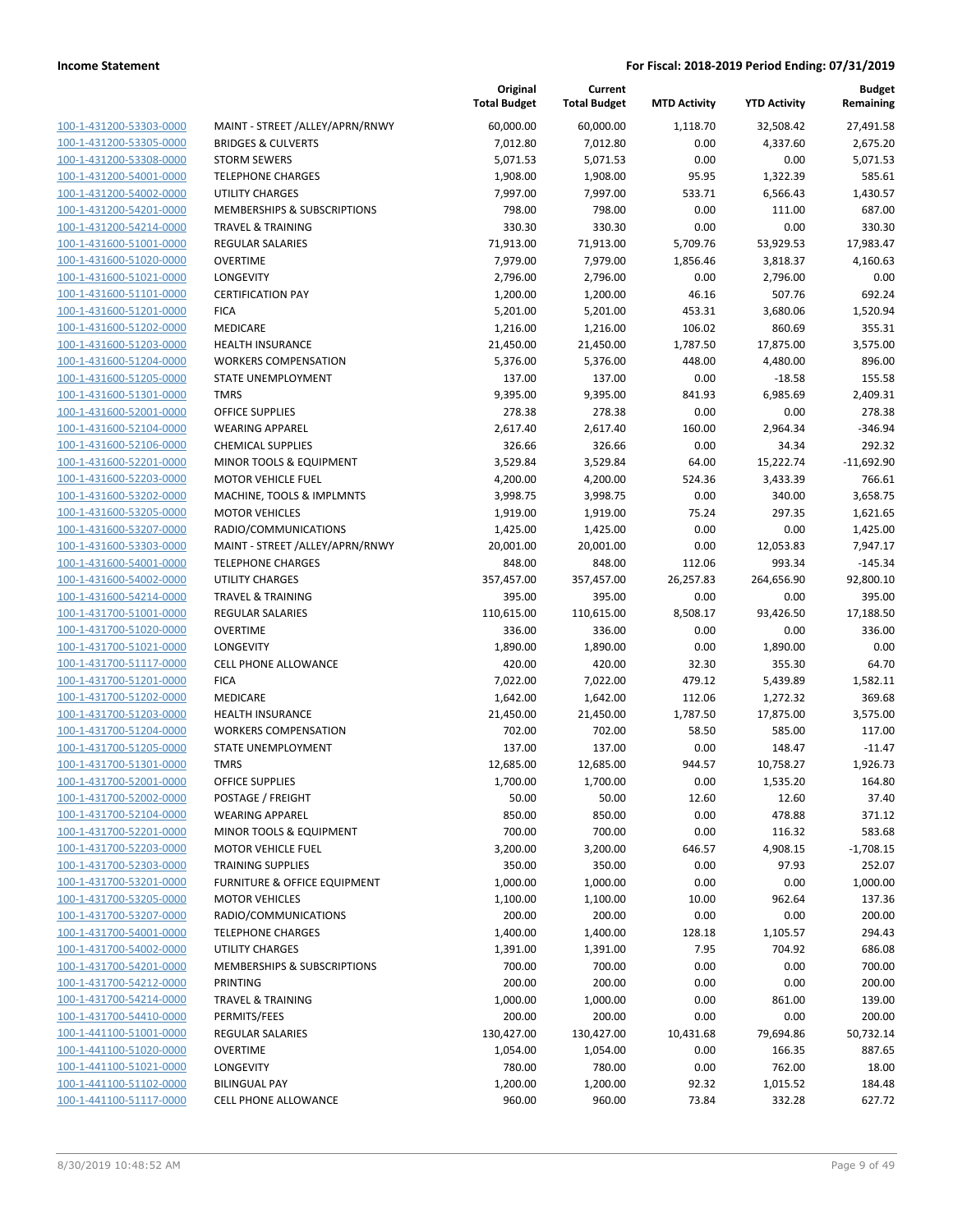| | | Original Total Budget | Current Total Budget | MTD Activity | YTD Activity | Budget Remaining |
|---|---|---|---|---|---|---|
| 100-1-431200-53303-0000 | MAINT - STREET /ALLEY/APRN/RNWY | 60,000.00 | 60,000.00 | 1,118.70 | 32,508.42 | 27,491.58 |
| 100-1-431200-53305-0000 | BRIDGES & CULVERTS | 7,012.80 | 7,012.80 | 0.00 | 4,337.60 | 2,675.20 |
| 100-1-431200-53308-0000 | STORM SEWERS | 5,071.53 | 5,071.53 | 0.00 | 0.00 | 5,071.53 |
| 100-1-431200-54001-0000 | TELEPHONE CHARGES | 1,908.00 | 1,908.00 | 95.95 | 1,322.39 | 585.61 |
| 100-1-431200-54002-0000 | UTILITY CHARGES | 7,997.00 | 7,997.00 | 533.71 | 6,566.43 | 1,430.57 |
| 100-1-431200-54201-0000 | MEMBERSHIPS & SUBSCRIPTIONS | 798.00 | 798.00 | 0.00 | 111.00 | 687.00 |
| 100-1-431200-54214-0000 | TRAVEL & TRAINING | 330.30 | 330.30 | 0.00 | 0.00 | 330.30 |
| 100-1-431600-51001-0000 | REGULAR SALARIES | 71,913.00 | 71,913.00 | 5,709.76 | 53,929.53 | 17,983.47 |
| 100-1-431600-51020-0000 | OVERTIME | 7,979.00 | 7,979.00 | 1,856.46 | 3,818.37 | 4,160.63 |
| 100-1-431600-51021-0000 | LONGEVITY | 2,796.00 | 2,796.00 | 0.00 | 2,796.00 | 0.00 |
| 100-1-431600-51101-0000 | CERTIFICATION PAY | 1,200.00 | 1,200.00 | 46.16 | 507.76 | 692.24 |
| 100-1-431600-51201-0000 | FICA | 5,201.00 | 5,201.00 | 453.31 | 3,680.06 | 1,520.94 |
| 100-1-431600-51202-0000 | MEDICARE | 1,216.00 | 1,216.00 | 106.02 | 860.69 | 355.31 |
| 100-1-431600-51203-0000 | HEALTH INSURANCE | 21,450.00 | 21,450.00 | 1,787.50 | 17,875.00 | 3,575.00 |
| 100-1-431600-51204-0000 | WORKERS COMPENSATION | 5,376.00 | 5,376.00 | 448.00 | 4,480.00 | 896.00 |
| 100-1-431600-51205-0000 | STATE UNEMPLOYMENT | 137.00 | 137.00 | 0.00 | -18.58 | 155.58 |
| 100-1-431600-51301-0000 | TMRS | 9,395.00 | 9,395.00 | 841.93 | 6,985.69 | 2,409.31 |
| 100-1-431600-52001-0000 | OFFICE SUPPLIES | 278.38 | 278.38 | 0.00 | 0.00 | 278.38 |
| 100-1-431600-52104-0000 | WEARING APPAREL | 2,617.40 | 2,617.40 | 160.00 | 2,964.34 | -346.94 |
| 100-1-431600-52106-0000 | CHEMICAL SUPPLIES | 326.66 | 326.66 | 0.00 | 34.34 | 292.32 |
| 100-1-431600-52201-0000 | MINOR TOOLS & EQUIPMENT | 3,529.84 | 3,529.84 | 64.00 | 15,222.74 | -11,692.90 |
| 100-1-431600-52203-0000 | MOTOR VEHICLE FUEL | 4,200.00 | 4,200.00 | 524.36 | 3,433.39 | 766.61 |
| 100-1-431600-53202-0000 | MACHINE, TOOLS & IMPLMNTS | 3,998.75 | 3,998.75 | 0.00 | 340.00 | 3,658.75 |
| 100-1-431600-53205-0000 | MOTOR VEHICLES | 1,919.00 | 1,919.00 | 75.24 | 297.35 | 1,621.65 |
| 100-1-431600-53207-0000 | RADIO/COMMUNICATIONS | 1,425.00 | 1,425.00 | 0.00 | 0.00 | 1,425.00 |
| 100-1-431600-53303-0000 | MAINT - STREET /ALLEY/APRN/RNWY | 20,001.00 | 20,001.00 | 0.00 | 12,053.83 | 7,947.17 |
| 100-1-431600-54001-0000 | TELEPHONE CHARGES | 848.00 | 848.00 | 112.06 | 993.34 | -145.34 |
| 100-1-431600-54002-0000 | UTILITY CHARGES | 357,457.00 | 357,457.00 | 26,257.83 | 264,656.90 | 92,800.10 |
| 100-1-431600-54214-0000 | TRAVEL & TRAINING | 395.00 | 395.00 | 0.00 | 0.00 | 395.00 |
| 100-1-431700-51001-0000 | REGULAR SALARIES | 110,615.00 | 110,615.00 | 8,508.17 | 93,426.50 | 17,188.50 |
| 100-1-431700-51020-0000 | OVERTIME | 336.00 | 336.00 | 0.00 | 0.00 | 336.00 |
| 100-1-431700-51021-0000 | LONGEVITY | 1,890.00 | 1,890.00 | 0.00 | 1,890.00 | 0.00 |
| 100-1-431700-51117-0000 | CELL PHONE ALLOWANCE | 420.00 | 420.00 | 32.30 | 355.30 | 64.70 |
| 100-1-431700-51201-0000 | FICA | 7,022.00 | 7,022.00 | 479.12 | 5,439.89 | 1,582.11 |
| 100-1-431700-51202-0000 | MEDICARE | 1,642.00 | 1,642.00 | 112.06 | 1,272.32 | 369.68 |
| 100-1-431700-51203-0000 | HEALTH INSURANCE | 21,450.00 | 21,450.00 | 1,787.50 | 17,875.00 | 3,575.00 |
| 100-1-431700-51204-0000 | WORKERS COMPENSATION | 702.00 | 702.00 | 58.50 | 585.00 | 117.00 |
| 100-1-431700-51205-0000 | STATE UNEMPLOYMENT | 137.00 | 137.00 | 0.00 | 148.47 | -11.47 |
| 100-1-431700-51301-0000 | TMRS | 12,685.00 | 12,685.00 | 944.57 | 10,758.27 | 1,926.73 |
| 100-1-431700-52001-0000 | OFFICE SUPPLIES | 1,700.00 | 1,700.00 | 0.00 | 1,535.20 | 164.80 |
| 100-1-431700-52002-0000 | POSTAGE / FREIGHT | 50.00 | 50.00 | 12.60 | 12.60 | 37.40 |
| 100-1-431700-52104-0000 | WEARING APPAREL | 850.00 | 850.00 | 0.00 | 478.88 | 371.12 |
| 100-1-431700-52201-0000 | MINOR TOOLS & EQUIPMENT | 700.00 | 700.00 | 0.00 | 116.32 | 583.68 |
| 100-1-431700-52203-0000 | MOTOR VEHICLE FUEL | 3,200.00 | 3,200.00 | 646.57 | 4,908.15 | -1,708.15 |
| 100-1-431700-52303-0000 | TRAINING SUPPLIES | 350.00 | 350.00 | 0.00 | 97.93 | 252.07 |
| 100-1-431700-53201-0000 | FURNITURE & OFFICE EQUIPMENT | 1,000.00 | 1,000.00 | 0.00 | 0.00 | 1,000.00 |
| 100-1-431700-53205-0000 | MOTOR VEHICLES | 1,100.00 | 1,100.00 | 10.00 | 962.64 | 137.36 |
| 100-1-431700-53207-0000 | RADIO/COMMUNICATIONS | 200.00 | 200.00 | 0.00 | 0.00 | 200.00 |
| 100-1-431700-54001-0000 | TELEPHONE CHARGES | 1,400.00 | 1,400.00 | 128.18 | 1,105.57 | 294.43 |
| 100-1-431700-54002-0000 | UTILITY CHARGES | 1,391.00 | 1,391.00 | 7.95 | 704.92 | 686.08 |
| 100-1-431700-54201-0000 | MEMBERSHIPS & SUBSCRIPTIONS | 700.00 | 700.00 | 0.00 | 0.00 | 700.00 |
| 100-1-431700-54212-0000 | PRINTING | 200.00 | 200.00 | 0.00 | 0.00 | 200.00 |
| 100-1-431700-54214-0000 | TRAVEL & TRAINING | 1,000.00 | 1,000.00 | 0.00 | 861.00 | 139.00 |
| 100-1-431700-54410-0000 | PERMITS/FEES | 200.00 | 200.00 | 0.00 | 0.00 | 200.00 |
| 100-1-441100-51001-0000 | REGULAR SALARIES | 130,427.00 | 130,427.00 | 10,431.68 | 79,694.86 | 50,732.14 |
| 100-1-441100-51020-0000 | OVERTIME | 1,054.00 | 1,054.00 | 0.00 | 166.35 | 887.65 |
| 100-1-441100-51021-0000 | LONGEVITY | 780.00 | 780.00 | 0.00 | 762.00 | 18.00 |
| 100-1-441100-51102-0000 | BILINGUAL PAY | 1,200.00 | 1,200.00 | 92.32 | 1,015.52 | 184.48 |
| 100-1-441100-51117-0000 | CELL PHONE ALLOWANCE | 960.00 | 960.00 | 73.84 | 332.28 | 627.72 |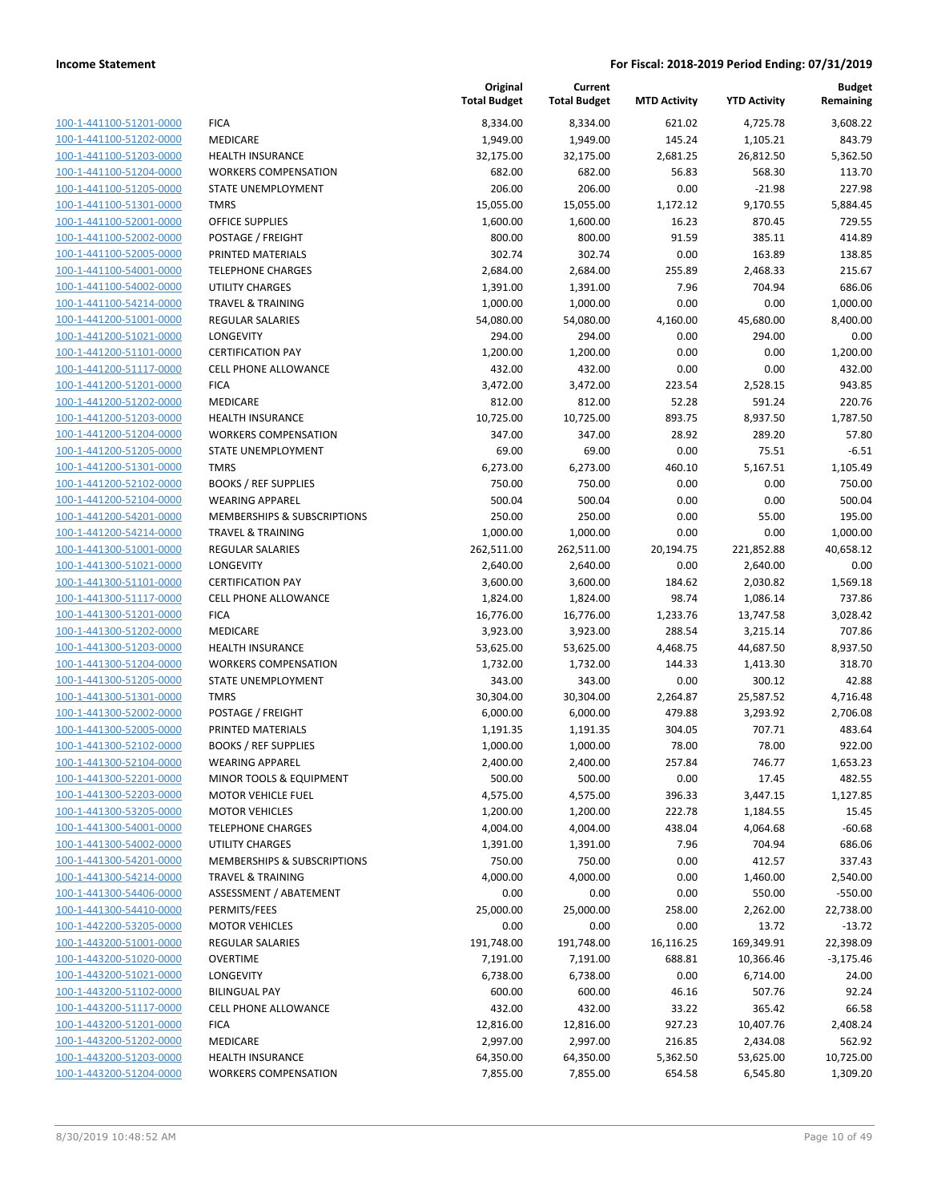| | | Original Total Budget | Current Total Budget | MTD Activity | YTD Activity | Budget Remaining |
|---|---|---|---|---|---|---|
| 100-1-441100-51201-0000 | FICA | 8,334.00 | 8,334.00 | 621.02 | 4,725.78 | 3,608.22 |
| 100-1-441100-51202-0000 | MEDICARE | 1,949.00 | 1,949.00 | 145.24 | 1,105.21 | 843.79 |
| 100-1-441100-51203-0000 | HEALTH INSURANCE | 32,175.00 | 32,175.00 | 2,681.25 | 26,812.50 | 5,362.50 |
| 100-1-441100-51204-0000 | WORKERS COMPENSATION | 682.00 | 682.00 | 56.83 | 568.30 | 113.70 |
| 100-1-441100-51205-0000 | STATE UNEMPLOYMENT | 206.00 | 206.00 | 0.00 | -21.98 | 227.98 |
| 100-1-441100-51301-0000 | TMRS | 15,055.00 | 15,055.00 | 1,172.12 | 9,170.55 | 5,884.45 |
| 100-1-441100-52001-0000 | OFFICE SUPPLIES | 1,600.00 | 1,600.00 | 16.23 | 870.45 | 729.55 |
| 100-1-441100-52002-0000 | POSTAGE / FREIGHT | 800.00 | 800.00 | 91.59 | 385.11 | 414.89 |
| 100-1-441100-52005-0000 | PRINTED MATERIALS | 302.74 | 302.74 | 0.00 | 163.89 | 138.85 |
| 100-1-441100-54001-0000 | TELEPHONE CHARGES | 2,684.00 | 2,684.00 | 255.89 | 2,468.33 | 215.67 |
| 100-1-441100-54002-0000 | UTILITY CHARGES | 1,391.00 | 1,391.00 | 7.96 | 704.94 | 686.06 |
| 100-1-441100-54214-0000 | TRAVEL & TRAINING | 1,000.00 | 1,000.00 | 0.00 | 0.00 | 1,000.00 |
| 100-1-441200-51001-0000 | REGULAR SALARIES | 54,080.00 | 54,080.00 | 4,160.00 | 45,680.00 | 8,400.00 |
| 100-1-441200-51021-0000 | LONGEVITY | 294.00 | 294.00 | 0.00 | 294.00 | 0.00 |
| 100-1-441200-51101-0000 | CERTIFICATION PAY | 1,200.00 | 1,200.00 | 0.00 | 0.00 | 1,200.00 |
| 100-1-441200-51117-0000 | CELL PHONE ALLOWANCE | 432.00 | 432.00 | 0.00 | 0.00 | 432.00 |
| 100-1-441200-51201-0000 | FICA | 3,472.00 | 3,472.00 | 223.54 | 2,528.15 | 943.85 |
| 100-1-441200-51202-0000 | MEDICARE | 812.00 | 812.00 | 52.28 | 591.24 | 220.76 |
| 100-1-441200-51203-0000 | HEALTH INSURANCE | 10,725.00 | 10,725.00 | 893.75 | 8,937.50 | 1,787.50 |
| 100-1-441200-51204-0000 | WORKERS COMPENSATION | 347.00 | 347.00 | 28.92 | 289.20 | 57.80 |
| 100-1-441200-51205-0000 | STATE UNEMPLOYMENT | 69.00 | 69.00 | 0.00 | 75.51 | -6.51 |
| 100-1-441200-51301-0000 | TMRS | 6,273.00 | 6,273.00 | 460.10 | 5,167.51 | 1,105.49 |
| 100-1-441200-52102-0000 | BOOKS / REF SUPPLIES | 750.00 | 750.00 | 0.00 | 0.00 | 750.00 |
| 100-1-441200-52104-0000 | WEARING APPAREL | 500.04 | 500.04 | 0.00 | 0.00 | 500.04 |
| 100-1-441200-54201-0000 | MEMBERSHIPS & SUBSCRIPTIONS | 250.00 | 250.00 | 0.00 | 55.00 | 195.00 |
| 100-1-441200-54214-0000 | TRAVEL & TRAINING | 1,000.00 | 1,000.00 | 0.00 | 0.00 | 1,000.00 |
| 100-1-441300-51001-0000 | REGULAR SALARIES | 262,511.00 | 262,511.00 | 20,194.75 | 221,852.88 | 40,658.12 |
| 100-1-441300-51021-0000 | LONGEVITY | 2,640.00 | 2,640.00 | 0.00 | 2,640.00 | 0.00 |
| 100-1-441300-51101-0000 | CERTIFICATION PAY | 3,600.00 | 3,600.00 | 184.62 | 2,030.82 | 1,569.18 |
| 100-1-441300-51117-0000 | CELL PHONE ALLOWANCE | 1,824.00 | 1,824.00 | 98.74 | 1,086.14 | 737.86 |
| 100-1-441300-51201-0000 | FICA | 16,776.00 | 16,776.00 | 1,233.76 | 13,747.58 | 3,028.42 |
| 100-1-441300-51202-0000 | MEDICARE | 3,923.00 | 3,923.00 | 288.54 | 3,215.14 | 707.86 |
| 100-1-441300-51203-0000 | HEALTH INSURANCE | 53,625.00 | 53,625.00 | 4,468.75 | 44,687.50 | 8,937.50 |
| 100-1-441300-51204-0000 | WORKERS COMPENSATION | 1,732.00 | 1,732.00 | 144.33 | 1,413.30 | 318.70 |
| 100-1-441300-51205-0000 | STATE UNEMPLOYMENT | 343.00 | 343.00 | 0.00 | 300.12 | 42.88 |
| 100-1-441300-51301-0000 | TMRS | 30,304.00 | 30,304.00 | 2,264.87 | 25,587.52 | 4,716.48 |
| 100-1-441300-52002-0000 | POSTAGE / FREIGHT | 6,000.00 | 6,000.00 | 479.88 | 3,293.92 | 2,706.08 |
| 100-1-441300-52005-0000 | PRINTED MATERIALS | 1,191.35 | 1,191.35 | 304.05 | 707.71 | 483.64 |
| 100-1-441300-52102-0000 | BOOKS / REF SUPPLIES | 1,000.00 | 1,000.00 | 78.00 | 78.00 | 922.00 |
| 100-1-441300-52104-0000 | WEARING APPAREL | 2,400.00 | 2,400.00 | 257.84 | 746.77 | 1,653.23 |
| 100-1-441300-52201-0000 | MINOR TOOLS & EQUIPMENT | 500.00 | 500.00 | 0.00 | 17.45 | 482.55 |
| 100-1-441300-52203-0000 | MOTOR VEHICLE FUEL | 4,575.00 | 4,575.00 | 396.33 | 3,447.15 | 1,127.85 |
| 100-1-441300-53205-0000 | MOTOR VEHICLES | 1,200.00 | 1,200.00 | 222.78 | 1,184.55 | 15.45 |
| 100-1-441300-54001-0000 | TELEPHONE CHARGES | 4,004.00 | 4,004.00 | 438.04 | 4,064.68 | -60.68 |
| 100-1-441300-54002-0000 | UTILITY CHARGES | 1,391.00 | 1,391.00 | 7.96 | 704.94 | 686.06 |
| 100-1-441300-54201-0000 | MEMBERSHIPS & SUBSCRIPTIONS | 750.00 | 750.00 | 0.00 | 412.57 | 337.43 |
| 100-1-441300-54214-0000 | TRAVEL & TRAINING | 4,000.00 | 4,000.00 | 0.00 | 1,460.00 | 2,540.00 |
| 100-1-441300-54406-0000 | ASSESSMENT / ABATEMENT | 0.00 | 0.00 | 0.00 | 550.00 | -550.00 |
| 100-1-441300-54410-0000 | PERMITS/FEES | 25,000.00 | 25,000.00 | 258.00 | 2,262.00 | 22,738.00 |
| 100-1-442200-53205-0000 | MOTOR VEHICLES | 0.00 | 0.00 | 0.00 | 13.72 | -13.72 |
| 100-1-443200-51001-0000 | REGULAR SALARIES | 191,748.00 | 191,748.00 | 16,116.25 | 169,349.91 | 22,398.09 |
| 100-1-443200-51020-0000 | OVERTIME | 7,191.00 | 7,191.00 | 688.81 | 10,366.46 | -3,175.46 |
| 100-1-443200-51021-0000 | LONGEVITY | 6,738.00 | 6,738.00 | 0.00 | 6,714.00 | 24.00 |
| 100-1-443200-51102-0000 | BILINGUAL PAY | 600.00 | 600.00 | 46.16 | 507.76 | 92.24 |
| 100-1-443200-51117-0000 | CELL PHONE ALLOWANCE | 432.00 | 432.00 | 33.22 | 365.42 | 66.58 |
| 100-1-443200-51201-0000 | FICA | 12,816.00 | 12,816.00 | 927.23 | 10,407.76 | 2,408.24 |
| 100-1-443200-51202-0000 | MEDICARE | 2,997.00 | 2,997.00 | 216.85 | 2,434.08 | 562.92 |
| 100-1-443200-51203-0000 | HEALTH INSURANCE | 64,350.00 | 64,350.00 | 5,362.50 | 53,625.00 | 10,725.00 |
| 100-1-443200-51204-0000 | WORKERS COMPENSATION | 7,855.00 | 7,855.00 | 654.58 | 6,545.80 | 1,309.20 |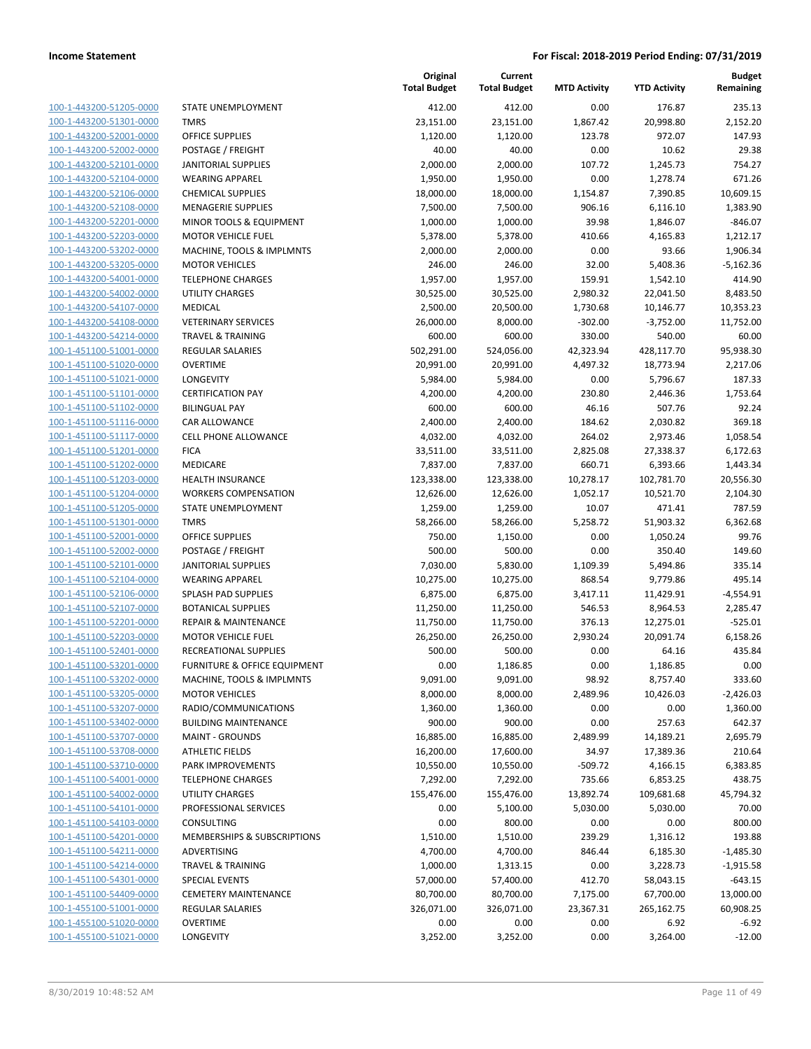**Income Statement** | **For Fiscal: 2018-2019 Period Ending: 07/31/2019**

| | | Original Total Budget | Current Total Budget | MTD Activity | YTD Activity | Budget Remaining |
|---|---|---|---|---|---|---|
| 100-1-443200-51205-0000 | STATE UNEMPLOYMENT | 412.00 | 412.00 | 0.00 | 176.87 | 235.13 |
| 100-1-443200-51301-0000 | TMRS | 23,151.00 | 23,151.00 | 1,867.42 | 20,998.80 | 2,152.20 |
| 100-1-443200-52001-0000 | OFFICE SUPPLIES | 1,120.00 | 1,120.00 | 123.78 | 972.07 | 147.93 |
| 100-1-443200-52002-0000 | POSTAGE / FREIGHT | 40.00 | 40.00 | 0.00 | 10.62 | 29.38 |
| 100-1-443200-52101-0000 | JANITORIAL SUPPLIES | 2,000.00 | 2,000.00 | 107.72 | 1,245.73 | 754.27 |
| 100-1-443200-52104-0000 | WEARING APPAREL | 1,950.00 | 1,950.00 | 0.00 | 1,278.74 | 671.26 |
| 100-1-443200-52106-0000 | CHEMICAL SUPPLIES | 18,000.00 | 18,000.00 | 1,154.87 | 7,390.85 | 10,609.15 |
| 100-1-443200-52108-0000 | MENAGERIE SUPPLIES | 7,500.00 | 7,500.00 | 906.16 | 6,116.10 | 1,383.90 |
| 100-1-443200-52201-0000 | MINOR TOOLS & EQUIPMENT | 1,000.00 | 1,000.00 | 39.98 | 1,846.07 | -846.07 |
| 100-1-443200-52203-0000 | MOTOR VEHICLE FUEL | 5,378.00 | 5,378.00 | 410.66 | 4,165.83 | 1,212.17 |
| 100-1-443200-53202-0000 | MACHINE, TOOLS & IMPLMNTS | 2,000.00 | 2,000.00 | 0.00 | 93.66 | 1,906.34 |
| 100-1-443200-53205-0000 | MOTOR VEHICLES | 246.00 | 246.00 | 32.00 | 5,408.36 | -5,162.36 |
| 100-1-443200-54001-0000 | TELEPHONE CHARGES | 1,957.00 | 1,957.00 | 159.91 | 1,542.10 | 414.90 |
| 100-1-443200-54002-0000 | UTILITY CHARGES | 30,525.00 | 30,525.00 | 2,980.32 | 22,041.50 | 8,483.50 |
| 100-1-443200-54107-0000 | MEDICAL | 2,500.00 | 20,500.00 | 1,730.68 | 10,146.77 | 10,353.23 |
| 100-1-443200-54108-0000 | VETERINARY SERVICES | 26,000.00 | 8,000.00 | -302.00 | -3,752.00 | 11,752.00 |
| 100-1-443200-54214-0000 | TRAVEL & TRAINING | 600.00 | 600.00 | 330.00 | 540.00 | 60.00 |
| 100-1-451100-51001-0000 | REGULAR SALARIES | 502,291.00 | 524,056.00 | 42,323.94 | 428,117.70 | 95,938.30 |
| 100-1-451100-51020-0000 | OVERTIME | 20,991.00 | 20,991.00 | 4,497.32 | 18,773.94 | 2,217.06 |
| 100-1-451100-51021-0000 | LONGEVITY | 5,984.00 | 5,984.00 | 0.00 | 5,796.67 | 187.33 |
| 100-1-451100-51101-0000 | CERTIFICATION PAY | 4,200.00 | 4,200.00 | 230.80 | 2,446.36 | 1,753.64 |
| 100-1-451100-51102-0000 | BILINGUAL PAY | 600.00 | 600.00 | 46.16 | 507.76 | 92.24 |
| 100-1-451100-51116-0000 | CAR ALLOWANCE | 2,400.00 | 2,400.00 | 184.62 | 2,030.82 | 369.18 |
| 100-1-451100-51117-0000 | CELL PHONE ALLOWANCE | 4,032.00 | 4,032.00 | 264.02 | 2,973.46 | 1,058.54 |
| 100-1-451100-51201-0000 | FICA | 33,511.00 | 33,511.00 | 2,825.08 | 27,338.37 | 6,172.63 |
| 100-1-451100-51202-0000 | MEDICARE | 7,837.00 | 7,837.00 | 660.71 | 6,393.66 | 1,443.34 |
| 100-1-451100-51203-0000 | HEALTH INSURANCE | 123,338.00 | 123,338.00 | 10,278.17 | 102,781.70 | 20,556.30 |
| 100-1-451100-51204-0000 | WORKERS COMPENSATION | 12,626.00 | 12,626.00 | 1,052.17 | 10,521.70 | 2,104.30 |
| 100-1-451100-51205-0000 | STATE UNEMPLOYMENT | 1,259.00 | 1,259.00 | 10.07 | 471.41 | 787.59 |
| 100-1-451100-51301-0000 | TMRS | 58,266.00 | 58,266.00 | 5,258.72 | 51,903.32 | 6,362.68 |
| 100-1-451100-52001-0000 | OFFICE SUPPLIES | 750.00 | 1,150.00 | 0.00 | 1,050.24 | 99.76 |
| 100-1-451100-52002-0000 | POSTAGE / FREIGHT | 500.00 | 500.00 | 0.00 | 350.40 | 149.60 |
| 100-1-451100-52101-0000 | JANITORIAL SUPPLIES | 7,030.00 | 5,830.00 | 1,109.39 | 5,494.86 | 335.14 |
| 100-1-451100-52104-0000 | WEARING APPAREL | 10,275.00 | 10,275.00 | 868.54 | 9,779.86 | 495.14 |
| 100-1-451100-52106-0000 | SPLASH PAD SUPPLIES | 6,875.00 | 6,875.00 | 3,417.11 | 11,429.91 | -4,554.91 |
| 100-1-451100-52107-0000 | BOTANICAL SUPPLIES | 11,250.00 | 11,250.00 | 546.53 | 8,964.53 | 2,285.47 |
| 100-1-451100-52201-0000 | REPAIR & MAINTENANCE | 11,750.00 | 11,750.00 | 376.13 | 12,275.01 | -525.01 |
| 100-1-451100-52203-0000 | MOTOR VEHICLE FUEL | 26,250.00 | 26,250.00 | 2,930.24 | 20,091.74 | 6,158.26 |
| 100-1-451100-52401-0000 | RECREATIONAL SUPPLIES | 500.00 | 500.00 | 0.00 | 64.16 | 435.84 |
| 100-1-451100-53201-0000 | FURNITURE & OFFICE EQUIPMENT | 0.00 | 1,186.85 | 0.00 | 1,186.85 | 0.00 |
| 100-1-451100-53202-0000 | MACHINE, TOOLS & IMPLMNTS | 9,091.00 | 9,091.00 | 98.92 | 8,757.40 | 333.60 |
| 100-1-451100-53205-0000 | MOTOR VEHICLES | 8,000.00 | 8,000.00 | 2,489.96 | 10,426.03 | -2,426.03 |
| 100-1-451100-53207-0000 | RADIO/COMMUNICATIONS | 1,360.00 | 1,360.00 | 0.00 | 0.00 | 1,360.00 |
| 100-1-451100-53402-0000 | BUILDING MAINTENANCE | 900.00 | 900.00 | 0.00 | 257.63 | 642.37 |
| 100-1-451100-53707-0000 | MAINT - GROUNDS | 16,885.00 | 16,885.00 | 2,489.99 | 14,189.21 | 2,695.79 |
| 100-1-451100-53708-0000 | ATHLETIC FIELDS | 16,200.00 | 17,600.00 | 34.97 | 17,389.36 | 210.64 |
| 100-1-451100-53710-0000 | PARK IMPROVEMENTS | 10,550.00 | 10,550.00 | -509.72 | 4,166.15 | 6,383.85 |
| 100-1-451100-54001-0000 | TELEPHONE CHARGES | 7,292.00 | 7,292.00 | 735.66 | 6,853.25 | 438.75 |
| 100-1-451100-54002-0000 | UTILITY CHARGES | 155,476.00 | 155,476.00 | 13,892.74 | 109,681.68 | 45,794.32 |
| 100-1-451100-54101-0000 | PROFESSIONAL SERVICES | 0.00 | 5,100.00 | 5,030.00 | 5,030.00 | 70.00 |
| 100-1-451100-54103-0000 | CONSULTING | 0.00 | 800.00 | 0.00 | 0.00 | 800.00 |
| 100-1-451100-54201-0000 | MEMBERSHIPS & SUBSCRIPTIONS | 1,510.00 | 1,510.00 | 239.29 | 1,316.12 | 193.88 |
| 100-1-451100-54211-0000 | ADVERTISING | 4,700.00 | 4,700.00 | 846.44 | 6,185.30 | -1,485.30 |
| 100-1-451100-54214-0000 | TRAVEL & TRAINING | 1,000.00 | 1,313.15 | 0.00 | 3,228.73 | -1,915.58 |
| 100-1-451100-54301-0000 | SPECIAL EVENTS | 57,000.00 | 57,400.00 | 412.70 | 58,043.15 | -643.15 |
| 100-1-451100-54409-0000 | CEMETERY MAINTENANCE | 80,700.00 | 80,700.00 | 7,175.00 | 67,700.00 | 13,000.00 |
| 100-1-455100-51001-0000 | REGULAR SALARIES | 326,071.00 | 326,071.00 | 23,367.31 | 265,162.75 | 60,908.25 |
| 100-1-455100-51020-0000 | OVERTIME | 0.00 | 0.00 | 0.00 | 6.92 | -6.92 |
| 100-1-455100-51021-0000 | LONGEVITY | 3,252.00 | 3,252.00 | 0.00 | 3,264.00 | -12.00 |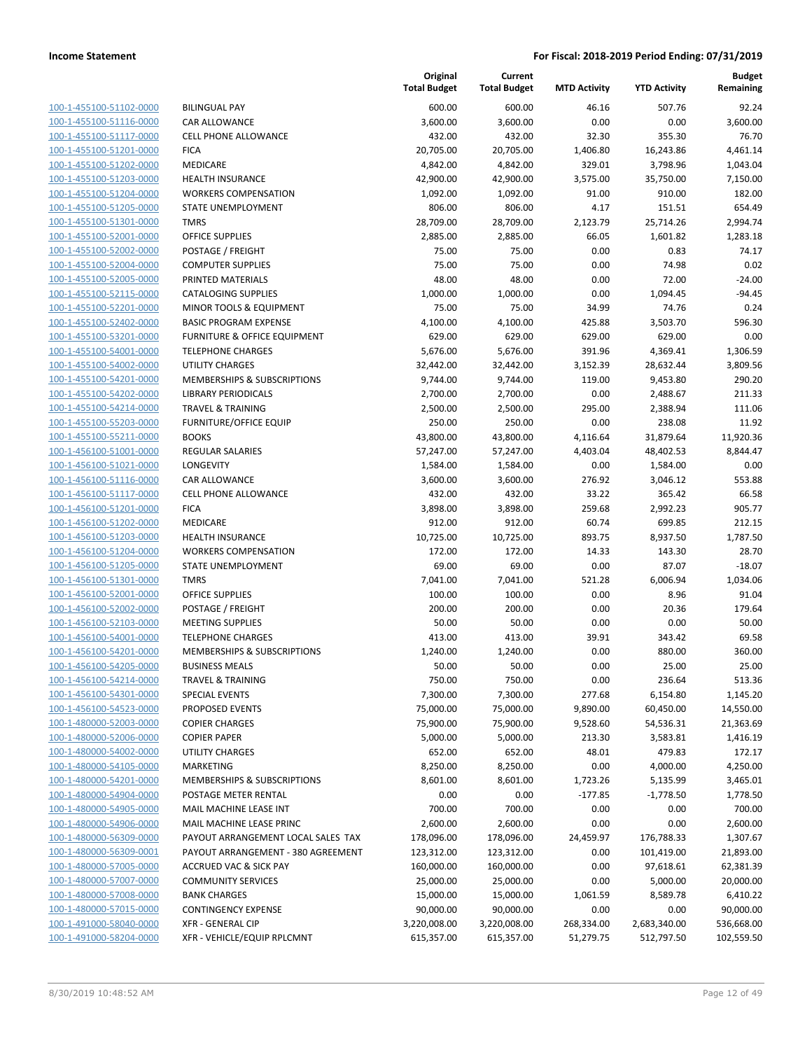**Income Statement** | **For Fiscal: 2018-2019 Period Ending: 07/31/2019**

| | | Original Total Budget | Current Total Budget | MTD Activity | YTD Activity | Budget Remaining |
|---|---|---|---|---|---|---|
| 100-1-455100-51102-0000 | BILINGUAL PAY | 600.00 | 600.00 | 46.16 | 507.76 | 92.24 |
| 100-1-455100-51116-0000 | CAR ALLOWANCE | 3,600.00 | 3,600.00 | 0.00 | 0.00 | 3,600.00 |
| 100-1-455100-51117-0000 | CELL PHONE ALLOWANCE | 432.00 | 432.00 | 32.30 | 355.30 | 76.70 |
| 100-1-455100-51201-0000 | FICA | 20,705.00 | 20,705.00 | 1,406.80 | 16,243.86 | 4,461.14 |
| 100-1-455100-51202-0000 | MEDICARE | 4,842.00 | 4,842.00 | 329.01 | 3,798.96 | 1,043.04 |
| 100-1-455100-51203-0000 | HEALTH INSURANCE | 42,900.00 | 42,900.00 | 3,575.00 | 35,750.00 | 7,150.00 |
| 100-1-455100-51204-0000 | WORKERS COMPENSATION | 1,092.00 | 1,092.00 | 91.00 | 910.00 | 182.00 |
| 100-1-455100-51205-0000 | STATE UNEMPLOYMENT | 806.00 | 806.00 | 4.17 | 151.51 | 654.49 |
| 100-1-455100-51301-0000 | TMRS | 28,709.00 | 28,709.00 | 2,123.79 | 25,714.26 | 2,994.74 |
| 100-1-455100-52001-0000 | OFFICE SUPPLIES | 2,885.00 | 2,885.00 | 66.05 | 1,601.82 | 1,283.18 |
| 100-1-455100-52002-0000 | POSTAGE / FREIGHT | 75.00 | 75.00 | 0.00 | 0.83 | 74.17 |
| 100-1-455100-52004-0000 | COMPUTER SUPPLIES | 75.00 | 75.00 | 0.00 | 74.98 | 0.02 |
| 100-1-455100-52005-0000 | PRINTED MATERIALS | 48.00 | 48.00 | 0.00 | 72.00 | -24.00 |
| 100-1-455100-52115-0000 | CATALOGING SUPPLIES | 1,000.00 | 1,000.00 | 0.00 | 1,094.45 | -94.45 |
| 100-1-455100-52201-0000 | MINOR TOOLS & EQUIPMENT | 75.00 | 75.00 | 34.99 | 74.76 | 0.24 |
| 100-1-455100-52402-0000 | BASIC PROGRAM EXPENSE | 4,100.00 | 4,100.00 | 425.88 | 3,503.70 | 596.30 |
| 100-1-455100-53201-0000 | FURNITURE & OFFICE EQUIPMENT | 629.00 | 629.00 | 629.00 | 629.00 | 0.00 |
| 100-1-455100-54001-0000 | TELEPHONE CHARGES | 5,676.00 | 5,676.00 | 391.96 | 4,369.41 | 1,306.59 |
| 100-1-455100-54002-0000 | UTILITY CHARGES | 32,442.00 | 32,442.00 | 3,152.39 | 28,632.44 | 3,809.56 |
| 100-1-455100-54201-0000 | MEMBERSHIPS & SUBSCRIPTIONS | 9,744.00 | 9,744.00 | 119.00 | 9,453.80 | 290.20 |
| 100-1-455100-54202-0000 | LIBRARY PERIODICALS | 2,700.00 | 2,700.00 | 0.00 | 2,488.67 | 211.33 |
| 100-1-455100-54214-0000 | TRAVEL & TRAINING | 2,500.00 | 2,500.00 | 295.00 | 2,388.94 | 111.06 |
| 100-1-455100-55203-0000 | FURNITURE/OFFICE EQUIP | 250.00 | 250.00 | 0.00 | 238.08 | 11.92 |
| 100-1-455100-55211-0000 | BOOKS | 43,800.00 | 43,800.00 | 4,116.64 | 31,879.64 | 11,920.36 |
| 100-1-456100-51001-0000 | REGULAR SALARIES | 57,247.00 | 57,247.00 | 4,403.04 | 48,402.53 | 8,844.47 |
| 100-1-456100-51021-0000 | LONGEVITY | 1,584.00 | 1,584.00 | 0.00 | 1,584.00 | 0.00 |
| 100-1-456100-51116-0000 | CAR ALLOWANCE | 3,600.00 | 3,600.00 | 276.92 | 3,046.12 | 553.88 |
| 100-1-456100-51117-0000 | CELL PHONE ALLOWANCE | 432.00 | 432.00 | 33.22 | 365.42 | 66.58 |
| 100-1-456100-51201-0000 | FICA | 3,898.00 | 3,898.00 | 259.68 | 2,992.23 | 905.77 |
| 100-1-456100-51202-0000 | MEDICARE | 912.00 | 912.00 | 60.74 | 699.85 | 212.15 |
| 100-1-456100-51203-0000 | HEALTH INSURANCE | 10,725.00 | 10,725.00 | 893.75 | 8,937.50 | 1,787.50 |
| 100-1-456100-51204-0000 | WORKERS COMPENSATION | 172.00 | 172.00 | 14.33 | 143.30 | 28.70 |
| 100-1-456100-51205-0000 | STATE UNEMPLOYMENT | 69.00 | 69.00 | 0.00 | 87.07 | -18.07 |
| 100-1-456100-51301-0000 | TMRS | 7,041.00 | 7,041.00 | 521.28 | 6,006.94 | 1,034.06 |
| 100-1-456100-52001-0000 | OFFICE SUPPLIES | 100.00 | 100.00 | 0.00 | 8.96 | 91.04 |
| 100-1-456100-52002-0000 | POSTAGE / FREIGHT | 200.00 | 200.00 | 0.00 | 20.36 | 179.64 |
| 100-1-456100-52103-0000 | MEETING SUPPLIES | 50.00 | 50.00 | 0.00 | 0.00 | 50.00 |
| 100-1-456100-54001-0000 | TELEPHONE CHARGES | 413.00 | 413.00 | 39.91 | 343.42 | 69.58 |
| 100-1-456100-54201-0000 | MEMBERSHIPS & SUBSCRIPTIONS | 1,240.00 | 1,240.00 | 0.00 | 880.00 | 360.00 |
| 100-1-456100-54205-0000 | BUSINESS MEALS | 50.00 | 50.00 | 0.00 | 25.00 | 25.00 |
| 100-1-456100-54214-0000 | TRAVEL & TRAINING | 750.00 | 750.00 | 0.00 | 236.64 | 513.36 |
| 100-1-456100-54301-0000 | SPECIAL EVENTS | 7,300.00 | 7,300.00 | 277.68 | 6,154.80 | 1,145.20 |
| 100-1-456100-54523-0000 | PROPOSED EVENTS | 75,000.00 | 75,000.00 | 9,890.00 | 60,450.00 | 14,550.00 |
| 100-1-480000-52003-0000 | COPIER CHARGES | 75,900.00 | 75,900.00 | 9,528.60 | 54,536.31 | 21,363.69 |
| 100-1-480000-52006-0000 | COPIER PAPER | 5,000.00 | 5,000.00 | 213.30 | 3,583.81 | 1,416.19 |
| 100-1-480000-54002-0000 | UTILITY CHARGES | 652.00 | 652.00 | 48.01 | 479.83 | 172.17 |
| 100-1-480000-54105-0000 | MARKETING | 8,250.00 | 8,250.00 | 0.00 | 4,000.00 | 4,250.00 |
| 100-1-480000-54201-0000 | MEMBERSHIPS & SUBSCRIPTIONS | 8,601.00 | 8,601.00 | 1,723.26 | 5,135.99 | 3,465.01 |
| 100-1-480000-54904-0000 | POSTAGE METER RENTAL | 0.00 | 0.00 | -177.85 | -1,778.50 | 1,778.50 |
| 100-1-480000-54905-0000 | MAIL MACHINE LEASE INT | 700.00 | 700.00 | 0.00 | 0.00 | 700.00 |
| 100-1-480000-54906-0000 | MAIL MACHINE LEASE PRINC | 2,600.00 | 2,600.00 | 0.00 | 0.00 | 2,600.00 |
| 100-1-480000-56309-0000 | PAYOUT ARRANGEMENT LOCAL SALES TAX | 178,096.00 | 178,096.00 | 24,459.97 | 176,788.33 | 1,307.67 |
| 100-1-480000-56309-0001 | PAYOUT ARRANGEMENT - 380 AGREEMENT | 123,312.00 | 123,312.00 | 0.00 | 101,419.00 | 21,893.00 |
| 100-1-480000-57005-0000 | ACCRUED VAC & SICK PAY | 160,000.00 | 160,000.00 | 0.00 | 97,618.61 | 62,381.39 |
| 100-1-480000-57007-0000 | COMMUNITY SERVICES | 25,000.00 | 25,000.00 | 0.00 | 5,000.00 | 20,000.00 |
| 100-1-480000-57008-0000 | BANK CHARGES | 15,000.00 | 15,000.00 | 1,061.59 | 8,589.78 | 6,410.22 |
| 100-1-480000-57015-0000 | CONTINGENCY EXPENSE | 90,000.00 | 90,000.00 | 0.00 | 0.00 | 90,000.00 |
| 100-1-491000-58040-0000 | XFR - GENERAL CIP | 3,220,008.00 | 3,220,008.00 | 268,334.00 | 2,683,340.00 | 536,668.00 |
| 100-1-491000-58204-0000 | XFR - VEHICLE/EQUIP RPLCMNT | 615,357.00 | 615,357.00 | 51,279.75 | 512,797.50 | 102,559.50 |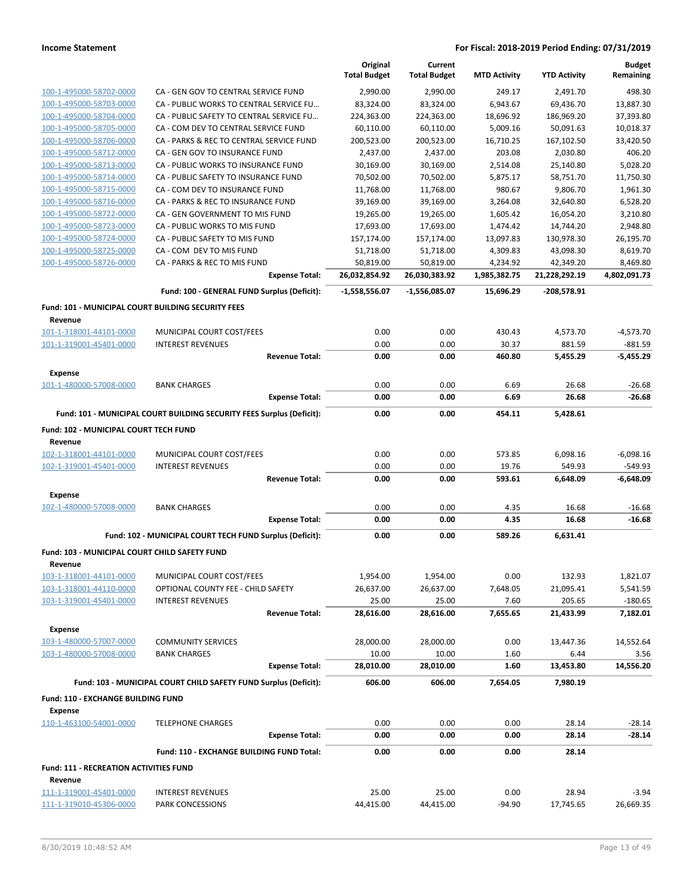**Income Statement** | **For Fiscal: 2018-2019 Period Ending: 07/31/2019**

| | | Original Total Budget | Current Total Budget | MTD Activity | YTD Activity | Budget Remaining |
|---|---|---|---|---|---|---|
| 100-1-495000-58702-0000 | CA - GEN GOV TO CENTRAL SERVICE FUND | 2,990.00 | 2,990.00 | 249.17 | 2,491.70 | 498.30 |
| 100-1-495000-58703-0000 | CA - PUBLIC WORKS TO CENTRAL SERVICE FU… | 83,324.00 | 83,324.00 | 6,943.67 | 69,436.70 | 13,887.30 |
| 100-1-495000-58704-0000 | CA - PUBLIC SAFETY TO CENTRAL SERVICE FU… | 224,363.00 | 224,363.00 | 18,696.92 | 186,969.20 | 37,393.80 |
| 100-1-495000-58705-0000 | CA - COM DEV TO CENTRAL SERVICE FUND | 60,110.00 | 60,110.00 | 5,009.16 | 50,091.63 | 10,018.37 |
| 100-1-495000-58706-0000 | CA - PARKS & REC TO CENTRAL SERVICE FUND | 200,523.00 | 200,523.00 | 16,710.25 | 167,102.50 | 33,420.50 |
| 100-1-495000-58712-0000 | CA - GEN GOV TO INSURANCE FUND | 2,437.00 | 2,437.00 | 203.08 | 2,030.80 | 406.20 |
| 100-1-495000-58713-0000 | CA - PUBLIC WORKS TO INSURANCE FUND | 30,169.00 | 30,169.00 | 2,514.08 | 25,140.80 | 5,028.20 |
| 100-1-495000-58714-0000 | CA - PUBLIC SAFETY TO INSURANCE FUND | 70,502.00 | 70,502.00 | 5,875.17 | 58,751.70 | 11,750.30 |
| 100-1-495000-58715-0000 | CA - COM DEV TO INSURANCE FUND | 11,768.00 | 11,768.00 | 980.67 | 9,806.70 | 1,961.30 |
| 100-1-495000-58716-0000 | CA - PARKS & REC TO INSURANCE FUND | 39,169.00 | 39,169.00 | 3,264.08 | 32,640.80 | 6,528.20 |
| 100-1-495000-58722-0000 | CA - GEN GOVERNMENT TO MIS FUND | 19,265.00 | 19,265.00 | 1,605.42 | 16,054.20 | 3,210.80 |
| 100-1-495000-58723-0000 | CA - PUBLIC WORKS TO MIS FUND | 17,693.00 | 17,693.00 | 1,474.42 | 14,744.20 | 2,948.80 |
| 100-1-495000-58724-0000 | CA - PUBLIC SAFETY TO MIS FUND | 157,174.00 | 157,174.00 | 13,097.83 | 130,978.30 | 26,195.70 |
| 100-1-495000-58725-0000 | CA - COM DEV TO MIS FUND | 51,718.00 | 51,718.00 | 4,309.83 | 43,098.30 | 8,619.70 |
| 100-1-495000-58726-0000 | CA - PARKS & REC TO MIS FUND | 50,819.00 | 50,819.00 | 4,234.92 | 42,349.20 | 8,469.80 |
| | **Expense Total:** | **26,032,854.92** | **26,030,383.92** | **1,985,382.75** | **21,228,292.19** | **4,802,091.73** |
| | **Fund: 100 - GENERAL FUND Surplus (Deficit):** | **-1,558,556.07** | **-1,556,085.07** | **15,696.29** | **-208,578.91** | |
| **Fund: 101 - MUNICIPAL COURT BUILDING SECURITY FEES** | | | | | | |
| **Revenue** | | | | | | |
| 101-1-318001-44101-0000 | MUNICIPAL COURT COST/FEES | 0.00 | 0.00 | 430.43 | 4,573.70 | -4,573.70 |
| 101-1-319001-45401-0000 | INTEREST REVENUES | 0.00 | 0.00 | 30.37 | 881.59 | -881.59 |
| | **Revenue Total:** | **0.00** | **0.00** | **460.80** | **5,455.29** | **-5,455.29** |
| **Expense** | | | | | | |
| 101-1-480000-57008-0000 | BANK CHARGES | 0.00 | 0.00 | 6.69 | 26.68 | -26.68 |
| | **Expense Total:** | **0.00** | **0.00** | **6.69** | **26.68** | **-26.68** |
| | **Fund: 101 - MUNICIPAL COURT BUILDING SECURITY FEES Surplus (Deficit):** | **0.00** | **0.00** | **454.11** | **5,428.61** | |
| **Fund: 102 - MUNICIPAL COURT TECH FUND** | | | | | | |
| **Revenue** | | | | | | |
| 102-1-318001-44101-0000 | MUNICIPAL COURT COST/FEES | 0.00 | 0.00 | 573.85 | 6,098.16 | -6,098.16 |
| 102-1-319001-45401-0000 | INTEREST REVENUES | 0.00 | 0.00 | 19.76 | 549.93 | -549.93 |
| | **Revenue Total:** | **0.00** | **0.00** | **593.61** | **6,648.09** | **-6,648.09** |
| **Expense** | | | | | | |
| 102-1-480000-57008-0000 | BANK CHARGES | 0.00 | 0.00 | 4.35 | 16.68 | -16.68 |
| | **Expense Total:** | **0.00** | **0.00** | **4.35** | **16.68** | **-16.68** |
| | **Fund: 102 - MUNICIPAL COURT TECH FUND Surplus (Deficit):** | **0.00** | **0.00** | **589.26** | **6,631.41** | |
| **Fund: 103 - MUNICIPAL COURT CHILD SAFETY FUND** | | | | | | |
| **Revenue** | | | | | | |
| 103-1-318001-44101-0000 | MUNICIPAL COURT COST/FEES | 1,954.00 | 1,954.00 | 0.00 | 132.93 | 1,821.07 |
| 103-1-318001-44110-0000 | OPTIONAL COUNTY FEE - CHILD SAFETY | 26,637.00 | 26,637.00 | 7,648.05 | 21,095.41 | 5,541.59 |
| 103-1-319001-45401-0000 | INTEREST REVENUES | 25.00 | 25.00 | 7.60 | 205.65 | -180.65 |
| | **Revenue Total:** | **28,616.00** | **28,616.00** | **7,655.65** | **21,433.99** | **7,182.01** |
| **Expense** | | | | | | |
| 103-1-480000-57007-0000 | COMMUNITY SERVICES | 28,000.00 | 28,000.00 | 0.00 | 13,447.36 | 14,552.64 |
| 103-1-480000-57008-0000 | BANK CHARGES | 10.00 | 10.00 | 1.60 | 6.44 | 3.56 |
| | **Expense Total:** | **28,010.00** | **28,010.00** | **1.60** | **13,453.80** | **14,556.20** |
| | **Fund: 103 - MUNICIPAL COURT CHILD SAFETY FUND Surplus (Deficit):** | **606.00** | **606.00** | **7,654.05** | **7,980.19** | |
| **Fund: 110 - EXCHANGE BUILDING FUND** | | | | | | |
| **Expense** | | | | | | |
| 110-1-463100-54001-0000 | TELEPHONE CHARGES | 0.00 | 0.00 | 0.00 | 28.14 | -28.14 |
| | **Expense Total:** | **0.00** | **0.00** | **0.00** | **28.14** | **-28.14** |
| | **Fund: 110 - EXCHANGE BUILDING FUND Total:** | **0.00** | **0.00** | **0.00** | **28.14** | |
| **Fund: 111 - RECREATION ACTIVITIES FUND** | | | | | | |
| **Revenue** | | | | | | |
| 111-1-319001-45401-0000 | INTEREST REVENUES | 25.00 | 25.00 | 0.00 | 28.94 | -3.94 |
| 111-1-319010-45306-0000 | PARK CONCESSIONS | 44,415.00 | 44,415.00 | -94.90 | 17,745.65 | 26,669.35 |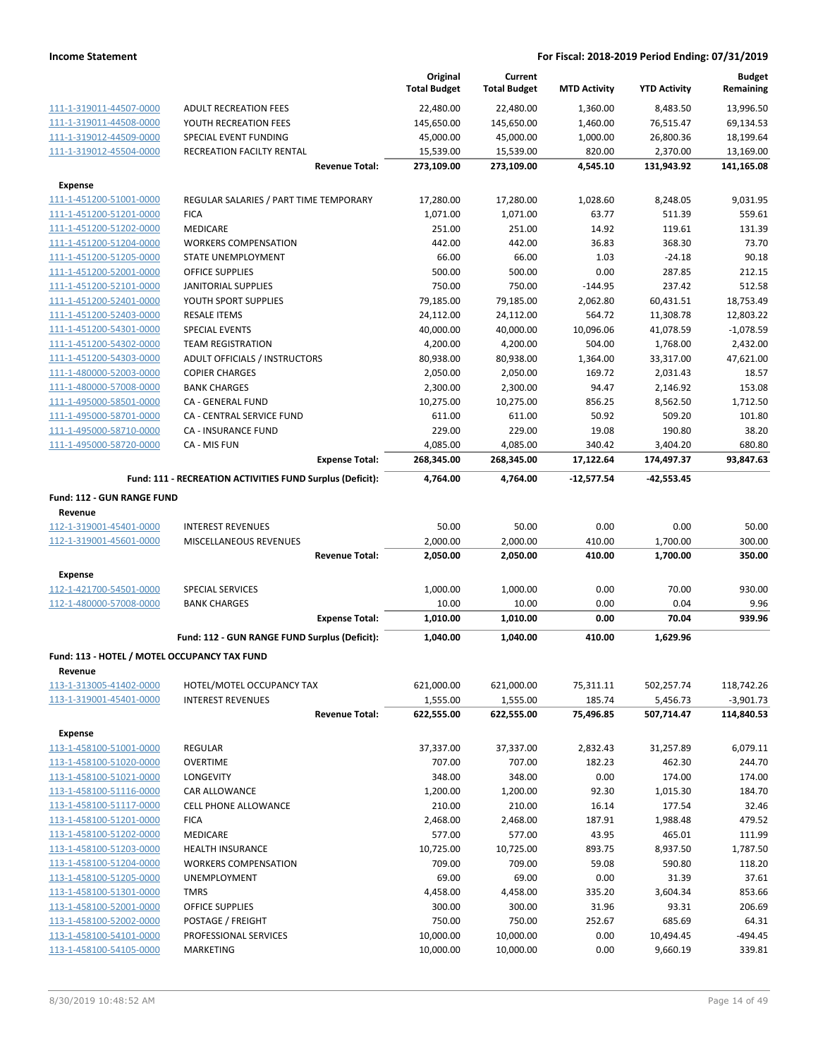| | | Original Total Budget | Current Total Budget | MTD Activity | YTD Activity | Budget Remaining |
|---|---|---|---|---|---|---|
| 111-1-319011-44507-0000 | ADULT RECREATION FEES | 22,480.00 | 22,480.00 | 1,360.00 | 8,483.50 | 13,996.50 |
| 111-1-319011-44508-0000 | YOUTH RECREATION FEES | 145,650.00 | 145,650.00 | 1,460.00 | 76,515.47 | 69,134.53 |
| 111-1-319012-44509-0000 | SPECIAL EVENT FUNDING | 45,000.00 | 45,000.00 | 1,000.00 | 26,800.36 | 18,199.64 |
| 111-1-319012-45504-0000 | RECREATION FACILTY RENTAL | 15,539.00 | 15,539.00 | 820.00 | 2,370.00 | 13,169.00 |
| | **Revenue Total:** | **273,109.00** | **273,109.00** | **4,545.10** | **131,943.92** | **141,165.08** |
| **Expense** | | | | | | |
| 111-1-451200-51001-0000 | REGULAR SALARIES / PART TIME TEMPORARY | 17,280.00 | 17,280.00 | 1,028.60 | 8,248.05 | 9,031.95 |
| 111-1-451200-51201-0000 | FICA | 1,071.00 | 1,071.00 | 63.77 | 511.39 | 559.61 |
| 111-1-451200-51202-0000 | MEDICARE | 251.00 | 251.00 | 14.92 | 119.61 | 131.39 |
| 111-1-451200-51204-0000 | WORKERS COMPENSATION | 442.00 | 442.00 | 36.83 | 368.30 | 73.70 |
| 111-1-451200-51205-0000 | STATE UNEMPLOYMENT | 66.00 | 66.00 | 1.03 | -24.18 | 90.18 |
| 111-1-451200-52001-0000 | OFFICE SUPPLIES | 500.00 | 500.00 | 0.00 | 287.85 | 212.15 |
| 111-1-451200-52101-0000 | JANITORIAL SUPPLIES | 750.00 | 750.00 | -144.95 | 237.42 | 512.58 |
| 111-1-451200-52401-0000 | YOUTH SPORT SUPPLIES | 79,185.00 | 79,185.00 | 2,062.80 | 60,431.51 | 18,753.49 |
| 111-1-451200-52403-0000 | RESALE ITEMS | 24,112.00 | 24,112.00 | 564.72 | 11,308.78 | 12,803.22 |
| 111-1-451200-54301-0000 | SPECIAL EVENTS | 40,000.00 | 40,000.00 | 10,096.06 | 41,078.59 | -1,078.59 |
| 111-1-451200-54302-0000 | TEAM REGISTRATION | 4,200.00 | 4,200.00 | 504.00 | 1,768.00 | 2,432.00 |
| 111-1-451200-54303-0000 | ADULT OFFICIALS / INSTRUCTORS | 80,938.00 | 80,938.00 | 1,364.00 | 33,317.00 | 47,621.00 |
| 111-1-480000-52003-0000 | COPIER CHARGES | 2,050.00 | 2,050.00 | 169.72 | 2,031.43 | 18.57 |
| 111-1-480000-57008-0000 | BANK CHARGES | 2,300.00 | 2,300.00 | 94.47 | 2,146.92 | 153.08 |
| 111-1-495000-58501-0000 | CA - GENERAL FUND | 10,275.00 | 10,275.00 | 856.25 | 8,562.50 | 1,712.50 |
| 111-1-495000-58701-0000 | CA - CENTRAL SERVICE FUND | 611.00 | 611.00 | 50.92 | 509.20 | 101.80 |
| 111-1-495000-58710-0000 | CA - INSURANCE FUND | 229.00 | 229.00 | 19.08 | 190.80 | 38.20 |
| 111-1-495000-58720-0000 | CA - MIS FUN | 4,085.00 | 4,085.00 | 340.42 | 3,404.20 | 680.80 |
| | **Expense Total:** | **268,345.00** | **268,345.00** | **17,122.64** | **174,497.37** | **93,847.63** |
| | **Fund: 111 - RECREATION ACTIVITIES FUND Surplus (Deficit):** | **4,764.00** | **4,764.00** | **-12,577.54** | **-42,553.45** | |
| **Fund: 112 - GUN RANGE FUND** | | | | | | |
| **Revenue** | | | | | | |
| 112-1-319001-45401-0000 | INTEREST REVENUES | 50.00 | 50.00 | 0.00 | 0.00 | 50.00 |
| 112-1-319001-45601-0000 | MISCELLANEOUS REVENUES | 2,000.00 | 2,000.00 | 410.00 | 1,700.00 | 300.00 |
| | **Revenue Total:** | **2,050.00** | **2,050.00** | **410.00** | **1,700.00** | **350.00** |
| **Expense** | | | | | | |
| 112-1-421700-54501-0000 | SPECIAL SERVICES | 1,000.00 | 1,000.00 | 0.00 | 70.00 | 930.00 |
| 112-1-480000-57008-0000 | BANK CHARGES | 10.00 | 10.00 | 0.00 | 0.04 | 9.96 |
| | **Expense Total:** | **1,010.00** | **1,010.00** | **0.00** | **70.04** | **939.96** |
| | **Fund: 112 - GUN RANGE FUND Surplus (Deficit):** | **1,040.00** | **1,040.00** | **410.00** | **1,629.96** | |
| **Fund: 113 - HOTEL / MOTEL OCCUPANCY TAX FUND** | | | | | | |
| **Revenue** | | | | | | |
| 113-1-313005-41402-0000 | HOTEL/MOTEL OCCUPANCY TAX | 621,000.00 | 621,000.00 | 75,311.11 | 502,257.74 | 118,742.26 |
| 113-1-319001-45401-0000 | INTEREST REVENUES | 1,555.00 | 1,555.00 | 185.74 | 5,456.73 | -3,901.73 |
| | **Revenue Total:** | **622,555.00** | **622,555.00** | **75,496.85** | **507,714.47** | **114,840.53** |
| **Expense** | | | | | | |
| 113-1-458100-51001-0000 | REGULAR | 37,337.00 | 37,337.00 | 2,832.43 | 31,257.89 | 6,079.11 |
| 113-1-458100-51020-0000 | OVERTIME | 707.00 | 707.00 | 182.23 | 462.30 | 244.70 |
| 113-1-458100-51021-0000 | LONGEVITY | 348.00 | 348.00 | 0.00 | 174.00 | 174.00 |
| 113-1-458100-51116-0000 | CAR ALLOWANCE | 1,200.00 | 1,200.00 | 92.30 | 1,015.30 | 184.70 |
| 113-1-458100-51117-0000 | CELL PHONE ALLOWANCE | 210.00 | 210.00 | 16.14 | 177.54 | 32.46 |
| 113-1-458100-51201-0000 | FICA | 2,468.00 | 2,468.00 | 187.91 | 1,988.48 | 479.52 |
| 113-1-458100-51202-0000 | MEDICARE | 577.00 | 577.00 | 43.95 | 465.01 | 111.99 |
| 113-1-458100-51203-0000 | HEALTH INSURANCE | 10,725.00 | 10,725.00 | 893.75 | 8,937.50 | 1,787.50 |
| 113-1-458100-51204-0000 | WORKERS COMPENSATION | 709.00 | 709.00 | 59.08 | 590.80 | 118.20 |
| 113-1-458100-51205-0000 | UNEMPLOYMENT | 69.00 | 69.00 | 0.00 | 31.39 | 37.61 |
| 113-1-458100-51301-0000 | TMRS | 4,458.00 | 4,458.00 | 335.20 | 3,604.34 | 853.66 |
| 113-1-458100-52001-0000 | OFFICE SUPPLIES | 300.00 | 300.00 | 31.96 | 93.31 | 206.69 |
| 113-1-458100-52002-0000 | POSTAGE / FREIGHT | 750.00 | 750.00 | 252.67 | 685.69 | 64.31 |
| 113-1-458100-54101-0000 | PROFESSIONAL SERVICES | 10,000.00 | 10,000.00 | 0.00 | 10,494.45 | -494.45 |
| 113-1-458100-54105-0000 | MARKETING | 10,000.00 | 10,000.00 | 0.00 | 9,660.19 | 339.81 |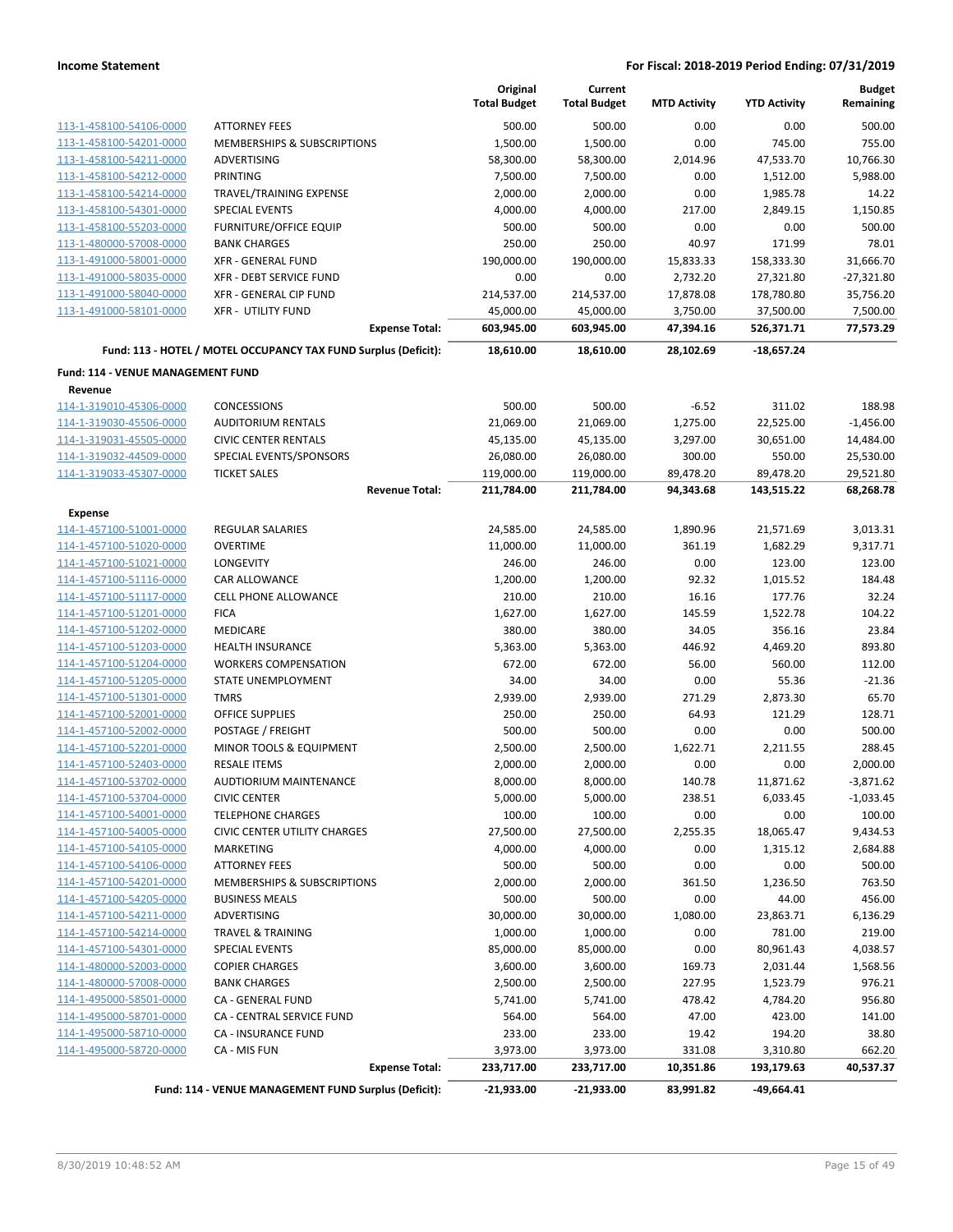| | | Original Total Budget | Current Total Budget | MTD Activity | YTD Activity | Budget Remaining |
|---|---|---|---|---|---|---|
| 113-1-458100-54106-0000 | ATTORNEY FEES | 500.00 | 500.00 | 0.00 | 0.00 | 500.00 |
| 113-1-458100-54201-0000 | MEMBERSHIPS & SUBSCRIPTIONS | 1,500.00 | 1,500.00 | 0.00 | 745.00 | 755.00 |
| 113-1-458100-54211-0000 | ADVERTISING | 58,300.00 | 58,300.00 | 2,014.96 | 47,533.70 | 10,766.30 |
| 113-1-458100-54212-0000 | PRINTING | 7,500.00 | 7,500.00 | 0.00 | 1,512.00 | 5,988.00 |
| 113-1-458100-54214-0000 | TRAVEL/TRAINING EXPENSE | 2,000.00 | 2,000.00 | 0.00 | 1,985.78 | 14.22 |
| 113-1-458100-54301-0000 | SPECIAL EVENTS | 4,000.00 | 4,000.00 | 217.00 | 2,849.15 | 1,150.85 |
| 113-1-458100-55203-0000 | FURNITURE/OFFICE EQUIP | 500.00 | 500.00 | 0.00 | 0.00 | 500.00 |
| 113-1-480000-57008-0000 | BANK CHARGES | 250.00 | 250.00 | 40.97 | 171.99 | 78.01 |
| 113-1-491000-58001-0000 | XFR - GENERAL FUND | 190,000.00 | 190,000.00 | 15,833.33 | 158,333.30 | 31,666.70 |
| 113-1-491000-58035-0000 | XFR - DEBT SERVICE FUND | 0.00 | 0.00 | 2,732.20 | 27,321.80 | -27,321.80 |
| 113-1-491000-58040-0000 | XFR - GENERAL CIP FUND | 214,537.00 | 214,537.00 | 17,878.08 | 178,780.80 | 35,756.20 |
| 113-1-491000-58101-0000 | XFR - UTILITY FUND | 45,000.00 | 45,000.00 | 3,750.00 | 37,500.00 | 7,500.00 |
| | **Expense Total:** | **603,945.00** | **603,945.00** | **47,394.16** | **526,371.71** | **77,573.29** |
| | **Fund: 113 - HOTEL / MOTEL OCCUPANCY TAX FUND Surplus (Deficit):** | **18,610.00** | **18,610.00** | **28,102.69** | **-18,657.24** | |
| **Fund: 114 - VENUE MANAGEMENT FUND** | | | | | | |
| **Revenue** | | | | | | |
| 114-1-319010-45306-0000 | CONCESSIONS | 500.00 | 500.00 | -6.52 | 311.02 | 188.98 |
| 114-1-319030-45506-0000 | AUDITORIUM RENTALS | 21,069.00 | 21,069.00 | 1,275.00 | 22,525.00 | -1,456.00 |
| 114-1-319031-45505-0000 | CIVIC CENTER RENTALS | 45,135.00 | 45,135.00 | 3,297.00 | 30,651.00 | 14,484.00 |
| 114-1-319032-44509-0000 | SPECIAL EVENTS/SPONSORS | 26,080.00 | 26,080.00 | 300.00 | 550.00 | 25,530.00 |
| 114-1-319033-45307-0000 | TICKET SALES | 119,000.00 | 119,000.00 | 89,478.20 | 89,478.20 | 29,521.80 |
| | **Revenue Total:** | **211,784.00** | **211,784.00** | **94,343.68** | **143,515.22** | **68,268.78** |
| **Expense** | | | | | | |
| 114-1-457100-51001-0000 | REGULAR SALARIES | 24,585.00 | 24,585.00 | 1,890.96 | 21,571.69 | 3,013.31 |
| 114-1-457100-51020-0000 | OVERTIME | 11,000.00 | 11,000.00 | 361.19 | 1,682.29 | 9,317.71 |
| 114-1-457100-51021-0000 | LONGEVITY | 246.00 | 246.00 | 0.00 | 123.00 | 123.00 |
| 114-1-457100-51116-0000 | CAR ALLOWANCE | 1,200.00 | 1,200.00 | 92.32 | 1,015.52 | 184.48 |
| 114-1-457100-51117-0000 | CELL PHONE ALLOWANCE | 210.00 | 210.00 | 16.16 | 177.76 | 32.24 |
| 114-1-457100-51201-0000 | FICA | 1,627.00 | 1,627.00 | 145.59 | 1,522.78 | 104.22 |
| 114-1-457100-51202-0000 | MEDICARE | 380.00 | 380.00 | 34.05 | 356.16 | 23.84 |
| 114-1-457100-51203-0000 | HEALTH INSURANCE | 5,363.00 | 5,363.00 | 446.92 | 4,469.20 | 893.80 |
| 114-1-457100-51204-0000 | WORKERS COMPENSATION | 672.00 | 672.00 | 56.00 | 560.00 | 112.00 |
| 114-1-457100-51205-0000 | STATE UNEMPLOYMENT | 34.00 | 34.00 | 0.00 | 55.36 | -21.36 |
| 114-1-457100-51301-0000 | TMRS | 2,939.00 | 2,939.00 | 271.29 | 2,873.30 | 65.70 |
| 114-1-457100-52001-0000 | OFFICE SUPPLIES | 250.00 | 250.00 | 64.93 | 121.29 | 128.71 |
| 114-1-457100-52002-0000 | POSTAGE / FREIGHT | 500.00 | 500.00 | 0.00 | 0.00 | 500.00 |
| 114-1-457100-52201-0000 | MINOR TOOLS & EQUIPMENT | 2,500.00 | 2,500.00 | 1,622.71 | 2,211.55 | 288.45 |
| 114-1-457100-52403-0000 | RESALE ITEMS | 2,000.00 | 2,000.00 | 0.00 | 0.00 | 2,000.00 |
| 114-1-457100-53702-0000 | AUDTIORIUM MAINTENANCE | 8,000.00 | 8,000.00 | 140.78 | 11,871.62 | -3,871.62 |
| 114-1-457100-53704-0000 | CIVIC CENTER | 5,000.00 | 5,000.00 | 238.51 | 6,033.45 | -1,033.45 |
| 114-1-457100-54001-0000 | TELEPHONE CHARGES | 100.00 | 100.00 | 0.00 | 0.00 | 100.00 |
| 114-1-457100-54005-0000 | CIVIC CENTER UTILITY CHARGES | 27,500.00 | 27,500.00 | 2,255.35 | 18,065.47 | 9,434.53 |
| 114-1-457100-54105-0000 | MARKETING | 4,000.00 | 4,000.00 | 0.00 | 1,315.12 | 2,684.88 |
| 114-1-457100-54106-0000 | ATTORNEY FEES | 500.00 | 500.00 | 0.00 | 0.00 | 500.00 |
| 114-1-457100-54201-0000 | MEMBERSHIPS & SUBSCRIPTIONS | 2,000.00 | 2,000.00 | 361.50 | 1,236.50 | 763.50 |
| 114-1-457100-54205-0000 | BUSINESS MEALS | 500.00 | 500.00 | 0.00 | 44.00 | 456.00 |
| 114-1-457100-54211-0000 | ADVERTISING | 30,000.00 | 30,000.00 | 1,080.00 | 23,863.71 | 6,136.29 |
| 114-1-457100-54214-0000 | TRAVEL & TRAINING | 1,000.00 | 1,000.00 | 0.00 | 781.00 | 219.00 |
| 114-1-457100-54301-0000 | SPECIAL EVENTS | 85,000.00 | 85,000.00 | 0.00 | 80,961.43 | 4,038.57 |
| 114-1-480000-52003-0000 | COPIER CHARGES | 3,600.00 | 3,600.00 | 169.73 | 2,031.44 | 1,568.56 |
| 114-1-480000-57008-0000 | BANK CHARGES | 2,500.00 | 2,500.00 | 227.95 | 1,523.79 | 976.21 |
| 114-1-495000-58501-0000 | CA - GENERAL FUND | 5,741.00 | 5,741.00 | 478.42 | 4,784.20 | 956.80 |
| 114-1-495000-58701-0000 | CA - CENTRAL SERVICE FUND | 564.00 | 564.00 | 47.00 | 423.00 | 141.00 |
| 114-1-495000-58710-0000 | CA - INSURANCE FUND | 233.00 | 233.00 | 19.42 | 194.20 | 38.80 |
| 114-1-495000-58720-0000 | CA - MIS FUN | 3,973.00 | 3,973.00 | 331.08 | 3,310.80 | 662.20 |
| | **Expense Total:** | **233,717.00** | **233,717.00** | **10,351.86** | **193,179.63** | **40,537.37** |
| | **Fund: 114 - VENUE MANAGEMENT FUND Surplus (Deficit):** | **-21,933.00** | **-21,933.00** | **83,991.82** | **-49,664.41** | |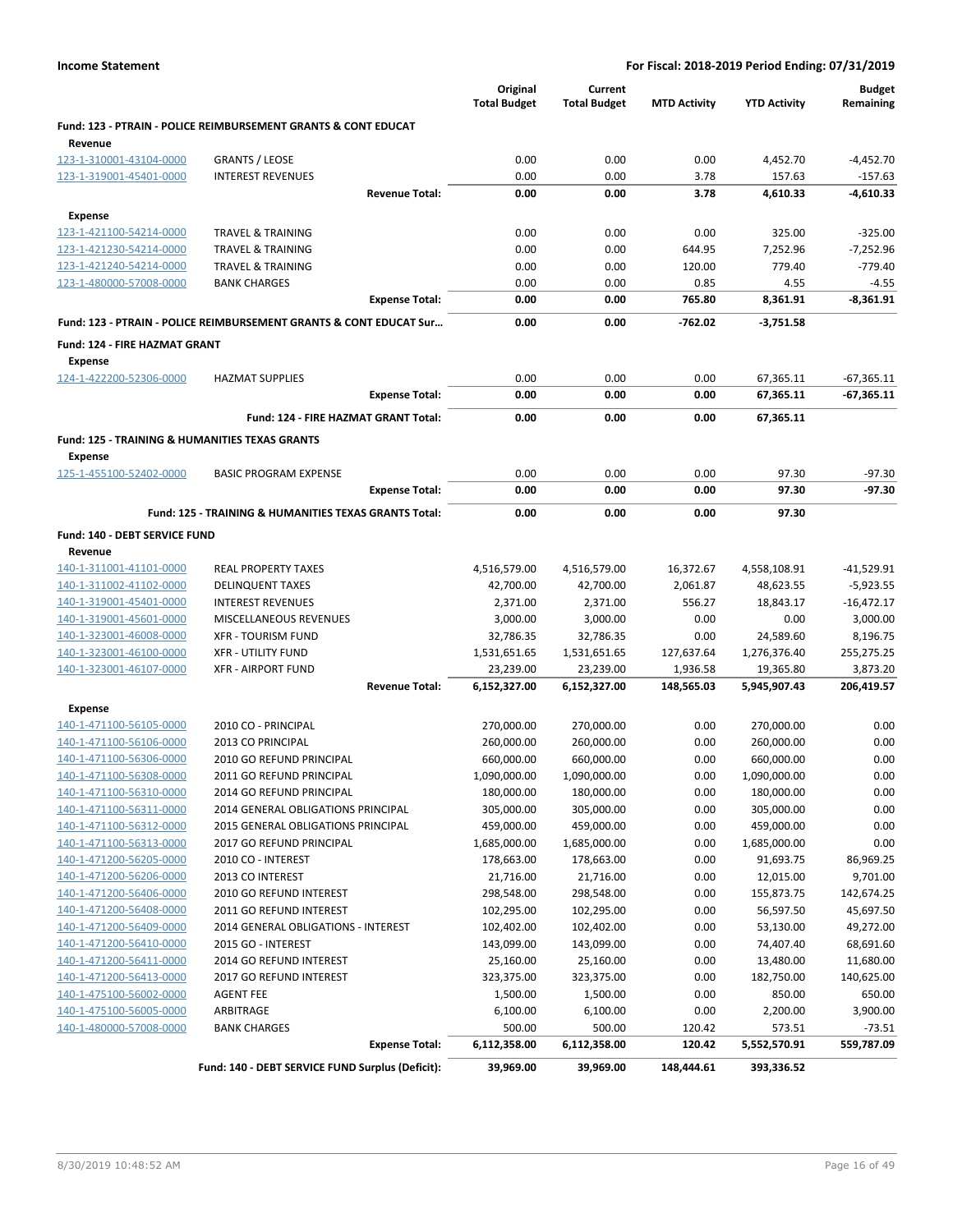**Income Statement** | **For Fiscal: 2018-2019 Period Ending: 07/31/2019**

| | | Original Total Budget | Current Total Budget | MTD Activity | YTD Activity | Budget Remaining |
|---|---|---|---|---|---|---|
| **Fund: 123 - PTRAIN - POLICE REIMBURSEMENT GRANTS & CONT EDUCAT** | | | | | | |
| **Revenue** | | | | | | |
| 123-1-310001-43104-0000 | GRANTS / LEOSE | 0.00 | 0.00 | 0.00 | 4,452.70 | -4,452.70 |
| 123-1-319001-45401-0000 | INTEREST REVENUES | 0.00 | 0.00 | 3.78 | 157.63 | -157.63 |
| | **Revenue Total:** | **0.00** | **0.00** | **3.78** | **4,610.33** | **-4,610.33** |
| **Expense** | | | | | | |
| 123-1-421100-54214-0000 | TRAVEL & TRAINING | 0.00 | 0.00 | 0.00 | 325.00 | -325.00 |
| 123-1-421230-54214-0000 | TRAVEL & TRAINING | 0.00 | 0.00 | 644.95 | 7,252.96 | -7,252.96 |
| 123-1-421240-54214-0000 | TRAVEL & TRAINING | 0.00 | 0.00 | 120.00 | 779.40 | -779.40 |
| 123-1-480000-57008-0000 | BANK CHARGES | 0.00 | 0.00 | 0.85 | 4.55 | -4.55 |
| | **Expense Total:** | **0.00** | **0.00** | **765.80** | **8,361.91** | **-8,361.91** |
| **Fund: 123 - PTRAIN - POLICE REIMBURSEMENT GRANTS & CONT EDUCAT Sur...** | | **0.00** | **0.00** | **-762.02** | **-3,751.58** | |
| **Fund: 124 - FIRE HAZMAT GRANT** | | | | | | |
| **Expense** | | | | | | |
| 124-1-422200-52306-0000 | HAZMAT SUPPLIES | 0.00 | 0.00 | 0.00 | 67,365.11 | -67,365.11 |
| | **Expense Total:** | **0.00** | **0.00** | **0.00** | **67,365.11** | **-67,365.11** |
| | **Fund: 124 - FIRE HAZMAT GRANT Total:** | **0.00** | **0.00** | **0.00** | **67,365.11** | |
| **Fund: 125 - TRAINING & HUMANITIES TEXAS GRANTS** | | | | | | |
| **Expense** | | | | | | |
| 125-1-455100-52402-0000 | BASIC PROGRAM EXPENSE | 0.00 | 0.00 | 0.00 | 97.30 | -97.30 |
| | **Expense Total:** | **0.00** | **0.00** | **0.00** | **97.30** | **-97.30** |
| | **Fund: 125 - TRAINING & HUMANITIES TEXAS GRANTS Total:** | **0.00** | **0.00** | **0.00** | **97.30** | |
| **Fund: 140 - DEBT SERVICE FUND** | | | | | | |
| **Revenue** | | | | | | |
| 140-1-311001-41101-0000 | REAL PROPERTY TAXES | 4,516,579.00 | 4,516,579.00 | 16,372.67 | 4,558,108.91 | -41,529.91 |
| 140-1-311002-41102-0000 | DELINQUENT TAXES | 42,700.00 | 42,700.00 | 2,061.87 | 48,623.55 | -5,923.55 |
| 140-1-319001-45401-0000 | INTEREST REVENUES | 2,371.00 | 2,371.00 | 556.27 | 18,843.17 | -16,472.17 |
| 140-1-319001-45601-0000 | MISCELLANEOUS REVENUES | 3,000.00 | 3,000.00 | 0.00 | 0.00 | 3,000.00 |
| 140-1-323001-46008-0000 | XFR - TOURISM FUND | 32,786.35 | 32,786.35 | 0.00 | 24,589.60 | 8,196.75 |
| 140-1-323001-46100-0000 | XFR - UTILITY FUND | 1,531,651.65 | 1,531,651.65 | 127,637.64 | 1,276,376.40 | 255,275.25 |
| 140-1-323001-46107-0000 | XFR - AIRPORT FUND | 23,239.00 | 23,239.00 | 1,936.58 | 19,365.80 | 3,873.20 |
| | **Revenue Total:** | **6,152,327.00** | **6,152,327.00** | **148,565.03** | **5,945,907.43** | **206,419.57** |
| **Expense** | | | | | | |
| 140-1-471100-56105-0000 | 2010 CO - PRINCIPAL | 270,000.00 | 270,000.00 | 0.00 | 270,000.00 | 0.00 |
| 140-1-471100-56106-0000 | 2013 CO PRINCIPAL | 260,000.00 | 260,000.00 | 0.00 | 260,000.00 | 0.00 |
| 140-1-471100-56306-0000 | 2010 GO REFUND PRINCIPAL | 660,000.00 | 660,000.00 | 0.00 | 660,000.00 | 0.00 |
| 140-1-471100-56308-0000 | 2011 GO REFUND PRINCIPAL | 1,090,000.00 | 1,090,000.00 | 0.00 | 1,090,000.00 | 0.00 |
| 140-1-471100-56310-0000 | 2014 GO REFUND PRINCIPAL | 180,000.00 | 180,000.00 | 0.00 | 180,000.00 | 0.00 |
| 140-1-471100-56311-0000 | 2014 GENERAL OBLIGATIONS PRINCIPAL | 305,000.00 | 305,000.00 | 0.00 | 305,000.00 | 0.00 |
| 140-1-471100-56312-0000 | 2015 GENERAL OBLIGATIONS PRINCIPAL | 459,000.00 | 459,000.00 | 0.00 | 459,000.00 | 0.00 |
| 140-1-471100-56313-0000 | 2017 GO REFUND PRINCIPAL | 1,685,000.00 | 1,685,000.00 | 0.00 | 1,685,000.00 | 0.00 |
| 140-1-471200-56205-0000 | 2010 CO - INTEREST | 178,663.00 | 178,663.00 | 0.00 | 91,693.75 | 86,969.25 |
| 140-1-471200-56206-0000 | 2013 CO INTEREST | 21,716.00 | 21,716.00 | 0.00 | 12,015.00 | 9,701.00 |
| 140-1-471200-56406-0000 | 2010 GO REFUND INTEREST | 298,548.00 | 298,548.00 | 0.00 | 155,873.75 | 142,674.25 |
| 140-1-471200-56408-0000 | 2011 GO REFUND INTEREST | 102,295.00 | 102,295.00 | 0.00 | 56,597.50 | 45,697.50 |
| 140-1-471200-56409-0000 | 2014 GENERAL OBLIGATIONS - INTEREST | 102,402.00 | 102,402.00 | 0.00 | 53,130.00 | 49,272.00 |
| 140-1-471200-56410-0000 | 2015 GO - INTEREST | 143,099.00 | 143,099.00 | 0.00 | 74,407.40 | 68,691.60 |
| 140-1-471200-56411-0000 | 2014 GO REFUND INTEREST | 25,160.00 | 25,160.00 | 0.00 | 13,480.00 | 11,680.00 |
| 140-1-471200-56413-0000 | 2017 GO REFUND INTEREST | 323,375.00 | 323,375.00 | 0.00 | 182,750.00 | 140,625.00 |
| 140-1-475100-56002-0000 | AGENT FEE | 1,500.00 | 1,500.00 | 0.00 | 850.00 | 650.00 |
| 140-1-475100-56005-0000 | ARBITRAGE | 6,100.00 | 6,100.00 | 0.00 | 2,200.00 | 3,900.00 |
| 140-1-480000-57008-0000 | BANK CHARGES | 500.00 | 500.00 | 120.42 | 573.51 | -73.51 |
| | **Expense Total:** | **6,112,358.00** | **6,112,358.00** | **120.42** | **5,552,570.91** | **559,787.09** |
| | **Fund: 140 - DEBT SERVICE FUND Surplus (Deficit):** | **39,969.00** | **39,969.00** | **148,444.61** | **393,336.52** | |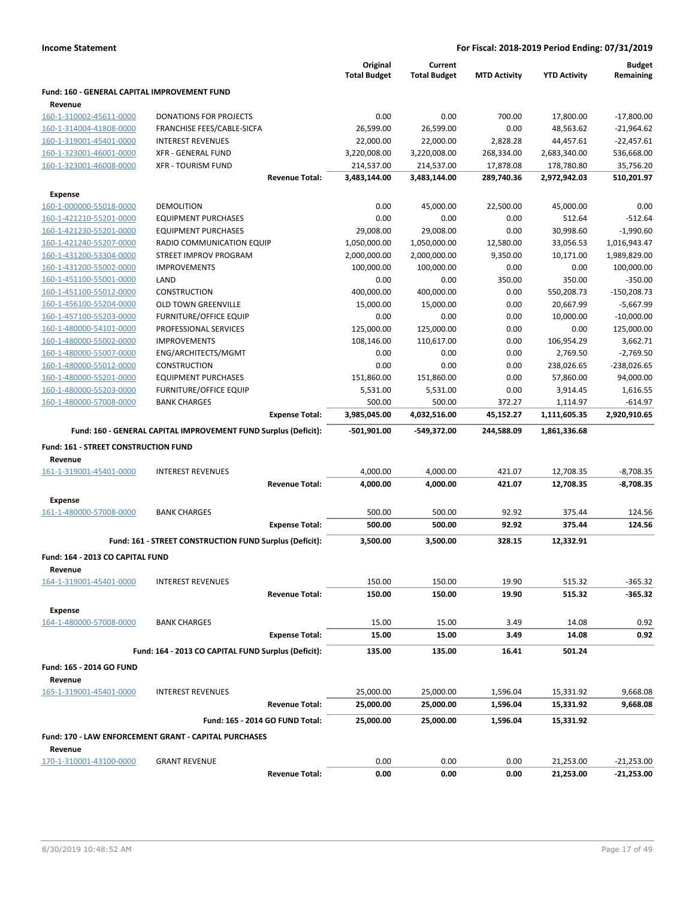**Income Statement** — **For Fiscal: 2018-2019 Period Ending: 07/31/2019**

| | | Original Total Budget | Current Total Budget | MTD Activity | YTD Activity | Budget Remaining |
|---|---|---|---|---|---|---|
| **Fund: 160 - GENERAL CAPITAL IMPROVEMENT FUND** | | | | | | |
| **Revenue** | | | | | | |
| 160-1-310002-45611-0000 | DONATIONS FOR PROJECTS | 0.00 | 0.00 | 700.00 | 17,800.00 | -17,800.00 |
| 160-1-314004-41808-0000 | FRANCHISE FEES/CABLE-SICFA | 26,599.00 | 26,599.00 | 0.00 | 48,563.62 | -21,964.62 |
| 160-1-319001-45401-0000 | INTEREST REVENUES | 22,000.00 | 22,000.00 | 2,828.28 | 44,457.61 | -22,457.61 |
| 160-1-323001-46001-0000 | XFR - GENERAL FUND | 3,220,008.00 | 3,220,008.00 | 268,334.00 | 2,683,340.00 | 536,668.00 |
| 160-1-323001-46008-0000 | XFR - TOURISM FUND | 214,537.00 | 214,537.00 | 17,878.08 | 178,780.80 | 35,756.20 |
| | **Revenue Total:** | **3,483,144.00** | **3,483,144.00** | **289,740.36** | **2,972,942.03** | **510,201.97** |
| **Expense** | | | | | | |
| 160-1-000000-55018-0000 | DEMOLITION | 0.00 | 45,000.00 | 22,500.00 | 45,000.00 | 0.00 |
| 160-1-421210-55201-0000 | EQUIPMENT PURCHASES | 0.00 | 0.00 | 0.00 | 512.64 | -512.64 |
| 160-1-421230-55201-0000 | EQUIPMENT PURCHASES | 29,008.00 | 29,008.00 | 0.00 | 30,998.60 | -1,990.60 |
| 160-1-421240-55207-0000 | RADIO COMMUNICATION EQUIP | 1,050,000.00 | 1,050,000.00 | 12,580.00 | 33,056.53 | 1,016,943.47 |
| 160-1-431200-53304-0000 | STREET IMPROV PROGRAM | 2,000,000.00 | 2,000,000.00 | 9,350.00 | 10,171.00 | 1,989,829.00 |
| 160-1-431200-55002-0000 | IMPROVEMENTS | 100,000.00 | 100,000.00 | 0.00 | 0.00 | 100,000.00 |
| 160-1-451100-55001-0000 | LAND | 0.00 | 0.00 | 350.00 | 350.00 | -350.00 |
| 160-1-451100-55012-0000 | CONSTRUCTION | 400,000.00 | 400,000.00 | 0.00 | 550,208.73 | -150,208.73 |
| 160-1-456100-55204-0000 | OLD TOWN GREENVILLE | 15,000.00 | 15,000.00 | 0.00 | 20,667.99 | -5,667.99 |
| 160-1-457100-55203-0000 | FURNITURE/OFFICE EQUIP | 0.00 | 0.00 | 0.00 | 10,000.00 | -10,000.00 |
| 160-1-480000-54101-0000 | PROFESSIONAL SERVICES | 125,000.00 | 125,000.00 | 0.00 | 0.00 | 125,000.00 |
| 160-1-480000-55002-0000 | IMPROVEMENTS | 108,146.00 | 110,617.00 | 0.00 | 106,954.29 | 3,662.71 |
| 160-1-480000-55007-0000 | ENG/ARCHITECTS/MGMT | 0.00 | 0.00 | 0.00 | 2,769.50 | -2,769.50 |
| 160-1-480000-55012-0000 | CONSTRUCTION | 0.00 | 0.00 | 0.00 | 238,026.65 | -238,026.65 |
| 160-1-480000-55201-0000 | EQUIPMENT PURCHASES | 151,860.00 | 151,860.00 | 0.00 | 57,860.00 | 94,000.00 |
| 160-1-480000-55203-0000 | FURNITURE/OFFICE EQUIP | 5,531.00 | 5,531.00 | 0.00 | 3,914.45 | 1,616.55 |
| 160-1-480000-57008-0000 | BANK CHARGES | 500.00 | 500.00 | 372.27 | 1,114.97 | -614.97 |
| | **Expense Total:** | **3,985,045.00** | **4,032,516.00** | **45,152.27** | **1,111,605.35** | **2,920,910.65** |
| | **Fund: 160 - GENERAL CAPITAL IMPROVEMENT FUND Surplus (Deficit):** | **-501,901.00** | **-549,372.00** | **244,588.09** | **1,861,336.68** | |
| **Fund: 161 - STREET CONSTRUCTION FUND** | | | | | | |
| **Revenue** | | | | | | |
| 161-1-319001-45401-0000 | INTEREST REVENUES | 4,000.00 | 4,000.00 | 421.07 | 12,708.35 | -8,708.35 |
| | **Revenue Total:** | **4,000.00** | **4,000.00** | **421.07** | **12,708.35** | **-8,708.35** |
| **Expense** | | | | | | |
| 161-1-480000-57008-0000 | BANK CHARGES | 500.00 | 500.00 | 92.92 | 375.44 | 124.56 |
| | **Expense Total:** | **500.00** | **500.00** | **92.92** | **375.44** | **124.56** |
| | **Fund: 161 - STREET CONSTRUCTION FUND Surplus (Deficit):** | **3,500.00** | **3,500.00** | **328.15** | **12,332.91** | |
| **Fund: 164 - 2013 CO CAPITAL FUND** | | | | | | |
| **Revenue** | | | | | | |
| 164-1-319001-45401-0000 | INTEREST REVENUES | 150.00 | 150.00 | 19.90 | 515.32 | -365.32 |
| | **Revenue Total:** | **150.00** | **150.00** | **19.90** | **515.32** | **-365.32** |
| **Expense** | | | | | | |
| 164-1-480000-57008-0000 | BANK CHARGES | 15.00 | 15.00 | 3.49 | 14.08 | 0.92 |
| | **Expense Total:** | **15.00** | **15.00** | **3.49** | **14.08** | **0.92** |
| | **Fund: 164 - 2013 CO CAPITAL FUND Surplus (Deficit):** | **135.00** | **135.00** | **16.41** | **501.24** | |
| **Fund: 165 - 2014 GO FUND** | | | | | | |
| **Revenue** | | | | | | |
| 165-1-319001-45401-0000 | INTEREST REVENUES | 25,000.00 | 25,000.00 | 1,596.04 | 15,331.92 | 9,668.08 |
| | **Revenue Total:** | **25,000.00** | **25,000.00** | **1,596.04** | **15,331.92** | **9,668.08** |
| | **Fund: 165 - 2014 GO FUND Total:** | **25,000.00** | **25,000.00** | **1,596.04** | **15,331.92** | |
| **Fund: 170 - LAW ENFORCEMENT GRANT - CAPITAL PURCHASES** | | | | | | |
| **Revenue** | | | | | | |
| 170-1-310001-43100-0000 | GRANT REVENUE | 0.00 | 0.00 | 0.00 | 21,253.00 | -21,253.00 |
| | **Revenue Total:** | **0.00** | **0.00** | **0.00** | **21,253.00** | **-21,253.00** |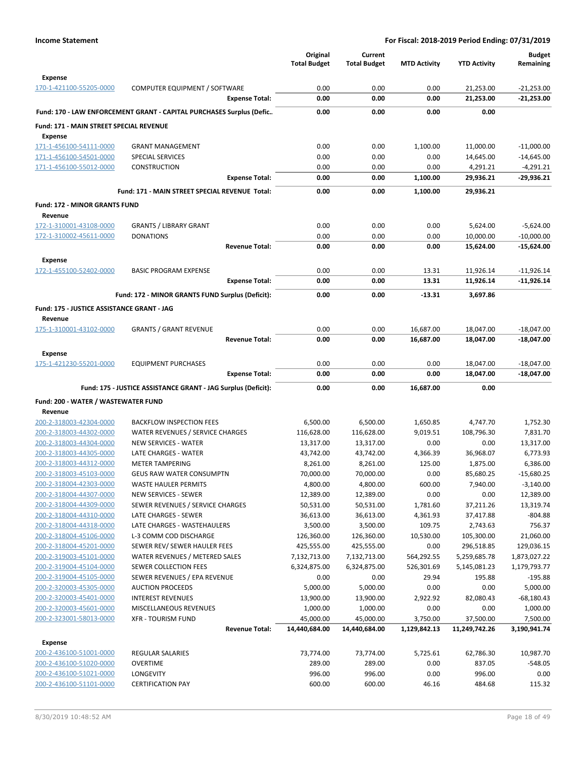**Income Statement** — **For Fiscal: 2018-2019 Period Ending: 07/31/2019**

| | | Original Total Budget | Current Total Budget | MTD Activity | YTD Activity | Budget Remaining |
|---|---|---|---|---|---|---|
| **Expense** | | | | | | |
| 170-1-421100-55205-0000 | COMPUTER EQUIPMENT / SOFTWARE | 0.00 | 0.00 | 0.00 | 21,253.00 | -21,253.00 |
| | **Expense Total:** | **0.00** | **0.00** | **0.00** | **21,253.00** | **-21,253.00** |
| **Fund: 170 - LAW ENFORCEMENT GRANT - CAPITAL PURCHASES Surplus (Defic..** | | **0.00** | **0.00** | **0.00** | **0.00** | |
| **Fund: 171 - MAIN STREET SPECIAL REVENUE** | | | | | | |
| **Expense** | | | | | | |
| 171-1-456100-54111-0000 | GRANT MANAGEMENT | 0.00 | 0.00 | 1,100.00 | 11,000.00 | -11,000.00 |
| 171-1-456100-54501-0000 | SPECIAL SERVICES | 0.00 | 0.00 | 0.00 | 14,645.00 | -14,645.00 |
| 171-1-456100-55012-0000 | CONSTRUCTION | 0.00 | 0.00 | 0.00 | 4,291.21 | -4,291.21 |
| | **Expense Total:** | **0.00** | **0.00** | **1,100.00** | **29,936.21** | **-29,936.21** |
| **Fund: 171 - MAIN STREET SPECIAL REVENUE Total:** | | **0.00** | **0.00** | **1,100.00** | **29,936.21** | |
| **Fund: 172 - MINOR GRANTS FUND** | | | | | | |
| **Revenue** | | | | | | |
| 172-1-310001-43108-0000 | GRANTS / LIBRARY GRANT | 0.00 | 0.00 | 0.00 | 5,624.00 | -5,624.00 |
| 172-1-310002-45611-0000 | DONATIONS | 0.00 | 0.00 | 0.00 | 10,000.00 | -10,000.00 |
| | **Revenue Total:** | **0.00** | **0.00** | **0.00** | **15,624.00** | **-15,624.00** |
| **Expense** | | | | | | |
| 172-1-455100-52402-0000 | BASIC PROGRAM EXPENSE | 0.00 | 0.00 | 13.31 | 11,926.14 | -11,926.14 |
| | **Expense Total:** | **0.00** | **0.00** | **13.31** | **11,926.14** | **-11,926.14** |
| **Fund: 172 - MINOR GRANTS FUND Surplus (Deficit):** | | **0.00** | **0.00** | **-13.31** | **3,697.86** | |
| **Fund: 175 - JUSTICE ASSISTANCE GRANT - JAG** | | | | | | |
| **Revenue** | | | | | | |
| 175-1-310001-43102-0000 | GRANTS / GRANT REVENUE | 0.00 | 0.00 | 16,687.00 | 18,047.00 | -18,047.00 |
| | **Revenue Total:** | **0.00** | **0.00** | **16,687.00** | **18,047.00** | **-18,047.00** |
| **Expense** | | | | | | |
| 175-1-421230-55201-0000 | EQUIPMENT PURCHASES | 0.00 | 0.00 | 0.00 | 18,047.00 | -18,047.00 |
| | **Expense Total:** | **0.00** | **0.00** | **0.00** | **18,047.00** | **-18,047.00** |
| **Fund: 175 - JUSTICE ASSISTANCE GRANT - JAG Surplus (Deficit):** | | **0.00** | **0.00** | **16,687.00** | **0.00** | |
| **Fund: 200 - WATER / WASTEWATER FUND** | | | | | | |
| **Revenue** | | | | | | |
| 200-2-318003-42304-0000 | BACKFLOW INSPECTION FEES | 6,500.00 | 6,500.00 | 1,650.85 | 4,747.70 | 1,752.30 |
| 200-2-318003-44302-0000 | WATER REVENUES / SERVICE CHARGES | 116,628.00 | 116,628.00 | 9,019.51 | 108,796.30 | 7,831.70 |
| 200-2-318003-44304-0000 | NEW SERVICES - WATER | 13,317.00 | 13,317.00 | 0.00 | 0.00 | 13,317.00 |
| 200-2-318003-44305-0000 | LATE CHARGES - WATER | 43,742.00 | 43,742.00 | 4,366.39 | 36,968.07 | 6,773.93 |
| 200-2-318003-44312-0000 | METER TAMPERING | 8,261.00 | 8,261.00 | 125.00 | 1,875.00 | 6,386.00 |
| 200-2-318003-45103-0000 | GEUS RAW WATER CONSUMPTN | 70,000.00 | 70,000.00 | 0.00 | 85,680.25 | -15,680.25 |
| 200-2-318004-42303-0000 | WASTE HAULER PERMITS | 4,800.00 | 4,800.00 | 600.00 | 7,940.00 | -3,140.00 |
| 200-2-318004-44307-0000 | NEW SERVICES - SEWER | 12,389.00 | 12,389.00 | 0.00 | 0.00 | 12,389.00 |
| 200-2-318004-44309-0000 | SEWER REVENUES / SERVICE CHARGES | 50,531.00 | 50,531.00 | 1,781.60 | 37,211.26 | 13,319.74 |
| 200-2-318004-44310-0000 | LATE CHARGES - SEWER | 36,613.00 | 36,613.00 | 4,361.93 | 37,417.88 | -804.88 |
| 200-2-318004-44318-0000 | LATE CHARGES - WASTEHAULERS | 3,500.00 | 3,500.00 | 109.75 | 2,743.63 | 756.37 |
| 200-2-318004-45106-0000 | L-3 COMM COD DISCHARGE | 126,360.00 | 126,360.00 | 10,530.00 | 105,300.00 | 21,060.00 |
| 200-2-318004-45201-0000 | SEWER REV/ SEWER HAULER FEES | 425,555.00 | 425,555.00 | 0.00 | 296,518.85 | 129,036.15 |
| 200-2-319003-45101-0000 | WATER REVENUES / METERED SALES | 7,132,713.00 | 7,132,713.00 | 564,292.55 | 5,259,685.78 | 1,873,027.22 |
| 200-2-319004-45104-0000 | SEWER COLLECTION FEES | 6,324,875.00 | 6,324,875.00 | 526,301.69 | 5,145,081.23 | 1,179,793.77 |
| 200-2-319004-45105-0000 | SEWER REVENUES / EPA REVENUE | 0.00 | 0.00 | 29.94 | 195.88 | -195.88 |
| 200-2-320003-45305-0000 | AUCTION PROCEEDS | 5,000.00 | 5,000.00 | 0.00 | 0.00 | 5,000.00 |
| 200-2-320003-45401-0000 | INTEREST REVENUES | 13,900.00 | 13,900.00 | 2,922.92 | 82,080.43 | -68,180.43 |
| 200-2-320003-45601-0000 | MISCELLANEOUS REVENUES | 1,000.00 | 1,000.00 | 0.00 | 0.00 | 1,000.00 |
| 200-2-323001-58013-0000 | XFR - TOURISM FUND | 45,000.00 | 45,000.00 | 3,750.00 | 37,500.00 | 7,500.00 |
| | **Revenue Total:** | **14,440,684.00** | **14,440,684.00** | **1,129,842.13** | **11,249,742.26** | **3,190,941.74** |
| **Expense** | | | | | | |
| 200-2-436100-51001-0000 | REGULAR SALARIES | 73,774.00 | 73,774.00 | 5,725.61 | 62,786.30 | 10,987.70 |
| 200-2-436100-51020-0000 | OVERTIME | 289.00 | 289.00 | 0.00 | 837.05 | -548.05 |
| 200-2-436100-51021-0000 | LONGEVITY | 996.00 | 996.00 | 0.00 | 996.00 | 0.00 |
| 200-2-436100-51101-0000 | CERTIFICATION PAY | 600.00 | 600.00 | 46.16 | 484.68 | 115.32 |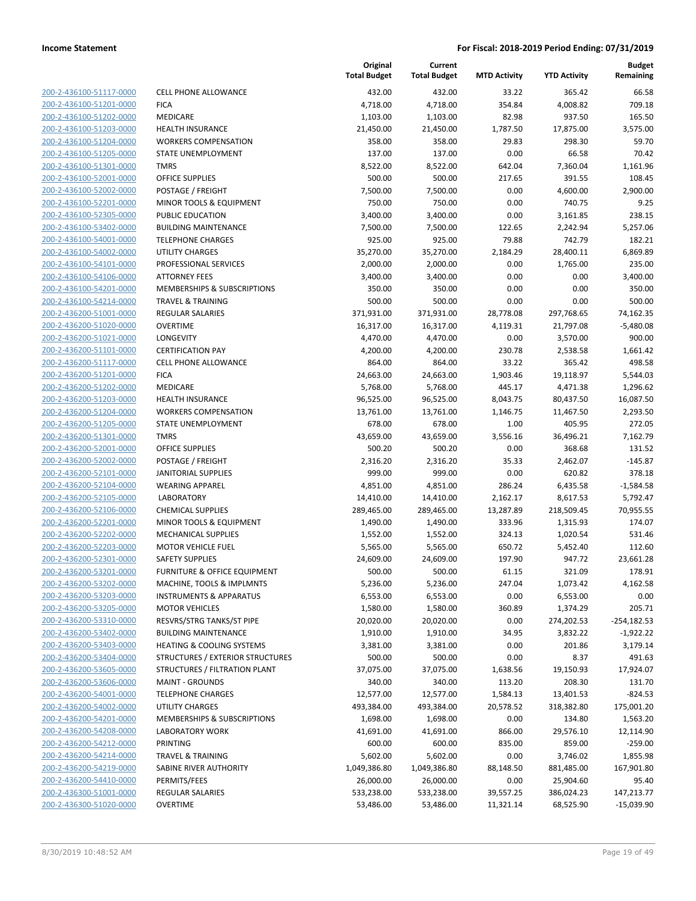| | | Original Total Budget | Current Total Budget | MTD Activity | YTD Activity | Budget Remaining |
|---|---|---|---|---|---|---|
| 200-2-436100-51117-0000 | CELL PHONE ALLOWANCE | 432.00 | 432.00 | 33.22 | 365.42 | 66.58 |
| 200-2-436100-51201-0000 | FICA | 4,718.00 | 4,718.00 | 354.84 | 4,008.82 | 709.18 |
| 200-2-436100-51202-0000 | MEDICARE | 1,103.00 | 1,103.00 | 82.98 | 937.50 | 165.50 |
| 200-2-436100-51203-0000 | HEALTH INSURANCE | 21,450.00 | 21,450.00 | 1,787.50 | 17,875.00 | 3,575.00 |
| 200-2-436100-51204-0000 | WORKERS COMPENSATION | 358.00 | 358.00 | 29.83 | 298.30 | 59.70 |
| 200-2-436100-51205-0000 | STATE UNEMPLOYMENT | 137.00 | 137.00 | 0.00 | 66.58 | 70.42 |
| 200-2-436100-51301-0000 | TMRS | 8,522.00 | 8,522.00 | 642.04 | 7,360.04 | 1,161.96 |
| 200-2-436100-52001-0000 | OFFICE SUPPLIES | 500.00 | 500.00 | 217.65 | 391.55 | 108.45 |
| 200-2-436100-52002-0000 | POSTAGE / FREIGHT | 7,500.00 | 7,500.00 | 0.00 | 4,600.00 | 2,900.00 |
| 200-2-436100-52201-0000 | MINOR TOOLS & EQUIPMENT | 750.00 | 750.00 | 0.00 | 740.75 | 9.25 |
| 200-2-436100-52305-0000 | PUBLIC EDUCATION | 3,400.00 | 3,400.00 | 0.00 | 3,161.85 | 238.15 |
| 200-2-436100-53402-0000 | BUILDING MAINTENANCE | 7,500.00 | 7,500.00 | 122.65 | 2,242.94 | 5,257.06 |
| 200-2-436100-54001-0000 | TELEPHONE CHARGES | 925.00 | 925.00 | 79.88 | 742.79 | 182.21 |
| 200-2-436100-54002-0000 | UTILITY CHARGES | 35,270.00 | 35,270.00 | 2,184.29 | 28,400.11 | 6,869.89 |
| 200-2-436100-54101-0000 | PROFESSIONAL SERVICES | 2,000.00 | 2,000.00 | 0.00 | 1,765.00 | 235.00 |
| 200-2-436100-54106-0000 | ATTORNEY FEES | 3,400.00 | 3,400.00 | 0.00 | 0.00 | 3,400.00 |
| 200-2-436100-54201-0000 | MEMBERSHIPS & SUBSCRIPTIONS | 350.00 | 350.00 | 0.00 | 0.00 | 350.00 |
| 200-2-436100-54214-0000 | TRAVEL & TRAINING | 500.00 | 500.00 | 0.00 | 0.00 | 500.00 |
| 200-2-436200-51001-0000 | REGULAR SALARIES | 371,931.00 | 371,931.00 | 28,778.08 | 297,768.65 | 74,162.35 |
| 200-2-436200-51020-0000 | OVERTIME | 16,317.00 | 16,317.00 | 4,119.31 | 21,797.08 | -5,480.08 |
| 200-2-436200-51021-0000 | LONGEVITY | 4,470.00 | 4,470.00 | 0.00 | 3,570.00 | 900.00 |
| 200-2-436200-51101-0000 | CERTIFICATION PAY | 4,200.00 | 4,200.00 | 230.78 | 2,538.58 | 1,661.42 |
| 200-2-436200-51117-0000 | CELL PHONE ALLOWANCE | 864.00 | 864.00 | 33.22 | 365.42 | 498.58 |
| 200-2-436200-51201-0000 | FICA | 24,663.00 | 24,663.00 | 1,903.46 | 19,118.97 | 5,544.03 |
| 200-2-436200-51202-0000 | MEDICARE | 5,768.00 | 5,768.00 | 445.17 | 4,471.38 | 1,296.62 |
| 200-2-436200-51203-0000 | HEALTH INSURANCE | 96,525.00 | 96,525.00 | 8,043.75 | 80,437.50 | 16,087.50 |
| 200-2-436200-51204-0000 | WORKERS COMPENSATION | 13,761.00 | 13,761.00 | 1,146.75 | 11,467.50 | 2,293.50 |
| 200-2-436200-51205-0000 | STATE UNEMPLOYMENT | 678.00 | 678.00 | 1.00 | 405.95 | 272.05 |
| 200-2-436200-51301-0000 | TMRS | 43,659.00 | 43,659.00 | 3,556.16 | 36,496.21 | 7,162.79 |
| 200-2-436200-52001-0000 | OFFICE SUPPLIES | 500.20 | 500.20 | 0.00 | 368.68 | 131.52 |
| 200-2-436200-52002-0000 | POSTAGE / FREIGHT | 2,316.20 | 2,316.20 | 35.33 | 2,462.07 | -145.87 |
| 200-2-436200-52101-0000 | JANITORIAL SUPPLIES | 999.00 | 999.00 | 0.00 | 620.82 | 378.18 |
| 200-2-436200-52104-0000 | WEARING APPAREL | 4,851.00 | 4,851.00 | 286.24 | 6,435.58 | -1,584.58 |
| 200-2-436200-52105-0000 | LABORATORY | 14,410.00 | 14,410.00 | 2,162.17 | 8,617.53 | 5,792.47 |
| 200-2-436200-52106-0000 | CHEMICAL SUPPLIES | 289,465.00 | 289,465.00 | 13,287.89 | 218,509.45 | 70,955.55 |
| 200-2-436200-52201-0000 | MINOR TOOLS & EQUIPMENT | 1,490.00 | 1,490.00 | 333.96 | 1,315.93 | 174.07 |
| 200-2-436200-52202-0000 | MECHANICAL SUPPLIES | 1,552.00 | 1,552.00 | 324.13 | 1,020.54 | 531.46 |
| 200-2-436200-52203-0000 | MOTOR VEHICLE FUEL | 5,565.00 | 5,565.00 | 650.72 | 5,452.40 | 112.60 |
| 200-2-436200-52301-0000 | SAFETY SUPPLIES | 24,609.00 | 24,609.00 | 197.90 | 947.72 | 23,661.28 |
| 200-2-436200-53201-0000 | FURNITURE & OFFICE EQUIPMENT | 500.00 | 500.00 | 61.15 | 321.09 | 178.91 |
| 200-2-436200-53202-0000 | MACHINE, TOOLS & IMPLMNTS | 5,236.00 | 5,236.00 | 247.04 | 1,073.42 | 4,162.58 |
| 200-2-436200-53203-0000 | INSTRUMENTS & APPARATUS | 6,553.00 | 6,553.00 | 0.00 | 6,553.00 | 0.00 |
| 200-2-436200-53205-0000 | MOTOR VEHICLES | 1,580.00 | 1,580.00 | 360.89 | 1,374.29 | 205.71 |
| 200-2-436200-53310-0000 | RESVRS/STRG TANKS/ST PIPE | 20,020.00 | 20,020.00 | 0.00 | 274,202.53 | -254,182.53 |
| 200-2-436200-53402-0000 | BUILDING MAINTENANCE | 1,910.00 | 1,910.00 | 34.95 | 3,832.22 | -1,922.22 |
| 200-2-436200-53403-0000 | HEATING & COOLING SYSTEMS | 3,381.00 | 3,381.00 | 0.00 | 201.86 | 3,179.14 |
| 200-2-436200-53404-0000 | STRUCTURES / EXTERIOR STRUCTURES | 500.00 | 500.00 | 0.00 | 8.37 | 491.63 |
| 200-2-436200-53605-0000 | STRUCTURES / FILTRATION PLANT | 37,075.00 | 37,075.00 | 1,638.56 | 19,150.93 | 17,924.07 |
| 200-2-436200-53606-0000 | MAINT - GROUNDS | 340.00 | 340.00 | 113.20 | 208.30 | 131.70 |
| 200-2-436200-54001-0000 | TELEPHONE CHARGES | 12,577.00 | 12,577.00 | 1,584.13 | 13,401.53 | -824.53 |
| 200-2-436200-54002-0000 | UTILITY CHARGES | 493,384.00 | 493,384.00 | 20,578.52 | 318,382.80 | 175,001.20 |
| 200-2-436200-54201-0000 | MEMBERSHIPS & SUBSCRIPTIONS | 1,698.00 | 1,698.00 | 0.00 | 134.80 | 1,563.20 |
| 200-2-436200-54208-0000 | LABORATORY WORK | 41,691.00 | 41,691.00 | 866.00 | 29,576.10 | 12,114.90 |
| 200-2-436200-54212-0000 | PRINTING | 600.00 | 600.00 | 835.00 | 859.00 | -259.00 |
| 200-2-436200-54214-0000 | TRAVEL & TRAINING | 5,602.00 | 5,602.00 | 0.00 | 3,746.02 | 1,855.98 |
| 200-2-436200-54219-0000 | SABINE RIVER AUTHORITY | 1,049,386.80 | 1,049,386.80 | 88,148.50 | 881,485.00 | 167,901.80 |
| 200-2-436200-54410-0000 | PERMITS/FEES | 26,000.00 | 26,000.00 | 0.00 | 25,904.60 | 95.40 |
| 200-2-436300-51001-0000 | REGULAR SALARIES | 533,238.00 | 533,238.00 | 39,557.25 | 386,024.23 | 147,213.77 |
| 200-2-436300-51020-0000 | OVERTIME | 53,486.00 | 53,486.00 | 11,321.14 | 68,525.90 | -15,039.90 |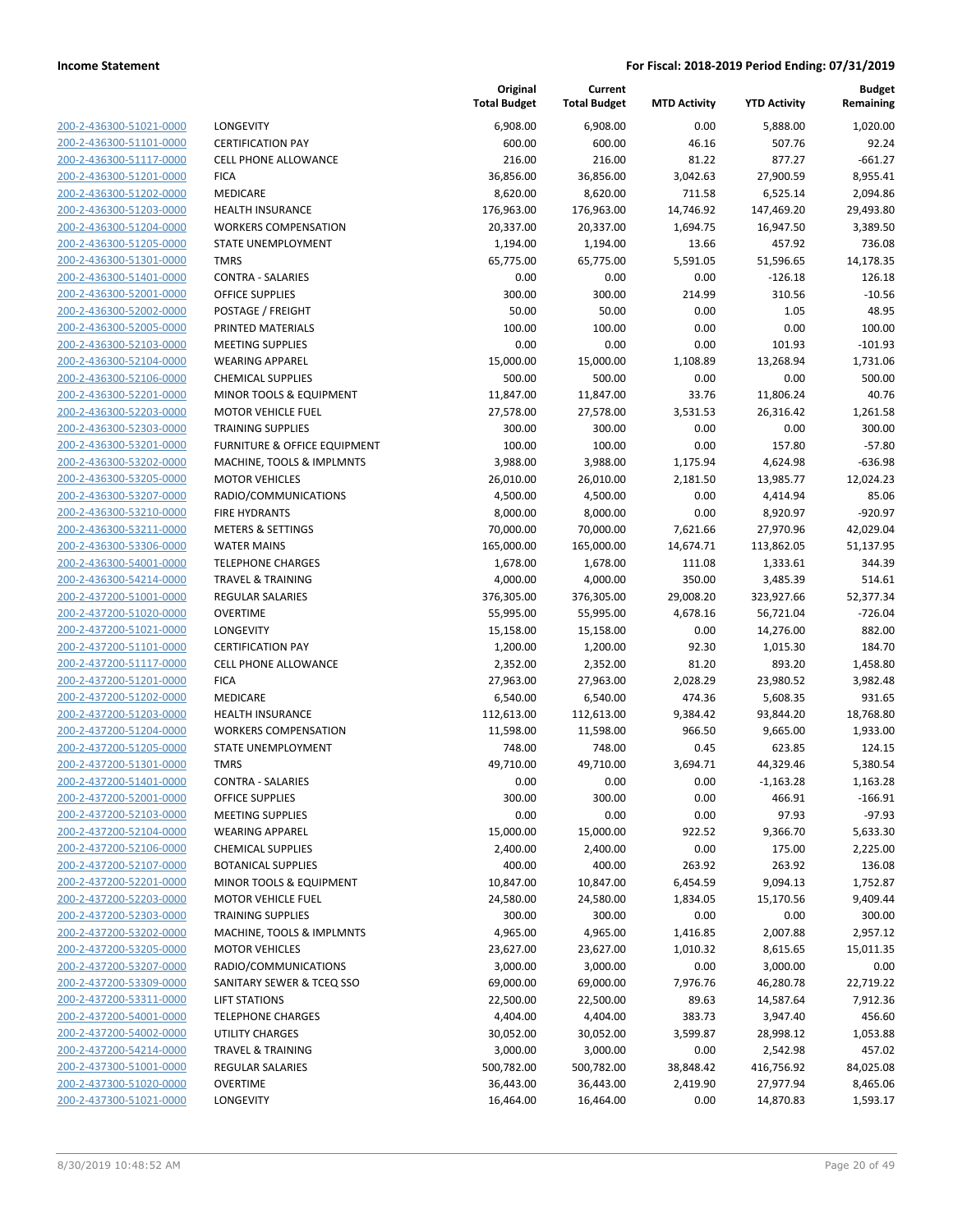| | | Original Total Budget | Current Total Budget | MTD Activity | YTD Activity | Budget Remaining |
|---|---|---|---|---|---|---|
| 200-2-436300-51021-0000 | LONGEVITY | 6,908.00 | 6,908.00 | 0.00 | 5,888.00 | 1,020.00 |
| 200-2-436300-51101-0000 | CERTIFICATION PAY | 600.00 | 600.00 | 46.16 | 507.76 | 92.24 |
| 200-2-436300-51117-0000 | CELL PHONE ALLOWANCE | 216.00 | 216.00 | 81.22 | 877.27 | -661.27 |
| 200-2-436300-51201-0000 | FICA | 36,856.00 | 36,856.00 | 3,042.63 | 27,900.59 | 8,955.41 |
| 200-2-436300-51202-0000 | MEDICARE | 8,620.00 | 8,620.00 | 711.58 | 6,525.14 | 2,094.86 |
| 200-2-436300-51203-0000 | HEALTH INSURANCE | 176,963.00 | 176,963.00 | 14,746.92 | 147,469.20 | 29,493.80 |
| 200-2-436300-51204-0000 | WORKERS COMPENSATION | 20,337.00 | 20,337.00 | 1,694.75 | 16,947.50 | 3,389.50 |
| 200-2-436300-51205-0000 | STATE UNEMPLOYMENT | 1,194.00 | 1,194.00 | 13.66 | 457.92 | 736.08 |
| 200-2-436300-51301-0000 | TMRS | 65,775.00 | 65,775.00 | 5,591.05 | 51,596.65 | 14,178.35 |
| 200-2-436300-51401-0000 | CONTRA - SALARIES | 0.00 | 0.00 | 0.00 | -126.18 | 126.18 |
| 200-2-436300-52001-0000 | OFFICE SUPPLIES | 300.00 | 300.00 | 214.99 | 310.56 | -10.56 |
| 200-2-436300-52002-0000 | POSTAGE / FREIGHT | 50.00 | 50.00 | 0.00 | 1.05 | 48.95 |
| 200-2-436300-52005-0000 | PRINTED MATERIALS | 100.00 | 100.00 | 0.00 | 0.00 | 100.00 |
| 200-2-436300-52103-0000 | MEETING SUPPLIES | 0.00 | 0.00 | 0.00 | 101.93 | -101.93 |
| 200-2-436300-52104-0000 | WEARING APPAREL | 15,000.00 | 15,000.00 | 1,108.89 | 13,268.94 | 1,731.06 |
| 200-2-436300-52106-0000 | CHEMICAL SUPPLIES | 500.00 | 500.00 | 0.00 | 0.00 | 500.00 |
| 200-2-436300-52201-0000 | MINOR TOOLS & EQUIPMENT | 11,847.00 | 11,847.00 | 33.76 | 11,806.24 | 40.76 |
| 200-2-436300-52203-0000 | MOTOR VEHICLE FUEL | 27,578.00 | 27,578.00 | 3,531.53 | 26,316.42 | 1,261.58 |
| 200-2-436300-52303-0000 | TRAINING SUPPLIES | 300.00 | 300.00 | 0.00 | 0.00 | 300.00 |
| 200-2-436300-53201-0000 | FURNITURE & OFFICE EQUIPMENT | 100.00 | 100.00 | 0.00 | 157.80 | -57.80 |
| 200-2-436300-53202-0000 | MACHINE, TOOLS & IMPLMNTS | 3,988.00 | 3,988.00 | 1,175.94 | 4,624.98 | -636.98 |
| 200-2-436300-53205-0000 | MOTOR VEHICLES | 26,010.00 | 26,010.00 | 2,181.50 | 13,985.77 | 12,024.23 |
| 200-2-436300-53207-0000 | RADIO/COMMUNICATIONS | 4,500.00 | 4,500.00 | 0.00 | 4,414.94 | 85.06 |
| 200-2-436300-53210-0000 | FIRE HYDRANTS | 8,000.00 | 8,000.00 | 0.00 | 8,920.97 | -920.97 |
| 200-2-436300-53211-0000 | METERS & SETTINGS | 70,000.00 | 70,000.00 | 7,621.66 | 27,970.96 | 42,029.04 |
| 200-2-436300-53306-0000 | WATER MAINS | 165,000.00 | 165,000.00 | 14,674.71 | 113,862.05 | 51,137.95 |
| 200-2-436300-54001-0000 | TELEPHONE CHARGES | 1,678.00 | 1,678.00 | 111.08 | 1,333.61 | 344.39 |
| 200-2-436300-54214-0000 | TRAVEL & TRAINING | 4,000.00 | 4,000.00 | 350.00 | 3,485.39 | 514.61 |
| 200-2-437200-51001-0000 | REGULAR SALARIES | 376,305.00 | 376,305.00 | 29,008.20 | 323,927.66 | 52,377.34 |
| 200-2-437200-51020-0000 | OVERTIME | 55,995.00 | 55,995.00 | 4,678.16 | 56,721.04 | -726.04 |
| 200-2-437200-51021-0000 | LONGEVITY | 15,158.00 | 15,158.00 | 0.00 | 14,276.00 | 882.00 |
| 200-2-437200-51101-0000 | CERTIFICATION PAY | 1,200.00 | 1,200.00 | 92.30 | 1,015.30 | 184.70 |
| 200-2-437200-51117-0000 | CELL PHONE ALLOWANCE | 2,352.00 | 2,352.00 | 81.20 | 893.20 | 1,458.80 |
| 200-2-437200-51201-0000 | FICA | 27,963.00 | 27,963.00 | 2,028.29 | 23,980.52 | 3,982.48 |
| 200-2-437200-51202-0000 | MEDICARE | 6,540.00 | 6,540.00 | 474.36 | 5,608.35 | 931.65 |
| 200-2-437200-51203-0000 | HEALTH INSURANCE | 112,613.00 | 112,613.00 | 9,384.42 | 93,844.20 | 18,768.80 |
| 200-2-437200-51204-0000 | WORKERS COMPENSATION | 11,598.00 | 11,598.00 | 966.50 | 9,665.00 | 1,933.00 |
| 200-2-437200-51205-0000 | STATE UNEMPLOYMENT | 748.00 | 748.00 | 0.45 | 623.85 | 124.15 |
| 200-2-437200-51301-0000 | TMRS | 49,710.00 | 49,710.00 | 3,694.71 | 44,329.46 | 5,380.54 |
| 200-2-437200-51401-0000 | CONTRA - SALARIES | 0.00 | 0.00 | 0.00 | -1,163.28 | 1,163.28 |
| 200-2-437200-52001-0000 | OFFICE SUPPLIES | 300.00 | 300.00 | 0.00 | 466.91 | -166.91 |
| 200-2-437200-52103-0000 | MEETING SUPPLIES | 0.00 | 0.00 | 0.00 | 97.93 | -97.93 |
| 200-2-437200-52104-0000 | WEARING APPAREL | 15,000.00 | 15,000.00 | 922.52 | 9,366.70 | 5,633.30 |
| 200-2-437200-52106-0000 | CHEMICAL SUPPLIES | 2,400.00 | 2,400.00 | 0.00 | 175.00 | 2,225.00 |
| 200-2-437200-52107-0000 | BOTANICAL SUPPLIES | 400.00 | 400.00 | 263.92 | 263.92 | 136.08 |
| 200-2-437200-52201-0000 | MINOR TOOLS & EQUIPMENT | 10,847.00 | 10,847.00 | 6,454.59 | 9,094.13 | 1,752.87 |
| 200-2-437200-52203-0000 | MOTOR VEHICLE FUEL | 24,580.00 | 24,580.00 | 1,834.05 | 15,170.56 | 9,409.44 |
| 200-2-437200-52303-0000 | TRAINING SUPPLIES | 300.00 | 300.00 | 0.00 | 0.00 | 300.00 |
| 200-2-437200-53202-0000 | MACHINE, TOOLS & IMPLMNTS | 4,965.00 | 4,965.00 | 1,416.85 | 2,007.88 | 2,957.12 |
| 200-2-437200-53205-0000 | MOTOR VEHICLES | 23,627.00 | 23,627.00 | 1,010.32 | 8,615.65 | 15,011.35 |
| 200-2-437200-53207-0000 | RADIO/COMMUNICATIONS | 3,000.00 | 3,000.00 | 0.00 | 3,000.00 | 0.00 |
| 200-2-437200-53309-0000 | SANITARY SEWER & TCEQ SSO | 69,000.00 | 69,000.00 | 7,976.76 | 46,280.78 | 22,719.22 |
| 200-2-437200-53311-0000 | LIFT STATIONS | 22,500.00 | 22,500.00 | 89.63 | 14,587.64 | 7,912.36 |
| 200-2-437200-54001-0000 | TELEPHONE CHARGES | 4,404.00 | 4,404.00 | 383.73 | 3,947.40 | 456.60 |
| 200-2-437200-54002-0000 | UTILITY CHARGES | 30,052.00 | 30,052.00 | 3,599.87 | 28,998.12 | 1,053.88 |
| 200-2-437200-54214-0000 | TRAVEL & TRAINING | 3,000.00 | 3,000.00 | 0.00 | 2,542.98 | 457.02 |
| 200-2-437300-51001-0000 | REGULAR SALARIES | 500,782.00 | 500,782.00 | 38,848.42 | 416,756.92 | 84,025.08 |
| 200-2-437300-51020-0000 | OVERTIME | 36,443.00 | 36,443.00 | 2,419.90 | 27,977.94 | 8,465.06 |
| 200-2-437300-51021-0000 | LONGEVITY | 16,464.00 | 16,464.00 | 0.00 | 14,870.83 | 1,593.17 |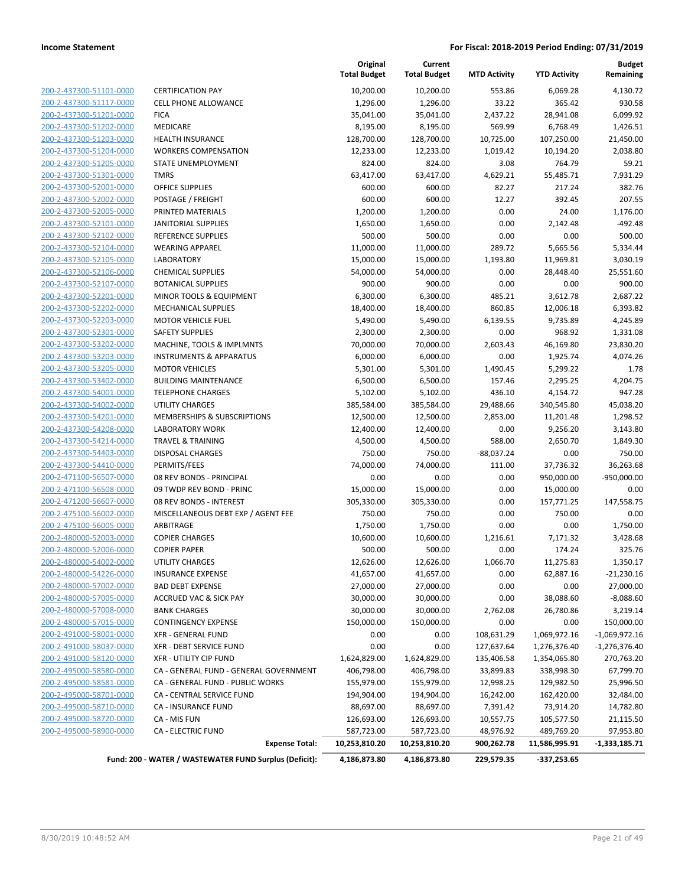| | | Original Total Budget | Current Total Budget | MTD Activity | YTD Activity | Budget Remaining |
|---|---|---|---|---|---|---|
| 200-2-437300-51101-0000 | CERTIFICATION PAY | 10,200.00 | 10,200.00 | 553.86 | 6,069.28 | 4,130.72 |
| 200-2-437300-51117-0000 | CELL PHONE ALLOWANCE | 1,296.00 | 1,296.00 | 33.22 | 365.42 | 930.58 |
| 200-2-437300-51201-0000 | FICA | 35,041.00 | 35,041.00 | 2,437.22 | 28,941.08 | 6,099.92 |
| 200-2-437300-51202-0000 | MEDICARE | 8,195.00 | 8,195.00 | 569.99 | 6,768.49 | 1,426.51 |
| 200-2-437300-51203-0000 | HEALTH INSURANCE | 128,700.00 | 128,700.00 | 10,725.00 | 107,250.00 | 21,450.00 |
| 200-2-437300-51204-0000 | WORKERS COMPENSATION | 12,233.00 | 12,233.00 | 1,019.42 | 10,194.20 | 2,038.80 |
| 200-2-437300-51205-0000 | STATE UNEMPLOYMENT | 824.00 | 824.00 | 3.08 | 764.79 | 59.21 |
| 200-2-437300-51301-0000 | TMRS | 63,417.00 | 63,417.00 | 4,629.21 | 55,485.71 | 7,931.29 |
| 200-2-437300-52001-0000 | OFFICE SUPPLIES | 600.00 | 600.00 | 82.27 | 217.24 | 382.76 |
| 200-2-437300-52002-0000 | POSTAGE / FREIGHT | 600.00 | 600.00 | 12.27 | 392.45 | 207.55 |
| 200-2-437300-52005-0000 | PRINTED MATERIALS | 1,200.00 | 1,200.00 | 0.00 | 24.00 | 1,176.00 |
| 200-2-437300-52101-0000 | JANITORIAL SUPPLIES | 1,650.00 | 1,650.00 | 0.00 | 2,142.48 | -492.48 |
| 200-2-437300-52102-0000 | REFERENCE SUPPLIES | 500.00 | 500.00 | 0.00 | 0.00 | 500.00 |
| 200-2-437300-52104-0000 | WEARING APPAREL | 11,000.00 | 11,000.00 | 289.72 | 5,665.56 | 5,334.44 |
| 200-2-437300-52105-0000 | LABORATORY | 15,000.00 | 15,000.00 | 1,193.80 | 11,969.81 | 3,030.19 |
| 200-2-437300-52106-0000 | CHEMICAL SUPPLIES | 54,000.00 | 54,000.00 | 0.00 | 28,448.40 | 25,551.60 |
| 200-2-437300-52107-0000 | BOTANICAL SUPPLIES | 900.00 | 900.00 | 0.00 | 0.00 | 900.00 |
| 200-2-437300-52201-0000 | MINOR TOOLS & EQUIPMENT | 6,300.00 | 6,300.00 | 485.21 | 3,612.78 | 2,687.22 |
| 200-2-437300-52202-0000 | MECHANICAL SUPPLIES | 18,400.00 | 18,400.00 | 860.85 | 12,006.18 | 6,393.82 |
| 200-2-437300-52203-0000 | MOTOR VEHICLE FUEL | 5,490.00 | 5,490.00 | 6,139.55 | 9,735.89 | -4,245.89 |
| 200-2-437300-52301-0000 | SAFETY SUPPLIES | 2,300.00 | 2,300.00 | 0.00 | 968.92 | 1,331.08 |
| 200-2-437300-53202-0000 | MACHINE, TOOLS & IMPLMNTS | 70,000.00 | 70,000.00 | 2,603.43 | 46,169.80 | 23,830.20 |
| 200-2-437300-53203-0000 | INSTRUMENTS & APPARATUS | 6,000.00 | 6,000.00 | 0.00 | 1,925.74 | 4,074.26 |
| 200-2-437300-53205-0000 | MOTOR VEHICLES | 5,301.00 | 5,301.00 | 1,490.45 | 5,299.22 | 1.78 |
| 200-2-437300-53402-0000 | BUILDING MAINTENANCE | 6,500.00 | 6,500.00 | 157.46 | 2,295.25 | 4,204.75 |
| 200-2-437300-54001-0000 | TELEPHONE CHARGES | 5,102.00 | 5,102.00 | 436.10 | 4,154.72 | 947.28 |
| 200-2-437300-54002-0000 | UTILITY CHARGES | 385,584.00 | 385,584.00 | 29,488.66 | 340,545.80 | 45,038.20 |
| 200-2-437300-54201-0000 | MEMBERSHIPS & SUBSCRIPTIONS | 12,500.00 | 12,500.00 | 2,853.00 | 11,201.48 | 1,298.52 |
| 200-2-437300-54208-0000 | LABORATORY WORK | 12,400.00 | 12,400.00 | 0.00 | 9,256.20 | 3,143.80 |
| 200-2-437300-54214-0000 | TRAVEL & TRAINING | 4,500.00 | 4,500.00 | 588.00 | 2,650.70 | 1,849.30 |
| 200-2-437300-54403-0000 | DISPOSAL CHARGES | 750.00 | 750.00 | -88,037.24 | 0.00 | 750.00 |
| 200-2-437300-54410-0000 | PERMITS/FEES | 74,000.00 | 74,000.00 | 111.00 | 37,736.32 | 36,263.68 |
| 200-2-471100-56507-0000 | 08 REV BONDS - PRINCIPAL | 0.00 | 0.00 | 0.00 | 950,000.00 | -950,000.00 |
| 200-2-471100-56508-0000 | 09 TWDP REV BOND - PRINC | 15,000.00 | 15,000.00 | 0.00 | 15,000.00 | 0.00 |
| 200-2-471200-56607-0000 | 08 REV BONDS - INTEREST | 305,330.00 | 305,330.00 | 0.00 | 157,771.25 | 147,558.75 |
| 200-2-475100-56002-0000 | MISCELLANEOUS DEBT EXP / AGENT FEE | 750.00 | 750.00 | 0.00 | 750.00 | 0.00 |
| 200-2-475100-56005-0000 | ARBITRAGE | 1,750.00 | 1,750.00 | 0.00 | 0.00 | 1,750.00 |
| 200-2-480000-52003-0000 | COPIER CHARGES | 10,600.00 | 10,600.00 | 1,216.61 | 7,171.32 | 3,428.68 |
| 200-2-480000-52006-0000 | COPIER PAPER | 500.00 | 500.00 | 0.00 | 174.24 | 325.76 |
| 200-2-480000-54002-0000 | UTILITY CHARGES | 12,626.00 | 12,626.00 | 1,066.70 | 11,275.83 | 1,350.17 |
| 200-2-480000-54226-0000 | INSURANCE EXPENSE | 41,657.00 | 41,657.00 | 0.00 | 62,887.16 | -21,230.16 |
| 200-2-480000-57002-0000 | BAD DEBT EXPENSE | 27,000.00 | 27,000.00 | 0.00 | 0.00 | 27,000.00 |
| 200-2-480000-57005-0000 | ACCRUED VAC & SICK PAY | 30,000.00 | 30,000.00 | 0.00 | 38,088.60 | -8,088.60 |
| 200-2-480000-57008-0000 | BANK CHARGES | 30,000.00 | 30,000.00 | 2,762.08 | 26,780.86 | 3,219.14 |
| 200-2-480000-57015-0000 | CONTINGENCY EXPENSE | 150,000.00 | 150,000.00 | 0.00 | 0.00 | 150,000.00 |
| 200-2-491000-58001-0000 | XFR - GENERAL FUND | 0.00 | 0.00 | 108,631.29 | 1,069,972.16 | -1,069,972.16 |
| 200-2-491000-58037-0000 | XFR - DEBT SERVICE FUND | 0.00 | 0.00 | 127,637.64 | 1,276,376.40 | -1,276,376.40 |
| 200-2-491000-58120-0000 | XFR - UTILITY CIP FUND | 1,624,829.00 | 1,624,829.00 | 135,406.58 | 1,354,065.80 | 270,763.20 |
| 200-2-495000-58580-0000 | CA - GENERAL FUND - GENERAL GOVERNMENT | 406,798.00 | 406,798.00 | 33,899.83 | 338,998.30 | 67,799.70 |
| 200-2-495000-58581-0000 | CA - GENERAL FUND - PUBLIC WORKS | 155,979.00 | 155,979.00 | 12,998.25 | 129,982.50 | 25,996.50 |
| 200-2-495000-58701-0000 | CA - CENTRAL SERVICE FUND | 194,904.00 | 194,904.00 | 16,242.00 | 162,420.00 | 32,484.00 |
| 200-2-495000-58710-0000 | CA - INSURANCE FUND | 88,697.00 | 88,697.00 | 7,391.42 | 73,914.20 | 14,782.80 |
| 200-2-495000-58720-0000 | CA - MIS FUN | 126,693.00 | 126,693.00 | 10,557.75 | 105,577.50 | 21,115.50 |
| 200-2-495000-58900-0000 | CA - ELECTRIC FUND | 587,723.00 | 587,723.00 | 48,976.92 | 489,769.20 | 97,953.80 |
| | **Expense Total:** | **10,253,810.20** | **10,253,810.20** | **900,262.78** | **11,586,995.91** | **-1,333,185.71** |
| | **Fund: 200 - WATER / WASTEWATER FUND Surplus (Deficit):** | **4,186,873.80** | **4,186,873.80** | **229,579.35** | **-337,253.65** | |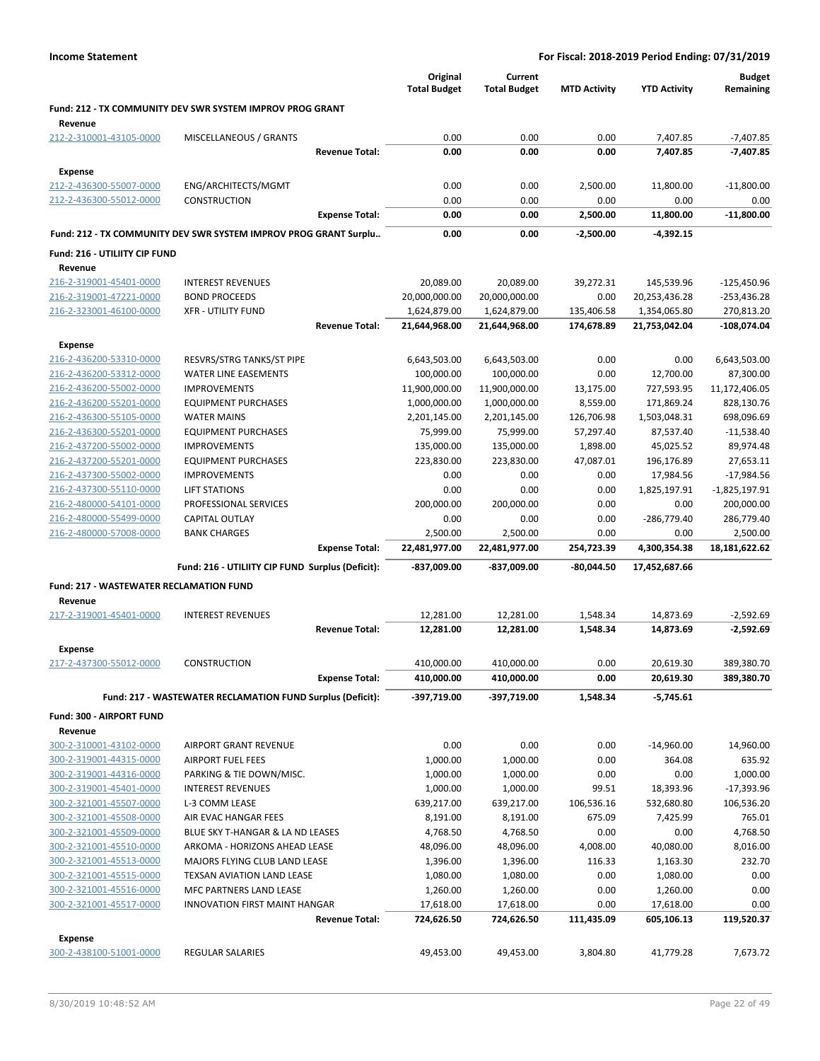**Income Statement** | **For Fiscal: 2018-2019 Period Ending: 07/31/2019**

| | | Original Total Budget | Current Total Budget | MTD Activity | YTD Activity | Budget Remaining |
|---|---|---|---|---|---|---|
| **Fund: 212 - TX COMMUNITY DEV SWR SYSTEM IMPROV PROG GRANT** | | | | | | |
| **Revenue** | | | | | | |
| 212-2-310001-43105-0000 | MISCELLANEOUS / GRANTS | 0.00 | 0.00 | 0.00 | 7,407.85 | -7,407.85 |
| | **Revenue Total:** | **0.00** | **0.00** | **0.00** | **7,407.85** | **-7,407.85** |
| **Expense** | | | | | | |
| 212-2-436300-55007-0000 | ENG/ARCHITECTS/MGMT | 0.00 | 0.00 | 2,500.00 | 11,800.00 | -11,800.00 |
| 212-2-436300-55012-0000 | CONSTRUCTION | 0.00 | 0.00 | 0.00 | 0.00 | 0.00 |
| | **Expense Total:** | **0.00** | **0.00** | **2,500.00** | **11,800.00** | **-11,800.00** |
| **Fund: 212 - TX COMMUNITY DEV SWR SYSTEM IMPROV PROG GRANT Surplu..** | | **0.00** | **0.00** | **-2,500.00** | **-4,392.15** | |
| **Fund: 216 - UTILIITY CIP FUND** | | | | | | |
| **Revenue** | | | | | | |
| 216-2-319001-45401-0000 | INTEREST REVENUES | 20,089.00 | 20,089.00 | 39,272.31 | 145,539.96 | -125,450.96 |
| 216-2-319001-47221-0000 | BOND PROCEEDS | 20,000,000.00 | 20,000,000.00 | 0.00 | 20,253,436.28 | -253,436.28 |
| 216-2-323001-46100-0000 | XFR - UTILITY FUND | 1,624,879.00 | 1,624,879.00 | 135,406.58 | 1,354,065.80 | 270,813.20 |
| | **Revenue Total:** | **21,644,968.00** | **21,644,968.00** | **174,678.89** | **21,753,042.04** | **-108,074.04** |
| **Expense** | | | | | | |
| 216-2-436200-53310-0000 | RESVRS/STRG TANKS/ST PIPE | 6,643,503.00 | 6,643,503.00 | 0.00 | 0.00 | 6,643,503.00 |
| 216-2-436200-53312-0000 | WATER LINE EASEMENTS | 100,000.00 | 100,000.00 | 0.00 | 12,700.00 | 87,300.00 |
| 216-2-436200-55002-0000 | IMPROVEMENTS | 11,900,000.00 | 11,900,000.00 | 13,175.00 | 727,593.95 | 11,172,406.05 |
| 216-2-436200-55201-0000 | EQUIPMENT PURCHASES | 1,000,000.00 | 1,000,000.00 | 8,559.00 | 171,869.24 | 828,130.76 |
| 216-2-436300-55105-0000 | WATER MAINS | 2,201,145.00 | 2,201,145.00 | 126,706.98 | 1,503,048.31 | 698,096.69 |
| 216-2-436300-55201-0000 | EQUIPMENT PURCHASES | 75,999.00 | 75,999.00 | 57,297.40 | 87,537.40 | -11,538.40 |
| 216-2-437200-55002-0000 | IMPROVEMENTS | 135,000.00 | 135,000.00 | 1,898.00 | 45,025.52 | 89,974.48 |
| 216-2-437200-55201-0000 | EQUIPMENT PURCHASES | 223,830.00 | 223,830.00 | 47,087.01 | 196,176.89 | 27,653.11 |
| 216-2-437300-55002-0000 | IMPROVEMENTS | 0.00 | 0.00 | 0.00 | 17,984.56 | -17,984.56 |
| 216-2-437300-55110-0000 | LIFT STATIONS | 0.00 | 0.00 | 0.00 | 1,825,197.91 | -1,825,197.91 |
| 216-2-480000-54101-0000 | PROFESSIONAL SERVICES | 200,000.00 | 200,000.00 | 0.00 | 0.00 | 200,000.00 |
| 216-2-480000-55499-0000 | CAPITAL OUTLAY | 0.00 | 0.00 | 0.00 | -286,779.40 | 286,779.40 |
| 216-2-480000-57008-0000 | BANK CHARGES | 2,500.00 | 2,500.00 | 0.00 | 0.00 | 2,500.00 |
| | **Expense Total:** | **22,481,977.00** | **22,481,977.00** | **254,723.39** | **4,300,354.38** | **18,181,622.62** |
| | **Fund: 216 - UTILIITY CIP FUND Surplus (Deficit):** | **-837,009.00** | **-837,009.00** | **-80,044.50** | **17,452,687.66** | |
| **Fund: 217 - WASTEWATER RECLAMATION FUND** | | | | | | |
| **Revenue** | | | | | | |
| 217-2-319001-45401-0000 | INTEREST REVENUES | 12,281.00 | 12,281.00 | 1,548.34 | 14,873.69 | -2,592.69 |
| | **Revenue Total:** | **12,281.00** | **12,281.00** | **1,548.34** | **14,873.69** | **-2,592.69** |
| **Expense** | | | | | | |
| 217-2-437300-55012-0000 | CONSTRUCTION | 410,000.00 | 410,000.00 | 0.00 | 20,619.30 | 389,380.70 |
| | **Expense Total:** | **410,000.00** | **410,000.00** | **0.00** | **20,619.30** | **389,380.70** |
| | **Fund: 217 - WASTEWATER RECLAMATION FUND Surplus (Deficit):** | **-397,719.00** | **-397,719.00** | **1,548.34** | **-5,745.61** | |
| **Fund: 300 - AIRPORT FUND** | | | | | | |
| **Revenue** | | | | | | |
| 300-2-310001-43102-0000 | AIRPORT GRANT REVENUE | 0.00 | 0.00 | 0.00 | -14,960.00 | 14,960.00 |
| 300-2-319001-44315-0000 | AIRPORT FUEL FEES | 1,000.00 | 1,000.00 | 0.00 | 364.08 | 635.92 |
| 300-2-319001-44316-0000 | PARKING & TIE DOWN/MISC. | 1,000.00 | 1,000.00 | 0.00 | 0.00 | 1,000.00 |
| 300-2-319001-45401-0000 | INTEREST REVENUES | 1,000.00 | 1,000.00 | 99.51 | 18,393.96 | -17,393.96 |
| 300-2-321001-45507-0000 | L-3 COMM LEASE | 639,217.00 | 639,217.00 | 106,536.16 | 532,680.80 | 106,536.20 |
| 300-2-321001-45508-0000 | AIR EVAC HANGAR FEES | 8,191.00 | 8,191.00 | 675.09 | 7,425.99 | 765.01 |
| 300-2-321001-45509-0000 | BLUE SKY T-HANGAR & LA ND LEASES | 4,768.50 | 4,768.50 | 0.00 | 0.00 | 4,768.50 |
| 300-2-321001-45510-0000 | ARKOMA - HORIZONS AHEAD LEASE | 48,096.00 | 48,096.00 | 4,008.00 | 40,080.00 | 8,016.00 |
| 300-2-321001-45513-0000 | MAJORS FLYING CLUB LAND LEASE | 1,396.00 | 1,396.00 | 116.33 | 1,163.30 | 232.70 |
| 300-2-321001-45515-0000 | TEXSAN AVIATION LAND LEASE | 1,080.00 | 1,080.00 | 0.00 | 1,080.00 | 0.00 |
| 300-2-321001-45516-0000 | MFC PARTNERS LAND LEASE | 1,260.00 | 1,260.00 | 0.00 | 1,260.00 | 0.00 |
| 300-2-321001-45517-0000 | INNOVATION FIRST MAINT HANGAR | 17,618.00 | 17,618.00 | 0.00 | 17,618.00 | 0.00 |
| | **Revenue Total:** | **724,626.50** | **724,626.50** | **111,435.09** | **605,106.13** | **119,520.37** |
| **Expense** | | | | | | |
| 300-2-438100-51001-0000 | REGULAR SALARIES | 49,453.00 | 49,453.00 | 3,804.80 | 41,779.28 | 7,673.72 |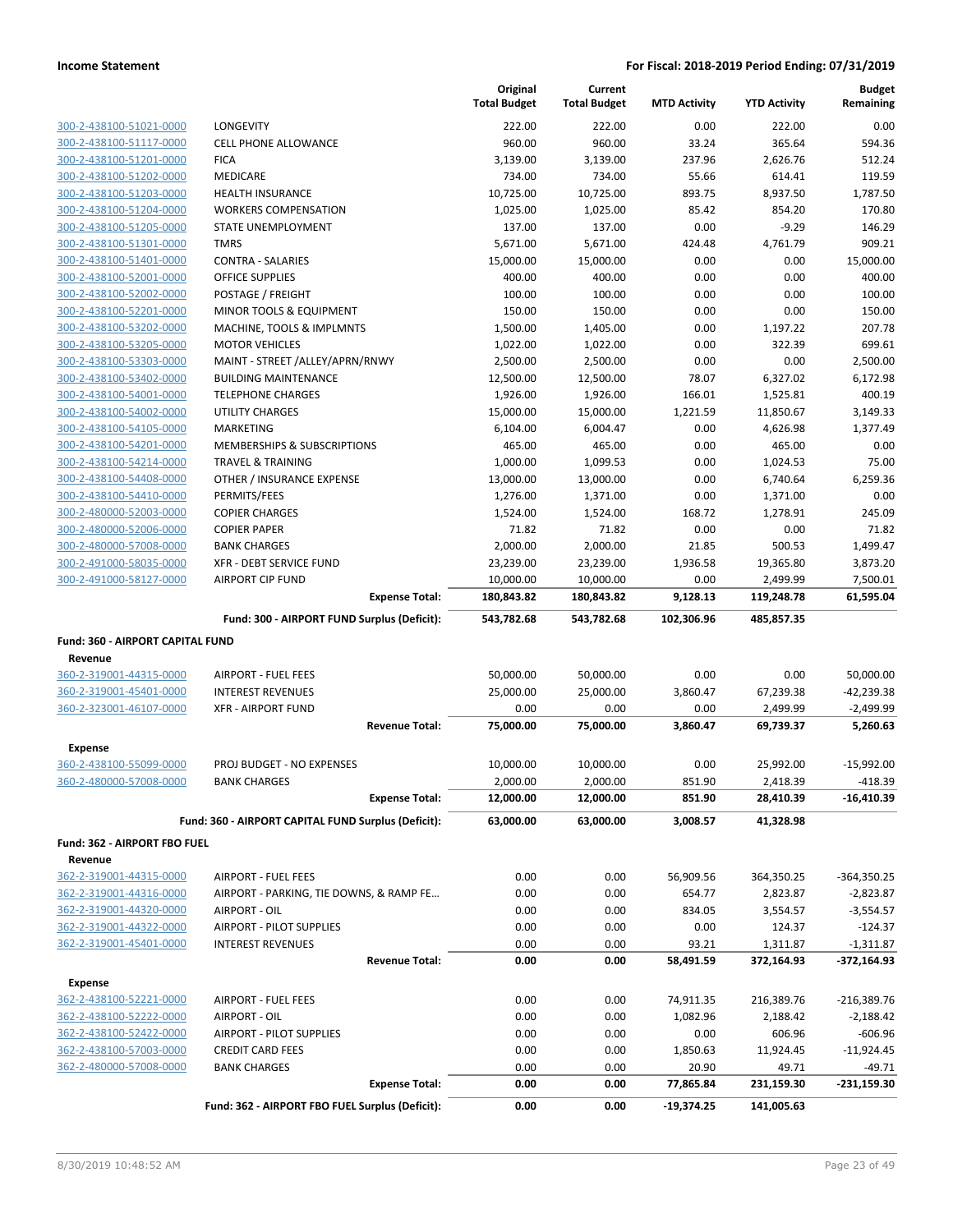| | | Original Total Budget | Current Total Budget | MTD Activity | YTD Activity | Budget Remaining |
|---|---|---|---|---|---|---|
| 300-2-438100-51021-0000 | LONGEVITY | 222.00 | 222.00 | 0.00 | 222.00 | 0.00 |
| 300-2-438100-51117-0000 | CELL PHONE ALLOWANCE | 960.00 | 960.00 | 33.24 | 365.64 | 594.36 |
| 300-2-438100-51201-0000 | FICA | 3,139.00 | 3,139.00 | 237.96 | 2,626.76 | 512.24 |
| 300-2-438100-51202-0000 | MEDICARE | 734.00 | 734.00 | 55.66 | 614.41 | 119.59 |
| 300-2-438100-51203-0000 | HEALTH INSURANCE | 10,725.00 | 10,725.00 | 893.75 | 8,937.50 | 1,787.50 |
| 300-2-438100-51204-0000 | WORKERS COMPENSATION | 1,025.00 | 1,025.00 | 85.42 | 854.20 | 170.80 |
| 300-2-438100-51205-0000 | STATE UNEMPLOYMENT | 137.00 | 137.00 | 0.00 | -9.29 | 146.29 |
| 300-2-438100-51301-0000 | TMRS | 5,671.00 | 5,671.00 | 424.48 | 4,761.79 | 909.21 |
| 300-2-438100-51401-0000 | CONTRA - SALARIES | 15,000.00 | 15,000.00 | 0.00 | 0.00 | 15,000.00 |
| 300-2-438100-52001-0000 | OFFICE SUPPLIES | 400.00 | 400.00 | 0.00 | 0.00 | 400.00 |
| 300-2-438100-52002-0000 | POSTAGE / FREIGHT | 100.00 | 100.00 | 0.00 | 0.00 | 100.00 |
| 300-2-438100-52201-0000 | MINOR TOOLS & EQUIPMENT | 150.00 | 150.00 | 0.00 | 0.00 | 150.00 |
| 300-2-438100-53202-0000 | MACHINE, TOOLS & IMPLMNTS | 1,500.00 | 1,405.00 | 0.00 | 1,197.22 | 207.78 |
| 300-2-438100-53205-0000 | MOTOR VEHICLES | 1,022.00 | 1,022.00 | 0.00 | 322.39 | 699.61 |
| 300-2-438100-53303-0000 | MAINT - STREET /ALLEY/APRN/RNWY | 2,500.00 | 2,500.00 | 0.00 | 0.00 | 2,500.00 |
| 300-2-438100-53402-0000 | BUILDING MAINTENANCE | 12,500.00 | 12,500.00 | 78.07 | 6,327.02 | 6,172.98 |
| 300-2-438100-54001-0000 | TELEPHONE CHARGES | 1,926.00 | 1,926.00 | 166.01 | 1,525.81 | 400.19 |
| 300-2-438100-54002-0000 | UTILITY CHARGES | 15,000.00 | 15,000.00 | 1,221.59 | 11,850.67 | 3,149.33 |
| 300-2-438100-54105-0000 | MARKETING | 6,104.00 | 6,004.47 | 0.00 | 4,626.98 | 1,377.49 |
| 300-2-438100-54201-0000 | MEMBERSHIPS & SUBSCRIPTIONS | 465.00 | 465.00 | 0.00 | 465.00 | 0.00 |
| 300-2-438100-54214-0000 | TRAVEL & TRAINING | 1,000.00 | 1,099.53 | 0.00 | 1,024.53 | 75.00 |
| 300-2-438100-54408-0000 | OTHER / INSURANCE EXPENSE | 13,000.00 | 13,000.00 | 0.00 | 6,740.64 | 6,259.36 |
| 300-2-438100-54410-0000 | PERMITS/FEES | 1,276.00 | 1,371.00 | 0.00 | 1,371.00 | 0.00 |
| 300-2-480000-52003-0000 | COPIER CHARGES | 1,524.00 | 1,524.00 | 168.72 | 1,278.91 | 245.09 |
| 300-2-480000-52006-0000 | COPIER PAPER | 71.82 | 71.82 | 0.00 | 0.00 | 71.82 |
| 300-2-480000-57008-0000 | BANK CHARGES | 2,000.00 | 2,000.00 | 21.85 | 500.53 | 1,499.47 |
| 300-2-491000-58035-0000 | XFR - DEBT SERVICE FUND | 23,239.00 | 23,239.00 | 1,936.58 | 19,365.80 | 3,873.20 |
| 300-2-491000-58127-0000 | AIRPORT CIP FUND | 10,000.00 | 10,000.00 | 0.00 | 2,499.99 | 7,500.01 |
| | **Expense Total:** | **180,843.82** | **180,843.82** | **9,128.13** | **119,248.78** | **61,595.04** |
| | **Fund: 300 - AIRPORT FUND Surplus (Deficit):** | **543,782.68** | **543,782.68** | **102,306.96** | **485,857.35** | |
| **Fund: 360 - AIRPORT CAPITAL FUND** | | | | | | |
| **Revenue** | | | | | | |
| 360-2-319001-44315-0000 | AIRPORT - FUEL FEES | 50,000.00 | 50,000.00 | 0.00 | 0.00 | 50,000.00 |
| 360-2-319001-45401-0000 | INTEREST REVENUES | 25,000.00 | 25,000.00 | 3,860.47 | 67,239.38 | -42,239.38 |
| 360-2-323001-46107-0000 | XFR - AIRPORT FUND | 0.00 | 0.00 | 0.00 | 2,499.99 | -2,499.99 |
| | **Revenue Total:** | **75,000.00** | **75,000.00** | **3,860.47** | **69,739.37** | **5,260.63** |
| **Expense** | | | | | | |
| 360-2-438100-55099-0000 | PROJ BUDGET - NO EXPENSES | 10,000.00 | 10,000.00 | 0.00 | 25,992.00 | -15,992.00 |
| 360-2-480000-57008-0000 | BANK CHARGES | 2,000.00 | 2,000.00 | 851.90 | 2,418.39 | -418.39 |
| | **Expense Total:** | **12,000.00** | **12,000.00** | **851.90** | **28,410.39** | **-16,410.39** |
| | **Fund: 360 - AIRPORT CAPITAL FUND Surplus (Deficit):** | **63,000.00** | **63,000.00** | **3,008.57** | **41,328.98** | |
| **Fund: 362 - AIRPORT FBO FUEL** | | | | | | |
| **Revenue** | | | | | | |
| 362-2-319001-44315-0000 | AIRPORT - FUEL FEES | 0.00 | 0.00 | 56,909.56 | 364,350.25 | -364,350.25 |
| 362-2-319001-44316-0000 | AIRPORT - PARKING, TIE DOWNS, & RAMP FE… | 0.00 | 0.00 | 654.77 | 2,823.87 | -2,823.87 |
| 362-2-319001-44320-0000 | AIRPORT - OIL | 0.00 | 0.00 | 834.05 | 3,554.57 | -3,554.57 |
| 362-2-319001-44322-0000 | AIRPORT - PILOT SUPPLIES | 0.00 | 0.00 | 0.00 | 124.37 | -124.37 |
| 362-2-319001-45401-0000 | INTEREST REVENUES | 0.00 | 0.00 | 93.21 | 1,311.87 | -1,311.87 |
| | **Revenue Total:** | **0.00** | **0.00** | **58,491.59** | **372,164.93** | **-372,164.93** |
| **Expense** | | | | | | |
| 362-2-438100-52221-0000 | AIRPORT - FUEL FEES | 0.00 | 0.00 | 74,911.35 | 216,389.76 | -216,389.76 |
| 362-2-438100-52222-0000 | AIRPORT - OIL | 0.00 | 0.00 | 1,082.96 | 2,188.42 | -2,188.42 |
| 362-2-438100-52422-0000 | AIRPORT - PILOT SUPPLIES | 0.00 | 0.00 | 0.00 | 606.96 | -606.96 |
| 362-2-438100-57003-0000 | CREDIT CARD FEES | 0.00 | 0.00 | 1,850.63 | 11,924.45 | -11,924.45 |
| 362-2-480000-57008-0000 | BANK CHARGES | 0.00 | 0.00 | 20.90 | 49.71 | -49.71 |
| | **Expense Total:** | **0.00** | **0.00** | **77,865.84** | **231,159.30** | **-231,159.30** |
| | **Fund: 362 - AIRPORT FBO FUEL Surplus (Deficit):** | **0.00** | **0.00** | **-19,374.25** | **141,005.63** | |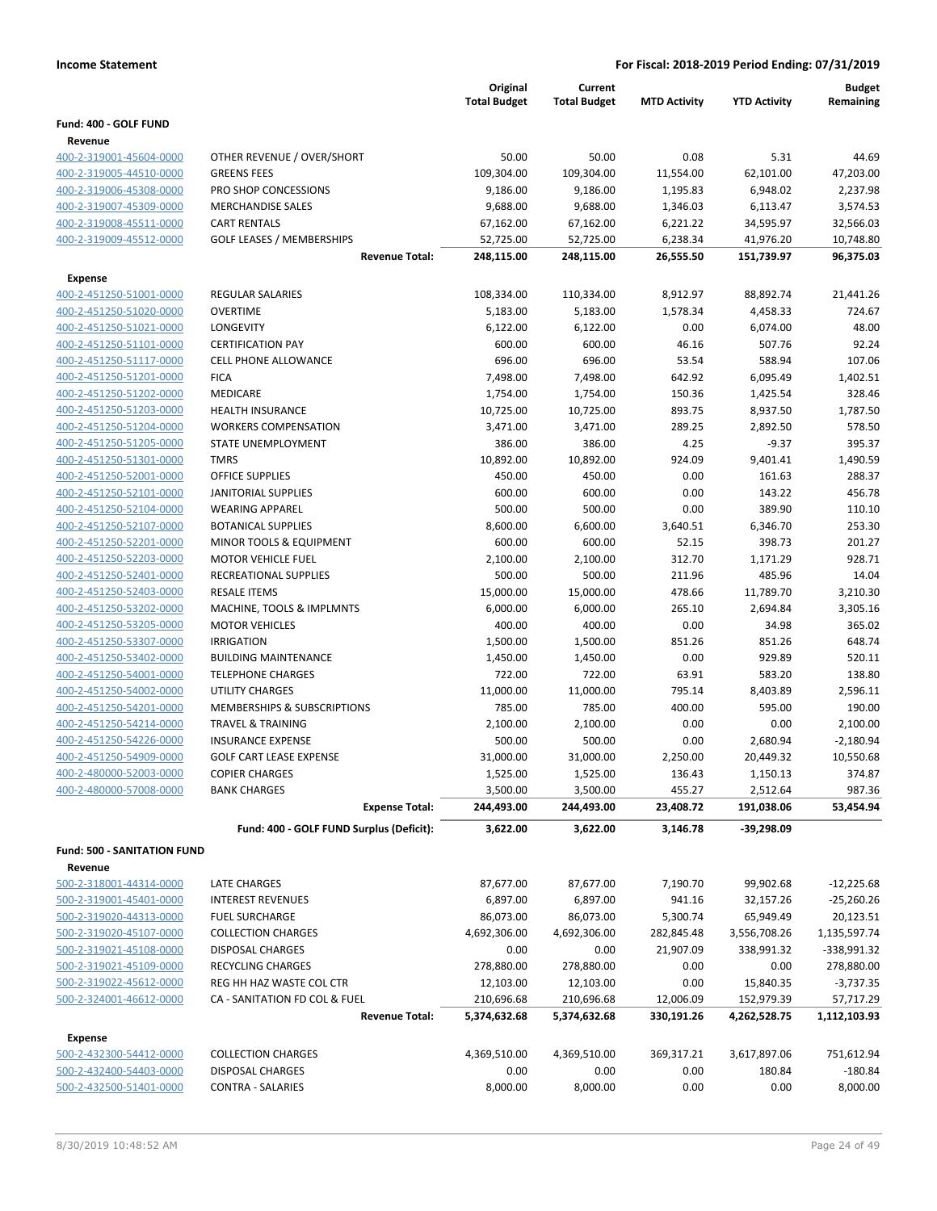**Income Statement** — For Fiscal: 2018-2019 Period Ending: 07/31/2019

| | | Original Total Budget | Current Total Budget | MTD Activity | YTD Activity | Budget Remaining |
|---|---|---|---|---|---|---|
| **Fund: 400 - GOLF FUND** | | | | | | |
| **Revenue** | | | | | | |
| 400-2-319001-45604-0000 | OTHER REVENUE / OVER/SHORT | 50.00 | 50.00 | 0.08 | 5.31 | 44.69 |
| 400-2-319005-44510-0000 | GREENS FEES | 109,304.00 | 109,304.00 | 11,554.00 | 62,101.00 | 47,203.00 |
| 400-2-319006-45308-0000 | PRO SHOP CONCESSIONS | 9,186.00 | 9,186.00 | 1,195.83 | 6,948.02 | 2,237.98 |
| 400-2-319007-45309-0000 | MERCHANDISE SALES | 9,688.00 | 9,688.00 | 1,346.03 | 6,113.47 | 3,574.53 |
| 400-2-319008-45511-0000 | CART RENTALS | 67,162.00 | 67,162.00 | 6,221.22 | 34,595.97 | 32,566.03 |
| 400-2-319009-45512-0000 | GOLF LEASES / MEMBERSHIPS | 52,725.00 | 52,725.00 | 6,238.34 | 41,976.20 | 10,748.80 |
| | **Revenue Total:** | **248,115.00** | **248,115.00** | **26,555.50** | **151,739.97** | **96,375.03** |
| **Expense** | | | | | | |
| 400-2-451250-51001-0000 | REGULAR SALARIES | 108,334.00 | 110,334.00 | 8,912.97 | 88,892.74 | 21,441.26 |
| 400-2-451250-51020-0000 | OVERTIME | 5,183.00 | 5,183.00 | 1,578.34 | 4,458.33 | 724.67 |
| 400-2-451250-51021-0000 | LONGEVITY | 6,122.00 | 6,122.00 | 0.00 | 6,074.00 | 48.00 |
| 400-2-451250-51101-0000 | CERTIFICATION PAY | 600.00 | 600.00 | 46.16 | 507.76 | 92.24 |
| 400-2-451250-51117-0000 | CELL PHONE ALLOWANCE | 696.00 | 696.00 | 53.54 | 588.94 | 107.06 |
| 400-2-451250-51201-0000 | FICA | 7,498.00 | 7,498.00 | 642.92 | 6,095.49 | 1,402.51 |
| 400-2-451250-51202-0000 | MEDICARE | 1,754.00 | 1,754.00 | 150.36 | 1,425.54 | 328.46 |
| 400-2-451250-51203-0000 | HEALTH INSURANCE | 10,725.00 | 10,725.00 | 893.75 | 8,937.50 | 1,787.50 |
| 400-2-451250-51204-0000 | WORKERS COMPENSATION | 3,471.00 | 3,471.00 | 289.25 | 2,892.50 | 578.50 |
| 400-2-451250-51205-0000 | STATE UNEMPLOYMENT | 386.00 | 386.00 | 4.25 | -9.37 | 395.37 |
| 400-2-451250-51301-0000 | TMRS | 10,892.00 | 10,892.00 | 924.09 | 9,401.41 | 1,490.59 |
| 400-2-451250-52001-0000 | OFFICE SUPPLIES | 450.00 | 450.00 | 0.00 | 161.63 | 288.37 |
| 400-2-451250-52101-0000 | JANITORIAL SUPPLIES | 600.00 | 600.00 | 0.00 | 143.22 | 456.78 |
| 400-2-451250-52104-0000 | WEARING APPAREL | 500.00 | 500.00 | 0.00 | 389.90 | 110.10 |
| 400-2-451250-52107-0000 | BOTANICAL SUPPLIES | 8,600.00 | 6,600.00 | 3,640.51 | 6,346.70 | 253.30 |
| 400-2-451250-52201-0000 | MINOR TOOLS & EQUIPMENT | 600.00 | 600.00 | 52.15 | 398.73 | 201.27 |
| 400-2-451250-52203-0000 | MOTOR VEHICLE FUEL | 2,100.00 | 2,100.00 | 312.70 | 1,171.29 | 928.71 |
| 400-2-451250-52401-0000 | RECREATIONAL SUPPLIES | 500.00 | 500.00 | 211.96 | 485.96 | 14.04 |
| 400-2-451250-52403-0000 | RESALE ITEMS | 15,000.00 | 15,000.00 | 478.66 | 11,789.70 | 3,210.30 |
| 400-2-451250-53202-0000 | MACHINE, TOOLS & IMPLMNTS | 6,000.00 | 6,000.00 | 265.10 | 2,694.84 | 3,305.16 |
| 400-2-451250-53205-0000 | MOTOR VEHICLES | 400.00 | 400.00 | 0.00 | 34.98 | 365.02 |
| 400-2-451250-53307-0000 | IRRIGATION | 1,500.00 | 1,500.00 | 851.26 | 851.26 | 648.74 |
| 400-2-451250-53402-0000 | BUILDING MAINTENANCE | 1,450.00 | 1,450.00 | 0.00 | 929.89 | 520.11 |
| 400-2-451250-54001-0000 | TELEPHONE CHARGES | 722.00 | 722.00 | 63.91 | 583.20 | 138.80 |
| 400-2-451250-54002-0000 | UTILITY CHARGES | 11,000.00 | 11,000.00 | 795.14 | 8,403.89 | 2,596.11 |
| 400-2-451250-54201-0000 | MEMBERSHIPS & SUBSCRIPTIONS | 785.00 | 785.00 | 400.00 | 595.00 | 190.00 |
| 400-2-451250-54214-0000 | TRAVEL & TRAINING | 2,100.00 | 2,100.00 | 0.00 | 0.00 | 2,100.00 |
| 400-2-451250-54226-0000 | INSURANCE EXPENSE | 500.00 | 500.00 | 0.00 | 2,680.94 | -2,180.94 |
| 400-2-451250-54909-0000 | GOLF CART LEASE EXPENSE | 31,000.00 | 31,000.00 | 2,250.00 | 20,449.32 | 10,550.68 |
| 400-2-480000-52003-0000 | COPIER CHARGES | 1,525.00 | 1,525.00 | 136.43 | 1,150.13 | 374.87 |
| 400-2-480000-57008-0000 | BANK CHARGES | 3,500.00 | 3,500.00 | 455.27 | 2,512.64 | 987.36 |
| | **Expense Total:** | **244,493.00** | **244,493.00** | **23,408.72** | **191,038.06** | **53,454.94** |
| | **Fund: 400 - GOLF FUND Surplus (Deficit):** | **3,622.00** | **3,622.00** | **3,146.78** | **-39,298.09** | |
| **Fund: 500 - SANITATION FUND** | | | | | | |
| **Revenue** | | | | | | |
| 500-2-318001-44314-0000 | LATE CHARGES | 87,677.00 | 87,677.00 | 7,190.70 | 99,902.68 | -12,225.68 |
| 500-2-319001-45401-0000 | INTEREST REVENUES | 6,897.00 | 6,897.00 | 941.16 | 32,157.26 | -25,260.26 |
| 500-2-319020-44313-0000 | FUEL SURCHARGE | 86,073.00 | 86,073.00 | 5,300.74 | 65,949.49 | 20,123.51 |
| 500-2-319020-45107-0000 | COLLECTION CHARGES | 4,692,306.00 | 4,692,306.00 | 282,845.48 | 3,556,708.26 | 1,135,597.74 |
| 500-2-319021-45108-0000 | DISPOSAL CHARGES | 0.00 | 0.00 | 21,907.09 | 338,991.32 | -338,991.32 |
| 500-2-319021-45109-0000 | RECYCLING CHARGES | 278,880.00 | 278,880.00 | 0.00 | 0.00 | 278,880.00 |
| 500-2-319022-45612-0000 | REG HH HAZ WASTE COL CTR | 12,103.00 | 12,103.00 | 0.00 | 15,840.35 | -3,737.35 |
| 500-2-324001-46612-0000 | CA - SANITATION FD COL & FUEL | 210,696.68 | 210,696.68 | 12,006.09 | 152,979.39 | 57,717.29 |
| | **Revenue Total:** | **5,374,632.68** | **5,374,632.68** | **330,191.26** | **4,262,528.75** | **1,112,103.93** |
| **Expense** | | | | | | |
| 500-2-432300-54412-0000 | COLLECTION CHARGES | 4,369,510.00 | 4,369,510.00 | 369,317.21 | 3,617,897.06 | 751,612.94 |
| 500-2-432400-54403-0000 | DISPOSAL CHARGES | 0.00 | 0.00 | 0.00 | 180.84 | -180.84 |
| 500-2-432500-51401-0000 | CONTRA - SALARIES | 8,000.00 | 8,000.00 | 0.00 | 0.00 | 8,000.00 |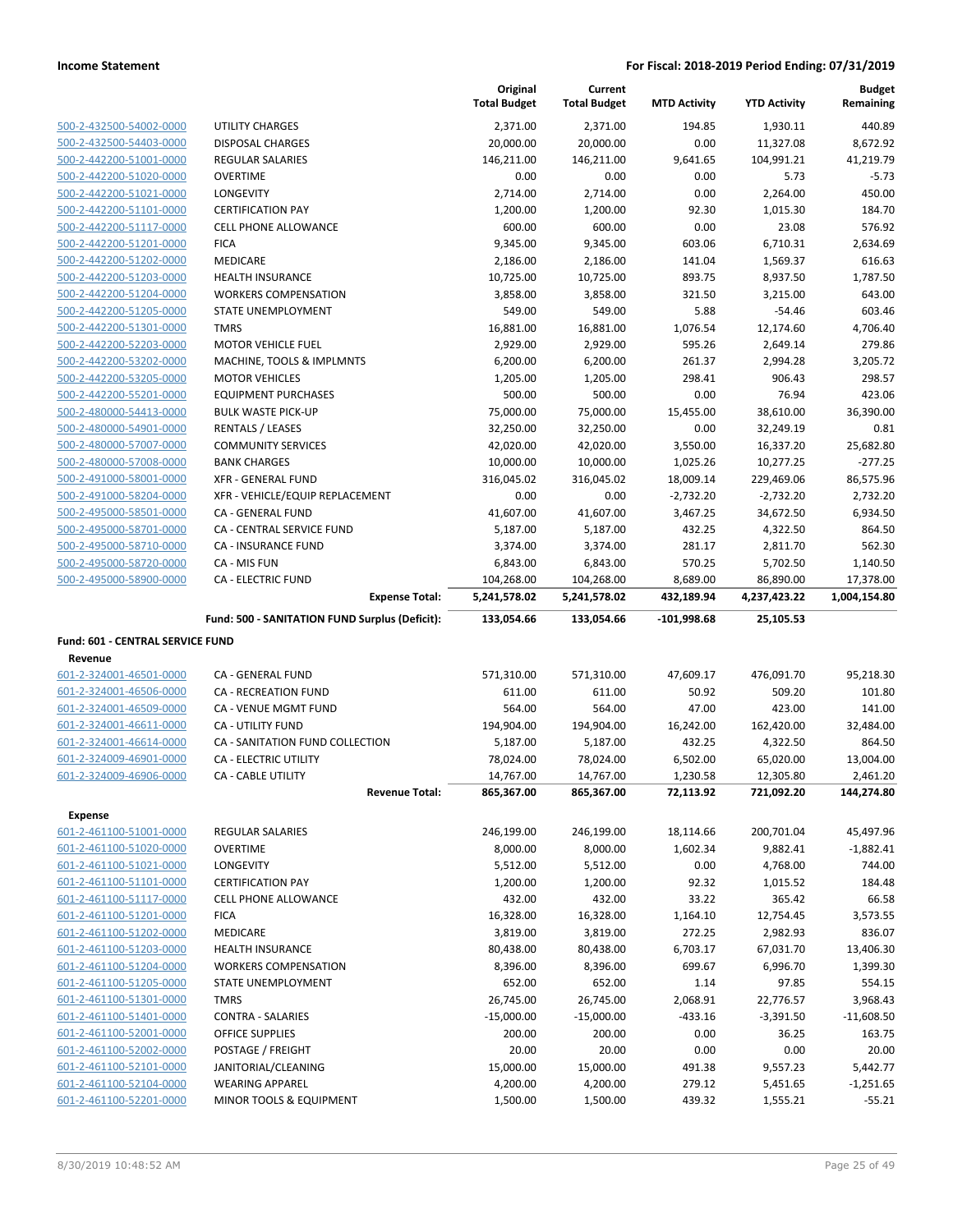| | | Original Total Budget | Current Total Budget | MTD Activity | YTD Activity | Budget Remaining |
|---|---|---|---|---|---|---|
| 500-2-432500-54002-0000 | UTILITY CHARGES | 2,371.00 | 2,371.00 | 194.85 | 1,930.11 | 440.89 |
| 500-2-432500-54403-0000 | DISPOSAL CHARGES | 20,000.00 | 20,000.00 | 0.00 | 11,327.08 | 8,672.92 |
| 500-2-442200-51001-0000 | REGULAR SALARIES | 146,211.00 | 146,211.00 | 9,641.65 | 104,991.21 | 41,219.79 |
| 500-2-442200-51020-0000 | OVERTIME | 0.00 | 0.00 | 0.00 | 5.73 | -5.73 |
| 500-2-442200-51021-0000 | LONGEVITY | 2,714.00 | 2,714.00 | 0.00 | 2,264.00 | 450.00 |
| 500-2-442200-51101-0000 | CERTIFICATION PAY | 1,200.00 | 1,200.00 | 92.30 | 1,015.30 | 184.70 |
| 500-2-442200-51117-0000 | CELL PHONE ALLOWANCE | 600.00 | 600.00 | 0.00 | 23.08 | 576.92 |
| 500-2-442200-51201-0000 | FICA | 9,345.00 | 9,345.00 | 603.06 | 6,710.31 | 2,634.69 |
| 500-2-442200-51202-0000 | MEDICARE | 2,186.00 | 2,186.00 | 141.04 | 1,569.37 | 616.63 |
| 500-2-442200-51203-0000 | HEALTH INSURANCE | 10,725.00 | 10,725.00 | 893.75 | 8,937.50 | 1,787.50 |
| 500-2-442200-51204-0000 | WORKERS COMPENSATION | 3,858.00 | 3,858.00 | 321.50 | 3,215.00 | 643.00 |
| 500-2-442200-51205-0000 | STATE UNEMPLOYMENT | 549.00 | 549.00 | 5.88 | -54.46 | 603.46 |
| 500-2-442200-51301-0000 | TMRS | 16,881.00 | 16,881.00 | 1,076.54 | 12,174.60 | 4,706.40 |
| 500-2-442200-52203-0000 | MOTOR VEHICLE FUEL | 2,929.00 | 2,929.00 | 595.26 | 2,649.14 | 279.86 |
| 500-2-442200-53202-0000 | MACHINE, TOOLS & IMPLMNTS | 6,200.00 | 6,200.00 | 261.37 | 2,994.28 | 3,205.72 |
| 500-2-442200-53205-0000 | MOTOR VEHICLES | 1,205.00 | 1,205.00 | 298.41 | 906.43 | 298.57 |
| 500-2-442200-55201-0000 | EQUIPMENT PURCHASES | 500.00 | 500.00 | 0.00 | 76.94 | 423.06 |
| 500-2-480000-54413-0000 | BULK WASTE PICK-UP | 75,000.00 | 75,000.00 | 15,455.00 | 38,610.00 | 36,390.00 |
| 500-2-480000-54901-0000 | RENTALS / LEASES | 32,250.00 | 32,250.00 | 0.00 | 32,249.19 | 0.81 |
| 500-2-480000-57007-0000 | COMMUNITY SERVICES | 42,020.00 | 42,020.00 | 3,550.00 | 16,337.20 | 25,682.80 |
| 500-2-480000-57008-0000 | BANK CHARGES | 10,000.00 | 10,000.00 | 1,025.26 | 10,277.25 | -277.25 |
| 500-2-491000-58001-0000 | XFR - GENERAL FUND | 316,045.02 | 316,045.02 | 18,009.14 | 229,469.06 | 86,575.96 |
| 500-2-491000-58204-0000 | XFR - VEHICLE/EQUIP REPLACEMENT | 0.00 | 0.00 | -2,732.20 | -2,732.20 | 2,732.20 |
| 500-2-495000-58501-0000 | CA - GENERAL FUND | 41,607.00 | 41,607.00 | 3,467.25 | 34,672.50 | 6,934.50 |
| 500-2-495000-58701-0000 | CA - CENTRAL SERVICE FUND | 5,187.00 | 5,187.00 | 432.25 | 4,322.50 | 864.50 |
| 500-2-495000-58710-0000 | CA - INSURANCE FUND | 3,374.00 | 3,374.00 | 281.17 | 2,811.70 | 562.30 |
| 500-2-495000-58720-0000 | CA - MIS FUN | 6,843.00 | 6,843.00 | 570.25 | 5,702.50 | 1,140.50 |
| 500-2-495000-58900-0000 | CA - ELECTRIC FUND | 104,268.00 | 104,268.00 | 8,689.00 | 86,890.00 | 17,378.00 |
| | **Expense Total:** | **5,241,578.02** | **5,241,578.02** | **432,189.94** | **4,237,423.22** | **1,004,154.80** |
| | **Fund: 500 - SANITATION FUND Surplus (Deficit):** | **133,054.66** | **133,054.66** | **-101,998.68** | **25,105.53** | |
| **Fund: 601 - CENTRAL SERVICE FUND** | | | | | | |
| **Revenue** | | | | | | |
| 601-2-324001-46501-0000 | CA - GENERAL FUND | 571,310.00 | 571,310.00 | 47,609.17 | 476,091.70 | 95,218.30 |
| 601-2-324001-46506-0000 | CA - RECREATION FUND | 611.00 | 611.00 | 50.92 | 509.20 | 101.80 |
| 601-2-324001-46509-0000 | CA - VENUE MGMT FUND | 564.00 | 564.00 | 47.00 | 423.00 | 141.00 |
| 601-2-324001-46611-0000 | CA - UTILITY FUND | 194,904.00 | 194,904.00 | 16,242.00 | 162,420.00 | 32,484.00 |
| 601-2-324001-46614-0000 | CA - SANITATION FUND COLLECTION | 5,187.00 | 5,187.00 | 432.25 | 4,322.50 | 864.50 |
| 601-2-324009-46901-0000 | CA - ELECTRIC UTILITY | 78,024.00 | 78,024.00 | 6,502.00 | 65,020.00 | 13,004.00 |
| 601-2-324009-46906-0000 | CA - CABLE UTILITY | 14,767.00 | 14,767.00 | 1,230.58 | 12,305.80 | 2,461.20 |
| | **Revenue Total:** | **865,367.00** | **865,367.00** | **72,113.92** | **721,092.20** | **144,274.80** |
| **Expense** | | | | | | |
| 601-2-461100-51001-0000 | REGULAR SALARIES | 246,199.00 | 246,199.00 | 18,114.66 | 200,701.04 | 45,497.96 |
| 601-2-461100-51020-0000 | OVERTIME | 8,000.00 | 8,000.00 | 1,602.34 | 9,882.41 | -1,882.41 |
| 601-2-461100-51021-0000 | LONGEVITY | 5,512.00 | 5,512.00 | 0.00 | 4,768.00 | 744.00 |
| 601-2-461100-51101-0000 | CERTIFICATION PAY | 1,200.00 | 1,200.00 | 92.32 | 1,015.52 | 184.48 |
| 601-2-461100-51117-0000 | CELL PHONE ALLOWANCE | 432.00 | 432.00 | 33.22 | 365.42 | 66.58 |
| 601-2-461100-51201-0000 | FICA | 16,328.00 | 16,328.00 | 1,164.10 | 12,754.45 | 3,573.55 |
| 601-2-461100-51202-0000 | MEDICARE | 3,819.00 | 3,819.00 | 272.25 | 2,982.93 | 836.07 |
| 601-2-461100-51203-0000 | HEALTH INSURANCE | 80,438.00 | 80,438.00 | 6,703.17 | 67,031.70 | 13,406.30 |
| 601-2-461100-51204-0000 | WORKERS COMPENSATION | 8,396.00 | 8,396.00 | 699.67 | 6,996.70 | 1,399.30 |
| 601-2-461100-51205-0000 | STATE UNEMPLOYMENT | 652.00 | 652.00 | 1.14 | 97.85 | 554.15 |
| 601-2-461100-51301-0000 | TMRS | 26,745.00 | 26,745.00 | 2,068.91 | 22,776.57 | 3,968.43 |
| 601-2-461100-51401-0000 | CONTRA - SALARIES | -15,000.00 | -15,000.00 | -433.16 | -3,391.50 | -11,608.50 |
| 601-2-461100-52001-0000 | OFFICE SUPPLIES | 200.00 | 200.00 | 0.00 | 36.25 | 163.75 |
| 601-2-461100-52002-0000 | POSTAGE / FREIGHT | 20.00 | 20.00 | 0.00 | 0.00 | 20.00 |
| 601-2-461100-52101-0000 | JANITORIAL/CLEANING | 15,000.00 | 15,000.00 | 491.38 | 9,557.23 | 5,442.77 |
| 601-2-461100-52104-0000 | WEARING APPAREL | 4,200.00 | 4,200.00 | 279.12 | 5,451.65 | -1,251.65 |
| 601-2-461100-52201-0000 | MINOR TOOLS & EQUIPMENT | 1,500.00 | 1,500.00 | 439.32 | 1,555.21 | -55.21 |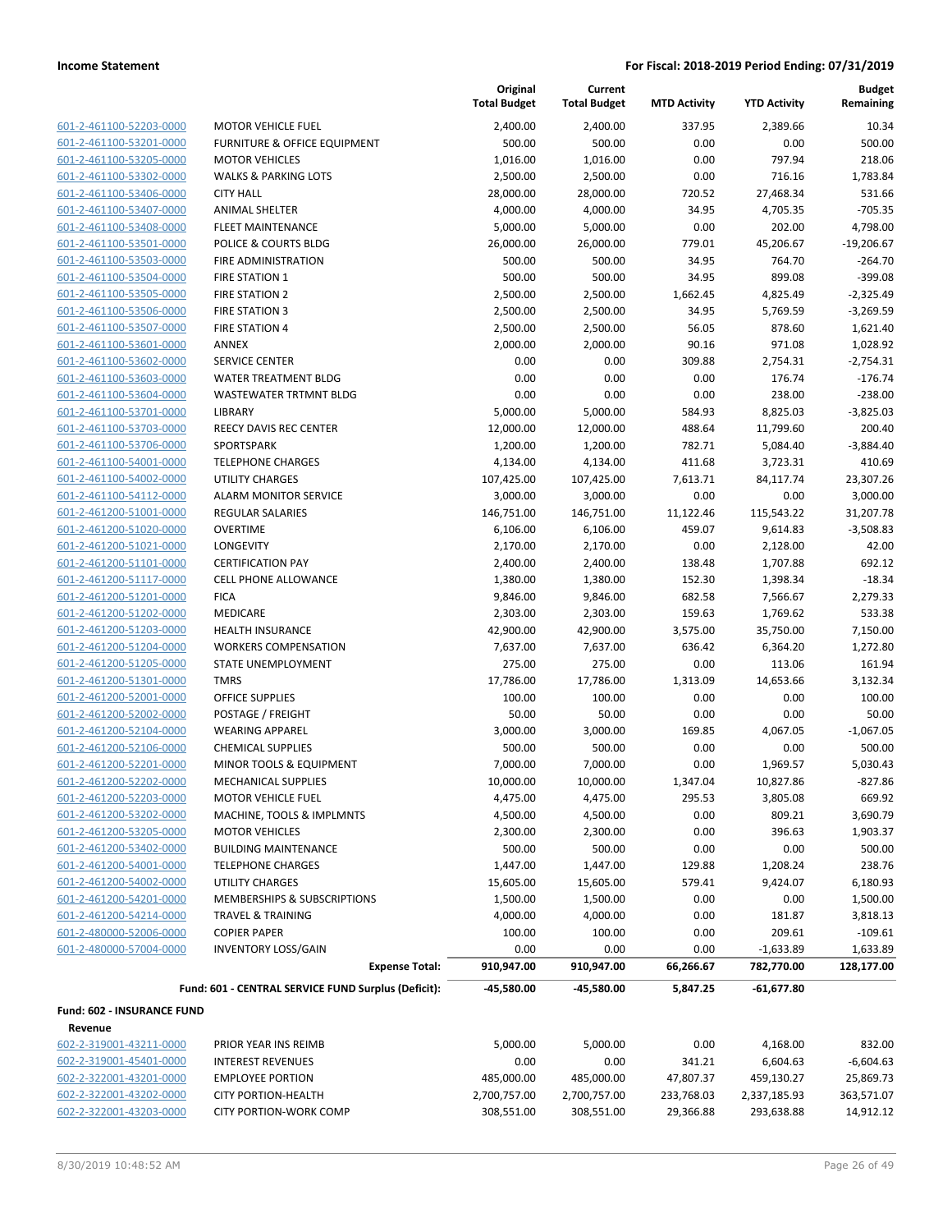| | | Original Total Budget | Current Total Budget | MTD Activity | YTD Activity | Budget Remaining |
|---|---|---|---|---|---|---|
| 601-2-461100-52203-0000 | MOTOR VEHICLE FUEL | 2,400.00 | 2,400.00 | 337.95 | 2,389.66 | 10.34 |
| 601-2-461100-53201-0000 | FURNITURE & OFFICE EQUIPMENT | 500.00 | 500.00 | 0.00 | 0.00 | 500.00 |
| 601-2-461100-53205-0000 | MOTOR VEHICLES | 1,016.00 | 1,016.00 | 0.00 | 797.94 | 218.06 |
| 601-2-461100-53302-0000 | WALKS & PARKING LOTS | 2,500.00 | 2,500.00 | 0.00 | 716.16 | 1,783.84 |
| 601-2-461100-53406-0000 | CITY HALL | 28,000.00 | 28,000.00 | 720.52 | 27,468.34 | 531.66 |
| 601-2-461100-53407-0000 | ANIMAL SHELTER | 4,000.00 | 4,000.00 | 34.95 | 4,705.35 | -705.35 |
| 601-2-461100-53408-0000 | FLEET MAINTENANCE | 5,000.00 | 5,000.00 | 0.00 | 202.00 | 4,798.00 |
| 601-2-461100-53501-0000 | POLICE & COURTS BLDG | 26,000.00 | 26,000.00 | 779.01 | 45,206.67 | -19,206.67 |
| 601-2-461100-53503-0000 | FIRE ADMINISTRATION | 500.00 | 500.00 | 34.95 | 764.70 | -264.70 |
| 601-2-461100-53504-0000 | FIRE STATION 1 | 500.00 | 500.00 | 34.95 | 899.08 | -399.08 |
| 601-2-461100-53505-0000 | FIRE STATION 2 | 2,500.00 | 2,500.00 | 1,662.45 | 4,825.49 | -2,325.49 |
| 601-2-461100-53506-0000 | FIRE STATION 3 | 2,500.00 | 2,500.00 | 34.95 | 5,769.59 | -3,269.59 |
| 601-2-461100-53507-0000 | FIRE STATION 4 | 2,500.00 | 2,500.00 | 56.05 | 878.60 | 1,621.40 |
| 601-2-461100-53601-0000 | ANNEX | 2,000.00 | 2,000.00 | 90.16 | 971.08 | 1,028.92 |
| 601-2-461100-53602-0000 | SERVICE CENTER | 0.00 | 0.00 | 309.88 | 2,754.31 | -2,754.31 |
| 601-2-461100-53603-0000 | WATER TREATMENT BLDG | 0.00 | 0.00 | 0.00 | 176.74 | -176.74 |
| 601-2-461100-53604-0000 | WASTEWATER TRTMNT BLDG | 0.00 | 0.00 | 0.00 | 238.00 | -238.00 |
| 601-2-461100-53701-0000 | LIBRARY | 5,000.00 | 5,000.00 | 584.93 | 8,825.03 | -3,825.03 |
| 601-2-461100-53703-0000 | REECY DAVIS REC CENTER | 12,000.00 | 12,000.00 | 488.64 | 11,799.60 | 200.40 |
| 601-2-461100-53706-0000 | SPORTSPARK | 1,200.00 | 1,200.00 | 782.71 | 5,084.40 | -3,884.40 |
| 601-2-461100-54001-0000 | TELEPHONE CHARGES | 4,134.00 | 4,134.00 | 411.68 | 3,723.31 | 410.69 |
| 601-2-461100-54002-0000 | UTILITY CHARGES | 107,425.00 | 107,425.00 | 7,613.71 | 84,117.74 | 23,307.26 |
| 601-2-461100-54112-0000 | ALARM MONITOR SERVICE | 3,000.00 | 3,000.00 | 0.00 | 0.00 | 3,000.00 |
| 601-2-461200-51001-0000 | REGULAR SALARIES | 146,751.00 | 146,751.00 | 11,122.46 | 115,543.22 | 31,207.78 |
| 601-2-461200-51020-0000 | OVERTIME | 6,106.00 | 6,106.00 | 459.07 | 9,614.83 | -3,508.83 |
| 601-2-461200-51021-0000 | LONGEVITY | 2,170.00 | 2,170.00 | 0.00 | 2,128.00 | 42.00 |
| 601-2-461200-51101-0000 | CERTIFICATION PAY | 2,400.00 | 2,400.00 | 138.48 | 1,707.88 | 692.12 |
| 601-2-461200-51117-0000 | CELL PHONE ALLOWANCE | 1,380.00 | 1,380.00 | 152.30 | 1,398.34 | -18.34 |
| 601-2-461200-51201-0000 | FICA | 9,846.00 | 9,846.00 | 682.58 | 7,566.67 | 2,279.33 |
| 601-2-461200-51202-0000 | MEDICARE | 2,303.00 | 2,303.00 | 159.63 | 1,769.62 | 533.38 |
| 601-2-461200-51203-0000 | HEALTH INSURANCE | 42,900.00 | 42,900.00 | 3,575.00 | 35,750.00 | 7,150.00 |
| 601-2-461200-51204-0000 | WORKERS COMPENSATION | 7,637.00 | 7,637.00 | 636.42 | 6,364.20 | 1,272.80 |
| 601-2-461200-51205-0000 | STATE UNEMPLOYMENT | 275.00 | 275.00 | 0.00 | 113.06 | 161.94 |
| 601-2-461200-51301-0000 | TMRS | 17,786.00 | 17,786.00 | 1,313.09 | 14,653.66 | 3,132.34 |
| 601-2-461200-52001-0000 | OFFICE SUPPLIES | 100.00 | 100.00 | 0.00 | 0.00 | 100.00 |
| 601-2-461200-52002-0000 | POSTAGE / FREIGHT | 50.00 | 50.00 | 0.00 | 0.00 | 50.00 |
| 601-2-461200-52104-0000 | WEARING APPAREL | 3,000.00 | 3,000.00 | 169.85 | 4,067.05 | -1,067.05 |
| 601-2-461200-52106-0000 | CHEMICAL SUPPLIES | 500.00 | 500.00 | 0.00 | 0.00 | 500.00 |
| 601-2-461200-52201-0000 | MINOR TOOLS & EQUIPMENT | 7,000.00 | 7,000.00 | 0.00 | 1,969.57 | 5,030.43 |
| 601-2-461200-52202-0000 | MECHANICAL SUPPLIES | 10,000.00 | 10,000.00 | 1,347.04 | 10,827.86 | -827.86 |
| 601-2-461200-52203-0000 | MOTOR VEHICLE FUEL | 4,475.00 | 4,475.00 | 295.53 | 3,805.08 | 669.92 |
| 601-2-461200-53202-0000 | MACHINE, TOOLS & IMPLMNTS | 4,500.00 | 4,500.00 | 0.00 | 809.21 | 3,690.79 |
| 601-2-461200-53205-0000 | MOTOR VEHICLES | 2,300.00 | 2,300.00 | 0.00 | 396.63 | 1,903.37 |
| 601-2-461200-53402-0000 | BUILDING MAINTENANCE | 500.00 | 500.00 | 0.00 | 0.00 | 500.00 |
| 601-2-461200-54001-0000 | TELEPHONE CHARGES | 1,447.00 | 1,447.00 | 129.88 | 1,208.24 | 238.76 |
| 601-2-461200-54002-0000 | UTILITY CHARGES | 15,605.00 | 15,605.00 | 579.41 | 9,424.07 | 6,180.93 |
| 601-2-461200-54201-0000 | MEMBERSHIPS & SUBSCRIPTIONS | 1,500.00 | 1,500.00 | 0.00 | 0.00 | 1,500.00 |
| 601-2-461200-54214-0000 | TRAVEL & TRAINING | 4,000.00 | 4,000.00 | 0.00 | 181.87 | 3,818.13 |
| 601-2-480000-52006-0000 | COPIER PAPER | 100.00 | 100.00 | 0.00 | 209.61 | -109.61 |
| 601-2-480000-57004-0000 | INVENTORY LOSS/GAIN | 0.00 | 0.00 | 0.00 | -1,633.89 | 1,633.89 |
| | **Expense Total:** | **910,947.00** | **910,947.00** | **66,266.67** | **782,770.00** | **128,177.00** |
| | **Fund: 601 - CENTRAL SERVICE FUND Surplus (Deficit):** | **-45,580.00** | **-45,580.00** | **5,847.25** | **-61,677.80** | |

**Fund: 602 - INSURANCE FUND**

**Revenue**

| | | Original Total Budget | Current Total Budget | MTD Activity | YTD Activity | Budget Remaining |
|---|---|---|---|---|---|---|
| 602-2-319001-43211-0000 | PRIOR YEAR INS REIMB | 5,000.00 | 5,000.00 | 0.00 | 4,168.00 | 832.00 |
| 602-2-319001-45401-0000 | INTEREST REVENUES | 0.00 | 0.00 | 341.21 | 6,604.63 | -6,604.63 |
| 602-2-322001-43201-0000 | EMPLOYEE PORTION | 485,000.00 | 485,000.00 | 47,807.37 | 459,130.27 | 25,869.73 |
| 602-2-322001-43202-0000 | CITY PORTION-HEALTH | 2,700,757.00 | 2,700,757.00 | 233,768.03 | 2,337,185.93 | 363,571.07 |
| 602-2-322001-43203-0000 | CITY PORTION-WORK COMP | 308,551.00 | 308,551.00 | 29,366.88 | 293,638.88 | 14,912.12 |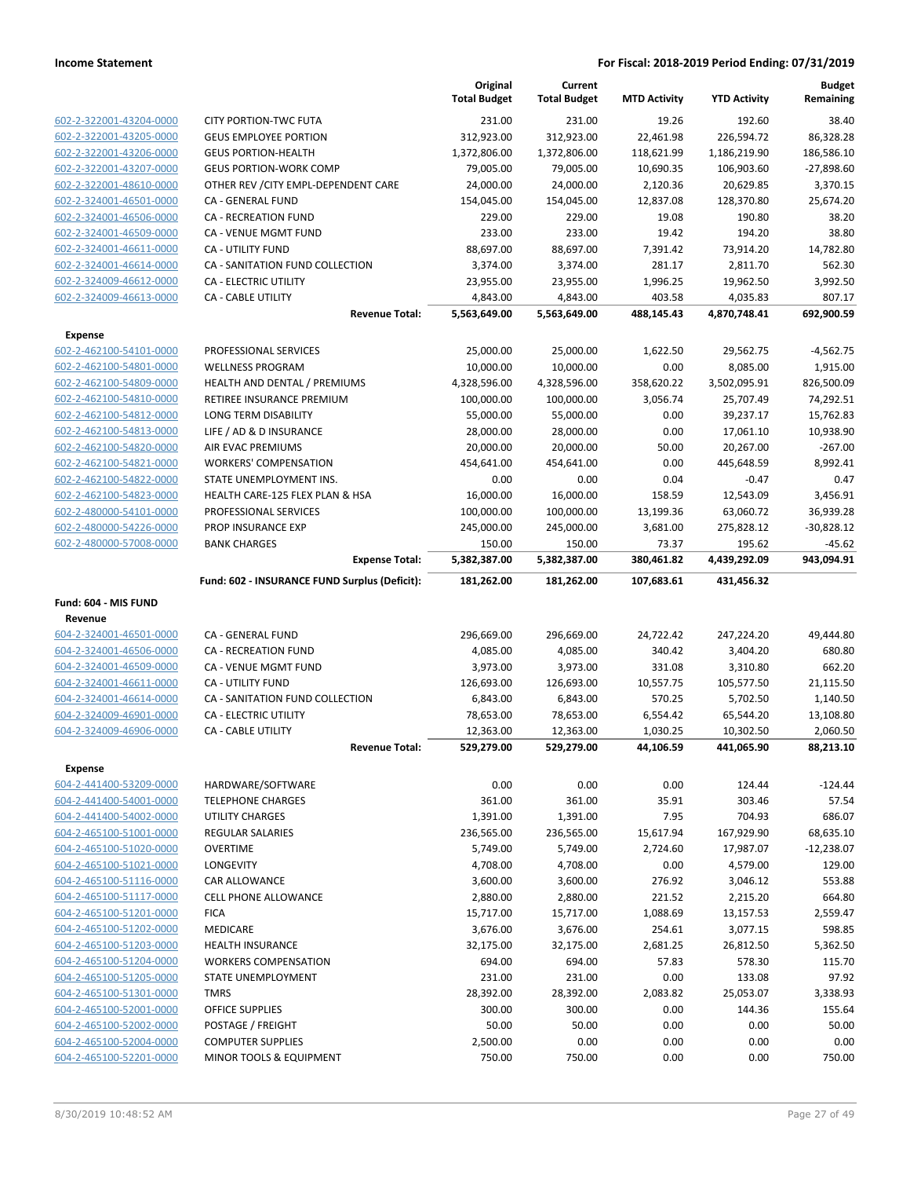| | | Original Total Budget | Current Total Budget | MTD Activity | YTD Activity | Budget Remaining |
|---|---|---|---|---|---|---|
| 602-2-322001-43204-0000 | CITY PORTION-TWC FUTA | 231.00 | 231.00 | 19.26 | 192.60 | 38.40 |
| 602-2-322001-43205-0000 | GEUS EMPLOYEE PORTION | 312,923.00 | 312,923.00 | 22,461.98 | 226,594.72 | 86,328.28 |
| 602-2-322001-43206-0000 | GEUS PORTION-HEALTH | 1,372,806.00 | 1,372,806.00 | 118,621.99 | 1,186,219.90 | 186,586.10 |
| 602-2-322001-43207-0000 | GEUS PORTION-WORK COMP | 79,005.00 | 79,005.00 | 10,690.35 | 106,903.60 | -27,898.60 |
| 602-2-322001-48610-0000 | OTHER REV /CITY EMPL-DEPENDENT CARE | 24,000.00 | 24,000.00 | 2,120.36 | 20,629.85 | 3,370.15 |
| 602-2-324001-46501-0000 | CA - GENERAL FUND | 154,045.00 | 154,045.00 | 12,837.08 | 128,370.80 | 25,674.20 |
| 602-2-324001-46506-0000 | CA - RECREATION FUND | 229.00 | 229.00 | 19.08 | 190.80 | 38.20 |
| 602-2-324001-46509-0000 | CA - VENUE MGMT FUND | 233.00 | 233.00 | 19.42 | 194.20 | 38.80 |
| 602-2-324001-46611-0000 | CA - UTILITY FUND | 88,697.00 | 88,697.00 | 7,391.42 | 73,914.20 | 14,782.80 |
| 602-2-324001-46614-0000 | CA - SANITATION FUND COLLECTION | 3,374.00 | 3,374.00 | 281.17 | 2,811.70 | 562.30 |
| 602-2-324009-46612-0000 | CA - ELECTRIC UTILITY | 23,955.00 | 23,955.00 | 1,996.25 | 19,962.50 | 3,992.50 |
| 602-2-324009-46613-0000 | CA - CABLE UTILITY | 4,843.00 | 4,843.00 | 403.58 | 4,035.83 | 807.17 |
| | **Revenue Total:** | **5,563,649.00** | **5,563,649.00** | **488,145.43** | **4,870,748.41** | **692,900.59** |
| **Expense** | | | | | | |
| 602-2-462100-54101-0000 | PROFESSIONAL SERVICES | 25,000.00 | 25,000.00 | 1,622.50 | 29,562.75 | -4,562.75 |
| 602-2-462100-54801-0000 | WELLNESS PROGRAM | 10,000.00 | 10,000.00 | 0.00 | 8,085.00 | 1,915.00 |
| 602-2-462100-54809-0000 | HEALTH AND DENTAL / PREMIUMS | 4,328,596.00 | 4,328,596.00 | 358,620.22 | 3,502,095.91 | 826,500.09 |
| 602-2-462100-54810-0000 | RETIREE INSURANCE PREMIUM | 100,000.00 | 100,000.00 | 3,056.74 | 25,707.49 | 74,292.51 |
| 602-2-462100-54812-0000 | LONG TERM DISABILITY | 55,000.00 | 55,000.00 | 0.00 | 39,237.17 | 15,762.83 |
| 602-2-462100-54813-0000 | LIFE / AD & D INSURANCE | 28,000.00 | 28,000.00 | 0.00 | 17,061.10 | 10,938.90 |
| 602-2-462100-54820-0000 | AIR EVAC PREMIUMS | 20,000.00 | 20,000.00 | 50.00 | 20,267.00 | -267.00 |
| 602-2-462100-54821-0000 | WORKERS' COMPENSATION | 454,641.00 | 454,641.00 | 0.00 | 445,648.59 | 8,992.41 |
| 602-2-462100-54822-0000 | STATE UNEMPLOYMENT INS. | 0.00 | 0.00 | 0.04 | -0.47 | 0.47 |
| 602-2-462100-54823-0000 | HEALTH CARE-125 FLEX PLAN & HSA | 16,000.00 | 16,000.00 | 158.59 | 12,543.09 | 3,456.91 |
| 602-2-480000-54101-0000 | PROFESSIONAL SERVICES | 100,000.00 | 100,000.00 | 13,199.36 | 63,060.72 | 36,939.28 |
| 602-2-480000-54226-0000 | PROP INSURANCE EXP | 245,000.00 | 245,000.00 | 3,681.00 | 275,828.12 | -30,828.12 |
| 602-2-480000-57008-0000 | BANK CHARGES | 150.00 | 150.00 | 73.37 | 195.62 | -45.62 |
| | **Expense Total:** | **5,382,387.00** | **5,382,387.00** | **380,461.82** | **4,439,292.09** | **943,094.91** |
| | **Fund: 602 - INSURANCE FUND Surplus (Deficit):** | **181,262.00** | **181,262.00** | **107,683.61** | **431,456.32** | |
| **Fund: 604 - MIS FUND** | | | | | | |
| **Revenue** | | | | | | |
| 604-2-324001-46501-0000 | CA - GENERAL FUND | 296,669.00 | 296,669.00 | 24,722.42 | 247,224.20 | 49,444.80 |
| 604-2-324001-46506-0000 | CA - RECREATION FUND | 4,085.00 | 4,085.00 | 340.42 | 3,404.20 | 680.80 |
| 604-2-324001-46509-0000 | CA - VENUE MGMT FUND | 3,973.00 | 3,973.00 | 331.08 | 3,310.80 | 662.20 |
| 604-2-324001-46611-0000 | CA - UTILITY FUND | 126,693.00 | 126,693.00 | 10,557.75 | 105,577.50 | 21,115.50 |
| 604-2-324001-46614-0000 | CA - SANITATION FUND COLLECTION | 6,843.00 | 6,843.00 | 570.25 | 5,702.50 | 1,140.50 |
| 604-2-324009-46901-0000 | CA - ELECTRIC UTILITY | 78,653.00 | 78,653.00 | 6,554.42 | 65,544.20 | 13,108.80 |
| 604-2-324009-46906-0000 | CA - CABLE UTILITY | 12,363.00 | 12,363.00 | 1,030.25 | 10,302.50 | 2,060.50 |
| | **Revenue Total:** | **529,279.00** | **529,279.00** | **44,106.59** | **441,065.90** | **88,213.10** |
| **Expense** | | | | | | |
| 604-2-441400-53209-0000 | HARDWARE/SOFTWARE | 0.00 | 0.00 | 0.00 | 124.44 | -124.44 |
| 604-2-441400-54001-0000 | TELEPHONE CHARGES | 361.00 | 361.00 | 35.91 | 303.46 | 57.54 |
| 604-2-441400-54002-0000 | UTILITY CHARGES | 1,391.00 | 1,391.00 | 7.95 | 704.93 | 686.07 |
| 604-2-465100-51001-0000 | REGULAR SALARIES | 236,565.00 | 236,565.00 | 15,617.94 | 167,929.90 | 68,635.10 |
| 604-2-465100-51020-0000 | OVERTIME | 5,749.00 | 5,749.00 | 2,724.60 | 17,987.07 | -12,238.07 |
| 604-2-465100-51021-0000 | LONGEVITY | 4,708.00 | 4,708.00 | 0.00 | 4,579.00 | 129.00 |
| 604-2-465100-51116-0000 | CAR ALLOWANCE | 3,600.00 | 3,600.00 | 276.92 | 3,046.12 | 553.88 |
| 604-2-465100-51117-0000 | CELL PHONE ALLOWANCE | 2,880.00 | 2,880.00 | 221.52 | 2,215.20 | 664.80 |
| 604-2-465100-51201-0000 | FICA | 15,717.00 | 15,717.00 | 1,088.69 | 13,157.53 | 2,559.47 |
| 604-2-465100-51202-0000 | MEDICARE | 3,676.00 | 3,676.00 | 254.61 | 3,077.15 | 598.85 |
| 604-2-465100-51203-0000 | HEALTH INSURANCE | 32,175.00 | 32,175.00 | 2,681.25 | 26,812.50 | 5,362.50 |
| 604-2-465100-51204-0000 | WORKERS COMPENSATION | 694.00 | 694.00 | 57.83 | 578.30 | 115.70 |
| 604-2-465100-51205-0000 | STATE UNEMPLOYMENT | 231.00 | 231.00 | 0.00 | 133.08 | 97.92 |
| 604-2-465100-51301-0000 | TMRS | 28,392.00 | 28,392.00 | 2,083.82 | 25,053.07 | 3,338.93 |
| 604-2-465100-52001-0000 | OFFICE SUPPLIES | 300.00 | 300.00 | 0.00 | 144.36 | 155.64 |
| 604-2-465100-52002-0000 | POSTAGE / FREIGHT | 50.00 | 50.00 | 0.00 | 0.00 | 50.00 |
| 604-2-465100-52004-0000 | COMPUTER SUPPLIES | 2,500.00 | 0.00 | 0.00 | 0.00 | 0.00 |
| 604-2-465100-52201-0000 | MINOR TOOLS & EQUIPMENT | 750.00 | 750.00 | 0.00 | 0.00 | 750.00 |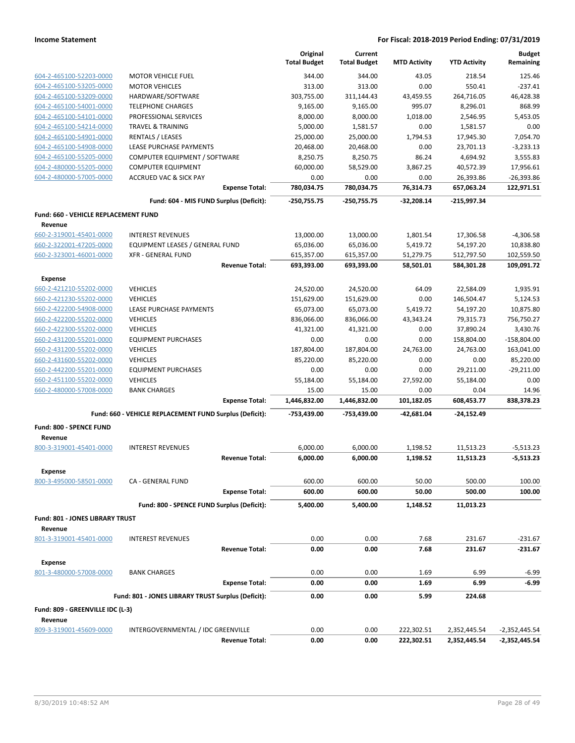| | | Original Total Budget | Current Total Budget | MTD Activity | YTD Activity | Budget Remaining |
|---|---|---|---|---|---|---|
| 604-2-465100-52203-0000 | MOTOR VEHICLE FUEL | 344.00 | 344.00 | 43.05 | 218.54 | 125.46 |
| 604-2-465100-53205-0000 | MOTOR VEHICLES | 313.00 | 313.00 | 0.00 | 550.41 | -237.41 |
| 604-2-465100-53209-0000 | HARDWARE/SOFTWARE | 303,755.00 | 311,144.43 | 43,459.55 | 264,716.05 | 46,428.38 |
| 604-2-465100-54001-0000 | TELEPHONE CHARGES | 9,165.00 | 9,165.00 | 995.07 | 8,296.01 | 868.99 |
| 604-2-465100-54101-0000 | PROFESSIONAL SERVICES | 8,000.00 | 8,000.00 | 1,018.00 | 2,546.95 | 5,453.05 |
| 604-2-465100-54214-0000 | TRAVEL & TRAINING | 5,000.00 | 1,581.57 | 0.00 | 1,581.57 | 0.00 |
| 604-2-465100-54901-0000 | RENTALS / LEASES | 25,000.00 | 25,000.00 | 1,794.53 | 17,945.30 | 7,054.70 |
| 604-2-465100-54908-0000 | LEASE PURCHASE PAYMENTS | 20,468.00 | 20,468.00 | 0.00 | 23,701.13 | -3,233.13 |
| 604-2-465100-55205-0000 | COMPUTER EQUIPMENT / SOFTWARE | 8,250.75 | 8,250.75 | 86.24 | 4,694.92 | 3,555.83 |
| 604-2-480000-55205-0000 | COMPUTER EQUIPMENT | 60,000.00 | 58,529.00 | 3,867.25 | 40,572.39 | 17,956.61 |
| 604-2-480000-57005-0000 | ACCRUED VAC & SICK PAY | 0.00 | 0.00 | 0.00 | 26,393.86 | -26,393.86 |
| | **Expense Total:** | **780,034.75** | **780,034.75** | **76,314.73** | **657,063.24** | **122,971.51** |
| | **Fund: 604 - MIS FUND Surplus (Deficit):** | **-250,755.75** | **-250,755.75** | **-32,208.14** | **-215,997.34** | |
| **Fund: 660 - VEHICLE REPLACEMENT FUND** | | | | | | |
| **Revenue** | | | | | | |
| 660-2-319001-45401-0000 | INTEREST REVENUES | 13,000.00 | 13,000.00 | 1,801.54 | 17,306.58 | -4,306.58 |
| 660-2-322001-47205-0000 | EQUIPMENT LEASES / GENERAL FUND | 65,036.00 | 65,036.00 | 5,419.72 | 54,197.20 | 10,838.80 |
| 660-2-323001-46001-0000 | XFR - GENERAL FUND | 615,357.00 | 615,357.00 | 51,279.75 | 512,797.50 | 102,559.50 |
| | **Revenue Total:** | **693,393.00** | **693,393.00** | **58,501.01** | **584,301.28** | **109,091.72** |
| **Expense** | | | | | | |
| 660-2-421210-55202-0000 | VEHICLES | 24,520.00 | 24,520.00 | 64.09 | 22,584.09 | 1,935.91 |
| 660-2-421230-55202-0000 | VEHICLES | 151,629.00 | 151,629.00 | 0.00 | 146,504.47 | 5,124.53 |
| 660-2-422200-54908-0000 | LEASE PURCHASE PAYMENTS | 65,073.00 | 65,073.00 | 5,419.72 | 54,197.20 | 10,875.80 |
| 660-2-422200-55202-0000 | VEHICLES | 836,066.00 | 836,066.00 | 43,343.24 | 79,315.73 | 756,750.27 |
| 660-2-422300-55202-0000 | VEHICLES | 41,321.00 | 41,321.00 | 0.00 | 37,890.24 | 3,430.76 |
| 660-2-431200-55201-0000 | EQUIPMENT PURCHASES | 0.00 | 0.00 | 0.00 | 158,804.00 | -158,804.00 |
| 660-2-431200-55202-0000 | VEHICLES | 187,804.00 | 187,804.00 | 24,763.00 | 24,763.00 | 163,041.00 |
| 660-2-431600-55202-0000 | VEHICLES | 85,220.00 | 85,220.00 | 0.00 | 0.00 | 85,220.00 |
| 660-2-442200-55201-0000 | EQUIPMENT PURCHASES | 0.00 | 0.00 | 0.00 | 29,211.00 | -29,211.00 |
| 660-2-451100-55202-0000 | VEHICLES | 55,184.00 | 55,184.00 | 27,592.00 | 55,184.00 | 0.00 |
| 660-2-480000-57008-0000 | BANK CHARGES | 15.00 | 15.00 | 0.00 | 0.04 | 14.96 |
| | **Expense Total:** | **1,446,832.00** | **1,446,832.00** | **101,182.05** | **608,453.77** | **838,378.23** |
| | **Fund: 660 - VEHICLE REPLACEMENT FUND Surplus (Deficit):** | **-753,439.00** | **-753,439.00** | **-42,681.04** | **-24,152.49** | |
| **Fund: 800 - SPENCE FUND** | | | | | | |
| **Revenue** | | | | | | |
| 800-3-319001-45401-0000 | INTEREST REVENUES | 6,000.00 | 6,000.00 | 1,198.52 | 11,513.23 | -5,513.23 |
| | **Revenue Total:** | **6,000.00** | **6,000.00** | **1,198.52** | **11,513.23** | **-5,513.23** |
| **Expense** | | | | | | |
| 800-3-495000-58501-0000 | CA - GENERAL FUND | 600.00 | 600.00 | 50.00 | 500.00 | 100.00 |
| | **Expense Total:** | **600.00** | **600.00** | **50.00** | **500.00** | **100.00** |
| | **Fund: 800 - SPENCE FUND Surplus (Deficit):** | **5,400.00** | **5,400.00** | **1,148.52** | **11,013.23** | |
| **Fund: 801 - JONES LIBRARY TRUST** | | | | | | |
| **Revenue** | | | | | | |
| 801-3-319001-45401-0000 | INTEREST REVENUES | 0.00 | 0.00 | 7.68 | 231.67 | -231.67 |
| | **Revenue Total:** | **0.00** | **0.00** | **7.68** | **231.67** | **-231.67** |
| **Expense** | | | | | | |
| 801-3-480000-57008-0000 | BANK CHARGES | 0.00 | 0.00 | 1.69 | 6.99 | -6.99 |
| | **Expense Total:** | **0.00** | **0.00** | **1.69** | **6.99** | **-6.99** |
| | **Fund: 801 - JONES LIBRARY TRUST Surplus (Deficit):** | **0.00** | **0.00** | **5.99** | **224.68** | |
| **Fund: 809 - GREENVILLE IDC (L-3)** | | | | | | |
| **Revenue** | | | | | | |
| 809-3-319001-45609-0000 | INTERGOVERNMENTAL / IDC GREENVILLE | 0.00 | 0.00 | 222,302.51 | 2,352,445.54 | -2,352,445.54 |
| | **Revenue Total:** | **0.00** | **0.00** | **222,302.51** | **2,352,445.54** | **-2,352,445.54** |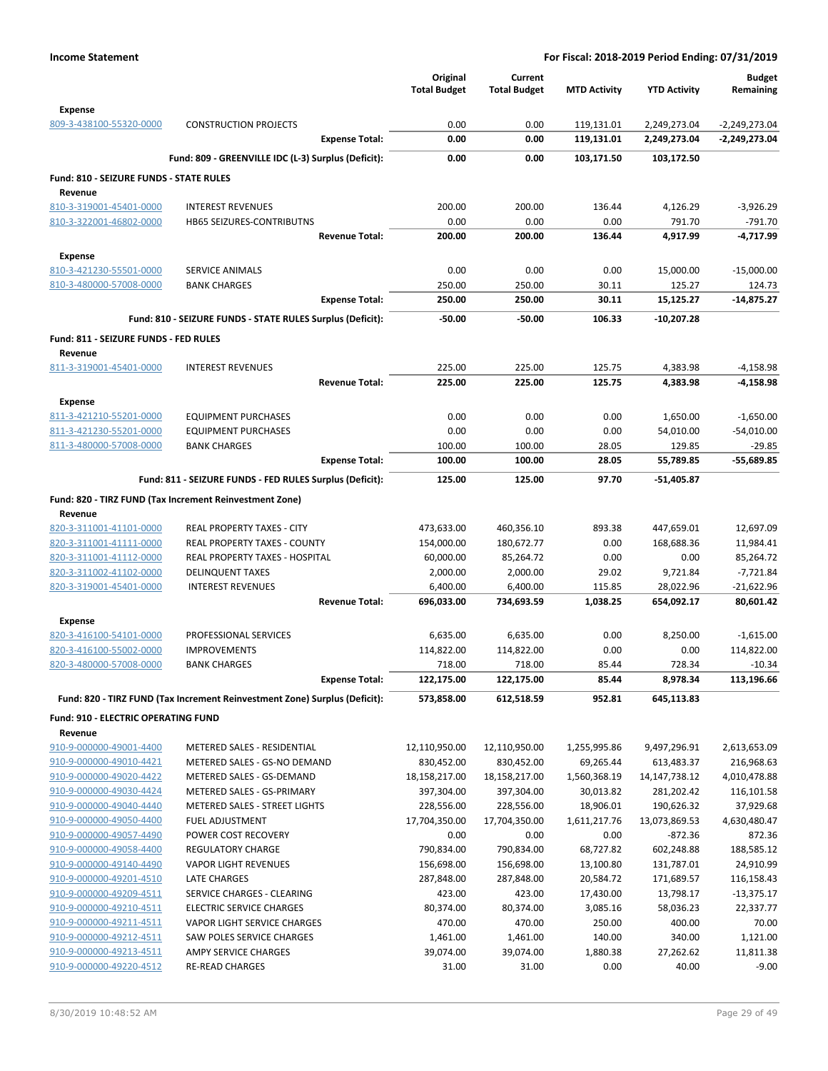**Income Statement** — **For Fiscal: 2018-2019 Period Ending: 07/31/2019**

| | | Original Total Budget | Current Total Budget | MTD Activity | YTD Activity | Budget Remaining |
|---|---|---|---|---|---|---|
| **Expense** | | | | | | |
| 809-3-438100-55320-0000 | CONSTRUCTION PROJECTS | 0.00 | 0.00 | 119,131.01 | 2,249,273.04 | -2,249,273.04 |
| | **Expense Total:** | **0.00** | **0.00** | **119,131.01** | **2,249,273.04** | **-2,249,273.04** |
| | **Fund: 809 - GREENVILLE IDC (L-3) Surplus (Deficit):** | **0.00** | **0.00** | **103,171.50** | **103,172.50** | |
| **Fund: 810 - SEIZURE FUNDS - STATE RULES** | | | | | | |
| **Revenue** | | | | | | |
| 810-3-319001-45401-0000 | INTEREST REVENUES | 200.00 | 200.00 | 136.44 | 4,126.29 | -3,926.29 |
| 810-3-322001-46802-0000 | HB65 SEIZURES-CONTRIBUTNS | 0.00 | 0.00 | 0.00 | 791.70 | -791.70 |
| | **Revenue Total:** | **200.00** | **200.00** | **136.44** | **4,917.99** | **-4,717.99** |
| **Expense** | | | | | | |
| 810-3-421230-55501-0000 | SERVICE ANIMALS | 0.00 | 0.00 | 0.00 | 15,000.00 | -15,000.00 |
| 810-3-480000-57008-0000 | BANK CHARGES | 250.00 | 250.00 | 30.11 | 125.27 | 124.73 |
| | **Expense Total:** | **250.00** | **250.00** | **30.11** | **15,125.27** | **-14,875.27** |
| | **Fund: 810 - SEIZURE FUNDS - STATE RULES Surplus (Deficit):** | **-50.00** | **-50.00** | **106.33** | **-10,207.28** | |
| **Fund: 811 - SEIZURE FUNDS - FED RULES** | | | | | | |
| **Revenue** | | | | | | |
| 811-3-319001-45401-0000 | INTEREST REVENUES | 225.00 | 225.00 | 125.75 | 4,383.98 | -4,158.98 |
| | **Revenue Total:** | **225.00** | **225.00** | **125.75** | **4,383.98** | **-4,158.98** |
| **Expense** | | | | | | |
| 811-3-421210-55201-0000 | EQUIPMENT PURCHASES | 0.00 | 0.00 | 0.00 | 1,650.00 | -1,650.00 |
| 811-3-421230-55201-0000 | EQUIPMENT PURCHASES | 0.00 | 0.00 | 0.00 | 54,010.00 | -54,010.00 |
| 811-3-480000-57008-0000 | BANK CHARGES | 100.00 | 100.00 | 28.05 | 129.85 | -29.85 |
| | **Expense Total:** | **100.00** | **100.00** | **28.05** | **55,789.85** | **-55,689.85** |
| | **Fund: 811 - SEIZURE FUNDS - FED RULES Surplus (Deficit):** | **125.00** | **125.00** | **97.70** | **-51,405.87** | |
| **Fund: 820 - TIRZ FUND (Tax Increment Reinvestment Zone)** | | | | | | |
| **Revenue** | | | | | | |
| 820-3-311001-41101-0000 | REAL PROPERTY TAXES - CITY | 473,633.00 | 460,356.10 | 893.38 | 447,659.01 | 12,697.09 |
| 820-3-311001-41111-0000 | REAL PROPERTY TAXES - COUNTY | 154,000.00 | 180,672.77 | 0.00 | 168,688.36 | 11,984.41 |
| 820-3-311001-41112-0000 | REAL PROPERTY TAXES - HOSPITAL | 60,000.00 | 85,264.72 | 0.00 | 0.00 | 85,264.72 |
| 820-3-311002-41102-0000 | DELINQUENT TAXES | 2,000.00 | 2,000.00 | 29.02 | 9,721.84 | -7,721.84 |
| 820-3-319001-45401-0000 | INTEREST REVENUES | 6,400.00 | 6,400.00 | 115.85 | 28,022.96 | -21,622.96 |
| | **Revenue Total:** | **696,033.00** | **734,693.59** | **1,038.25** | **654,092.17** | **80,601.42** |
| **Expense** | | | | | | |
| 820-3-416100-54101-0000 | PROFESSIONAL SERVICES | 6,635.00 | 6,635.00 | 0.00 | 8,250.00 | -1,615.00 |
| 820-3-416100-55002-0000 | IMPROVEMENTS | 114,822.00 | 114,822.00 | 0.00 | 0.00 | 114,822.00 |
| 820-3-480000-57008-0000 | BANK CHARGES | 718.00 | 718.00 | 85.44 | 728.34 | -10.34 |
| | **Expense Total:** | **122,175.00** | **122,175.00** | **85.44** | **8,978.34** | **113,196.66** |
| | **Fund: 820 - TIRZ FUND (Tax Increment Reinvestment Zone) Surplus (Deficit):** | **573,858.00** | **612,518.59** | **952.81** | **645,113.83** | |
| **Fund: 910 - ELECTRIC OPERATING FUND** | | | | | | |
| **Revenue** | | | | | | |
| 910-9-000000-49001-4400 | METERED SALES - RESIDENTIAL | 12,110,950.00 | 12,110,950.00 | 1,255,995.86 | 9,497,296.91 | 2,613,653.09 |
| 910-9-000000-49010-4421 | METERED SALES - GS-NO DEMAND | 830,452.00 | 830,452.00 | 69,265.44 | 613,483.37 | 216,968.63 |
| 910-9-000000-49020-4422 | METERED SALES - GS-DEMAND | 18,158,217.00 | 18,158,217.00 | 1,560,368.19 | 14,147,738.12 | 4,010,478.88 |
| 910-9-000000-49030-4424 | METERED SALES - GS-PRIMARY | 397,304.00 | 397,304.00 | 30,013.82 | 281,202.42 | 116,101.58 |
| 910-9-000000-49040-4440 | METERED SALES - STREET LIGHTS | 228,556.00 | 228,556.00 | 18,906.01 | 190,626.32 | 37,929.68 |
| 910-9-000000-49050-4400 | FUEL ADJUSTMENT | 17,704,350.00 | 17,704,350.00 | 1,611,217.76 | 13,073,869.53 | 4,630,480.47 |
| 910-9-000000-49057-4490 | POWER COST RECOVERY | 0.00 | 0.00 | 0.00 | -872.36 | 872.36 |
| 910-9-000000-49058-4400 | REGULATORY CHARGE | 790,834.00 | 790,834.00 | 68,727.82 | 602,248.88 | 188,585.12 |
| 910-9-000000-49140-4490 | VAPOR LIGHT REVENUES | 156,698.00 | 156,698.00 | 13,100.80 | 131,787.01 | 24,910.99 |
| 910-9-000000-49201-4510 | LATE CHARGES | 287,848.00 | 287,848.00 | 20,584.72 | 171,689.57 | 116,158.43 |
| 910-9-000000-49209-4511 | SERVICE CHARGES - CLEARING | 423.00 | 423.00 | 17,430.00 | 13,798.17 | -13,375.17 |
| 910-9-000000-49210-4511 | ELECTRIC SERVICE CHARGES | 80,374.00 | 80,374.00 | 3,085.16 | 58,036.23 | 22,337.77 |
| 910-9-000000-49211-4511 | VAPOR LIGHT SERVICE CHARGES | 470.00 | 470.00 | 250.00 | 400.00 | 70.00 |
| 910-9-000000-49212-4511 | SAW POLES SERVICE CHARGES | 1,461.00 | 1,461.00 | 140.00 | 340.00 | 1,121.00 |
| 910-9-000000-49213-4511 | AMPY SERVICE CHARGES | 39,074.00 | 39,074.00 | 1,880.38 | 27,262.62 | 11,811.38 |
| 910-9-000000-49220-4512 | RE-READ CHARGES | 31.00 | 31.00 | 0.00 | 40.00 | -9.00 |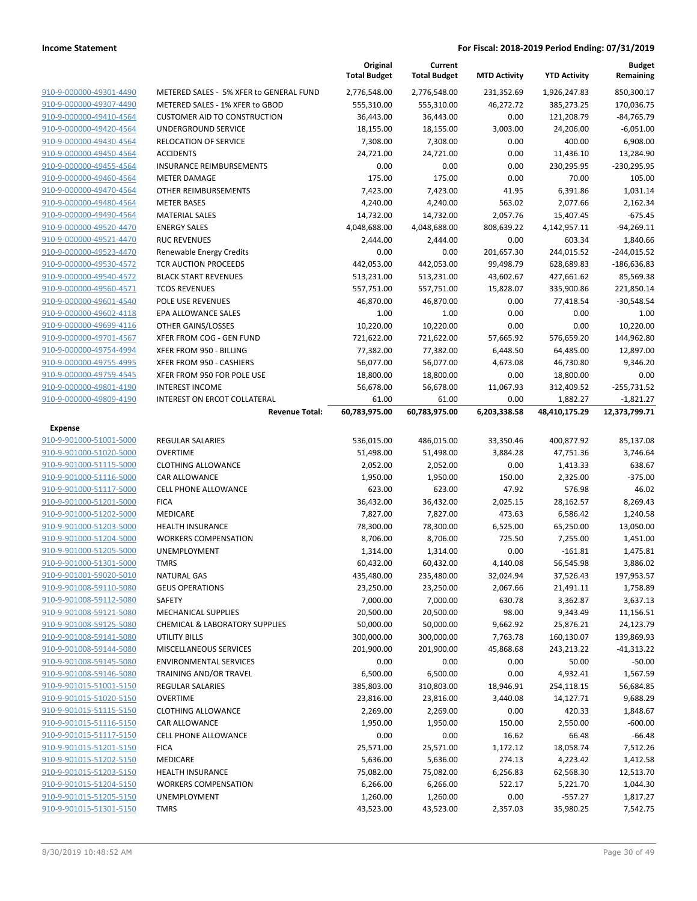| | | Original Total Budget | Current Total Budget | MTD Activity | YTD Activity | Budget Remaining |
|---|---|---|---|---|---|---|
| 910-9-000000-49301-4490 | METERED SALES - 5% XFER to GENERAL FUND | 2,776,548.00 | 2,776,548.00 | 231,352.69 | 1,926,247.83 | 850,300.17 |
| 910-9-000000-49307-4490 | METERED SALES - 1% XFER to GBOD | 555,310.00 | 555,310.00 | 46,272.72 | 385,273.25 | 170,036.75 |
| 910-9-000000-49410-4564 | CUSTOMER AID TO CONSTRUCTION | 36,443.00 | 36,443.00 | 0.00 | 121,208.79 | -84,765.79 |
| 910-9-000000-49420-4564 | UNDERGROUND SERVICE | 18,155.00 | 18,155.00 | 3,003.00 | 24,206.00 | -6,051.00 |
| 910-9-000000-49430-4564 | RELOCATION OF SERVICE | 7,308.00 | 7,308.00 | 0.00 | 400.00 | 6,908.00 |
| 910-9-000000-49450-4564 | ACCIDENTS | 24,721.00 | 24,721.00 | 0.00 | 11,436.10 | 13,284.90 |
| 910-9-000000-49455-4564 | INSURANCE REIMBURSEMENTS | 0.00 | 0.00 | 0.00 | 230,295.95 | -230,295.95 |
| 910-9-000000-49460-4564 | METER DAMAGE | 175.00 | 175.00 | 0.00 | 70.00 | 105.00 |
| 910-9-000000-49470-4564 | OTHER REIMBURSEMENTS | 7,423.00 | 7,423.00 | 41.95 | 6,391.86 | 1,031.14 |
| 910-9-000000-49480-4564 | METER BASES | 4,240.00 | 4,240.00 | 563.02 | 2,077.66 | 2,162.34 |
| 910-9-000000-49490-4564 | MATERIAL SALES | 14,732.00 | 14,732.00 | 2,057.76 | 15,407.45 | -675.45 |
| 910-9-000000-49520-4470 | ENERGY SALES | 4,048,688.00 | 4,048,688.00 | 808,639.22 | 4,142,957.11 | -94,269.11 |
| 910-9-000000-49521-4470 | RUC REVENUES | 2,444.00 | 2,444.00 | 0.00 | 603.34 | 1,840.66 |
| 910-9-000000-49523-4470 | Renewable Energy Credits | 0.00 | 0.00 | 201,657.30 | 244,015.52 | -244,015.52 |
| 910-9-000000-49530-4572 | TCR AUCTION PROCEEDS | 442,053.00 | 442,053.00 | 99,498.79 | 628,689.83 | -186,636.83 |
| 910-9-000000-49540-4572 | BLACK START REVENUES | 513,231.00 | 513,231.00 | 43,602.67 | 427,661.62 | 85,569.38 |
| 910-9-000000-49560-4571 | TCOS REVENUES | 557,751.00 | 557,751.00 | 15,828.07 | 335,900.86 | 221,850.14 |
| 910-9-000000-49601-4540 | POLE USE REVENUES | 46,870.00 | 46,870.00 | 0.00 | 77,418.54 | -30,548.54 |
| 910-9-000000-49602-4118 | EPA ALLOWANCE SALES | 1.00 | 1.00 | 0.00 | 0.00 | 1.00 |
| 910-9-000000-49699-4116 | OTHER GAINS/LOSSES | 10,220.00 | 10,220.00 | 0.00 | 0.00 | 10,220.00 |
| 910-9-000000-49701-4567 | XFER FROM COG - GEN FUND | 721,622.00 | 721,622.00 | 57,665.92 | 576,659.20 | 144,962.80 |
| 910-9-000000-49754-4994 | XFER FROM 950 - BILLING | 77,382.00 | 77,382.00 | 6,448.50 | 64,485.00 | 12,897.00 |
| 910-9-000000-49755-4995 | XFER FROM 950 - CASHIERS | 56,077.00 | 56,077.00 | 4,673.08 | 46,730.80 | 9,346.20 |
| 910-9-000000-49759-4545 | XFER FROM 950 FOR POLE USE | 18,800.00 | 18,800.00 | 0.00 | 18,800.00 | 0.00 |
| 910-9-000000-49801-4190 | INTEREST INCOME | 56,678.00 | 56,678.00 | 11,067.93 | 312,409.52 | -255,731.52 |
| 910-9-000000-49809-4190 | INTEREST ON ERCOT COLLATERAL | 61.00 | 61.00 | 0.00 | 1,882.27 | -1,821.27 |
| | **Revenue Total:** | **60,783,975.00** | **60,783,975.00** | **6,203,338.58** | **48,410,175.29** | **12,373,799.71** |
| **Expense** | | | | | | |
| 910-9-901000-51001-5000 | REGULAR SALARIES | 536,015.00 | 486,015.00 | 33,350.46 | 400,877.92 | 85,137.08 |
| 910-9-901000-51020-5000 | OVERTIME | 51,498.00 | 51,498.00 | 3,884.28 | 47,751.36 | 3,746.64 |
| 910-9-901000-51115-5000 | CLOTHING ALLOWANCE | 2,052.00 | 2,052.00 | 0.00 | 1,413.33 | 638.67 |
| 910-9-901000-51116-5000 | CAR ALLOWANCE | 1,950.00 | 1,950.00 | 150.00 | 2,325.00 | -375.00 |
| 910-9-901000-51117-5000 | CELL PHONE ALLOWANCE | 623.00 | 623.00 | 47.92 | 576.98 | 46.02 |
| 910-9-901000-51201-5000 | FICA | 36,432.00 | 36,432.00 | 2,025.15 | 28,162.57 | 8,269.43 |
| 910-9-901000-51202-5000 | MEDICARE | 7,827.00 | 7,827.00 | 473.63 | 6,586.42 | 1,240.58 |
| 910-9-901000-51203-5000 | HEALTH INSURANCE | 78,300.00 | 78,300.00 | 6,525.00 | 65,250.00 | 13,050.00 |
| 910-9-901000-51204-5000 | WORKERS COMPENSATION | 8,706.00 | 8,706.00 | 725.50 | 7,255.00 | 1,451.00 |
| 910-9-901000-51205-5000 | UNEMPLOYMENT | 1,314.00 | 1,314.00 | 0.00 | -161.81 | 1,475.81 |
| 910-9-901000-51301-5000 | TMRS | 60,432.00 | 60,432.00 | 4,140.08 | 56,545.98 | 3,886.02 |
| 910-9-901001-59020-5010 | NATURAL GAS | 435,480.00 | 235,480.00 | 32,024.94 | 37,526.43 | 197,953.57 |
| 910-9-901008-59110-5080 | GEUS OPERATIONS | 23,250.00 | 23,250.00 | 2,067.66 | 21,491.11 | 1,758.89 |
| 910-9-901008-59112-5080 | SAFETY | 7,000.00 | 7,000.00 | 630.78 | 3,362.87 | 3,637.13 |
| 910-9-901008-59121-5080 | MECHANICAL SUPPLIES | 20,500.00 | 20,500.00 | 98.00 | 9,343.49 | 11,156.51 |
| 910-9-901008-59125-5080 | CHEMICAL & LABORATORY SUPPLIES | 50,000.00 | 50,000.00 | 9,662.92 | 25,876.21 | 24,123.79 |
| 910-9-901008-59141-5080 | UTILITY BILLS | 300,000.00 | 300,000.00 | 7,763.78 | 160,130.07 | 139,869.93 |
| 910-9-901008-59144-5080 | MISCELLANEOUS SERVICES | 201,900.00 | 201,900.00 | 45,868.68 | 243,213.22 | -41,313.22 |
| 910-9-901008-59145-5080 | ENVIRONMENTAL SERVICES | 0.00 | 0.00 | 0.00 | 50.00 | -50.00 |
| 910-9-901008-59146-5080 | TRAINING AND/OR TRAVEL | 6,500.00 | 6,500.00 | 0.00 | 4,932.41 | 1,567.59 |
| 910-9-901015-51001-5150 | REGULAR SALARIES | 385,803.00 | 310,803.00 | 18,946.91 | 254,118.15 | 56,684.85 |
| 910-9-901015-51020-5150 | OVERTIME | 23,816.00 | 23,816.00 | 3,440.08 | 14,127.71 | 9,688.29 |
| 910-9-901015-51115-5150 | CLOTHING ALLOWANCE | 2,269.00 | 2,269.00 | 0.00 | 420.33 | 1,848.67 |
| 910-9-901015-51116-5150 | CAR ALLOWANCE | 1,950.00 | 1,950.00 | 150.00 | 2,550.00 | -600.00 |
| 910-9-901015-51117-5150 | CELL PHONE ALLOWANCE | 0.00 | 0.00 | 16.62 | 66.48 | -66.48 |
| 910-9-901015-51201-5150 | FICA | 25,571.00 | 25,571.00 | 1,172.12 | 18,058.74 | 7,512.26 |
| 910-9-901015-51202-5150 | MEDICARE | 5,636.00 | 5,636.00 | 274.13 | 4,223.42 | 1,412.58 |
| 910-9-901015-51203-5150 | HEALTH INSURANCE | 75,082.00 | 75,082.00 | 6,256.83 | 62,568.30 | 12,513.70 |
| 910-9-901015-51204-5150 | WORKERS COMPENSATION | 6,266.00 | 6,266.00 | 522.17 | 5,221.70 | 1,044.30 |
| 910-9-901015-51205-5150 | UNEMPLOYMENT | 1,260.00 | 1,260.00 | 0.00 | -557.27 | 1,817.27 |
| 910-9-901015-51301-5150 | TMRS | 43,523.00 | 43,523.00 | 2,357.03 | 35,980.25 | 7,542.75 |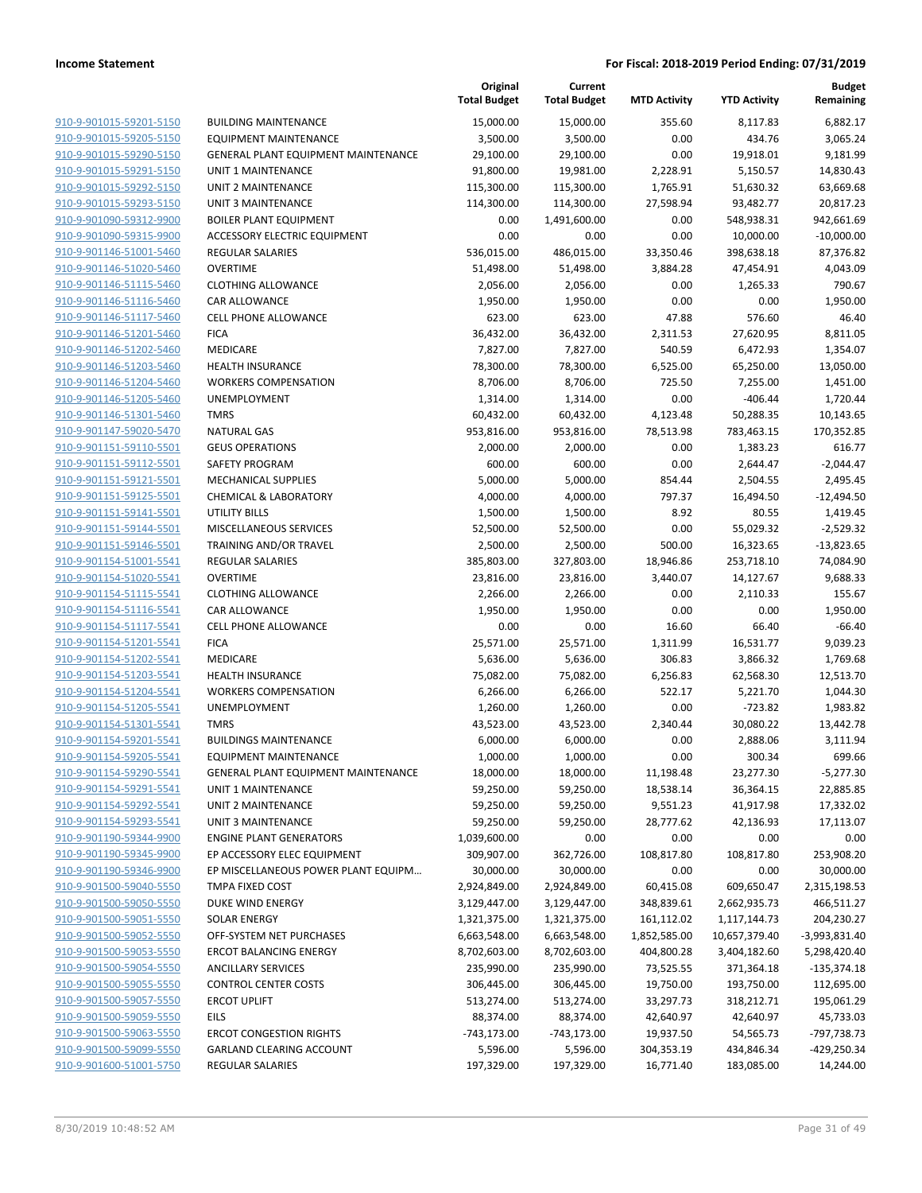| | | Original Total Budget | Current Total Budget | MTD Activity | YTD Activity | Budget Remaining |
|---|---|---|---|---|---|---|
| 910-9-901015-59201-5150 | BUILDING MAINTENANCE | 15,000.00 | 15,000.00 | 355.60 | 8,117.83 | 6,882.17 |
| 910-9-901015-59205-5150 | EQUIPMENT MAINTENANCE | 3,500.00 | 3,500.00 | 0.00 | 434.76 | 3,065.24 |
| 910-9-901015-59290-5150 | GENERAL PLANT EQUIPMENT MAINTENANCE | 29,100.00 | 29,100.00 | 0.00 | 19,918.01 | 9,181.99 |
| 910-9-901015-59291-5150 | UNIT 1 MAINTENANCE | 91,800.00 | 19,981.00 | 2,228.91 | 5,150.57 | 14,830.43 |
| 910-9-901015-59292-5150 | UNIT 2 MAINTENANCE | 115,300.00 | 115,300.00 | 1,765.91 | 51,630.32 | 63,669.68 |
| 910-9-901015-59293-5150 | UNIT 3 MAINTENANCE | 114,300.00 | 114,300.00 | 27,598.94 | 93,482.77 | 20,817.23 |
| 910-9-901090-59312-9900 | BOILER PLANT EQUIPMENT | 0.00 | 1,491,600.00 | 0.00 | 548,938.31 | 942,661.69 |
| 910-9-901090-59315-9900 | ACCESSORY ELECTRIC EQUIPMENT | 0.00 | 0.00 | 0.00 | 10,000.00 | -10,000.00 |
| 910-9-901146-51001-5460 | REGULAR SALARIES | 536,015.00 | 486,015.00 | 33,350.46 | 398,638.18 | 87,376.82 |
| 910-9-901146-51020-5460 | OVERTIME | 51,498.00 | 51,498.00 | 3,884.28 | 47,454.91 | 4,043.09 |
| 910-9-901146-51115-5460 | CLOTHING ALLOWANCE | 2,056.00 | 2,056.00 | 0.00 | 1,265.33 | 790.67 |
| 910-9-901146-51116-5460 | CAR ALLOWANCE | 1,950.00 | 1,950.00 | 0.00 | 0.00 | 1,950.00 |
| 910-9-901146-51117-5460 | CELL PHONE ALLOWANCE | 623.00 | 623.00 | 47.88 | 576.60 | 46.40 |
| 910-9-901146-51201-5460 | FICA | 36,432.00 | 36,432.00 | 2,311.53 | 27,620.95 | 8,811.05 |
| 910-9-901146-51202-5460 | MEDICARE | 7,827.00 | 7,827.00 | 540.59 | 6,472.93 | 1,354.07 |
| 910-9-901146-51203-5460 | HEALTH INSURANCE | 78,300.00 | 78,300.00 | 6,525.00 | 65,250.00 | 13,050.00 |
| 910-9-901146-51204-5460 | WORKERS COMPENSATION | 8,706.00 | 8,706.00 | 725.50 | 7,255.00 | 1,451.00 |
| 910-9-901146-51205-5460 | UNEMPLOYMENT | 1,314.00 | 1,314.00 | 0.00 | -406.44 | 1,720.44 |
| 910-9-901146-51301-5460 | TMRS | 60,432.00 | 60,432.00 | 4,123.48 | 50,288.35 | 10,143.65 |
| 910-9-901147-59020-5470 | NATURAL GAS | 953,816.00 | 953,816.00 | 78,513.98 | 783,463.15 | 170,352.85 |
| 910-9-901151-59110-5501 | GEUS OPERATIONS | 2,000.00 | 2,000.00 | 0.00 | 1,383.23 | 616.77 |
| 910-9-901151-59112-5501 | SAFETY PROGRAM | 600.00 | 600.00 | 0.00 | 2,644.47 | -2,044.47 |
| 910-9-901151-59121-5501 | MECHANICAL SUPPLIES | 5,000.00 | 5,000.00 | 854.44 | 2,504.55 | 2,495.45 |
| 910-9-901151-59125-5501 | CHEMICAL & LABORATORY | 4,000.00 | 4,000.00 | 797.37 | 16,494.50 | -12,494.50 |
| 910-9-901151-59141-5501 | UTILITY BILLS | 1,500.00 | 1,500.00 | 8.92 | 80.55 | 1,419.45 |
| 910-9-901151-59144-5501 | MISCELLANEOUS SERVICES | 52,500.00 | 52,500.00 | 0.00 | 55,029.32 | -2,529.32 |
| 910-9-901151-59146-5501 | TRAINING AND/OR TRAVEL | 2,500.00 | 2,500.00 | 500.00 | 16,323.65 | -13,823.65 |
| 910-9-901154-51001-5541 | REGULAR SALARIES | 385,803.00 | 327,803.00 | 18,946.86 | 253,718.10 | 74,084.90 |
| 910-9-901154-51020-5541 | OVERTIME | 23,816.00 | 23,816.00 | 3,440.07 | 14,127.67 | 9,688.33 |
| 910-9-901154-51115-5541 | CLOTHING ALLOWANCE | 2,266.00 | 2,266.00 | 0.00 | 2,110.33 | 155.67 |
| 910-9-901154-51116-5541 | CAR ALLOWANCE | 1,950.00 | 1,950.00 | 0.00 | 0.00 | 1,950.00 |
| 910-9-901154-51117-5541 | CELL PHONE ALLOWANCE | 0.00 | 0.00 | 16.60 | 66.40 | -66.40 |
| 910-9-901154-51201-5541 | FICA | 25,571.00 | 25,571.00 | 1,311.99 | 16,531.77 | 9,039.23 |
| 910-9-901154-51202-5541 | MEDICARE | 5,636.00 | 5,636.00 | 306.83 | 3,866.32 | 1,769.68 |
| 910-9-901154-51203-5541 | HEALTH INSURANCE | 75,082.00 | 75,082.00 | 6,256.83 | 62,568.30 | 12,513.70 |
| 910-9-901154-51204-5541 | WORKERS COMPENSATION | 6,266.00 | 6,266.00 | 522.17 | 5,221.70 | 1,044.30 |
| 910-9-901154-51205-5541 | UNEMPLOYMENT | 1,260.00 | 1,260.00 | 0.00 | -723.82 | 1,983.82 |
| 910-9-901154-51301-5541 | TMRS | 43,523.00 | 43,523.00 | 2,340.44 | 30,080.22 | 13,442.78 |
| 910-9-901154-59201-5541 | BUILDINGS MAINTENANCE | 6,000.00 | 6,000.00 | 0.00 | 2,888.06 | 3,111.94 |
| 910-9-901154-59205-5541 | EQUIPMENT MAINTENANCE | 1,000.00 | 1,000.00 | 0.00 | 300.34 | 699.66 |
| 910-9-901154-59290-5541 | GENERAL PLANT EQUIPMENT MAINTENANCE | 18,000.00 | 18,000.00 | 11,198.48 | 23,277.30 | -5,277.30 |
| 910-9-901154-59291-5541 | UNIT 1 MAINTENANCE | 59,250.00 | 59,250.00 | 18,538.14 | 36,364.15 | 22,885.85 |
| 910-9-901154-59292-5541 | UNIT 2 MAINTENANCE | 59,250.00 | 59,250.00 | 9,551.23 | 41,917.98 | 17,332.02 |
| 910-9-901154-59293-5541 | UNIT 3 MAINTENANCE | 59,250.00 | 59,250.00 | 28,777.62 | 42,136.93 | 17,113.07 |
| 910-9-901190-59344-9900 | ENGINE PLANT GENERATORS | 1,039,600.00 | 0.00 | 0.00 | 0.00 | 0.00 |
| 910-9-901190-59345-9900 | EP ACCESSORY ELEC EQUIPMENT | 309,907.00 | 362,726.00 | 108,817.80 | 108,817.80 | 253,908.20 |
| 910-9-901190-59346-9900 | EP MISCELLANEOUS POWER PLANT EQUIPM... | 30,000.00 | 30,000.00 | 0.00 | 0.00 | 30,000.00 |
| 910-9-901500-59040-5550 | TMPA FIXED COST | 2,924,849.00 | 2,924,849.00 | 60,415.08 | 609,650.47 | 2,315,198.53 |
| 910-9-901500-59050-5550 | DUKE WIND ENERGY | 3,129,447.00 | 3,129,447.00 | 348,839.61 | 2,662,935.73 | 466,511.27 |
| 910-9-901500-59051-5550 | SOLAR ENERGY | 1,321,375.00 | 1,321,375.00 | 161,112.02 | 1,117,144.73 | 204,230.27 |
| 910-9-901500-59052-5550 | OFF-SYSTEM NET PURCHASES | 6,663,548.00 | 6,663,548.00 | 1,852,585.00 | 10,657,379.40 | -3,993,831.40 |
| 910-9-901500-59053-5550 | ERCOT BALANCING ENERGY | 8,702,603.00 | 8,702,603.00 | 404,800.28 | 3,404,182.60 | 5,298,420.40 |
| 910-9-901500-59054-5550 | ANCILLARY SERVICES | 235,990.00 | 235,990.00 | 73,525.55 | 371,364.18 | -135,374.18 |
| 910-9-901500-59055-5550 | CONTROL CENTER COSTS | 306,445.00 | 306,445.00 | 19,750.00 | 193,750.00 | 112,695.00 |
| 910-9-901500-59057-5550 | ERCOT UPLIFT | 513,274.00 | 513,274.00 | 33,297.73 | 318,212.71 | 195,061.29 |
| 910-9-901500-59059-5550 | EILS | 88,374.00 | 88,374.00 | 42,640.97 | 42,640.97 | 45,733.03 |
| 910-9-901500-59063-5550 | ERCOT CONGESTION RIGHTS | -743,173.00 | -743,173.00 | 19,937.50 | 54,565.73 | -797,738.73 |
| 910-9-901500-59099-5550 | GARLAND CLEARING ACCOUNT | 5,596.00 | 5,596.00 | 304,353.19 | 434,846.34 | -429,250.34 |
| 910-9-901600-51001-5750 | REGULAR SALARIES | 197,329.00 | 197,329.00 | 16,771.40 | 183,085.00 | 14,244.00 |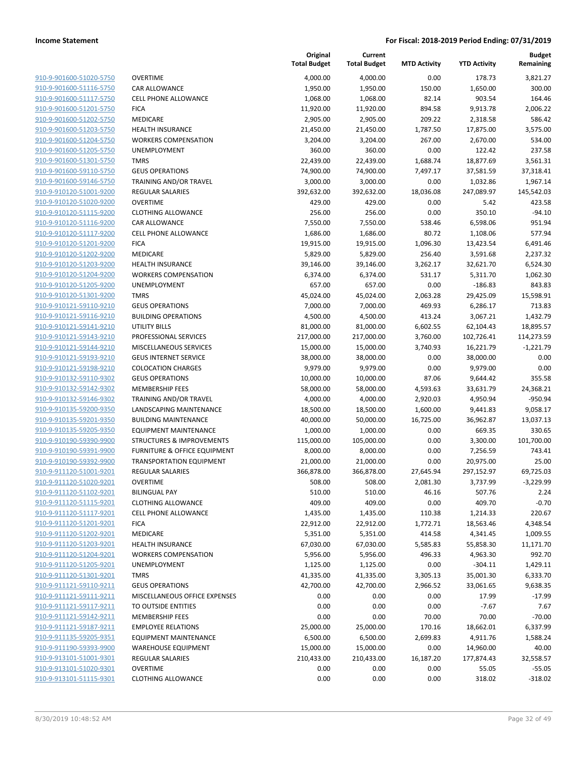| | | Original Total Budget | Current Total Budget | MTD Activity | YTD Activity | Budget Remaining |
|---|---|---|---|---|---|---|
| 910-9-901600-51020-5750 | OVERTIME | 4,000.00 | 4,000.00 | 0.00 | 178.73 | 3,821.27 |
| 910-9-901600-51116-5750 | CAR ALLOWANCE | 1,950.00 | 1,950.00 | 150.00 | 1,650.00 | 300.00 |
| 910-9-901600-51117-5750 | CELL PHONE ALLOWANCE | 1,068.00 | 1,068.00 | 82.14 | 903.54 | 164.46 |
| 910-9-901600-51201-5750 | FICA | 11,920.00 | 11,920.00 | 894.58 | 9,913.78 | 2,006.22 |
| 910-9-901600-51202-5750 | MEDICARE | 2,905.00 | 2,905.00 | 209.22 | 2,318.58 | 586.42 |
| 910-9-901600-51203-5750 | HEALTH INSURANCE | 21,450.00 | 21,450.00 | 1,787.50 | 17,875.00 | 3,575.00 |
| 910-9-901600-51204-5750 | WORKERS COMPENSATION | 3,204.00 | 3,204.00 | 267.00 | 2,670.00 | 534.00 |
| 910-9-901600-51205-5750 | UNEMPLOYMENT | 360.00 | 360.00 | 0.00 | 122.42 | 237.58 |
| 910-9-901600-51301-5750 | TMRS | 22,439.00 | 22,439.00 | 1,688.74 | 18,877.69 | 3,561.31 |
| 910-9-901600-59110-5750 | GEUS OPERATIONS | 74,900.00 | 74,900.00 | 7,497.17 | 37,581.59 | 37,318.41 |
| 910-9-901600-59146-5750 | TRAINING AND/OR TRAVEL | 3,000.00 | 3,000.00 | 0.00 | 1,032.86 | 1,967.14 |
| 910-9-910120-51001-9200 | REGULAR SALARIES | 392,632.00 | 392,632.00 | 18,036.08 | 247,089.97 | 145,542.03 |
| 910-9-910120-51020-9200 | OVERTIME | 429.00 | 429.00 | 0.00 | 5.42 | 423.58 |
| 910-9-910120-51115-9200 | CLOTHING ALLOWANCE | 256.00 | 256.00 | 0.00 | 350.10 | -94.10 |
| 910-9-910120-51116-9200 | CAR ALLOWANCE | 7,550.00 | 7,550.00 | 538.46 | 6,598.06 | 951.94 |
| 910-9-910120-51117-9200 | CELL PHONE ALLOWANCE | 1,686.00 | 1,686.00 | 80.72 | 1,108.06 | 577.94 |
| 910-9-910120-51201-9200 | FICA | 19,915.00 | 19,915.00 | 1,096.30 | 13,423.54 | 6,491.46 |
| 910-9-910120-51202-9200 | MEDICARE | 5,829.00 | 5,829.00 | 256.40 | 3,591.68 | 2,237.32 |
| 910-9-910120-51203-9200 | HEALTH INSURANCE | 39,146.00 | 39,146.00 | 3,262.17 | 32,621.70 | 6,524.30 |
| 910-9-910120-51204-9200 | WORKERS COMPENSATION | 6,374.00 | 6,374.00 | 531.17 | 5,311.70 | 1,062.30 |
| 910-9-910120-51205-9200 | UNEMPLOYMENT | 657.00 | 657.00 | 0.00 | -186.83 | 843.83 |
| 910-9-910120-51301-9200 | TMRS | 45,024.00 | 45,024.00 | 2,063.28 | 29,425.09 | 15,598.91 |
| 910-9-910121-59110-9210 | GEUS OPERATIONS | 7,000.00 | 7,000.00 | 469.93 | 6,286.17 | 713.83 |
| 910-9-910121-59116-9210 | BUILDING OPERATIONS | 4,500.00 | 4,500.00 | 413.24 | 3,067.21 | 1,432.79 |
| 910-9-910121-59141-9210 | UTILITY BILLS | 81,000.00 | 81,000.00 | 6,602.55 | 62,104.43 | 18,895.57 |
| 910-9-910121-59143-9210 | PROFESSIONAL SERVICES | 217,000.00 | 217,000.00 | 3,760.00 | 102,726.41 | 114,273.59 |
| 910-9-910121-59144-9210 | MISCELLANEOUS SERVICES | 15,000.00 | 15,000.00 | 3,740.93 | 16,221.79 | -1,221.79 |
| 910-9-910121-59193-9210 | GEUS INTERNET SERVICE | 38,000.00 | 38,000.00 | 0.00 | 38,000.00 | 0.00 |
| 910-9-910121-59198-9210 | COLOCATION CHARGES | 9,979.00 | 9,979.00 | 0.00 | 9,979.00 | 0.00 |
| 910-9-910132-59110-9302 | GEUS OPERATIONS | 10,000.00 | 10,000.00 | 87.06 | 9,644.42 | 355.58 |
| 910-9-910132-59142-9302 | MEMBERSHIP FEES | 58,000.00 | 58,000.00 | 4,593.63 | 33,631.79 | 24,368.21 |
| 910-9-910132-59146-9302 | TRAINING AND/OR TRAVEL | 4,000.00 | 4,000.00 | 2,920.03 | 4,950.94 | -950.94 |
| 910-9-910135-59200-9350 | LANDSCAPING MAINTENANCE | 18,500.00 | 18,500.00 | 1,600.00 | 9,441.83 | 9,058.17 |
| 910-9-910135-59201-9350 | BUILDING MAINTENANCE | 40,000.00 | 50,000.00 | 16,725.00 | 36,962.87 | 13,037.13 |
| 910-9-910135-59205-9350 | EQUIPMENT MAINTENANCE | 1,000.00 | 1,000.00 | 0.00 | 669.35 | 330.65 |
| 910-9-910190-59390-9900 | STRUCTURES & IMPROVEMENTS | 115,000.00 | 105,000.00 | 0.00 | 3,300.00 | 101,700.00 |
| 910-9-910190-59391-9900 | FURNITURE & OFFICE EQUIPMENT | 8,000.00 | 8,000.00 | 0.00 | 7,256.59 | 743.41 |
| 910-9-910190-59392-9900 | TRANSPORTATION EQUIPMENT | 21,000.00 | 21,000.00 | 0.00 | 20,975.00 | 25.00 |
| 910-9-911120-51001-9201 | REGULAR SALARIES | 366,878.00 | 366,878.00 | 27,645.94 | 297,152.97 | 69,725.03 |
| 910-9-911120-51020-9201 | OVERTIME | 508.00 | 508.00 | 2,081.30 | 3,737.99 | -3,229.99 |
| 910-9-911120-51102-9201 | BILINGUAL PAY | 510.00 | 510.00 | 46.16 | 507.76 | 2.24 |
| 910-9-911120-51115-9201 | CLOTHING ALLOWANCE | 409.00 | 409.00 | 0.00 | 409.70 | -0.70 |
| 910-9-911120-51117-9201 | CELL PHONE ALLOWANCE | 1,435.00 | 1,435.00 | 110.38 | 1,214.33 | 220.67 |
| 910-9-911120-51201-9201 | FICA | 22,912.00 | 22,912.00 | 1,772.71 | 18,563.46 | 4,348.54 |
| 910-9-911120-51202-9201 | MEDICARE | 5,351.00 | 5,351.00 | 414.58 | 4,341.45 | 1,009.55 |
| 910-9-911120-51203-9201 | HEALTH INSURANCE | 67,030.00 | 67,030.00 | 5,585.83 | 55,858.30 | 11,171.70 |
| 910-9-911120-51204-9201 | WORKERS COMPENSATION | 5,956.00 | 5,956.00 | 496.33 | 4,963.30 | 992.70 |
| 910-9-911120-51205-9201 | UNEMPLOYMENT | 1,125.00 | 1,125.00 | 0.00 | -304.11 | 1,429.11 |
| 910-9-911120-51301-9201 | TMRS | 41,335.00 | 41,335.00 | 3,305.13 | 35,001.30 | 6,333.70 |
| 910-9-911121-59110-9211 | GEUS OPERATIONS | 42,700.00 | 42,700.00 | 2,966.52 | 33,061.65 | 9,638.35 |
| 910-9-911121-59111-9211 | MISCELLANEOUS OFFICE EXPENSES | 0.00 | 0.00 | 0.00 | 17.99 | -17.99 |
| 910-9-911121-59117-9211 | TO OUTSIDE ENTITIES | 0.00 | 0.00 | 0.00 | -7.67 | 7.67 |
| 910-9-911121-59142-9211 | MEMBERSHIP FEES | 0.00 | 0.00 | 70.00 | 70.00 | -70.00 |
| 910-9-911121-59187-9211 | EMPLOYEE RELATIONS | 25,000.00 | 25,000.00 | 170.16 | 18,662.01 | 6,337.99 |
| 910-9-911135-59205-9351 | EQUIPMENT MAINTENANCE | 6,500.00 | 6,500.00 | 2,699.83 | 4,911.76 | 1,588.24 |
| 910-9-911190-59393-9900 | WAREHOUSE EQUIPMENT | 15,000.00 | 15,000.00 | 0.00 | 14,960.00 | 40.00 |
| 910-9-913101-51001-9301 | REGULAR SALARIES | 210,433.00 | 210,433.00 | 16,187.20 | 177,874.43 | 32,558.57 |
| 910-9-913101-51020-9301 | OVERTIME | 0.00 | 0.00 | 0.00 | 55.05 | -55.05 |
| 910-9-913101-51115-9301 | CLOTHING ALLOWANCE | 0.00 | 0.00 | 0.00 | 318.02 | -318.02 |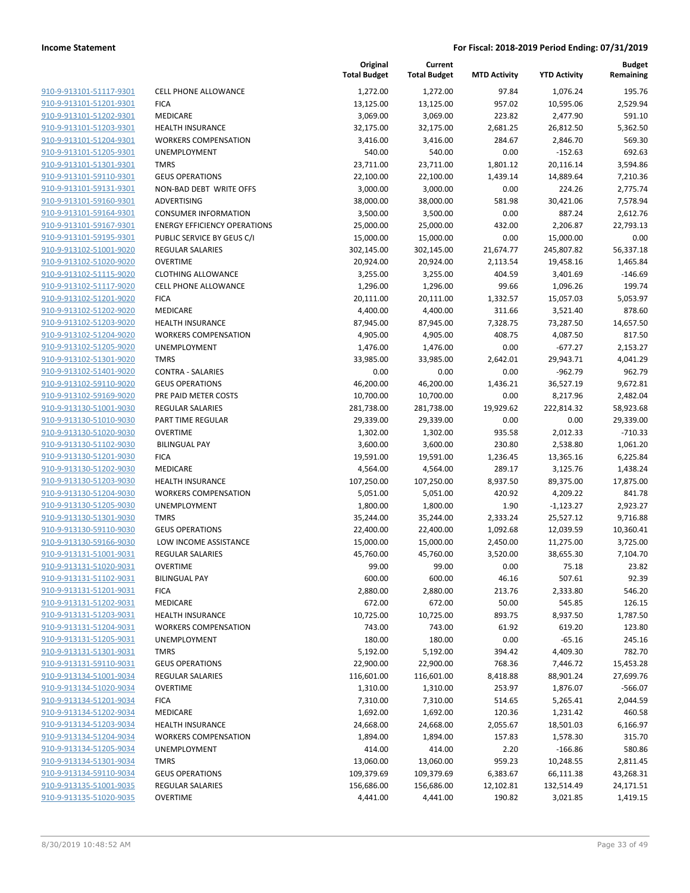| | | Original Total Budget | Current Total Budget | MTD Activity | YTD Activity | Budget Remaining |
|---|---|---|---|---|---|---|
| 910-9-913101-51117-9301 | CELL PHONE ALLOWANCE | 1,272.00 | 1,272.00 | 97.84 | 1,076.24 | 195.76 |
| 910-9-913101-51201-9301 | FICA | 13,125.00 | 13,125.00 | 957.02 | 10,595.06 | 2,529.94 |
| 910-9-913101-51202-9301 | MEDICARE | 3,069.00 | 3,069.00 | 223.82 | 2,477.90 | 591.10 |
| 910-9-913101-51203-9301 | HEALTH INSURANCE | 32,175.00 | 32,175.00 | 2,681.25 | 26,812.50 | 5,362.50 |
| 910-9-913101-51204-9301 | WORKERS COMPENSATION | 3,416.00 | 3,416.00 | 284.67 | 2,846.70 | 569.30 |
| 910-9-913101-51205-9301 | UNEMPLOYMENT | 540.00 | 540.00 | 0.00 | -152.63 | 692.63 |
| 910-9-913101-51301-9301 | TMRS | 23,711.00 | 23,711.00 | 1,801.12 | 20,116.14 | 3,594.86 |
| 910-9-913101-59110-9301 | GEUS OPERATIONS | 22,100.00 | 22,100.00 | 1,439.14 | 14,889.64 | 7,210.36 |
| 910-9-913101-59131-9301 | NON-BAD DEBT WRITE OFFS | 3,000.00 | 3,000.00 | 0.00 | 224.26 | 2,775.74 |
| 910-9-913101-59160-9301 | ADVERTISING | 38,000.00 | 38,000.00 | 581.98 | 30,421.06 | 7,578.94 |
| 910-9-913101-59164-9301 | CONSUMER INFORMATION | 3,500.00 | 3,500.00 | 0.00 | 887.24 | 2,612.76 |
| 910-9-913101-59167-9301 | ENERGY EFFICIENCY OPERATIONS | 25,000.00 | 25,000.00 | 432.00 | 2,206.87 | 22,793.13 |
| 910-9-913101-59195-9301 | PUBLIC SERVICE BY GEUS C/I | 15,000.00 | 15,000.00 | 0.00 | 15,000.00 | 0.00 |
| 910-9-913102-51001-9020 | REGULAR SALARIES | 302,145.00 | 302,145.00 | 21,674.77 | 245,807.82 | 56,337.18 |
| 910-9-913102-51020-9020 | OVERTIME | 20,924.00 | 20,924.00 | 2,113.54 | 19,458.16 | 1,465.84 |
| 910-9-913102-51115-9020 | CLOTHING ALLOWANCE | 3,255.00 | 3,255.00 | 404.59 | 3,401.69 | -146.69 |
| 910-9-913102-51117-9020 | CELL PHONE ALLOWANCE | 1,296.00 | 1,296.00 | 99.66 | 1,096.26 | 199.74 |
| 910-9-913102-51201-9020 | FICA | 20,111.00 | 20,111.00 | 1,332.57 | 15,057.03 | 5,053.97 |
| 910-9-913102-51202-9020 | MEDICARE | 4,400.00 | 4,400.00 | 311.66 | 3,521.40 | 878.60 |
| 910-9-913102-51203-9020 | HEALTH INSURANCE | 87,945.00 | 87,945.00 | 7,328.75 | 73,287.50 | 14,657.50 |
| 910-9-913102-51204-9020 | WORKERS COMPENSATION | 4,905.00 | 4,905.00 | 408.75 | 4,087.50 | 817.50 |
| 910-9-913102-51205-9020 | UNEMPLOYMENT | 1,476.00 | 1,476.00 | 0.00 | -677.27 | 2,153.27 |
| 910-9-913102-51301-9020 | TMRS | 33,985.00 | 33,985.00 | 2,642.01 | 29,943.71 | 4,041.29 |
| 910-9-913102-51401-9020 | CONTRA - SALARIES | 0.00 | 0.00 | 0.00 | -962.79 | 962.79 |
| 910-9-913102-59110-9020 | GEUS OPERATIONS | 46,200.00 | 46,200.00 | 1,436.21 | 36,527.19 | 9,672.81 |
| 910-9-913102-59169-9020 | PRE PAID METER COSTS | 10,700.00 | 10,700.00 | 0.00 | 8,217.96 | 2,482.04 |
| 910-9-913130-51001-9030 | REGULAR SALARIES | 281,738.00 | 281,738.00 | 19,929.62 | 222,814.32 | 58,923.68 |
| 910-9-913130-51010-9030 | PART TIME REGULAR | 29,339.00 | 29,339.00 | 0.00 | 0.00 | 29,339.00 |
| 910-9-913130-51020-9030 | OVERTIME | 1,302.00 | 1,302.00 | 935.58 | 2,012.33 | -710.33 |
| 910-9-913130-51102-9030 | BILINGUAL PAY | 3,600.00 | 3,600.00 | 230.80 | 2,538.80 | 1,061.20 |
| 910-9-913130-51201-9030 | FICA | 19,591.00 | 19,591.00 | 1,236.45 | 13,365.16 | 6,225.84 |
| 910-9-913130-51202-9030 | MEDICARE | 4,564.00 | 4,564.00 | 289.17 | 3,125.76 | 1,438.24 |
| 910-9-913130-51203-9030 | HEALTH INSURANCE | 107,250.00 | 107,250.00 | 8,937.50 | 89,375.00 | 17,875.00 |
| 910-9-913130-51204-9030 | WORKERS COMPENSATION | 5,051.00 | 5,051.00 | 420.92 | 4,209.22 | 841.78 |
| 910-9-913130-51205-9030 | UNEMPLOYMENT | 1,800.00 | 1,800.00 | 1.90 | -1,123.27 | 2,923.27 |
| 910-9-913130-51301-9030 | TMRS | 35,244.00 | 35,244.00 | 2,333.24 | 25,527.12 | 9,716.88 |
| 910-9-913130-59110-9030 | GEUS OPERATIONS | 22,400.00 | 22,400.00 | 1,092.68 | 12,039.59 | 10,360.41 |
| 910-9-913130-59166-9030 | LOW INCOME ASSISTANCE | 15,000.00 | 15,000.00 | 2,450.00 | 11,275.00 | 3,725.00 |
| 910-9-913131-51001-9031 | REGULAR SALARIES | 45,760.00 | 45,760.00 | 3,520.00 | 38,655.30 | 7,104.70 |
| 910-9-913131-51020-9031 | OVERTIME | 99.00 | 99.00 | 0.00 | 75.18 | 23.82 |
| 910-9-913131-51102-9031 | BILINGUAL PAY | 600.00 | 600.00 | 46.16 | 507.61 | 92.39 |
| 910-9-913131-51201-9031 | FICA | 2,880.00 | 2,880.00 | 213.76 | 2,333.80 | 546.20 |
| 910-9-913131-51202-9031 | MEDICARE | 672.00 | 672.00 | 50.00 | 545.85 | 126.15 |
| 910-9-913131-51203-9031 | HEALTH INSURANCE | 10,725.00 | 10,725.00 | 893.75 | 8,937.50 | 1,787.50 |
| 910-9-913131-51204-9031 | WORKERS COMPENSATION | 743.00 | 743.00 | 61.92 | 619.20 | 123.80 |
| 910-9-913131-51205-9031 | UNEMPLOYMENT | 180.00 | 180.00 | 0.00 | -65.16 | 245.16 |
| 910-9-913131-51301-9031 | TMRS | 5,192.00 | 5,192.00 | 394.42 | 4,409.30 | 782.70 |
| 910-9-913131-59110-9031 | GEUS OPERATIONS | 22,900.00 | 22,900.00 | 768.36 | 7,446.72 | 15,453.28 |
| 910-9-913134-51001-9034 | REGULAR SALARIES | 116,601.00 | 116,601.00 | 8,418.88 | 88,901.24 | 27,699.76 |
| 910-9-913134-51020-9034 | OVERTIME | 1,310.00 | 1,310.00 | 253.97 | 1,876.07 | -566.07 |
| 910-9-913134-51201-9034 | FICA | 7,310.00 | 7,310.00 | 514.65 | 5,265.41 | 2,044.59 |
| 910-9-913134-51202-9034 | MEDICARE | 1,692.00 | 1,692.00 | 120.36 | 1,231.42 | 460.58 |
| 910-9-913134-51203-9034 | HEALTH INSURANCE | 24,668.00 | 24,668.00 | 2,055.67 | 18,501.03 | 6,166.97 |
| 910-9-913134-51204-9034 | WORKERS COMPENSATION | 1,894.00 | 1,894.00 | 157.83 | 1,578.30 | 315.70 |
| 910-9-913134-51205-9034 | UNEMPLOYMENT | 414.00 | 414.00 | 2.20 | -166.86 | 580.86 |
| 910-9-913134-51301-9034 | TMRS | 13,060.00 | 13,060.00 | 959.23 | 10,248.55 | 2,811.45 |
| 910-9-913134-59110-9034 | GEUS OPERATIONS | 109,379.69 | 109,379.69 | 6,383.67 | 66,111.38 | 43,268.31 |
| 910-9-913135-51001-9035 | REGULAR SALARIES | 156,686.00 | 156,686.00 | 12,102.81 | 132,514.49 | 24,171.51 |
| 910-9-913135-51020-9035 | OVERTIME | 4,441.00 | 4,441.00 | 190.82 | 3,021.85 | 1,419.15 |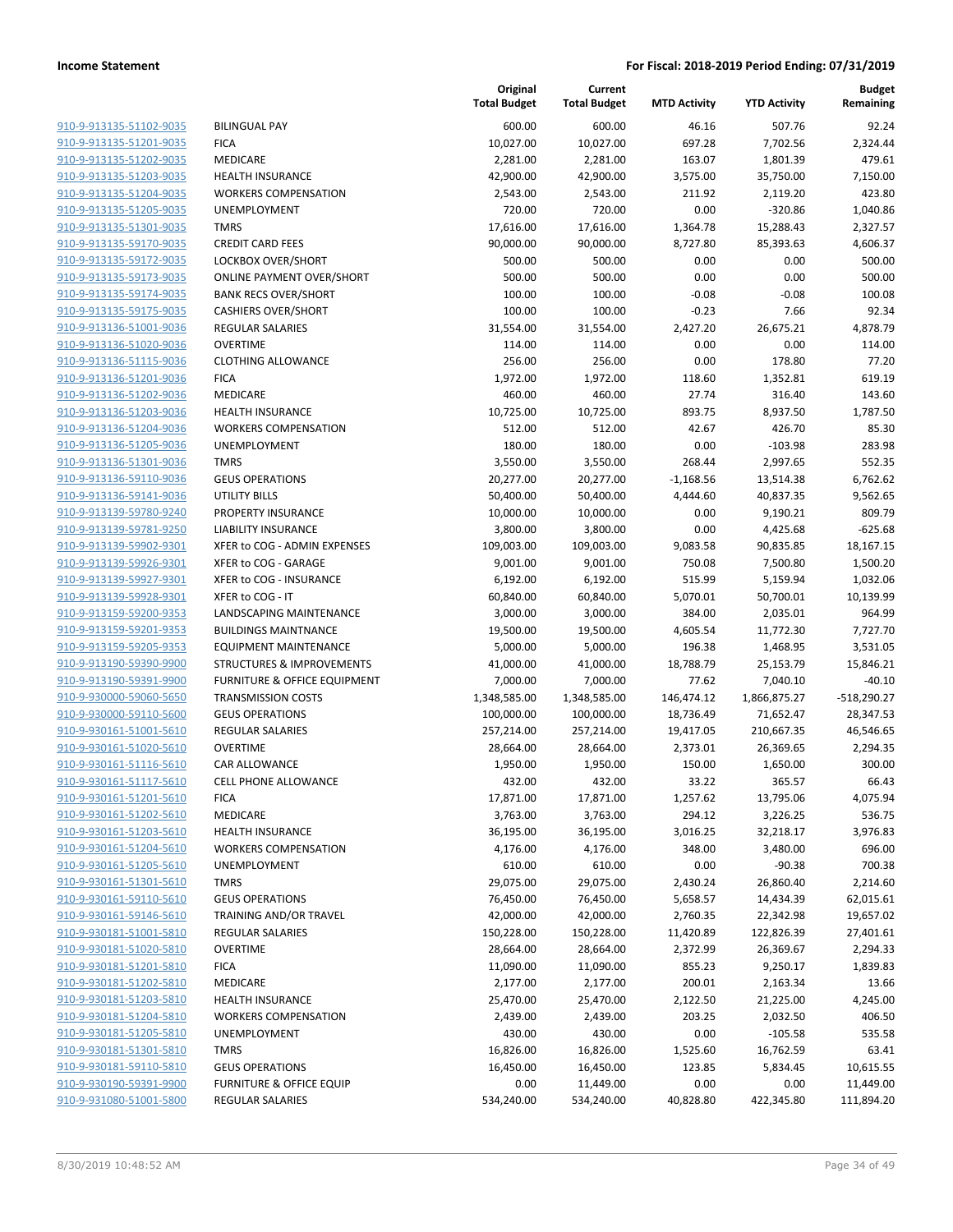| | | Original Total Budget | Current Total Budget | MTD Activity | YTD Activity | Budget Remaining |
|---|---|---|---|---|---|---|
| 910-9-913135-51102-9035 | BILINGUAL PAY | 600.00 | 600.00 | 46.16 | 507.76 | 92.24 |
| 910-9-913135-51201-9035 | FICA | 10,027.00 | 10,027.00 | 697.28 | 7,702.56 | 2,324.44 |
| 910-9-913135-51202-9035 | MEDICARE | 2,281.00 | 2,281.00 | 163.07 | 1,801.39 | 479.61 |
| 910-9-913135-51203-9035 | HEALTH INSURANCE | 42,900.00 | 42,900.00 | 3,575.00 | 35,750.00 | 7,150.00 |
| 910-9-913135-51204-9035 | WORKERS COMPENSATION | 2,543.00 | 2,543.00 | 211.92 | 2,119.20 | 423.80 |
| 910-9-913135-51205-9035 | UNEMPLOYMENT | 720.00 | 720.00 | 0.00 | -320.86 | 1,040.86 |
| 910-9-913135-51301-9035 | TMRS | 17,616.00 | 17,616.00 | 1,364.78 | 15,288.43 | 2,327.57 |
| 910-9-913135-59170-9035 | CREDIT CARD FEES | 90,000.00 | 90,000.00 | 8,727.80 | 85,393.63 | 4,606.37 |
| 910-9-913135-59172-9035 | LOCKBOX OVER/SHORT | 500.00 | 500.00 | 0.00 | 0.00 | 500.00 |
| 910-9-913135-59173-9035 | ONLINE PAYMENT OVER/SHORT | 500.00 | 500.00 | 0.00 | 0.00 | 500.00 |
| 910-9-913135-59174-9035 | BANK RECS OVER/SHORT | 100.00 | 100.00 | -0.08 | -0.08 | 100.08 |
| 910-9-913135-59175-9035 | CASHIERS OVER/SHORT | 100.00 | 100.00 | -0.23 | 7.66 | 92.34 |
| 910-9-913136-51001-9036 | REGULAR SALARIES | 31,554.00 | 31,554.00 | 2,427.20 | 26,675.21 | 4,878.79 |
| 910-9-913136-51020-9036 | OVERTIME | 114.00 | 114.00 | 0.00 | 0.00 | 114.00 |
| 910-9-913136-51115-9036 | CLOTHING ALLOWANCE | 256.00 | 256.00 | 0.00 | 178.80 | 77.20 |
| 910-9-913136-51201-9036 | FICA | 1,972.00 | 1,972.00 | 118.60 | 1,352.81 | 619.19 |
| 910-9-913136-51202-9036 | MEDICARE | 460.00 | 460.00 | 27.74 | 316.40 | 143.60 |
| 910-9-913136-51203-9036 | HEALTH INSURANCE | 10,725.00 | 10,725.00 | 893.75 | 8,937.50 | 1,787.50 |
| 910-9-913136-51204-9036 | WORKERS COMPENSATION | 512.00 | 512.00 | 42.67 | 426.70 | 85.30 |
| 910-9-913136-51205-9036 | UNEMPLOYMENT | 180.00 | 180.00 | 0.00 | -103.98 | 283.98 |
| 910-9-913136-51301-9036 | TMRS | 3,550.00 | 3,550.00 | 268.44 | 2,997.65 | 552.35 |
| 910-9-913136-59110-9036 | GEUS OPERATIONS | 20,277.00 | 20,277.00 | -1,168.56 | 13,514.38 | 6,762.62 |
| 910-9-913136-59141-9036 | UTILITY BILLS | 50,400.00 | 50,400.00 | 4,444.60 | 40,837.35 | 9,562.65 |
| 910-9-913139-59780-9240 | PROPERTY INSURANCE | 10,000.00 | 10,000.00 | 0.00 | 9,190.21 | 809.79 |
| 910-9-913139-59781-9250 | LIABILITY INSURANCE | 3,800.00 | 3,800.00 | 0.00 | 4,425.68 | -625.68 |
| 910-9-913139-59902-9301 | XFER to COG - ADMIN EXPENSES | 109,003.00 | 109,003.00 | 9,083.58 | 90,835.85 | 18,167.15 |
| 910-9-913139-59926-9301 | XFER to COG - GARAGE | 9,001.00 | 9,001.00 | 750.08 | 7,500.80 | 1,500.20 |
| 910-9-913139-59927-9301 | XFER to COG - INSURANCE | 6,192.00 | 6,192.00 | 515.99 | 5,159.94 | 1,032.06 |
| 910-9-913139-59928-9301 | XFER to COG - IT | 60,840.00 | 60,840.00 | 5,070.01 | 50,700.01 | 10,139.99 |
| 910-9-913159-59200-9353 | LANDSCAPING MAINTENANCE | 3,000.00 | 3,000.00 | 384.00 | 2,035.01 | 964.99 |
| 910-9-913159-59201-9353 | BUILDINGS MAINTNANCE | 19,500.00 | 19,500.00 | 4,605.54 | 11,772.30 | 7,727.70 |
| 910-9-913159-59205-9353 | EQUIPMENT MAINTENANCE | 5,000.00 | 5,000.00 | 196.38 | 1,468.95 | 3,531.05 |
| 910-9-913190-59390-9900 | STRUCTURES & IMPROVEMENTS | 41,000.00 | 41,000.00 | 18,788.79 | 25,153.79 | 15,846.21 |
| 910-9-913190-59391-9900 | FURNITURE & OFFICE EQUIPMENT | 7,000.00 | 7,000.00 | 77.62 | 7,040.10 | -40.10 |
| 910-9-930000-59060-5650 | TRANSMISSION COSTS | 1,348,585.00 | 1,348,585.00 | 146,474.12 | 1,866,875.27 | -518,290.27 |
| 910-9-930000-59110-5600 | GEUS OPERATIONS | 100,000.00 | 100,000.00 | 18,736.49 | 71,652.47 | 28,347.53 |
| 910-9-930161-51001-5610 | REGULAR SALARIES | 257,214.00 | 257,214.00 | 19,417.05 | 210,667.35 | 46,546.65 |
| 910-9-930161-51020-5610 | OVERTIME | 28,664.00 | 28,664.00 | 2,373.01 | 26,369.65 | 2,294.35 |
| 910-9-930161-51116-5610 | CAR ALLOWANCE | 1,950.00 | 1,950.00 | 150.00 | 1,650.00 | 300.00 |
| 910-9-930161-51117-5610 | CELL PHONE ALLOWANCE | 432.00 | 432.00 | 33.22 | 365.57 | 66.43 |
| 910-9-930161-51201-5610 | FICA | 17,871.00 | 17,871.00 | 1,257.62 | 13,795.06 | 4,075.94 |
| 910-9-930161-51202-5610 | MEDICARE | 3,763.00 | 3,763.00 | 294.12 | 3,226.25 | 536.75 |
| 910-9-930161-51203-5610 | HEALTH INSURANCE | 36,195.00 | 36,195.00 | 3,016.25 | 32,218.17 | 3,976.83 |
| 910-9-930161-51204-5610 | WORKERS COMPENSATION | 4,176.00 | 4,176.00 | 348.00 | 3,480.00 | 696.00 |
| 910-9-930161-51205-5610 | UNEMPLOYMENT | 610.00 | 610.00 | 0.00 | -90.38 | 700.38 |
| 910-9-930161-51301-5610 | TMRS | 29,075.00 | 29,075.00 | 2,430.24 | 26,860.40 | 2,214.60 |
| 910-9-930161-59110-5610 | GEUS OPERATIONS | 76,450.00 | 76,450.00 | 5,658.57 | 14,434.39 | 62,015.61 |
| 910-9-930161-59146-5610 | TRAINING AND/OR TRAVEL | 42,000.00 | 42,000.00 | 2,760.35 | 22,342.98 | 19,657.02 |
| 910-9-930181-51001-5810 | REGULAR SALARIES | 150,228.00 | 150,228.00 | 11,420.89 | 122,826.39 | 27,401.61 |
| 910-9-930181-51020-5810 | OVERTIME | 28,664.00 | 28,664.00 | 2,372.99 | 26,369.67 | 2,294.33 |
| 910-9-930181-51201-5810 | FICA | 11,090.00 | 11,090.00 | 855.23 | 9,250.17 | 1,839.83 |
| 910-9-930181-51202-5810 | MEDICARE | 2,177.00 | 2,177.00 | 200.01 | 2,163.34 | 13.66 |
| 910-9-930181-51203-5810 | HEALTH INSURANCE | 25,470.00 | 25,470.00 | 2,122.50 | 21,225.00 | 4,245.00 |
| 910-9-930181-51204-5810 | WORKERS COMPENSATION | 2,439.00 | 2,439.00 | 203.25 | 2,032.50 | 406.50 |
| 910-9-930181-51205-5810 | UNEMPLOYMENT | 430.00 | 430.00 | 0.00 | -105.58 | 535.58 |
| 910-9-930181-51301-5810 | TMRS | 16,826.00 | 16,826.00 | 1,525.60 | 16,762.59 | 63.41 |
| 910-9-930181-59110-5810 | GEUS OPERATIONS | 16,450.00 | 16,450.00 | 123.85 | 5,834.45 | 10,615.55 |
| 910-9-930190-59391-9900 | FURNITURE & OFFICE EQUIP | 0.00 | 11,449.00 | 0.00 | 0.00 | 11,449.00 |
| 910-9-931080-51001-5800 | REGULAR SALARIES | 534,240.00 | 534,240.00 | 40,828.80 | 422,345.80 | 111,894.20 |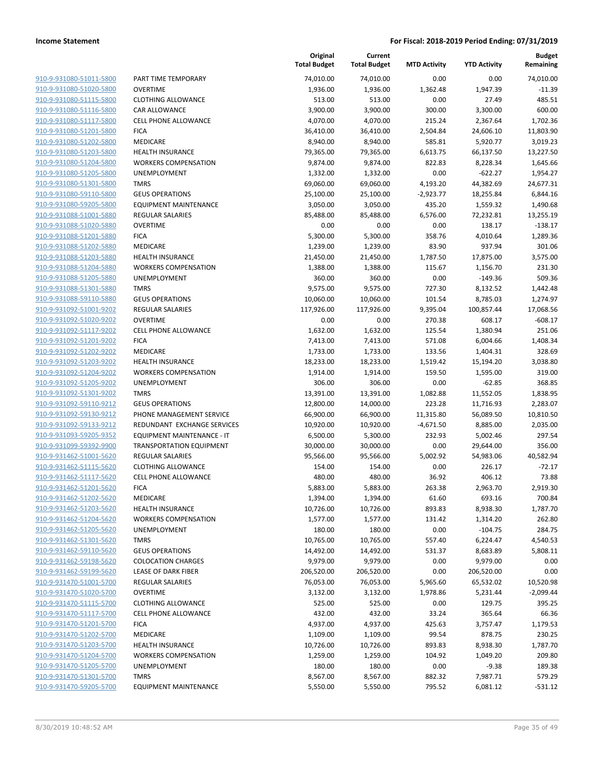**Income Statement** | **For Fiscal: 2018-2019 Period Ending: 07/31/2019**

| | | Original Total Budget | Current Total Budget | MTD Activity | YTD Activity | Budget Remaining |
|---|---|---|---|---|---|---|
| 910-9-931080-51011-5800 | PART TIME TEMPORARY | 74,010.00 | 74,010.00 | 0.00 | 0.00 | 74,010.00 |
| 910-9-931080-51020-5800 | OVERTIME | 1,936.00 | 1,936.00 | 1,362.48 | 1,947.39 | -11.39 |
| 910-9-931080-51115-5800 | CLOTHING ALLOWANCE | 513.00 | 513.00 | 0.00 | 27.49 | 485.51 |
| 910-9-931080-51116-5800 | CAR ALLOWANCE | 3,900.00 | 3,900.00 | 300.00 | 3,300.00 | 600.00 |
| 910-9-931080-51117-5800 | CELL PHONE ALLOWANCE | 4,070.00 | 4,070.00 | 215.24 | 2,367.64 | 1,702.36 |
| 910-9-931080-51201-5800 | FICA | 36,410.00 | 36,410.00 | 2,504.84 | 24,606.10 | 11,803.90 |
| 910-9-931080-51202-5800 | MEDICARE | 8,940.00 | 8,940.00 | 585.81 | 5,920.77 | 3,019.23 |
| 910-9-931080-51203-5800 | HEALTH INSURANCE | 79,365.00 | 79,365.00 | 6,613.75 | 66,137.50 | 13,227.50 |
| 910-9-931080-51204-5800 | WORKERS COMPENSATION | 9,874.00 | 9,874.00 | 822.83 | 8,228.34 | 1,645.66 |
| 910-9-931080-51205-5800 | UNEMPLOYMENT | 1,332.00 | 1,332.00 | 0.00 | -622.27 | 1,954.27 |
| 910-9-931080-51301-5800 | TMRS | 69,060.00 | 69,060.00 | 4,193.20 | 44,382.69 | 24,677.31 |
| 910-9-931080-59110-5800 | GEUS OPERATIONS | 25,100.00 | 25,100.00 | -2,923.77 | 18,255.84 | 6,844.16 |
| 910-9-931080-59205-5800 | EQUIPMENT MAINTENANCE | 3,050.00 | 3,050.00 | 435.20 | 1,559.32 | 1,490.68 |
| 910-9-931088-51001-5880 | REGULAR SALARIES | 85,488.00 | 85,488.00 | 6,576.00 | 72,232.81 | 13,255.19 |
| 910-9-931088-51020-5880 | OVERTIME | 0.00 | 0.00 | 0.00 | 138.17 | -138.17 |
| 910-9-931088-51201-5880 | FICA | 5,300.00 | 5,300.00 | 358.76 | 4,010.64 | 1,289.36 |
| 910-9-931088-51202-5880 | MEDICARE | 1,239.00 | 1,239.00 | 83.90 | 937.94 | 301.06 |
| 910-9-931088-51203-5880 | HEALTH INSURANCE | 21,450.00 | 21,450.00 | 1,787.50 | 17,875.00 | 3,575.00 |
| 910-9-931088-51204-5880 | WORKERS COMPENSATION | 1,388.00 | 1,388.00 | 115.67 | 1,156.70 | 231.30 |
| 910-9-931088-51205-5880 | UNEMPLOYMENT | 360.00 | 360.00 | 0.00 | -149.36 | 509.36 |
| 910-9-931088-51301-5880 | TMRS | 9,575.00 | 9,575.00 | 727.30 | 8,132.52 | 1,442.48 |
| 910-9-931088-59110-5880 | GEUS OPERATIONS | 10,060.00 | 10,060.00 | 101.54 | 8,785.03 | 1,274.97 |
| 910-9-931092-51001-9202 | REGULAR SALARIES | 117,926.00 | 117,926.00 | 9,395.04 | 100,857.44 | 17,068.56 |
| 910-9-931092-51020-9202 | OVERTIME | 0.00 | 0.00 | 270.38 | 608.17 | -608.17 |
| 910-9-931092-51117-9202 | CELL PHONE ALLOWANCE | 1,632.00 | 1,632.00 | 125.54 | 1,380.94 | 251.06 |
| 910-9-931092-51201-9202 | FICA | 7,413.00 | 7,413.00 | 571.08 | 6,004.66 | 1,408.34 |
| 910-9-931092-51202-9202 | MEDICARE | 1,733.00 | 1,733.00 | 133.56 | 1,404.31 | 328.69 |
| 910-9-931092-51203-9202 | HEALTH INSURANCE | 18,233.00 | 18,233.00 | 1,519.42 | 15,194.20 | 3,038.80 |
| 910-9-931092-51204-9202 | WORKERS COMPENSATION | 1,914.00 | 1,914.00 | 159.50 | 1,595.00 | 319.00 |
| 910-9-931092-51205-9202 | UNEMPLOYMENT | 306.00 | 306.00 | 0.00 | -62.85 | 368.85 |
| 910-9-931092-51301-9202 | TMRS | 13,391.00 | 13,391.00 | 1,082.88 | 11,552.05 | 1,838.95 |
| 910-9-931092-59110-9212 | GEUS OPERATIONS | 12,800.00 | 14,000.00 | 223.28 | 11,716.93 | 2,283.07 |
| 910-9-931092-59130-9212 | PHONE MANAGEMENT SERVICE | 66,900.00 | 66,900.00 | 11,315.80 | 56,089.50 | 10,810.50 |
| 910-9-931092-59133-9212 | REDUNDANT EXCHANGE SERVICES | 10,920.00 | 10,920.00 | -4,671.50 | 8,885.00 | 2,035.00 |
| 910-9-931093-59205-9352 | EQUIPMENT MAINTENANCE - IT | 6,500.00 | 5,300.00 | 232.93 | 5,002.46 | 297.54 |
| 910-9-931099-59392-9900 | TRANSPORTATION EQUIPMENT | 30,000.00 | 30,000.00 | 0.00 | 29,644.00 | 356.00 |
| 910-9-931462-51001-5620 | REGULAR SALARIES | 95,566.00 | 95,566.00 | 5,002.92 | 54,983.06 | 40,582.94 |
| 910-9-931462-51115-5620 | CLOTHING ALLOWANCE | 154.00 | 154.00 | 0.00 | 226.17 | -72.17 |
| 910-9-931462-51117-5620 | CELL PHONE ALLOWANCE | 480.00 | 480.00 | 36.92 | 406.12 | 73.88 |
| 910-9-931462-51201-5620 | FICA | 5,883.00 | 5,883.00 | 263.38 | 2,963.70 | 2,919.30 |
| 910-9-931462-51202-5620 | MEDICARE | 1,394.00 | 1,394.00 | 61.60 | 693.16 | 700.84 |
| 910-9-931462-51203-5620 | HEALTH INSURANCE | 10,726.00 | 10,726.00 | 893.83 | 8,938.30 | 1,787.70 |
| 910-9-931462-51204-5620 | WORKERS COMPENSATION | 1,577.00 | 1,577.00 | 131.42 | 1,314.20 | 262.80 |
| 910-9-931462-51205-5620 | UNEMPLOYMENT | 180.00 | 180.00 | 0.00 | -104.75 | 284.75 |
| 910-9-931462-51301-5620 | TMRS | 10,765.00 | 10,765.00 | 557.40 | 6,224.47 | 4,540.53 |
| 910-9-931462-59110-5620 | GEUS OPERATIONS | 14,492.00 | 14,492.00 | 531.37 | 8,683.89 | 5,808.11 |
| 910-9-931462-59198-5620 | COLOCATION CHARGES | 9,979.00 | 9,979.00 | 0.00 | 9,979.00 | 0.00 |
| 910-9-931462-59199-5620 | LEASE OF DARK FIBER | 206,520.00 | 206,520.00 | 0.00 | 206,520.00 | 0.00 |
| 910-9-931470-51001-5700 | REGULAR SALARIES | 76,053.00 | 76,053.00 | 5,965.60 | 65,532.02 | 10,520.98 |
| 910-9-931470-51020-5700 | OVERTIME | 3,132.00 | 3,132.00 | 1,978.86 | 5,231.44 | -2,099.44 |
| 910-9-931470-51115-5700 | CLOTHING ALLOWANCE | 525.00 | 525.00 | 0.00 | 129.75 | 395.25 |
| 910-9-931470-51117-5700 | CELL PHONE ALLOWANCE | 432.00 | 432.00 | 33.24 | 365.64 | 66.36 |
| 910-9-931470-51201-5700 | FICA | 4,937.00 | 4,937.00 | 425.63 | 3,757.47 | 1,179.53 |
| 910-9-931470-51202-5700 | MEDICARE | 1,109.00 | 1,109.00 | 99.54 | 878.75 | 230.25 |
| 910-9-931470-51203-5700 | HEALTH INSURANCE | 10,726.00 | 10,726.00 | 893.83 | 8,938.30 | 1,787.70 |
| 910-9-931470-51204-5700 | WORKERS COMPENSATION | 1,259.00 | 1,259.00 | 104.92 | 1,049.20 | 209.80 |
| 910-9-931470-51205-5700 | UNEMPLOYMENT | 180.00 | 180.00 | 0.00 | -9.38 | 189.38 |
| 910-9-931470-51301-5700 | TMRS | 8,567.00 | 8,567.00 | 882.32 | 7,987.71 | 579.29 |
| 910-9-931470-59205-5700 | EQUIPMENT MAINTENANCE | 5,550.00 | 5,550.00 | 795.52 | 6,081.12 | -531.12 |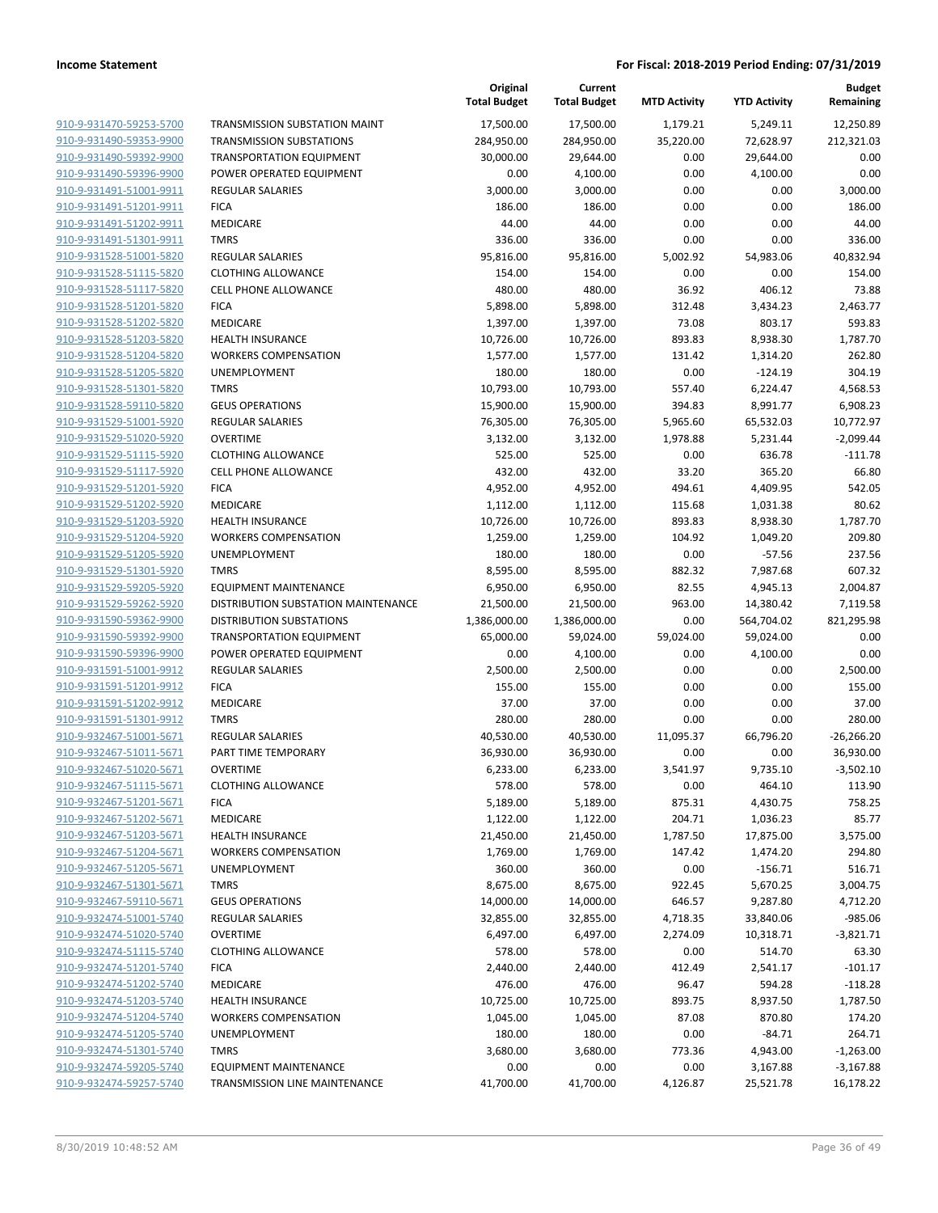| | | Original Total Budget | Current Total Budget | MTD Activity | YTD Activity | Budget Remaining |
|---|---|---|---|---|---|---|
| 910-9-931470-59253-5700 | TRANSMISSION SUBSTATION MAINT | 17,500.00 | 17,500.00 | 1,179.21 | 5,249.11 | 12,250.89 |
| 910-9-931490-59353-9900 | TRANSMISSION SUBSTATIONS | 284,950.00 | 284,950.00 | 35,220.00 | 72,628.97 | 212,321.03 |
| 910-9-931490-59392-9900 | TRANSPORTATION EQUIPMENT | 30,000.00 | 29,644.00 | 0.00 | 29,644.00 | 0.00 |
| 910-9-931490-59396-9900 | POWER OPERATED EQUIPMENT | 0.00 | 4,100.00 | 0.00 | 4,100.00 | 0.00 |
| 910-9-931491-51001-9911 | REGULAR SALARIES | 3,000.00 | 3,000.00 | 0.00 | 0.00 | 3,000.00 |
| 910-9-931491-51201-9911 | FICA | 186.00 | 186.00 | 0.00 | 0.00 | 186.00 |
| 910-9-931491-51202-9911 | MEDICARE | 44.00 | 44.00 | 0.00 | 0.00 | 44.00 |
| 910-9-931491-51301-9911 | TMRS | 336.00 | 336.00 | 0.00 | 0.00 | 336.00 |
| 910-9-931528-51001-5820 | REGULAR SALARIES | 95,816.00 | 95,816.00 | 5,002.92 | 54,983.06 | 40,832.94 |
| 910-9-931528-51115-5820 | CLOTHING ALLOWANCE | 154.00 | 154.00 | 0.00 | 0.00 | 154.00 |
| 910-9-931528-51117-5820 | CELL PHONE ALLOWANCE | 480.00 | 480.00 | 36.92 | 406.12 | 73.88 |
| 910-9-931528-51201-5820 | FICA | 5,898.00 | 5,898.00 | 312.48 | 3,434.23 | 2,463.77 |
| 910-9-931528-51202-5820 | MEDICARE | 1,397.00 | 1,397.00 | 73.08 | 803.17 | 593.83 |
| 910-9-931528-51203-5820 | HEALTH INSURANCE | 10,726.00 | 10,726.00 | 893.83 | 8,938.30 | 1,787.70 |
| 910-9-931528-51204-5820 | WORKERS COMPENSATION | 1,577.00 | 1,577.00 | 131.42 | 1,314.20 | 262.80 |
| 910-9-931528-51205-5820 | UNEMPLOYMENT | 180.00 | 180.00 | 0.00 | -124.19 | 304.19 |
| 910-9-931528-51301-5820 | TMRS | 10,793.00 | 10,793.00 | 557.40 | 6,224.47 | 4,568.53 |
| 910-9-931528-59110-5820 | GEUS OPERATIONS | 15,900.00 | 15,900.00 | 394.83 | 8,991.77 | 6,908.23 |
| 910-9-931529-51001-5920 | REGULAR SALARIES | 76,305.00 | 76,305.00 | 5,965.60 | 65,532.03 | 10,772.97 |
| 910-9-931529-51020-5920 | OVERTIME | 3,132.00 | 3,132.00 | 1,978.88 | 5,231.44 | -2,099.44 |
| 910-9-931529-51115-5920 | CLOTHING ALLOWANCE | 525.00 | 525.00 | 0.00 | 636.78 | -111.78 |
| 910-9-931529-51117-5920 | CELL PHONE ALLOWANCE | 432.00 | 432.00 | 33.20 | 365.20 | 66.80 |
| 910-9-931529-51201-5920 | FICA | 4,952.00 | 4,952.00 | 494.61 | 4,409.95 | 542.05 |
| 910-9-931529-51202-5920 | MEDICARE | 1,112.00 | 1,112.00 | 115.68 | 1,031.38 | 80.62 |
| 910-9-931529-51203-5920 | HEALTH INSURANCE | 10,726.00 | 10,726.00 | 893.83 | 8,938.30 | 1,787.70 |
| 910-9-931529-51204-5920 | WORKERS COMPENSATION | 1,259.00 | 1,259.00 | 104.92 | 1,049.20 | 209.80 |
| 910-9-931529-51205-5920 | UNEMPLOYMENT | 180.00 | 180.00 | 0.00 | -57.56 | 237.56 |
| 910-9-931529-51301-5920 | TMRS | 8,595.00 | 8,595.00 | 882.32 | 7,987.68 | 607.32 |
| 910-9-931529-59205-5920 | EQUIPMENT MAINTENANCE | 6,950.00 | 6,950.00 | 82.55 | 4,945.13 | 2,004.87 |
| 910-9-931529-59262-5920 | DISTRIBUTION SUBSTATION MAINTENANCE | 21,500.00 | 21,500.00 | 963.00 | 14,380.42 | 7,119.58 |
| 910-9-931590-59362-9900 | DISTRIBUTION SUBSTATIONS | 1,386,000.00 | 1,386,000.00 | 0.00 | 564,704.02 | 821,295.98 |
| 910-9-931590-59392-9900 | TRANSPORTATION EQUIPMENT | 65,000.00 | 59,024.00 | 59,024.00 | 59,024.00 | 0.00 |
| 910-9-931590-59396-9900 | POWER OPERATED EQUIPMENT | 0.00 | 4,100.00 | 0.00 | 4,100.00 | 0.00 |
| 910-9-931591-51001-9912 | REGULAR SALARIES | 2,500.00 | 2,500.00 | 0.00 | 0.00 | 2,500.00 |
| 910-9-931591-51201-9912 | FICA | 155.00 | 155.00 | 0.00 | 0.00 | 155.00 |
| 910-9-931591-51202-9912 | MEDICARE | 37.00 | 37.00 | 0.00 | 0.00 | 37.00 |
| 910-9-931591-51301-9912 | TMRS | 280.00 | 280.00 | 0.00 | 0.00 | 280.00 |
| 910-9-932467-51001-5671 | REGULAR SALARIES | 40,530.00 | 40,530.00 | 11,095.37 | 66,796.20 | -26,266.20 |
| 910-9-932467-51011-5671 | PART TIME TEMPORARY | 36,930.00 | 36,930.00 | 0.00 | 0.00 | 36,930.00 |
| 910-9-932467-51020-5671 | OVERTIME | 6,233.00 | 6,233.00 | 3,541.97 | 9,735.10 | -3,502.10 |
| 910-9-932467-51115-5671 | CLOTHING ALLOWANCE | 578.00 | 578.00 | 0.00 | 464.10 | 113.90 |
| 910-9-932467-51201-5671 | FICA | 5,189.00 | 5,189.00 | 875.31 | 4,430.75 | 758.25 |
| 910-9-932467-51202-5671 | MEDICARE | 1,122.00 | 1,122.00 | 204.71 | 1,036.23 | 85.77 |
| 910-9-932467-51203-5671 | HEALTH INSURANCE | 21,450.00 | 21,450.00 | 1,787.50 | 17,875.00 | 3,575.00 |
| 910-9-932467-51204-5671 | WORKERS COMPENSATION | 1,769.00 | 1,769.00 | 147.42 | 1,474.20 | 294.80 |
| 910-9-932467-51205-5671 | UNEMPLOYMENT | 360.00 | 360.00 | 0.00 | -156.71 | 516.71 |
| 910-9-932467-51301-5671 | TMRS | 8,675.00 | 8,675.00 | 922.45 | 5,670.25 | 3,004.75 |
| 910-9-932467-59110-5671 | GEUS OPERATIONS | 14,000.00 | 14,000.00 | 646.57 | 9,287.80 | 4,712.20 |
| 910-9-932474-51001-5740 | REGULAR SALARIES | 32,855.00 | 32,855.00 | 4,718.35 | 33,840.06 | -985.06 |
| 910-9-932474-51020-5740 | OVERTIME | 6,497.00 | 6,497.00 | 2,274.09 | 10,318.71 | -3,821.71 |
| 910-9-932474-51115-5740 | CLOTHING ALLOWANCE | 578.00 | 578.00 | 0.00 | 514.70 | 63.30 |
| 910-9-932474-51201-5740 | FICA | 2,440.00 | 2,440.00 | 412.49 | 2,541.17 | -101.17 |
| 910-9-932474-51202-5740 | MEDICARE | 476.00 | 476.00 | 96.47 | 594.28 | -118.28 |
| 910-9-932474-51203-5740 | HEALTH INSURANCE | 10,725.00 | 10,725.00 | 893.75 | 8,937.50 | 1,787.50 |
| 910-9-932474-51204-5740 | WORKERS COMPENSATION | 1,045.00 | 1,045.00 | 87.08 | 870.80 | 174.20 |
| 910-9-932474-51205-5740 | UNEMPLOYMENT | 180.00 | 180.00 | 0.00 | -84.71 | 264.71 |
| 910-9-932474-51301-5740 | TMRS | 3,680.00 | 3,680.00 | 773.36 | 4,943.00 | -1,263.00 |
| 910-9-932474-59205-5740 | EQUIPMENT MAINTENANCE | 0.00 | 0.00 | 0.00 | 3,167.88 | -3,167.88 |
| 910-9-932474-59257-5740 | TRANSMISSION LINE MAINTENANCE | 41,700.00 | 41,700.00 | 4,126.87 | 25,521.78 | 16,178.22 |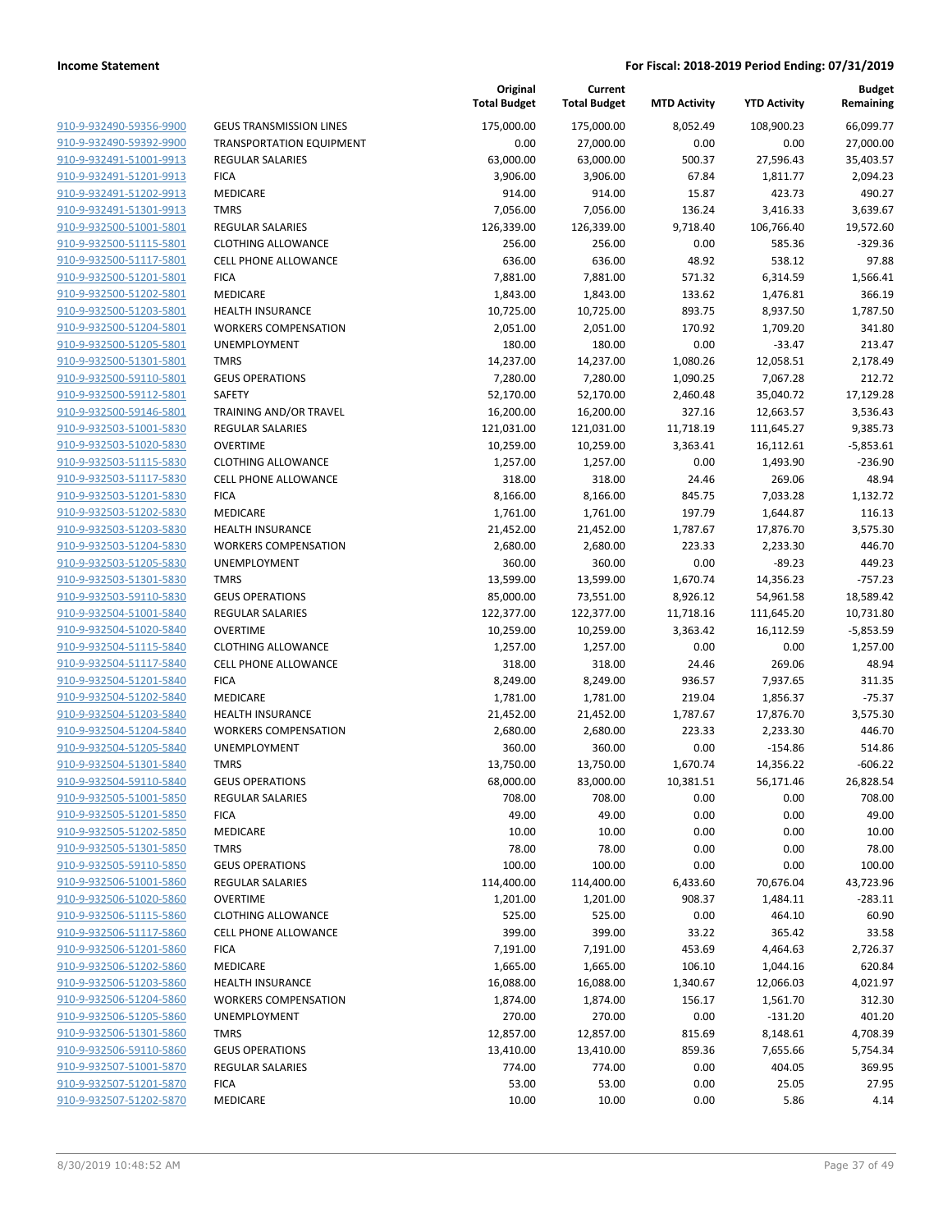| | | Original Total Budget | Current Total Budget | MTD Activity | YTD Activity | Budget Remaining |
|---|---|---|---|---|---|---|
| 910-9-932490-59356-9900 | GEUS TRANSMISSION LINES | 175,000.00 | 175,000.00 | 8,052.49 | 108,900.23 | 66,099.77 |
| 910-9-932490-59392-9900 | TRANSPORTATION EQUIPMENT | 0.00 | 27,000.00 | 0.00 | 0.00 | 27,000.00 |
| 910-9-932491-51001-9913 | REGULAR SALARIES | 63,000.00 | 63,000.00 | 500.37 | 27,596.43 | 35,403.57 |
| 910-9-932491-51201-9913 | FICA | 3,906.00 | 3,906.00 | 67.84 | 1,811.77 | 2,094.23 |
| 910-9-932491-51202-9913 | MEDICARE | 914.00 | 914.00 | 15.87 | 423.73 | 490.27 |
| 910-9-932491-51301-9913 | TMRS | 7,056.00 | 7,056.00 | 136.24 | 3,416.33 | 3,639.67 |
| 910-9-932500-51001-5801 | REGULAR SALARIES | 126,339.00 | 126,339.00 | 9,718.40 | 106,766.40 | 19,572.60 |
| 910-9-932500-51115-5801 | CLOTHING ALLOWANCE | 256.00 | 256.00 | 0.00 | 585.36 | -329.36 |
| 910-9-932500-51117-5801 | CELL PHONE ALLOWANCE | 636.00 | 636.00 | 48.92 | 538.12 | 97.88 |
| 910-9-932500-51201-5801 | FICA | 7,881.00 | 7,881.00 | 571.32 | 6,314.59 | 1,566.41 |
| 910-9-932500-51202-5801 | MEDICARE | 1,843.00 | 1,843.00 | 133.62 | 1,476.81 | 366.19 |
| 910-9-932500-51203-5801 | HEALTH INSURANCE | 10,725.00 | 10,725.00 | 893.75 | 8,937.50 | 1,787.50 |
| 910-9-932500-51204-5801 | WORKERS COMPENSATION | 2,051.00 | 2,051.00 | 170.92 | 1,709.20 | 341.80 |
| 910-9-932500-51205-5801 | UNEMPLOYMENT | 180.00 | 180.00 | 0.00 | -33.47 | 213.47 |
| 910-9-932500-51301-5801 | TMRS | 14,237.00 | 14,237.00 | 1,080.26 | 12,058.51 | 2,178.49 |
| 910-9-932500-59110-5801 | GEUS OPERATIONS | 7,280.00 | 7,280.00 | 1,090.25 | 7,067.28 | 212.72 |
| 910-9-932500-59112-5801 | SAFETY | 52,170.00 | 52,170.00 | 2,460.48 | 35,040.72 | 17,129.28 |
| 910-9-932500-59146-5801 | TRAINING AND/OR TRAVEL | 16,200.00 | 16,200.00 | 327.16 | 12,663.57 | 3,536.43 |
| 910-9-932503-51001-5830 | REGULAR SALARIES | 121,031.00 | 121,031.00 | 11,718.19 | 111,645.27 | 9,385.73 |
| 910-9-932503-51020-5830 | OVERTIME | 10,259.00 | 10,259.00 | 3,363.41 | 16,112.61 | -5,853.61 |
| 910-9-932503-51115-5830 | CLOTHING ALLOWANCE | 1,257.00 | 1,257.00 | 0.00 | 1,493.90 | -236.90 |
| 910-9-932503-51117-5830 | CELL PHONE ALLOWANCE | 318.00 | 318.00 | 24.46 | 269.06 | 48.94 |
| 910-9-932503-51201-5830 | FICA | 8,166.00 | 8,166.00 | 845.75 | 7,033.28 | 1,132.72 |
| 910-9-932503-51202-5830 | MEDICARE | 1,761.00 | 1,761.00 | 197.79 | 1,644.87 | 116.13 |
| 910-9-932503-51203-5830 | HEALTH INSURANCE | 21,452.00 | 21,452.00 | 1,787.67 | 17,876.70 | 3,575.30 |
| 910-9-932503-51204-5830 | WORKERS COMPENSATION | 2,680.00 | 2,680.00 | 223.33 | 2,233.30 | 446.70 |
| 910-9-932503-51205-5830 | UNEMPLOYMENT | 360.00 | 360.00 | 0.00 | -89.23 | 449.23 |
| 910-9-932503-51301-5830 | TMRS | 13,599.00 | 13,599.00 | 1,670.74 | 14,356.23 | -757.23 |
| 910-9-932503-59110-5830 | GEUS OPERATIONS | 85,000.00 | 73,551.00 | 8,926.12 | 54,961.58 | 18,589.42 |
| 910-9-932504-51001-5840 | REGULAR SALARIES | 122,377.00 | 122,377.00 | 11,718.16 | 111,645.20 | 10,731.80 |
| 910-9-932504-51020-5840 | OVERTIME | 10,259.00 | 10,259.00 | 3,363.42 | 16,112.59 | -5,853.59 |
| 910-9-932504-51115-5840 | CLOTHING ALLOWANCE | 1,257.00 | 1,257.00 | 0.00 | 0.00 | 1,257.00 |
| 910-9-932504-51117-5840 | CELL PHONE ALLOWANCE | 318.00 | 318.00 | 24.46 | 269.06 | 48.94 |
| 910-9-932504-51201-5840 | FICA | 8,249.00 | 8,249.00 | 936.57 | 7,937.65 | 311.35 |
| 910-9-932504-51202-5840 | MEDICARE | 1,781.00 | 1,781.00 | 219.04 | 1,856.37 | -75.37 |
| 910-9-932504-51203-5840 | HEALTH INSURANCE | 21,452.00 | 21,452.00 | 1,787.67 | 17,876.70 | 3,575.30 |
| 910-9-932504-51204-5840 | WORKERS COMPENSATION | 2,680.00 | 2,680.00 | 223.33 | 2,233.30 | 446.70 |
| 910-9-932504-51205-5840 | UNEMPLOYMENT | 360.00 | 360.00 | 0.00 | -154.86 | 514.86 |
| 910-9-932504-51301-5840 | TMRS | 13,750.00 | 13,750.00 | 1,670.74 | 14,356.22 | -606.22 |
| 910-9-932504-59110-5840 | GEUS OPERATIONS | 68,000.00 | 83,000.00 | 10,381.51 | 56,171.46 | 26,828.54 |
| 910-9-932505-51001-5850 | REGULAR SALARIES | 708.00 | 708.00 | 0.00 | 0.00 | 708.00 |
| 910-9-932505-51201-5850 | FICA | 49.00 | 49.00 | 0.00 | 0.00 | 49.00 |
| 910-9-932505-51202-5850 | MEDICARE | 10.00 | 10.00 | 0.00 | 0.00 | 10.00 |
| 910-9-932505-51301-5850 | TMRS | 78.00 | 78.00 | 0.00 | 0.00 | 78.00 |
| 910-9-932505-59110-5850 | GEUS OPERATIONS | 100.00 | 100.00 | 0.00 | 0.00 | 100.00 |
| 910-9-932506-51001-5860 | REGULAR SALARIES | 114,400.00 | 114,400.00 | 6,433.60 | 70,676.04 | 43,723.96 |
| 910-9-932506-51020-5860 | OVERTIME | 1,201.00 | 1,201.00 | 908.37 | 1,484.11 | -283.11 |
| 910-9-932506-51115-5860 | CLOTHING ALLOWANCE | 525.00 | 525.00 | 0.00 | 464.10 | 60.90 |
| 910-9-932506-51117-5860 | CELL PHONE ALLOWANCE | 399.00 | 399.00 | 33.22 | 365.42 | 33.58 |
| 910-9-932506-51201-5860 | FICA | 7,191.00 | 7,191.00 | 453.69 | 4,464.63 | 2,726.37 |
| 910-9-932506-51202-5860 | MEDICARE | 1,665.00 | 1,665.00 | 106.10 | 1,044.16 | 620.84 |
| 910-9-932506-51203-5860 | HEALTH INSURANCE | 16,088.00 | 16,088.00 | 1,340.67 | 12,066.03 | 4,021.97 |
| 910-9-932506-51204-5860 | WORKERS COMPENSATION | 1,874.00 | 1,874.00 | 156.17 | 1,561.70 | 312.30 |
| 910-9-932506-51205-5860 | UNEMPLOYMENT | 270.00 | 270.00 | 0.00 | -131.20 | 401.20 |
| 910-9-932506-51301-5860 | TMRS | 12,857.00 | 12,857.00 | 815.69 | 8,148.61 | 4,708.39 |
| 910-9-932506-59110-5860 | GEUS OPERATIONS | 13,410.00 | 13,410.00 | 859.36 | 7,655.66 | 5,754.34 |
| 910-9-932507-51001-5870 | REGULAR SALARIES | 774.00 | 774.00 | 0.00 | 404.05 | 369.95 |
| 910-9-932507-51201-5870 | FICA | 53.00 | 53.00 | 0.00 | 25.05 | 27.95 |
| 910-9-932507-51202-5870 | MEDICARE | 10.00 | 10.00 | 0.00 | 5.86 | 4.14 |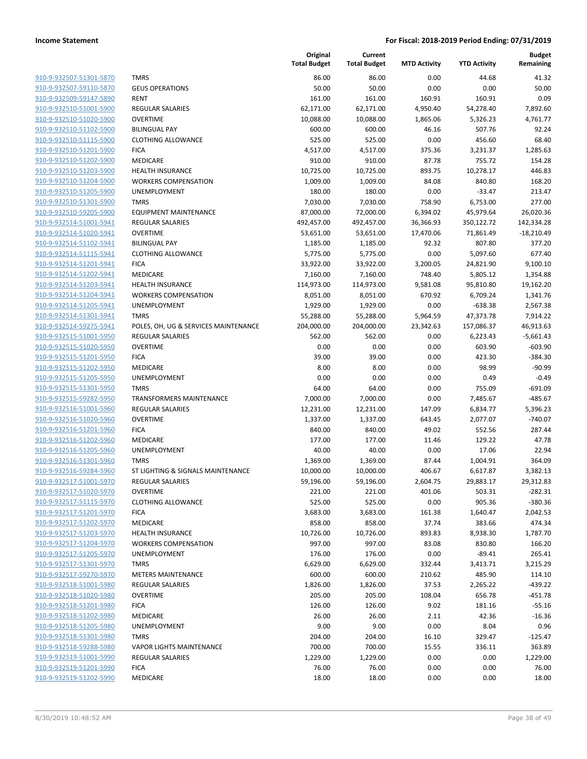**Income Statement** | **For Fiscal: 2018-2019 Period Ending: 07/31/2019**

| | | Original Total Budget | Current Total Budget | MTD Activity | YTD Activity | Budget Remaining |
|---|---|---|---|---|---|---|
| 910-9-932507-51301-5870 | TMRS | 86.00 | 86.00 | 0.00 | 44.68 | 41.32 |
| 910-9-932507-59110-5870 | GEUS OPERATIONS | 50.00 | 50.00 | 0.00 | 0.00 | 50.00 |
| 910-9-932509-59147-5890 | RENT | 161.00 | 161.00 | 160.91 | 160.91 | 0.09 |
| 910-9-932510-51001-5900 | REGULAR SALARIES | 62,171.00 | 62,171.00 | 4,950.40 | 54,278.40 | 7,892.60 |
| 910-9-932510-51020-5900 | OVERTIME | 10,088.00 | 10,088.00 | 1,865.06 | 5,326.23 | 4,761.77 |
| 910-9-932510-51102-5900 | BILINGUAL PAY | 600.00 | 600.00 | 46.16 | 507.76 | 92.24 |
| 910-9-932510-51115-5900 | CLOTHING ALLOWANCE | 525.00 | 525.00 | 0.00 | 456.60 | 68.40 |
| 910-9-932510-51201-5900 | FICA | 4,517.00 | 4,517.00 | 375.36 | 3,231.37 | 1,285.63 |
| 910-9-932510-51202-5900 | MEDICARE | 910.00 | 910.00 | 87.78 | 755.72 | 154.28 |
| 910-9-932510-51203-5900 | HEALTH INSURANCE | 10,725.00 | 10,725.00 | 893.75 | 10,278.17 | 446.83 |
| 910-9-932510-51204-5900 | WORKERS COMPENSATION | 1,009.00 | 1,009.00 | 84.08 | 840.80 | 168.20 |
| 910-9-932510-51205-5900 | UNEMPLOYMENT | 180.00 | 180.00 | 0.00 | -33.47 | 213.47 |
| 910-9-932510-51301-5900 | TMRS | 7,030.00 | 7,030.00 | 758.90 | 6,753.00 | 277.00 |
| 910-9-932510-59205-5900 | EQUIPMENT MAINTENANCE | 87,000.00 | 72,000.00 | 6,394.02 | 45,979.64 | 26,020.36 |
| 910-9-932514-51001-5941 | REGULAR SALARIES | 492,457.00 | 492,457.00 | 36,366.93 | 350,122.72 | 142,334.28 |
| 910-9-932514-51020-5941 | OVERTIME | 53,651.00 | 53,651.00 | 17,470.06 | 71,861.49 | -18,210.49 |
| 910-9-932514-51102-5941 | BILINGUAL PAY | 1,185.00 | 1,185.00 | 92.32 | 807.80 | 377.20 |
| 910-9-932514-51115-5941 | CLOTHING ALLOWANCE | 5,775.00 | 5,775.00 | 0.00 | 5,097.60 | 677.40 |
| 910-9-932514-51201-5941 | FICA | 33,922.00 | 33,922.00 | 3,200.05 | 24,821.90 | 9,100.10 |
| 910-9-932514-51202-5941 | MEDICARE | 7,160.00 | 7,160.00 | 748.40 | 5,805.12 | 1,354.88 |
| 910-9-932514-51203-5941 | HEALTH INSURANCE | 114,973.00 | 114,973.00 | 9,581.08 | 95,810.80 | 19,162.20 |
| 910-9-932514-51204-5941 | WORKERS COMPENSATION | 8,051.00 | 8,051.00 | 670.92 | 6,709.24 | 1,341.76 |
| 910-9-932514-51205-5941 | UNEMPLOYMENT | 1,929.00 | 1,929.00 | 0.00 | -638.38 | 2,567.38 |
| 910-9-932514-51301-5941 | TMRS | 55,288.00 | 55,288.00 | 5,964.59 | 47,373.78 | 7,914.22 |
| 910-9-932514-59275-5941 | POLES, OH, UG & SERVICES MAINTENANCE | 204,000.00 | 204,000.00 | 23,342.63 | 157,086.37 | 46,913.63 |
| 910-9-932515-51001-5950 | REGULAR SALARIES | 562.00 | 562.00 | 0.00 | 6,223.43 | -5,661.43 |
| 910-9-932515-51020-5950 | OVERTIME | 0.00 | 0.00 | 0.00 | 603.90 | -603.90 |
| 910-9-932515-51201-5950 | FICA | 39.00 | 39.00 | 0.00 | 423.30 | -384.30 |
| 910-9-932515-51202-5950 | MEDICARE | 8.00 | 8.00 | 0.00 | 98.99 | -90.99 |
| 910-9-932515-51205-5950 | UNEMPLOYMENT | 0.00 | 0.00 | 0.00 | 0.49 | -0.49 |
| 910-9-932515-51301-5950 | TMRS | 64.00 | 64.00 | 0.00 | 755.09 | -691.09 |
| 910-9-932515-59282-5950 | TRANSFORMERS MAINTENANCE | 7,000.00 | 7,000.00 | 0.00 | 7,485.67 | -485.67 |
| 910-9-932516-51001-5960 | REGULAR SALARIES | 12,231.00 | 12,231.00 | 147.09 | 6,834.77 | 5,396.23 |
| 910-9-932516-51020-5960 | OVERTIME | 1,337.00 | 1,337.00 | 643.45 | 2,077.07 | -740.07 |
| 910-9-932516-51201-5960 | FICA | 840.00 | 840.00 | 49.02 | 552.56 | 287.44 |
| 910-9-932516-51202-5960 | MEDICARE | 177.00 | 177.00 | 11.46 | 129.22 | 47.78 |
| 910-9-932516-51205-5960 | UNEMPLOYMENT | 40.00 | 40.00 | 0.00 | 17.06 | 22.94 |
| 910-9-932516-51301-5960 | TMRS | 1,369.00 | 1,369.00 | 87.44 | 1,004.91 | 364.09 |
| 910-9-932516-59284-5960 | ST LIGHTING & SIGNALS MAINTENANCE | 10,000.00 | 10,000.00 | 406.67 | 6,617.87 | 3,382.13 |
| 910-9-932517-51001-5970 | REGULAR SALARIES | 59,196.00 | 59,196.00 | 2,604.75 | 29,883.17 | 29,312.83 |
| 910-9-932517-51020-5970 | OVERTIME | 221.00 | 221.00 | 401.06 | 503.31 | -282.31 |
| 910-9-932517-51115-5970 | CLOTHING ALLOWANCE | 525.00 | 525.00 | 0.00 | 905.36 | -380.36 |
| 910-9-932517-51201-5970 | FICA | 3,683.00 | 3,683.00 | 161.38 | 1,640.47 | 2,042.53 |
| 910-9-932517-51202-5970 | MEDICARE | 858.00 | 858.00 | 37.74 | 383.66 | 474.34 |
| 910-9-932517-51203-5970 | HEALTH INSURANCE | 10,726.00 | 10,726.00 | 893.83 | 8,938.30 | 1,787.70 |
| 910-9-932517-51204-5970 | WORKERS COMPENSATION | 997.00 | 997.00 | 83.08 | 830.80 | 166.20 |
| 910-9-932517-51205-5970 | UNEMPLOYMENT | 176.00 | 176.00 | 0.00 | -89.41 | 265.41 |
| 910-9-932517-51301-5970 | TMRS | 6,629.00 | 6,629.00 | 332.44 | 3,413.71 | 3,215.29 |
| 910-9-932517-59270-5970 | METERS MAINTENANCE | 600.00 | 600.00 | 210.62 | 485.90 | 114.10 |
| 910-9-932518-51001-5980 | REGULAR SALARIES | 1,826.00 | 1,826.00 | 37.53 | 2,265.22 | -439.22 |
| 910-9-932518-51020-5980 | OVERTIME | 205.00 | 205.00 | 108.04 | 656.78 | -451.78 |
| 910-9-932518-51201-5980 | FICA | 126.00 | 126.00 | 9.02 | 181.16 | -55.16 |
| 910-9-932518-51202-5980 | MEDICARE | 26.00 | 26.00 | 2.11 | 42.36 | -16.36 |
| 910-9-932518-51205-5980 | UNEMPLOYMENT | 9.00 | 9.00 | 0.00 | 8.04 | 0.96 |
| 910-9-932518-51301-5980 | TMRS | 204.00 | 204.00 | 16.10 | 329.47 | -125.47 |
| 910-9-932518-59288-5980 | VAPOR LIGHTS MAINTENANCE | 700.00 | 700.00 | 15.55 | 336.11 | 363.89 |
| 910-9-932519-51001-5990 | REGULAR SALARIES | 1,229.00 | 1,229.00 | 0.00 | 0.00 | 1,229.00 |
| 910-9-932519-51201-5990 | FICA | 76.00 | 76.00 | 0.00 | 0.00 | 76.00 |
| 910-9-932519-51202-5990 | MEDICARE | 18.00 | 18.00 | 0.00 | 0.00 | 18.00 |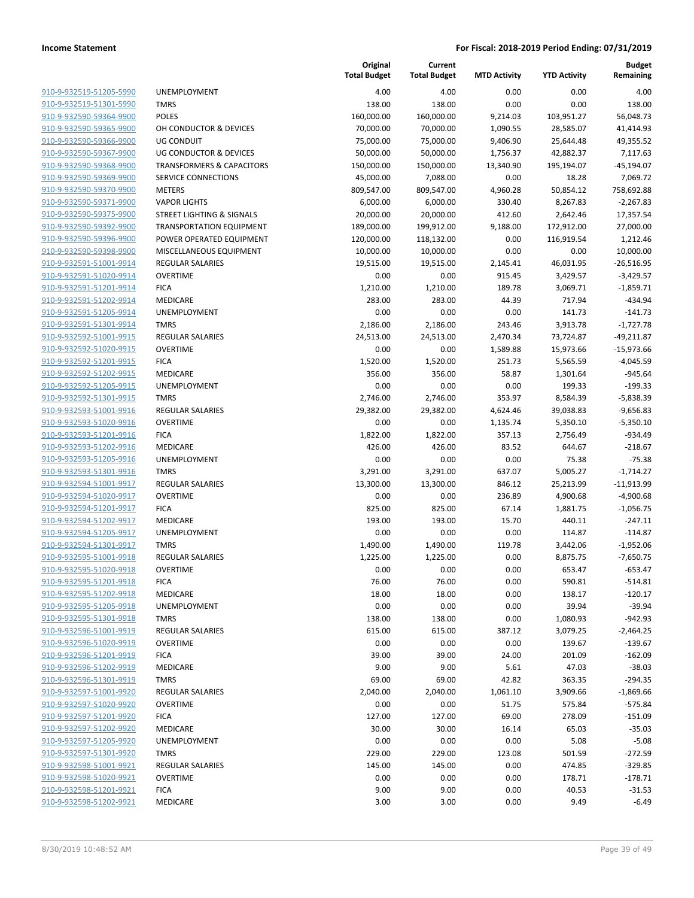**Income Statement** **For Fiscal: 2018-2019 Period Ending: 07/31/2019**

| | | Original Total Budget | Current Total Budget | MTD Activity | YTD Activity | Budget Remaining |
|---|---|---|---|---|---|---|
| 910-9-932519-51205-5990 | UNEMPLOYMENT | 4.00 | 4.00 | 0.00 | 0.00 | 4.00 |
| 910-9-932519-51301-5990 | TMRS | 138.00 | 138.00 | 0.00 | 0.00 | 138.00 |
| 910-9-932590-59364-9900 | POLES | 160,000.00 | 160,000.00 | 9,214.03 | 103,951.27 | 56,048.73 |
| 910-9-932590-59365-9900 | OH CONDUCTOR & DEVICES | 70,000.00 | 70,000.00 | 1,090.55 | 28,585.07 | 41,414.93 |
| 910-9-932590-59366-9900 | UG CONDUIT | 75,000.00 | 75,000.00 | 9,406.90 | 25,644.48 | 49,355.52 |
| 910-9-932590-59367-9900 | UG CONDUCTOR & DEVICES | 50,000.00 | 50,000.00 | 1,756.37 | 42,882.37 | 7,117.63 |
| 910-9-932590-59368-9900 | TRANSFORMERS & CAPACITORS | 150,000.00 | 150,000.00 | 13,340.90 | 195,194.07 | -45,194.07 |
| 910-9-932590-59369-9900 | SERVICE CONNECTIONS | 45,000.00 | 7,088.00 | 0.00 | 18.28 | 7,069.72 |
| 910-9-932590-59370-9900 | METERS | 809,547.00 | 809,547.00 | 4,960.28 | 50,854.12 | 758,692.88 |
| 910-9-932590-59371-9900 | VAPOR LIGHTS | 6,000.00 | 6,000.00 | 330.40 | 8,267.83 | -2,267.83 |
| 910-9-932590-59375-9900 | STREET LIGHTING & SIGNALS | 20,000.00 | 20,000.00 | 412.60 | 2,642.46 | 17,357.54 |
| 910-9-932590-59392-9900 | TRANSPORTATION EQUIPMENT | 189,000.00 | 199,912.00 | 9,188.00 | 172,912.00 | 27,000.00 |
| 910-9-932590-59396-9900 | POWER OPERATED EQUIPMENT | 120,000.00 | 118,132.00 | 0.00 | 116,919.54 | 1,212.46 |
| 910-9-932590-59398-9900 | MISCELLANEOUS EQUIPMENT | 10,000.00 | 10,000.00 | 0.00 | 0.00 | 10,000.00 |
| 910-9-932591-51001-9914 | REGULAR SALARIES | 19,515.00 | 19,515.00 | 2,145.41 | 46,031.95 | -26,516.95 |
| 910-9-932591-51020-9914 | OVERTIME | 0.00 | 0.00 | 915.45 | 3,429.57 | -3,429.57 |
| 910-9-932591-51201-9914 | FICA | 1,210.00 | 1,210.00 | 189.78 | 3,069.71 | -1,859.71 |
| 910-9-932591-51202-9914 | MEDICARE | 283.00 | 283.00 | 44.39 | 717.94 | -434.94 |
| 910-9-932591-51205-9914 | UNEMPLOYMENT | 0.00 | 0.00 | 0.00 | 141.73 | -141.73 |
| 910-9-932591-51301-9914 | TMRS | 2,186.00 | 2,186.00 | 243.46 | 3,913.78 | -1,727.78 |
| 910-9-932592-51001-9915 | REGULAR SALARIES | 24,513.00 | 24,513.00 | 2,470.34 | 73,724.87 | -49,211.87 |
| 910-9-932592-51020-9915 | OVERTIME | 0.00 | 0.00 | 1,589.88 | 15,973.66 | -15,973.66 |
| 910-9-932592-51201-9915 | FICA | 1,520.00 | 1,520.00 | 251.73 | 5,565.59 | -4,045.59 |
| 910-9-932592-51202-9915 | MEDICARE | 356.00 | 356.00 | 58.87 | 1,301.64 | -945.64 |
| 910-9-932592-51205-9915 | UNEMPLOYMENT | 0.00 | 0.00 | 0.00 | 199.33 | -199.33 |
| 910-9-932592-51301-9915 | TMRS | 2,746.00 | 2,746.00 | 353.97 | 8,584.39 | -5,838.39 |
| 910-9-932593-51001-9916 | REGULAR SALARIES | 29,382.00 | 29,382.00 | 4,624.46 | 39,038.83 | -9,656.83 |
| 910-9-932593-51020-9916 | OVERTIME | 0.00 | 0.00 | 1,135.74 | 5,350.10 | -5,350.10 |
| 910-9-932593-51201-9916 | FICA | 1,822.00 | 1,822.00 | 357.13 | 2,756.49 | -934.49 |
| 910-9-932593-51202-9916 | MEDICARE | 426.00 | 426.00 | 83.52 | 644.67 | -218.67 |
| 910-9-932593-51205-9916 | UNEMPLOYMENT | 0.00 | 0.00 | 0.00 | 75.38 | -75.38 |
| 910-9-932593-51301-9916 | TMRS | 3,291.00 | 3,291.00 | 637.07 | 5,005.27 | -1,714.27 |
| 910-9-932594-51001-9917 | REGULAR SALARIES | 13,300.00 | 13,300.00 | 846.12 | 25,213.99 | -11,913.99 |
| 910-9-932594-51020-9917 | OVERTIME | 0.00 | 0.00 | 236.89 | 4,900.68 | -4,900.68 |
| 910-9-932594-51201-9917 | FICA | 825.00 | 825.00 | 67.14 | 1,881.75 | -1,056.75 |
| 910-9-932594-51202-9917 | MEDICARE | 193.00 | 193.00 | 15.70 | 440.11 | -247.11 |
| 910-9-932594-51205-9917 | UNEMPLOYMENT | 0.00 | 0.00 | 0.00 | 114.87 | -114.87 |
| 910-9-932594-51301-9917 | TMRS | 1,490.00 | 1,490.00 | 119.78 | 3,442.06 | -1,952.06 |
| 910-9-932595-51001-9918 | REGULAR SALARIES | 1,225.00 | 1,225.00 | 0.00 | 8,875.75 | -7,650.75 |
| 910-9-932595-51020-9918 | OVERTIME | 0.00 | 0.00 | 0.00 | 653.47 | -653.47 |
| 910-9-932595-51201-9918 | FICA | 76.00 | 76.00 | 0.00 | 590.81 | -514.81 |
| 910-9-932595-51202-9918 | MEDICARE | 18.00 | 18.00 | 0.00 | 138.17 | -120.17 |
| 910-9-932595-51205-9918 | UNEMPLOYMENT | 0.00 | 0.00 | 0.00 | 39.94 | -39.94 |
| 910-9-932595-51301-9918 | TMRS | 138.00 | 138.00 | 0.00 | 1,080.93 | -942.93 |
| 910-9-932596-51001-9919 | REGULAR SALARIES | 615.00 | 615.00 | 387.12 | 3,079.25 | -2,464.25 |
| 910-9-932596-51020-9919 | OVERTIME | 0.00 | 0.00 | 0.00 | 139.67 | -139.67 |
| 910-9-932596-51201-9919 | FICA | 39.00 | 39.00 | 24.00 | 201.09 | -162.09 |
| 910-9-932596-51202-9919 | MEDICARE | 9.00 | 9.00 | 5.61 | 47.03 | -38.03 |
| 910-9-932596-51301-9919 | TMRS | 69.00 | 69.00 | 42.82 | 363.35 | -294.35 |
| 910-9-932597-51001-9920 | REGULAR SALARIES | 2,040.00 | 2,040.00 | 1,061.10 | 3,909.66 | -1,869.66 |
| 910-9-932597-51020-9920 | OVERTIME | 0.00 | 0.00 | 51.75 | 575.84 | -575.84 |
| 910-9-932597-51201-9920 | FICA | 127.00 | 127.00 | 69.00 | 278.09 | -151.09 |
| 910-9-932597-51202-9920 | MEDICARE | 30.00 | 30.00 | 16.14 | 65.03 | -35.03 |
| 910-9-932597-51205-9920 | UNEMPLOYMENT | 0.00 | 0.00 | 0.00 | 5.08 | -5.08 |
| 910-9-932597-51301-9920 | TMRS | 229.00 | 229.00 | 123.08 | 501.59 | -272.59 |
| 910-9-932598-51001-9921 | REGULAR SALARIES | 145.00 | 145.00 | 0.00 | 474.85 | -329.85 |
| 910-9-932598-51020-9921 | OVERTIME | 0.00 | 0.00 | 0.00 | 178.71 | -178.71 |
| 910-9-932598-51201-9921 | FICA | 9.00 | 9.00 | 0.00 | 40.53 | -31.53 |
| 910-9-932598-51202-9921 | MEDICARE | 3.00 | 3.00 | 0.00 | 9.49 | -6.49 |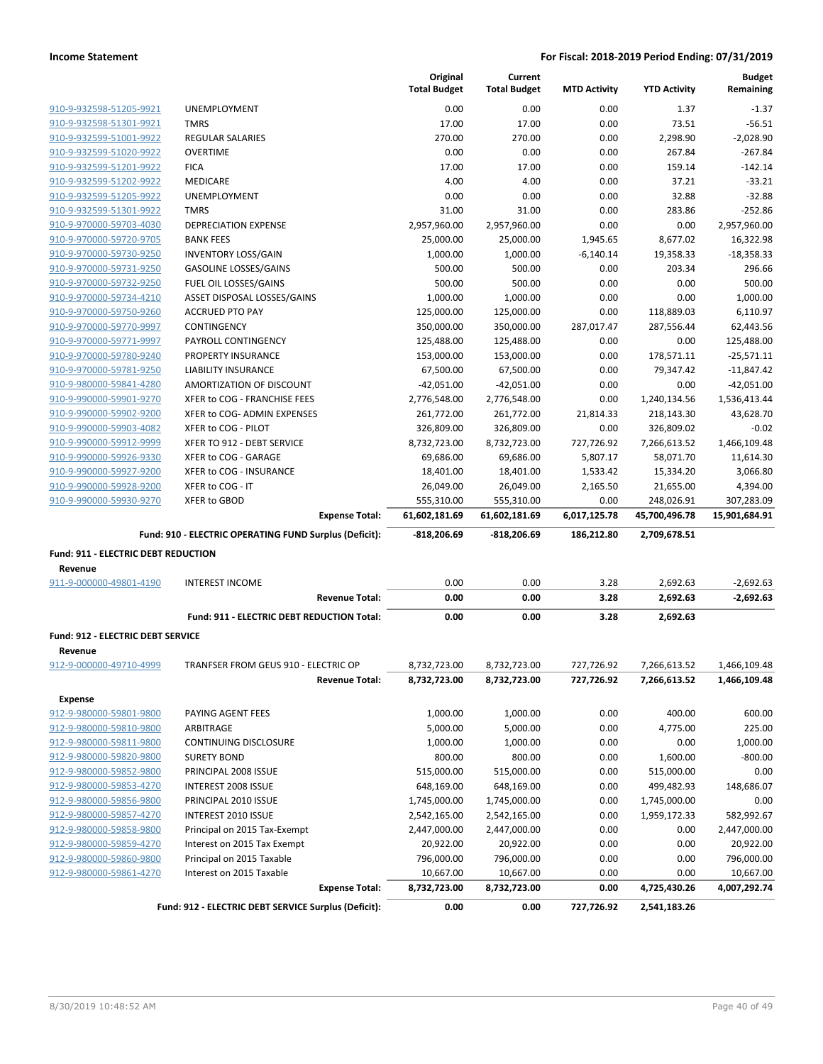| | | Original Total Budget | Current Total Budget | MTD Activity | YTD Activity | Budget Remaining |
|---|---|---|---|---|---|---|
| 910-9-932598-51205-9921 | UNEMPLOYMENT | 0.00 | 0.00 | 0.00 | 1.37 | -1.37 |
| 910-9-932598-51301-9921 | TMRS | 17.00 | 17.00 | 0.00 | 73.51 | -56.51 |
| 910-9-932599-51001-9922 | REGULAR SALARIES | 270.00 | 270.00 | 0.00 | 2,298.90 | -2,028.90 |
| 910-9-932599-51020-9922 | OVERTIME | 0.00 | 0.00 | 0.00 | 267.84 | -267.84 |
| 910-9-932599-51201-9922 | FICA | 17.00 | 17.00 | 0.00 | 159.14 | -142.14 |
| 910-9-932599-51202-9922 | MEDICARE | 4.00 | 4.00 | 0.00 | 37.21 | -33.21 |
| 910-9-932599-51205-9922 | UNEMPLOYMENT | 0.00 | 0.00 | 0.00 | 32.88 | -32.88 |
| 910-9-932599-51301-9922 | TMRS | 31.00 | 31.00 | 0.00 | 283.86 | -252.86 |
| 910-9-970000-59703-4030 | DEPRECIATION EXPENSE | 2,957,960.00 | 2,957,960.00 | 0.00 | 0.00 | 2,957,960.00 |
| 910-9-970000-59720-9705 | BANK FEES | 25,000.00 | 25,000.00 | 1,945.65 | 8,677.02 | 16,322.98 |
| 910-9-970000-59730-9250 | INVENTORY LOSS/GAIN | 1,000.00 | 1,000.00 | -6,140.14 | 19,358.33 | -18,358.33 |
| 910-9-970000-59731-9250 | GASOLINE LOSSES/GAINS | 500.00 | 500.00 | 0.00 | 203.34 | 296.66 |
| 910-9-970000-59732-9250 | FUEL OIL LOSSES/GAINS | 500.00 | 500.00 | 0.00 | 0.00 | 500.00 |
| 910-9-970000-59734-4210 | ASSET DISPOSAL LOSSES/GAINS | 1,000.00 | 1,000.00 | 0.00 | 0.00 | 1,000.00 |
| 910-9-970000-59750-9260 | ACCRUED PTO PAY | 125,000.00 | 125,000.00 | 0.00 | 118,889.03 | 6,110.97 |
| 910-9-970000-59770-9997 | CONTINGENCY | 350,000.00 | 350,000.00 | 287,017.47 | 287,556.44 | 62,443.56 |
| 910-9-970000-59771-9997 | PAYROLL CONTINGENCY | 125,488.00 | 125,488.00 | 0.00 | 0.00 | 125,488.00 |
| 910-9-970000-59780-9240 | PROPERTY INSURANCE | 153,000.00 | 153,000.00 | 0.00 | 178,571.11 | -25,571.11 |
| 910-9-970000-59781-9250 | LIABILITY INSURANCE | 67,500.00 | 67,500.00 | 0.00 | 79,347.42 | -11,847.42 |
| 910-9-980000-59841-4280 | AMORTIZATION OF DISCOUNT | -42,051.00 | -42,051.00 | 0.00 | 0.00 | -42,051.00 |
| 910-9-990000-59901-9270 | XFER to COG - FRANCHISE FEES | 2,776,548.00 | 2,776,548.00 | 0.00 | 1,240,134.56 | 1,536,413.44 |
| 910-9-990000-59902-9200 | XFER to COG- ADMIN EXPENSES | 261,772.00 | 261,772.00 | 21,814.33 | 218,143.30 | 43,628.70 |
| 910-9-990000-59903-4082 | XFER to COG - PILOT | 326,809.00 | 326,809.00 | 0.00 | 326,809.02 | -0.02 |
| 910-9-990000-59912-9999 | XFER TO 912 - DEBT SERVICE | 8,732,723.00 | 8,732,723.00 | 727,726.92 | 7,266,613.52 | 1,466,109.48 |
| 910-9-990000-59926-9330 | XFER to COG - GARAGE | 69,686.00 | 69,686.00 | 5,807.17 | 58,071.70 | 11,614.30 |
| 910-9-990000-59927-9200 | XFER to COG - INSURANCE | 18,401.00 | 18,401.00 | 1,533.42 | 15,334.20 | 3,066.80 |
| 910-9-990000-59928-9200 | XFER to COG - IT | 26,049.00 | 26,049.00 | 2,165.50 | 21,655.00 | 4,394.00 |
| 910-9-990000-59930-9270 | XFER to GBOD | 555,310.00 | 555,310.00 | 0.00 | 248,026.91 | 307,283.09 |
| | **Expense Total:** | **61,602,181.69** | **61,602,181.69** | **6,017,125.78** | **45,700,496.78** | **15,901,684.91** |
| | **Fund: 910 - ELECTRIC OPERATING FUND Surplus (Deficit):** | **-818,206.69** | **-818,206.69** | **186,212.80** | **2,709,678.51** | |

**Fund: 911 - ELECTRIC DEBT REDUCTION**

**Revenue**

| | | Original Total Budget | Current Total Budget | MTD Activity | YTD Activity | Budget Remaining |
|---|---|---|---|---|---|---|
| 911-9-000000-49801-4190 | INTEREST INCOME | 0.00 | 0.00 | 3.28 | 2,692.63 | -2,692.63 |
| | **Revenue Total:** | **0.00** | **0.00** | **3.28** | **2,692.63** | **-2,692.63** |
| | **Fund: 911 - ELECTRIC DEBT REDUCTION Total:** | **0.00** | **0.00** | **3.28** | **2,692.63** | |

**Fund: 912 - ELECTRIC DEBT SERVICE**

**Revenue**

| | | Original Total Budget | Current Total Budget | MTD Activity | YTD Activity | Budget Remaining |
|---|---|---|---|---|---|---|
| 912-9-000000-49710-4999 | TRANFSER FROM GEUS 910 - ELECTRIC OP | 8,732,723.00 | 8,732,723.00 | 727,726.92 | 7,266,613.52 | 1,466,109.48 |
| | **Revenue Total:** | **8,732,723.00** | **8,732,723.00** | **727,726.92** | **7,266,613.52** | **1,466,109.48** |

**Expense**

| | | Original Total Budget | Current Total Budget | MTD Activity | YTD Activity | Budget Remaining |
|---|---|---|---|---|---|---|
| 912-9-980000-59801-9800 | PAYING AGENT FEES | 1,000.00 | 1,000.00 | 0.00 | 400.00 | 600.00 |
| 912-9-980000-59810-9800 | ARBITRAGE | 5,000.00 | 5,000.00 | 0.00 | 4,775.00 | 225.00 |
| 912-9-980000-59811-9800 | CONTINUING DISCLOSURE | 1,000.00 | 1,000.00 | 0.00 | 0.00 | 1,000.00 |
| 912-9-980000-59820-9800 | SURETY BOND | 800.00 | 800.00 | 0.00 | 1,600.00 | -800.00 |
| 912-9-980000-59852-9800 | PRINCIPAL 2008 ISSUE | 515,000.00 | 515,000.00 | 0.00 | 515,000.00 | 0.00 |
| 912-9-980000-59853-4270 | INTEREST 2008 ISSUE | 648,169.00 | 648,169.00 | 0.00 | 499,482.93 | 148,686.07 |
| 912-9-980000-59856-9800 | PRINCIPAL 2010 ISSUE | 1,745,000.00 | 1,745,000.00 | 0.00 | 1,745,000.00 | 0.00 |
| 912-9-980000-59857-4270 | INTEREST 2010 ISSUE | 2,542,165.00 | 2,542,165.00 | 0.00 | 1,959,172.33 | 582,992.67 |
| 912-9-980000-59858-9800 | Principal on 2015 Tax-Exempt | 2,447,000.00 | 2,447,000.00 | 0.00 | 0.00 | 2,447,000.00 |
| 912-9-980000-59859-4270 | Interest on 2015 Tax Exempt | 20,922.00 | 20,922.00 | 0.00 | 0.00 | 20,922.00 |
| 912-9-980000-59860-9800 | Principal on 2015 Taxable | 796,000.00 | 796,000.00 | 0.00 | 0.00 | 796,000.00 |
| 912-9-980000-59861-4270 | Interest on 2015 Taxable | 10,667.00 | 10,667.00 | 0.00 | 0.00 | 10,667.00 |
| | **Expense Total:** | **8,732,723.00** | **8,732,723.00** | **0.00** | **4,725,430.26** | **4,007,292.74** |
| | **Fund: 912 - ELECTRIC DEBT SERVICE Surplus (Deficit):** | **0.00** | **0.00** | **727,726.92** | **2,541,183.26** | |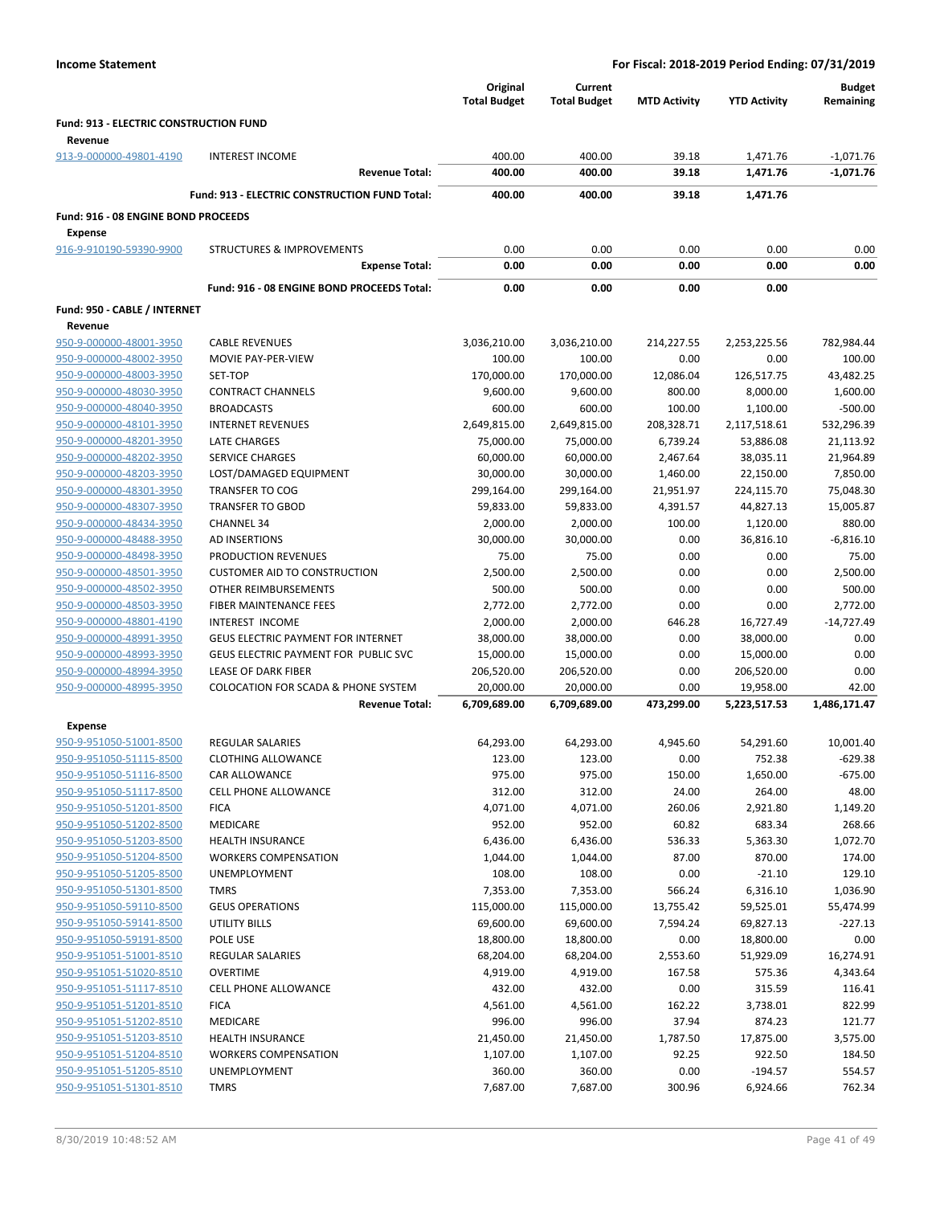## Income Statement

**For Fiscal: 2018-2019 Period Ending: 07/31/2019**

| | | Original Total Budget | Current Total Budget | MTD Activity | YTD Activity | Budget Remaining |
|---|---|---|---|---|---|---|
| **Fund: 913 - ELECTRIC CONSTRUCTION FUND** | | | | | | |
| **Revenue** | | | | | | |
| 913-9-000000-49801-4190 | INTEREST INCOME | 400.00 | 400.00 | 39.18 | 1,471.76 | -1,071.76 |
| | **Revenue Total:** | **400.00** | **400.00** | **39.18** | **1,471.76** | **-1,071.76** |
| | **Fund: 913 - ELECTRIC CONSTRUCTION FUND Total:** | **400.00** | **400.00** | **39.18** | **1,471.76** | |
| **Fund: 916 - 08 ENGINE BOND PROCEEDS** | | | | | | |
| **Expense** | | | | | | |
| 916-9-910190-59390-9900 | STRUCTURES & IMPROVEMENTS | 0.00 | 0.00 | 0.00 | 0.00 | 0.00 |
| | **Expense Total:** | **0.00** | **0.00** | **0.00** | **0.00** | **0.00** |
| | **Fund: 916 - 08 ENGINE BOND PROCEEDS Total:** | **0.00** | **0.00** | **0.00** | **0.00** | |
| **Fund: 950 - CABLE / INTERNET** | | | | | | |
| **Revenue** | | | | | | |
| 950-9-000000-48001-3950 | CABLE REVENUES | 3,036,210.00 | 3,036,210.00 | 214,227.55 | 2,253,225.56 | 782,984.44 |
| 950-9-000000-48002-3950 | MOVIE PAY-PER-VIEW | 100.00 | 100.00 | 0.00 | 0.00 | 100.00 |
| 950-9-000000-48003-3950 | SET-TOP | 170,000.00 | 170,000.00 | 12,086.04 | 126,517.75 | 43,482.25 |
| 950-9-000000-48030-3950 | CONTRACT CHANNELS | 9,600.00 | 9,600.00 | 800.00 | 8,000.00 | 1,600.00 |
| 950-9-000000-48040-3950 | BROADCASTS | 600.00 | 600.00 | 100.00 | 1,100.00 | -500.00 |
| 950-9-000000-48101-3950 | INTERNET REVENUES | 2,649,815.00 | 2,649,815.00 | 208,328.71 | 2,117,518.61 | 532,296.39 |
| 950-9-000000-48201-3950 | LATE CHARGES | 75,000.00 | 75,000.00 | 6,739.24 | 53,886.08 | 21,113.92 |
| 950-9-000000-48202-3950 | SERVICE CHARGES | 60,000.00 | 60,000.00 | 2,467.64 | 38,035.11 | 21,964.89 |
| 950-9-000000-48203-3950 | LOST/DAMAGED EQUIPMENT | 30,000.00 | 30,000.00 | 1,460.00 | 22,150.00 | 7,850.00 |
| 950-9-000000-48301-3950 | TRANSFER TO COG | 299,164.00 | 299,164.00 | 21,951.97 | 224,115.70 | 75,048.30 |
| 950-9-000000-48307-3950 | TRANSFER TO GBOD | 59,833.00 | 59,833.00 | 4,391.57 | 44,827.13 | 15,005.87 |
| 950-9-000000-48434-3950 | CHANNEL 34 | 2,000.00 | 2,000.00 | 100.00 | 1,120.00 | 880.00 |
| 950-9-000000-48488-3950 | AD INSERTIONS | 30,000.00 | 30,000.00 | 0.00 | 36,816.10 | -6,816.10 |
| 950-9-000000-48498-3950 | PRODUCTION REVENUES | 75.00 | 75.00 | 0.00 | 0.00 | 75.00 |
| 950-9-000000-48501-3950 | CUSTOMER AID TO CONSTRUCTION | 2,500.00 | 2,500.00 | 0.00 | 0.00 | 2,500.00 |
| 950-9-000000-48502-3950 | OTHER REIMBURSEMENTS | 500.00 | 500.00 | 0.00 | 0.00 | 500.00 |
| 950-9-000000-48503-3950 | FIBER MAINTENANCE FEES | 2,772.00 | 2,772.00 | 0.00 | 0.00 | 2,772.00 |
| 950-9-000000-48801-4190 | INTEREST INCOME | 2,000.00 | 2,000.00 | 646.28 | 16,727.49 | -14,727.49 |
| 950-9-000000-48991-3950 | GEUS ELECTRIC PAYMENT FOR INTERNET | 38,000.00 | 38,000.00 | 0.00 | 38,000.00 | 0.00 |
| 950-9-000000-48993-3950 | GEUS ELECTRIC PAYMENT FOR PUBLIC SVC | 15,000.00 | 15,000.00 | 0.00 | 15,000.00 | 0.00 |
| 950-9-000000-48994-3950 | LEASE OF DARK FIBER | 206,520.00 | 206,520.00 | 0.00 | 206,520.00 | 0.00 |
| 950-9-000000-48995-3950 | COLOCATION FOR SCADA & PHONE SYSTEM | 20,000.00 | 20,000.00 | 0.00 | 19,958.00 | 42.00 |
| | **Revenue Total:** | **6,709,689.00** | **6,709,689.00** | **473,299.00** | **5,223,517.53** | **1,486,171.47** |
| **Expense** | | | | | | |
| 950-9-951050-51001-8500 | REGULAR SALARIES | 64,293.00 | 64,293.00 | 4,945.60 | 54,291.60 | 10,001.40 |
| 950-9-951050-51115-8500 | CLOTHING ALLOWANCE | 123.00 | 123.00 | 0.00 | 752.38 | -629.38 |
| 950-9-951050-51116-8500 | CAR ALLOWANCE | 975.00 | 975.00 | 150.00 | 1,650.00 | -675.00 |
| 950-9-951050-51117-8500 | CELL PHONE ALLOWANCE | 312.00 | 312.00 | 24.00 | 264.00 | 48.00 |
| 950-9-951050-51201-8500 | FICA | 4,071.00 | 4,071.00 | 260.06 | 2,921.80 | 1,149.20 |
| 950-9-951050-51202-8500 | MEDICARE | 952.00 | 952.00 | 60.82 | 683.34 | 268.66 |
| 950-9-951050-51203-8500 | HEALTH INSURANCE | 6,436.00 | 6,436.00 | 536.33 | 5,363.30 | 1,072.70 |
| 950-9-951050-51204-8500 | WORKERS COMPENSATION | 1,044.00 | 1,044.00 | 87.00 | 870.00 | 174.00 |
| 950-9-951050-51205-8500 | UNEMPLOYMENT | 108.00 | 108.00 | 0.00 | -21.10 | 129.10 |
| 950-9-951050-51301-8500 | TMRS | 7,353.00 | 7,353.00 | 566.24 | 6,316.10 | 1,036.90 |
| 950-9-951050-59110-8500 | GEUS OPERATIONS | 115,000.00 | 115,000.00 | 13,755.42 | 59,525.01 | 55,474.99 |
| 950-9-951050-59141-8500 | UTILITY BILLS | 69,600.00 | 69,600.00 | 7,594.24 | 69,827.13 | -227.13 |
| 950-9-951050-59191-8500 | POLE USE | 18,800.00 | 18,800.00 | 0.00 | 18,800.00 | 0.00 |
| 950-9-951051-51001-8510 | REGULAR SALARIES | 68,204.00 | 68,204.00 | 2,553.60 | 51,929.09 | 16,274.91 |
| 950-9-951051-51020-8510 | OVERTIME | 4,919.00 | 4,919.00 | 167.58 | 575.36 | 4,343.64 |
| 950-9-951051-51117-8510 | CELL PHONE ALLOWANCE | 432.00 | 432.00 | 0.00 | 315.59 | 116.41 |
| 950-9-951051-51201-8510 | FICA | 4,561.00 | 4,561.00 | 162.22 | 3,738.01 | 822.99 |
| 950-9-951051-51202-8510 | MEDICARE | 996.00 | 996.00 | 37.94 | 874.23 | 121.77 |
| 950-9-951051-51203-8510 | HEALTH INSURANCE | 21,450.00 | 21,450.00 | 1,787.50 | 17,875.00 | 3,575.00 |
| 950-9-951051-51204-8510 | WORKERS COMPENSATION | 1,107.00 | 1,107.00 | 92.25 | 922.50 | 184.50 |
| 950-9-951051-51205-8510 | UNEMPLOYMENT | 360.00 | 360.00 | 0.00 | -194.57 | 554.57 |
| 950-9-951051-51301-8510 | TMRS | 7,687.00 | 7,687.00 | 300.96 | 6,924.66 | 762.34 |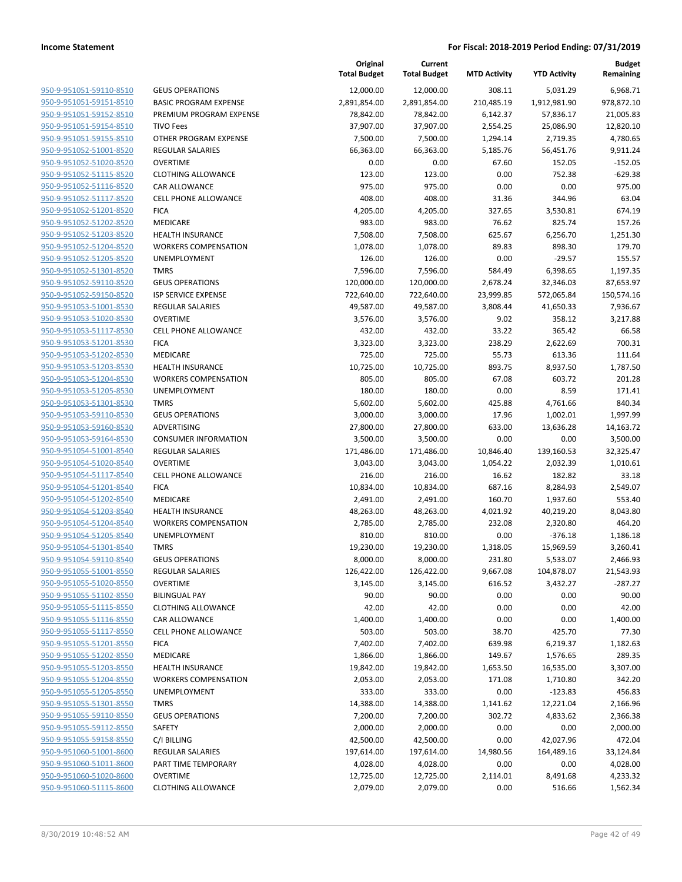**Income Statement** | **For Fiscal: 2018-2019 Period Ending: 07/31/2019**

| | | Original Total Budget | Current Total Budget | MTD Activity | YTD Activity | Budget Remaining |
|---|---|---|---|---|---|---|
| 950-9-951051-59110-8510 | GEUS OPERATIONS | 12,000.00 | 12,000.00 | 308.11 | 5,031.29 | 6,968.71 |
| 950-9-951051-59151-8510 | BASIC PROGRAM EXPENSE | 2,891,854.00 | 2,891,854.00 | 210,485.19 | 1,912,981.90 | 978,872.10 |
| 950-9-951051-59152-8510 | PREMIUM PROGRAM EXPENSE | 78,842.00 | 78,842.00 | 6,142.37 | 57,836.17 | 21,005.83 |
| 950-9-951051-59154-8510 | TIVO Fees | 37,907.00 | 37,907.00 | 2,554.25 | 25,086.90 | 12,820.10 |
| 950-9-951051-59155-8510 | OTHER PROGRAM EXPENSE | 7,500.00 | 7,500.00 | 1,294.14 | 2,719.35 | 4,780.65 |
| 950-9-951052-51001-8520 | REGULAR SALARIES | 66,363.00 | 66,363.00 | 5,185.76 | 56,451.76 | 9,911.24 |
| 950-9-951052-51020-8520 | OVERTIME | 0.00 | 0.00 | 67.60 | 152.05 | -152.05 |
| 950-9-951052-51115-8520 | CLOTHING ALLOWANCE | 123.00 | 123.00 | 0.00 | 752.38 | -629.38 |
| 950-9-951052-51116-8520 | CAR ALLOWANCE | 975.00 | 975.00 | 0.00 | 0.00 | 975.00 |
| 950-9-951052-51117-8520 | CELL PHONE ALLOWANCE | 408.00 | 408.00 | 31.36 | 344.96 | 63.04 |
| 950-9-951052-51201-8520 | FICA | 4,205.00 | 4,205.00 | 327.65 | 3,530.81 | 674.19 |
| 950-9-951052-51202-8520 | MEDICARE | 983.00 | 983.00 | 76.62 | 825.74 | 157.26 |
| 950-9-951052-51203-8520 | HEALTH INSURANCE | 7,508.00 | 7,508.00 | 625.67 | 6,256.70 | 1,251.30 |
| 950-9-951052-51204-8520 | WORKERS COMPENSATION | 1,078.00 | 1,078.00 | 89.83 | 898.30 | 179.70 |
| 950-9-951052-51205-8520 | UNEMPLOYMENT | 126.00 | 126.00 | 0.00 | -29.57 | 155.57 |
| 950-9-951052-51301-8520 | TMRS | 7,596.00 | 7,596.00 | 584.49 | 6,398.65 | 1,197.35 |
| 950-9-951052-59110-8520 | GEUS OPERATIONS | 120,000.00 | 120,000.00 | 2,678.24 | 32,346.03 | 87,653.97 |
| 950-9-951052-59150-8520 | ISP SERVICE EXPENSE | 722,640.00 | 722,640.00 | 23,999.85 | 572,065.84 | 150,574.16 |
| 950-9-951053-51001-8530 | REGULAR SALARIES | 49,587.00 | 49,587.00 | 3,808.44 | 41,650.33 | 7,936.67 |
| 950-9-951053-51020-8530 | OVERTIME | 3,576.00 | 3,576.00 | 9.02 | 358.12 | 3,217.88 |
| 950-9-951053-51117-8530 | CELL PHONE ALLOWANCE | 432.00 | 432.00 | 33.22 | 365.42 | 66.58 |
| 950-9-951053-51201-8530 | FICA | 3,323.00 | 3,323.00 | 238.29 | 2,622.69 | 700.31 |
| 950-9-951053-51202-8530 | MEDICARE | 725.00 | 725.00 | 55.73 | 613.36 | 111.64 |
| 950-9-951053-51203-8530 | HEALTH INSURANCE | 10,725.00 | 10,725.00 | 893.75 | 8,937.50 | 1,787.50 |
| 950-9-951053-51204-8530 | WORKERS COMPENSATION | 805.00 | 805.00 | 67.08 | 603.72 | 201.28 |
| 950-9-951053-51205-8530 | UNEMPLOYMENT | 180.00 | 180.00 | 0.00 | 8.59 | 171.41 |
| 950-9-951053-51301-8530 | TMRS | 5,602.00 | 5,602.00 | 425.88 | 4,761.66 | 840.34 |
| 950-9-951053-59110-8530 | GEUS OPERATIONS | 3,000.00 | 3,000.00 | 17.96 | 1,002.01 | 1,997.99 |
| 950-9-951053-59160-8530 | ADVERTISING | 27,800.00 | 27,800.00 | 633.00 | 13,636.28 | 14,163.72 |
| 950-9-951053-59164-8530 | CONSUMER INFORMATION | 3,500.00 | 3,500.00 | 0.00 | 0.00 | 3,500.00 |
| 950-9-951054-51001-8540 | REGULAR SALARIES | 171,486.00 | 171,486.00 | 10,846.40 | 139,160.53 | 32,325.47 |
| 950-9-951054-51020-8540 | OVERTIME | 3,043.00 | 3,043.00 | 1,054.22 | 2,032.39 | 1,010.61 |
| 950-9-951054-51117-8540 | CELL PHONE ALLOWANCE | 216.00 | 216.00 | 16.62 | 182.82 | 33.18 |
| 950-9-951054-51201-8540 | FICA | 10,834.00 | 10,834.00 | 687.16 | 8,284.93 | 2,549.07 |
| 950-9-951054-51202-8540 | MEDICARE | 2,491.00 | 2,491.00 | 160.70 | 1,937.60 | 553.40 |
| 950-9-951054-51203-8540 | HEALTH INSURANCE | 48,263.00 | 48,263.00 | 4,021.92 | 40,219.20 | 8,043.80 |
| 950-9-951054-51204-8540 | WORKERS COMPENSATION | 2,785.00 | 2,785.00 | 232.08 | 2,320.80 | 464.20 |
| 950-9-951054-51205-8540 | UNEMPLOYMENT | 810.00 | 810.00 | 0.00 | -376.18 | 1,186.18 |
| 950-9-951054-51301-8540 | TMRS | 19,230.00 | 19,230.00 | 1,318.05 | 15,969.59 | 3,260.41 |
| 950-9-951054-59110-8540 | GEUS OPERATIONS | 8,000.00 | 8,000.00 | 231.80 | 5,533.07 | 2,466.93 |
| 950-9-951055-51001-8550 | REGULAR SALARIES | 126,422.00 | 126,422.00 | 9,667.08 | 104,878.07 | 21,543.93 |
| 950-9-951055-51020-8550 | OVERTIME | 3,145.00 | 3,145.00 | 616.52 | 3,432.27 | -287.27 |
| 950-9-951055-51102-8550 | BILINGUAL PAY | 90.00 | 90.00 | 0.00 | 0.00 | 90.00 |
| 950-9-951055-51115-8550 | CLOTHING ALLOWANCE | 42.00 | 42.00 | 0.00 | 0.00 | 42.00 |
| 950-9-951055-51116-8550 | CAR ALLOWANCE | 1,400.00 | 1,400.00 | 0.00 | 0.00 | 1,400.00 |
| 950-9-951055-51117-8550 | CELL PHONE ALLOWANCE | 503.00 | 503.00 | 38.70 | 425.70 | 77.30 |
| 950-9-951055-51201-8550 | FICA | 7,402.00 | 7,402.00 | 639.98 | 6,219.37 | 1,182.63 |
| 950-9-951055-51202-8550 | MEDICARE | 1,866.00 | 1,866.00 | 149.67 | 1,576.65 | 289.35 |
| 950-9-951055-51203-8550 | HEALTH INSURANCE | 19,842.00 | 19,842.00 | 1,653.50 | 16,535.00 | 3,307.00 |
| 950-9-951055-51204-8550 | WORKERS COMPENSATION | 2,053.00 | 2,053.00 | 171.08 | 1,710.80 | 342.20 |
| 950-9-951055-51205-8550 | UNEMPLOYMENT | 333.00 | 333.00 | 0.00 | -123.83 | 456.83 |
| 950-9-951055-51301-8550 | TMRS | 14,388.00 | 14,388.00 | 1,141.62 | 12,221.04 | 2,166.96 |
| 950-9-951055-59110-8550 | GEUS OPERATIONS | 7,200.00 | 7,200.00 | 302.72 | 4,833.62 | 2,366.38 |
| 950-9-951055-59112-8550 | SAFETY | 2,000.00 | 2,000.00 | 0.00 | 0.00 | 2,000.00 |
| 950-9-951055-59158-8550 | C/I BILLING | 42,500.00 | 42,500.00 | 0.00 | 42,027.96 | 472.04 |
| 950-9-951060-51001-8600 | REGULAR SALARIES | 197,614.00 | 197,614.00 | 14,980.56 | 164,489.16 | 33,124.84 |
| 950-9-951060-51011-8600 | PART TIME TEMPORARY | 4,028.00 | 4,028.00 | 0.00 | 0.00 | 4,028.00 |
| 950-9-951060-51020-8600 | OVERTIME | 12,725.00 | 12,725.00 | 2,114.01 | 8,491.68 | 4,233.32 |
| 950-9-951060-51115-8600 | CLOTHING ALLOWANCE | 2,079.00 | 2,079.00 | 0.00 | 516.66 | 1,562.34 |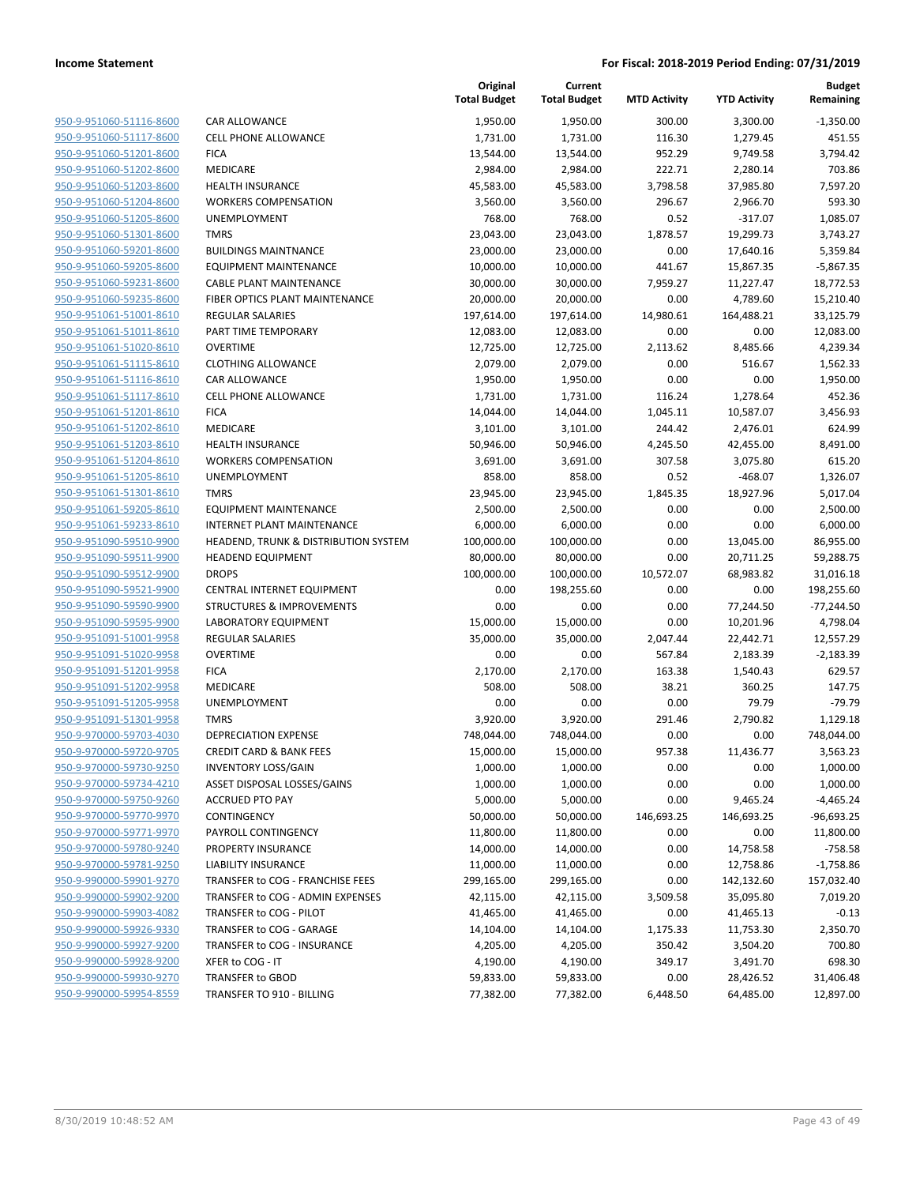**Income Statement** — **For Fiscal: 2018-2019 Period Ending: 07/31/2019**

| | | Original Total Budget | Current Total Budget | MTD Activity | YTD Activity | Budget Remaining |
|---|---|---|---|---|---|---|
| 950-9-951060-51116-8600 | CAR ALLOWANCE | 1,950.00 | 1,950.00 | 300.00 | 3,300.00 | -1,350.00 |
| 950-9-951060-51117-8600 | CELL PHONE ALLOWANCE | 1,731.00 | 1,731.00 | 116.30 | 1,279.45 | 451.55 |
| 950-9-951060-51201-8600 | FICA | 13,544.00 | 13,544.00 | 952.29 | 9,749.58 | 3,794.42 |
| 950-9-951060-51202-8600 | MEDICARE | 2,984.00 | 2,984.00 | 222.71 | 2,280.14 | 703.86 |
| 950-9-951060-51203-8600 | HEALTH INSURANCE | 45,583.00 | 45,583.00 | 3,798.58 | 37,985.80 | 7,597.20 |
| 950-9-951060-51204-8600 | WORKERS COMPENSATION | 3,560.00 | 3,560.00 | 296.67 | 2,966.70 | 593.30 |
| 950-9-951060-51205-8600 | UNEMPLOYMENT | 768.00 | 768.00 | 0.52 | -317.07 | 1,085.07 |
| 950-9-951060-51301-8600 | TMRS | 23,043.00 | 23,043.00 | 1,878.57 | 19,299.73 | 3,743.27 |
| 950-9-951060-59201-8600 | BUILDINGS MAINTNANCE | 23,000.00 | 23,000.00 | 0.00 | 17,640.16 | 5,359.84 |
| 950-9-951060-59205-8600 | EQUIPMENT MAINTENANCE | 10,000.00 | 10,000.00 | 441.67 | 15,867.35 | -5,867.35 |
| 950-9-951060-59231-8600 | CABLE PLANT MAINTENANCE | 30,000.00 | 30,000.00 | 7,959.27 | 11,227.47 | 18,772.53 |
| 950-9-951060-59235-8600 | FIBER OPTICS PLANT MAINTENANCE | 20,000.00 | 20,000.00 | 0.00 | 4,789.60 | 15,210.40 |
| 950-9-951061-51001-8610 | REGULAR SALARIES | 197,614.00 | 197,614.00 | 14,980.61 | 164,488.21 | 33,125.79 |
| 950-9-951061-51011-8610 | PART TIME TEMPORARY | 12,083.00 | 12,083.00 | 0.00 | 0.00 | 12,083.00 |
| 950-9-951061-51020-8610 | OVERTIME | 12,725.00 | 12,725.00 | 2,113.62 | 8,485.66 | 4,239.34 |
| 950-9-951061-51115-8610 | CLOTHING ALLOWANCE | 2,079.00 | 2,079.00 | 0.00 | 516.67 | 1,562.33 |
| 950-9-951061-51116-8610 | CAR ALLOWANCE | 1,950.00 | 1,950.00 | 0.00 | 0.00 | 1,950.00 |
| 950-9-951061-51117-8610 | CELL PHONE ALLOWANCE | 1,731.00 | 1,731.00 | 116.24 | 1,278.64 | 452.36 |
| 950-9-951061-51201-8610 | FICA | 14,044.00 | 14,044.00 | 1,045.11 | 10,587.07 | 3,456.93 |
| 950-9-951061-51202-8610 | MEDICARE | 3,101.00 | 3,101.00 | 244.42 | 2,476.01 | 624.99 |
| 950-9-951061-51203-8610 | HEALTH INSURANCE | 50,946.00 | 50,946.00 | 4,245.50 | 42,455.00 | 8,491.00 |
| 950-9-951061-51204-8610 | WORKERS COMPENSATION | 3,691.00 | 3,691.00 | 307.58 | 3,075.80 | 615.20 |
| 950-9-951061-51205-8610 | UNEMPLOYMENT | 858.00 | 858.00 | 0.52 | -468.07 | 1,326.07 |
| 950-9-951061-51301-8610 | TMRS | 23,945.00 | 23,945.00 | 1,845.35 | 18,927.96 | 5,017.04 |
| 950-9-951061-59205-8610 | EQUIPMENT MAINTENANCE | 2,500.00 | 2,500.00 | 0.00 | 0.00 | 2,500.00 |
| 950-9-951061-59233-8610 | INTERNET PLANT MAINTENANCE | 6,000.00 | 6,000.00 | 0.00 | 0.00 | 6,000.00 |
| 950-9-951090-59510-9900 | HEADEND, TRUNK & DISTRIBUTION SYSTEM | 100,000.00 | 100,000.00 | 0.00 | 13,045.00 | 86,955.00 |
| 950-9-951090-59511-9900 | HEADEND EQUIPMENT | 80,000.00 | 80,000.00 | 0.00 | 20,711.25 | 59,288.75 |
| 950-9-951090-59512-9900 | DROPS | 100,000.00 | 100,000.00 | 10,572.07 | 68,983.82 | 31,016.18 |
| 950-9-951090-59521-9900 | CENTRAL INTERNET EQUIPMENT | 0.00 | 198,255.60 | 0.00 | 0.00 | 198,255.60 |
| 950-9-951090-59590-9900 | STRUCTURES & IMPROVEMENTS | 0.00 | 0.00 | 0.00 | 77,244.50 | -77,244.50 |
| 950-9-951090-59595-9900 | LABORATORY EQUIPMENT | 15,000.00 | 15,000.00 | 0.00 | 10,201.96 | 4,798.04 |
| 950-9-951091-51001-9958 | REGULAR SALARIES | 35,000.00 | 35,000.00 | 2,047.44 | 22,442.71 | 12,557.29 |
| 950-9-951091-51020-9958 | OVERTIME | 0.00 | 0.00 | 567.84 | 2,183.39 | -2,183.39 |
| 950-9-951091-51201-9958 | FICA | 2,170.00 | 2,170.00 | 163.38 | 1,540.43 | 629.57 |
| 950-9-951091-51202-9958 | MEDICARE | 508.00 | 508.00 | 38.21 | 360.25 | 147.75 |
| 950-9-951091-51205-9958 | UNEMPLOYMENT | 0.00 | 0.00 | 0.00 | 79.79 | -79.79 |
| 950-9-951091-51301-9958 | TMRS | 3,920.00 | 3,920.00 | 291.46 | 2,790.82 | 1,129.18 |
| 950-9-959703-4030 | DEPRECIATION EXPENSE | 748,044.00 | 748,044.00 | 0.00 | 0.00 | 748,044.00 |
| 950-9-970000-59720-9705 | CREDIT CARD & BANK FEES | 15,000.00 | 15,000.00 | 957.38 | 11,436.77 | 3,563.23 |
| 950-9-970000-59730-9250 | INVENTORY LOSS/GAIN | 1,000.00 | 1,000.00 | 0.00 | 0.00 | 1,000.00 |
| 950-9-970000-59734-4210 | ASSET DISPOSAL LOSSES/GAINS | 1,000.00 | 1,000.00 | 0.00 | 0.00 | 1,000.00 |
| 950-9-970000-59750-9260 | ACCRUED PTO PAY | 5,000.00 | 5,000.00 | 0.00 | 9,465.24 | -4,465.24 |
| 950-9-970000-59770-9970 | CONTINGENCY | 50,000.00 | 50,000.00 | 146,693.25 | 146,693.25 | -96,693.25 |
| 950-9-970000-59771-9970 | PAYROLL CONTINGENCY | 11,800.00 | 11,800.00 | 0.00 | 0.00 | 11,800.00 |
| 950-9-970000-59780-9240 | PROPERTY INSURANCE | 14,000.00 | 14,000.00 | 0.00 | 14,758.58 | -758.58 |
| 950-9-970000-59781-9250 | LIABILITY INSURANCE | 11,000.00 | 11,000.00 | 0.00 | 12,758.86 | -1,758.86 |
| 950-9-990000-59901-9270 | TRANSFER to COG - FRANCHISE FEES | 299,165.00 | 299,165.00 | 0.00 | 142,132.60 | 157,032.40 |
| 950-9-990000-59902-9200 | TRANSFER to COG - ADMIN EXPENSES | 42,115.00 | 42,115.00 | 3,509.58 | 35,095.80 | 7,019.20 |
| 950-9-990000-59903-4082 | TRANSFER to COG - PILOT | 41,465.00 | 41,465.00 | 0.00 | 41,465.13 | -0.13 |
| 950-9-990000-59926-9330 | TRANSFER to COG - GARAGE | 14,104.00 | 14,104.00 | 1,175.33 | 11,753.30 | 2,350.70 |
| 950-9-990000-59927-9200 | TRANSFER to COG - INSURANCE | 4,205.00 | 4,205.00 | 350.42 | 3,504.20 | 700.80 |
| 950-9-990000-59928-9200 | XFER to COG - IT | 4,190.00 | 4,190.00 | 349.17 | 3,491.70 | 698.30 |
| 950-9-990000-59930-9270 | TRANSFER to GBOD | 59,833.00 | 59,833.00 | 0.00 | 28,426.52 | 31,406.48 |
| 950-9-990000-59954-8559 | TRANSFER TO 910 - BILLING | 77,382.00 | 77,382.00 | 6,448.50 | 64,485.00 | 12,897.00 |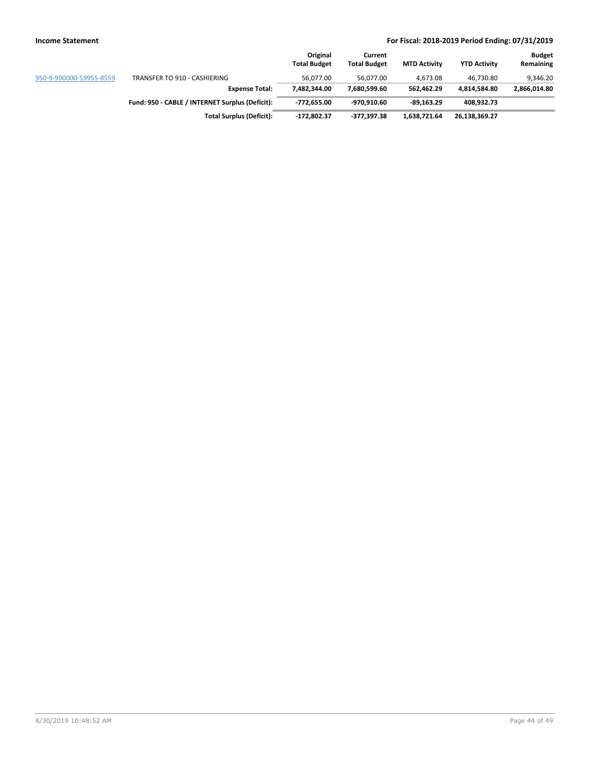| | | Original Total Budget | Current Total Budget | MTD Activity | YTD Activity | Budget Remaining |
|---|---|---|---|---|---|---|
| 950-9-990000-59955-8559 | TRANSFER TO 910 - CASHIERING | 56,077.00 | 56,077.00 | 4,673.08 | 46,730.80 | 9,346.20 |
| | **Expense Total:** | **7,482,344.00** | **7,680,599.60** | **562,462.29** | **4,814,584.80** | **2,866,014.80** |
| | **Fund: 950 - CABLE / INTERNET Surplus (Deficit):** | **-772,655.00** | **-970,910.60** | **-89,163.29** | **408,932.73** | |
| | **Total Surplus (Deficit):** | **-172,802.37** | **-377,397.38** | **1,638,721.64** | **26,138,369.27** | |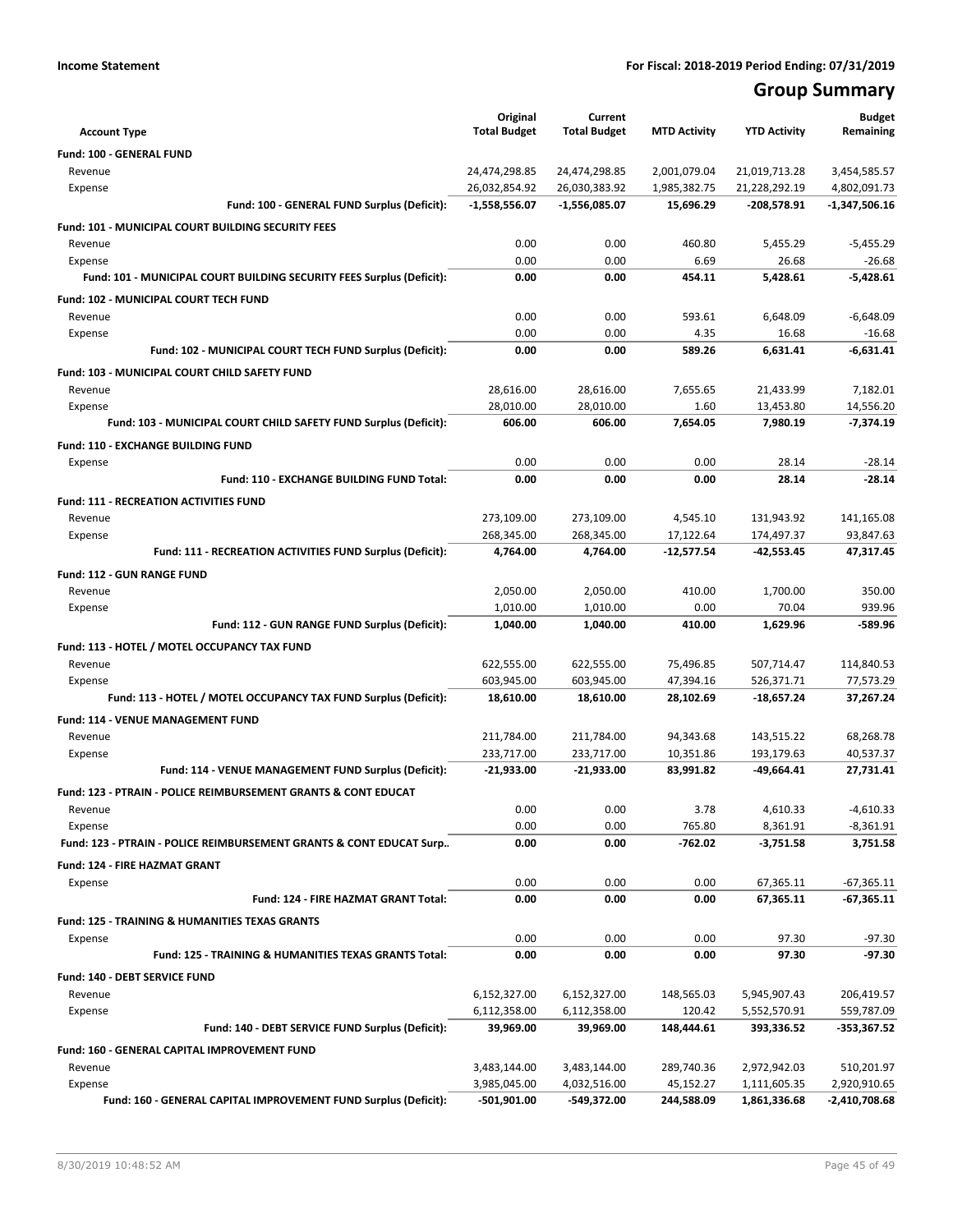**Income Statement** **For Fiscal: 2018-2019 Period Ending: 07/31/2019**

# Group Summary

| Account Type | Original Total Budget | Current Total Budget | MTD Activity | YTD Activity | Budget Remaining |
|---|---|---|---|---|---|
| **Fund: 100 - GENERAL FUND** | | | | | |
| Revenue | 24,474,298.85 | 24,474,298.85 | 2,001,079.04 | 21,019,713.28 | 3,454,585.57 |
| Expense | 26,032,854.92 | 26,030,383.92 | 1,985,382.75 | 21,228,292.19 | 4,802,091.73 |
| **Fund: 100 - GENERAL FUND Surplus (Deficit):** | **-1,558,556.07** | **-1,556,085.07** | **15,696.29** | **-208,578.91** | **-1,347,506.16** |
| **Fund: 101 - MUNICIPAL COURT BUILDING SECURITY FEES** | | | | | |
| Revenue | 0.00 | 0.00 | 460.80 | 5,455.29 | -5,455.29 |
| Expense | 0.00 | 0.00 | 6.69 | 26.68 | -26.68 |
| **Fund: 101 - MUNICIPAL COURT BUILDING SECURITY FEES Surplus (Deficit):** | **0.00** | **0.00** | **454.11** | **5,428.61** | **-5,428.61** |
| **Fund: 102 - MUNICIPAL COURT TECH FUND** | | | | | |
| Revenue | 0.00 | 0.00 | 593.61 | 6,648.09 | -6,648.09 |
| Expense | 0.00 | 0.00 | 4.35 | 16.68 | -16.68 |
| **Fund: 102 - MUNICIPAL COURT TECH FUND Surplus (Deficit):** | **0.00** | **0.00** | **589.26** | **6,631.41** | **-6,631.41** |
| **Fund: 103 - MUNICIPAL COURT CHILD SAFETY FUND** | | | | | |
| Revenue | 28,616.00 | 28,616.00 | 7,655.65 | 21,433.99 | 7,182.01 |
| Expense | 28,010.00 | 28,010.00 | 1.60 | 13,453.80 | 14,556.20 |
| **Fund: 103 - MUNICIPAL COURT CHILD SAFETY FUND Surplus (Deficit):** | **606.00** | **606.00** | **7,654.05** | **7,980.19** | **-7,374.19** |
| **Fund: 110 - EXCHANGE BUILDING FUND** | | | | | |
| Expense | 0.00 | 0.00 | 0.00 | 28.14 | -28.14 |
| **Fund: 110 - EXCHANGE BUILDING FUND Total:** | **0.00** | **0.00** | **0.00** | **28.14** | **-28.14** |
| **Fund: 111 - RECREATION ACTIVITIES FUND** | | | | | |
| Revenue | 273,109.00 | 273,109.00 | 4,545.10 | 131,943.92 | 141,165.08 |
| Expense | 268,345.00 | 268,345.00 | 17,122.64 | 174,497.37 | 93,847.63 |
| **Fund: 111 - RECREATION ACTIVITIES FUND Surplus (Deficit):** | **4,764.00** | **4,764.00** | **-12,577.54** | **-42,553.45** | **47,317.45** |
| **Fund: 112 - GUN RANGE FUND** | | | | | |
| Revenue | 2,050.00 | 2,050.00 | 410.00 | 1,700.00 | 350.00 |
| Expense | 1,010.00 | 1,010.00 | 0.00 | 70.04 | 939.96 |
| **Fund: 112 - GUN RANGE FUND Surplus (Deficit):** | **1,040.00** | **1,040.00** | **410.00** | **1,629.96** | **-589.96** |
| **Fund: 113 - HOTEL / MOTEL OCCUPANCY TAX FUND** | | | | | |
| Revenue | 622,555.00 | 622,555.00 | 75,496.85 | 507,714.47 | 114,840.53 |
| Expense | 603,945.00 | 603,945.00 | 47,394.16 | 526,371.71 | 77,573.29 |
| **Fund: 113 - HOTEL / MOTEL OCCUPANCY TAX FUND Surplus (Deficit):** | **18,610.00** | **18,610.00** | **28,102.69** | **-18,657.24** | **37,267.24** |
| **Fund: 114 - VENUE MANAGEMENT FUND** | | | | | |
| Revenue | 211,784.00 | 211,784.00 | 94,343.68 | 143,515.22 | 68,268.78 |
| Expense | 233,717.00 | 233,717.00 | 10,351.86 | 193,179.63 | 40,537.37 |
| **Fund: 114 - VENUE MANAGEMENT FUND Surplus (Deficit):** | **-21,933.00** | **-21,933.00** | **83,991.82** | **-49,664.41** | **27,731.41** |
| **Fund: 123 - PTRAIN - POLICE REIMBURSEMENT GRANTS & CONT EDUCAT** | | | | | |
| Revenue | 0.00 | 0.00 | 3.78 | 4,610.33 | -4,610.33 |
| Expense | 0.00 | 0.00 | 765.80 | 8,361.91 | -8,361.91 |
| **Fund: 123 - PTRAIN - POLICE REIMBURSEMENT GRANTS & CONT EDUCAT Surp..** | **0.00** | **0.00** | **-762.02** | **-3,751.58** | **3,751.58** |
| **Fund: 124 - FIRE HAZMAT GRANT** | | | | | |
| Expense | 0.00 | 0.00 | 0.00 | 67,365.11 | -67,365.11 |
| **Fund: 124 - FIRE HAZMAT GRANT Total:** | **0.00** | **0.00** | **0.00** | **67,365.11** | **-67,365.11** |
| **Fund: 125 - TRAINING & HUMANITIES TEXAS GRANTS** | | | | | |
| Expense | 0.00 | 0.00 | 0.00 | 97.30 | -97.30 |
| **Fund: 125 - TRAINING & HUMANITIES TEXAS GRANTS Total:** | **0.00** | **0.00** | **0.00** | **97.30** | **-97.30** |
| **Fund: 140 - DEBT SERVICE FUND** | | | | | |
| Revenue | 6,152,327.00 | 6,152,327.00 | 148,565.03 | 5,945,907.43 | 206,419.57 |
| Expense | 6,112,358.00 | 6,112,358.00 | 120.42 | 5,552,570.91 | 559,787.09 |
| **Fund: 140 - DEBT SERVICE FUND Surplus (Deficit):** | **39,969.00** | **39,969.00** | **148,444.61** | **393,336.52** | **-353,367.52** |
| **Fund: 160 - GENERAL CAPITAL IMPROVEMENT FUND** | | | | | |
| Revenue | 3,483,144.00 | 3,483,144.00 | 289,740.36 | 2,972,942.03 | 510,201.97 |
| Expense | 3,985,045.00 | 4,032,516.00 | 45,152.27 | 1,111,605.35 | 2,920,910.65 |
| **Fund: 160 - GENERAL CAPITAL IMPROVEMENT FUND Surplus (Deficit):** | **-501,901.00** | **-549,372.00** | **244,588.09** | **1,861,336.68** | **-2,410,708.68** |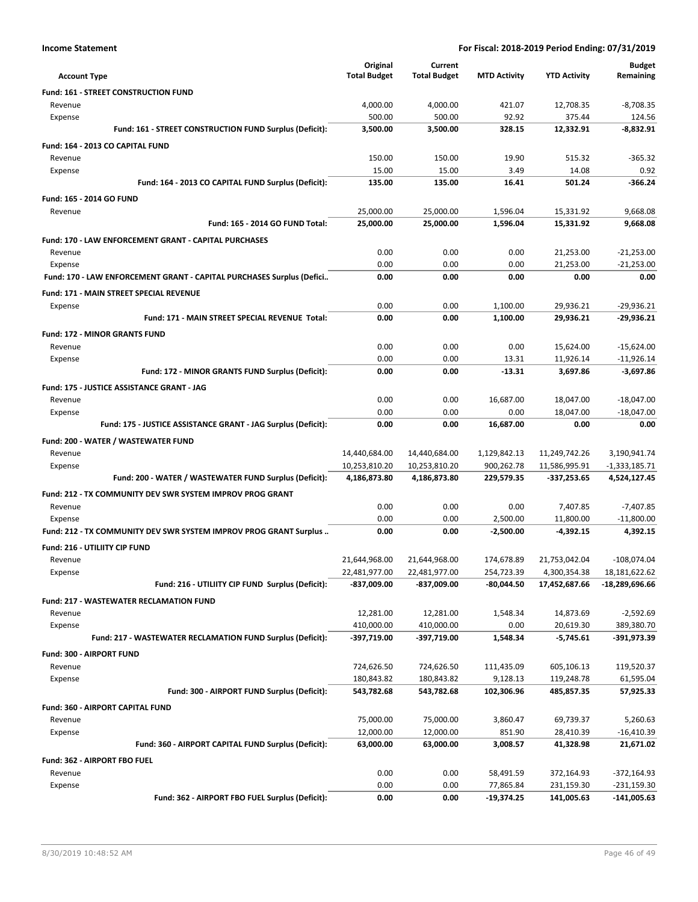**Income Statement** **For Fiscal: 2018-2019 Period Ending: 07/31/2019**

| Account Type | Original Total Budget | Current Total Budget | MTD Activity | YTD Activity | Budget Remaining |
|---|---|---|---|---|---|
| **Fund: 161 - STREET CONSTRUCTION FUND** | | | | | |
| Revenue | 4,000.00 | 4,000.00 | 421.07 | 12,708.35 | -8,708.35 |
| Expense | 500.00 | 500.00 | 92.92 | 375.44 | 124.56 |
| **Fund: 161 - STREET CONSTRUCTION FUND Surplus (Deficit):** | **3,500.00** | **3,500.00** | **328.15** | **12,332.91** | **-8,832.91** |
| **Fund: 164 - 2013 CO CAPITAL FUND** | | | | | |
| Revenue | 150.00 | 150.00 | 19.90 | 515.32 | -365.32 |
| Expense | 15.00 | 15.00 | 3.49 | 14.08 | 0.92 |
| **Fund: 164 - 2013 CO CAPITAL FUND Surplus (Deficit):** | **135.00** | **135.00** | **16.41** | **501.24** | **-366.24** |
| **Fund: 165 - 2014 GO FUND** | | | | | |
| Revenue | 25,000.00 | 25,000.00 | 1,596.04 | 15,331.92 | 9,668.08 |
| **Fund: 165 - 2014 GO FUND Total:** | **25,000.00** | **25,000.00** | **1,596.04** | **15,331.92** | **9,668.08** |
| **Fund: 170 - LAW ENFORCEMENT GRANT - CAPITAL PURCHASES** | | | | | |
| Revenue | 0.00 | 0.00 | 0.00 | 21,253.00 | -21,253.00 |
| Expense | 0.00 | 0.00 | 0.00 | 21,253.00 | -21,253.00 |
| **Fund: 170 - LAW ENFORCEMENT GRANT - CAPITAL PURCHASES Surplus (Defici..** | **0.00** | **0.00** | **0.00** | **0.00** | **0.00** |
| **Fund: 171 - MAIN STREET SPECIAL REVENUE** | | | | | |
| Expense | 0.00 | 0.00 | 1,100.00 | 29,936.21 | -29,936.21 |
| **Fund: 171 - MAIN STREET SPECIAL REVENUE Total:** | **0.00** | **0.00** | **1,100.00** | **29,936.21** | **-29,936.21** |
| **Fund: 172 - MINOR GRANTS FUND** | | | | | |
| Revenue | 0.00 | 0.00 | 0.00 | 15,624.00 | -15,624.00 |
| Expense | 0.00 | 0.00 | 13.31 | 11,926.14 | -11,926.14 |
| **Fund: 172 - MINOR GRANTS FUND Surplus (Deficit):** | **0.00** | **0.00** | **-13.31** | **3,697.86** | **-3,697.86** |
| **Fund: 175 - JUSTICE ASSISTANCE GRANT - JAG** | | | | | |
| Revenue | 0.00 | 0.00 | 16,687.00 | 18,047.00 | -18,047.00 |
| Expense | 0.00 | 0.00 | 0.00 | 18,047.00 | -18,047.00 |
| **Fund: 175 - JUSTICE ASSISTANCE GRANT - JAG Surplus (Deficit):** | **0.00** | **0.00** | **16,687.00** | **0.00** | **0.00** |
| **Fund: 200 - WATER / WASTEWATER FUND** | | | | | |
| Revenue | 14,440,684.00 | 14,440,684.00 | 1,129,842.13 | 11,249,742.26 | 3,190,941.74 |
| Expense | 10,253,810.20 | 10,253,810.20 | 900,262.78 | 11,586,995.91 | -1,333,185.71 |
| **Fund: 200 - WATER / WASTEWATER FUND Surplus (Deficit):** | **4,186,873.80** | **4,186,873.80** | **229,579.35** | **-337,253.65** | **4,524,127.45** |
| **Fund: 212 - TX COMMUNITY DEV SWR SYSTEM IMPROV PROG GRANT** | | | | | |
| Revenue | 0.00 | 0.00 | 0.00 | 7,407.85 | -7,407.85 |
| Expense | 0.00 | 0.00 | 2,500.00 | 11,800.00 | -11,800.00 |
| **Fund: 212 - TX COMMUNITY DEV SWR SYSTEM IMPROV PROG GRANT Surplus ..** | **0.00** | **0.00** | **-2,500.00** | **-4,392.15** | **4,392.15** |
| **Fund: 216 - UTILIITY CIP FUND** | | | | | |
| Revenue | 21,644,968.00 | 21,644,968.00 | 174,678.89 | 21,753,042.04 | -108,074.04 |
| Expense | 22,481,977.00 | 22,481,977.00 | 254,723.39 | 4,300,354.38 | 18,181,622.62 |
| **Fund: 216 - UTILIITY CIP FUND Surplus (Deficit):** | **-837,009.00** | **-837,009.00** | **-80,044.50** | **17,452,687.66** | **-18,289,696.66** |
| **Fund: 217 - WASTEWATER RECLAMATION FUND** | | | | | |
| Revenue | 12,281.00 | 12,281.00 | 1,548.34 | 14,873.69 | -2,592.69 |
| Expense | 410,000.00 | 410,000.00 | 0.00 | 20,619.30 | 389,380.70 |
| **Fund: 217 - WASTEWATER RECLAMATION FUND Surplus (Deficit):** | **-397,719.00** | **-397,719.00** | **1,548.34** | **-5,745.61** | **-391,973.39** |
| **Fund: 300 - AIRPORT FUND** | | | | | |
| Revenue | 724,626.50 | 724,626.50 | 111,435.09 | 605,106.13 | 119,520.37 |
| Expense | 180,843.82 | 180,843.82 | 9,128.13 | 119,248.78 | 61,595.04 |
| **Fund: 300 - AIRPORT FUND Surplus (Deficit):** | **543,782.68** | **543,782.68** | **102,306.96** | **485,857.35** | **57,925.33** |
| **Fund: 360 - AIRPORT CAPITAL FUND** | | | | | |
| Revenue | 75,000.00 | 75,000.00 | 3,860.47 | 69,739.37 | 5,260.63 |
| Expense | 12,000.00 | 12,000.00 | 851.90 | 28,410.39 | -16,410.39 |
| **Fund: 360 - AIRPORT CAPITAL FUND Surplus (Deficit):** | **63,000.00** | **63,000.00** | **3,008.57** | **41,328.98** | **21,671.02** |
| **Fund: 362 - AIRPORT FBO FUEL** | | | | | |
| Revenue | 0.00 | 0.00 | 58,491.59 | 372,164.93 | -372,164.93 |
| Expense | 0.00 | 0.00 | 77,865.84 | 231,159.30 | -231,159.30 |
| **Fund: 362 - AIRPORT FBO FUEL Surplus (Deficit):** | **0.00** | **0.00** | **-19,374.25** | **141,005.63** | **-141,005.63** |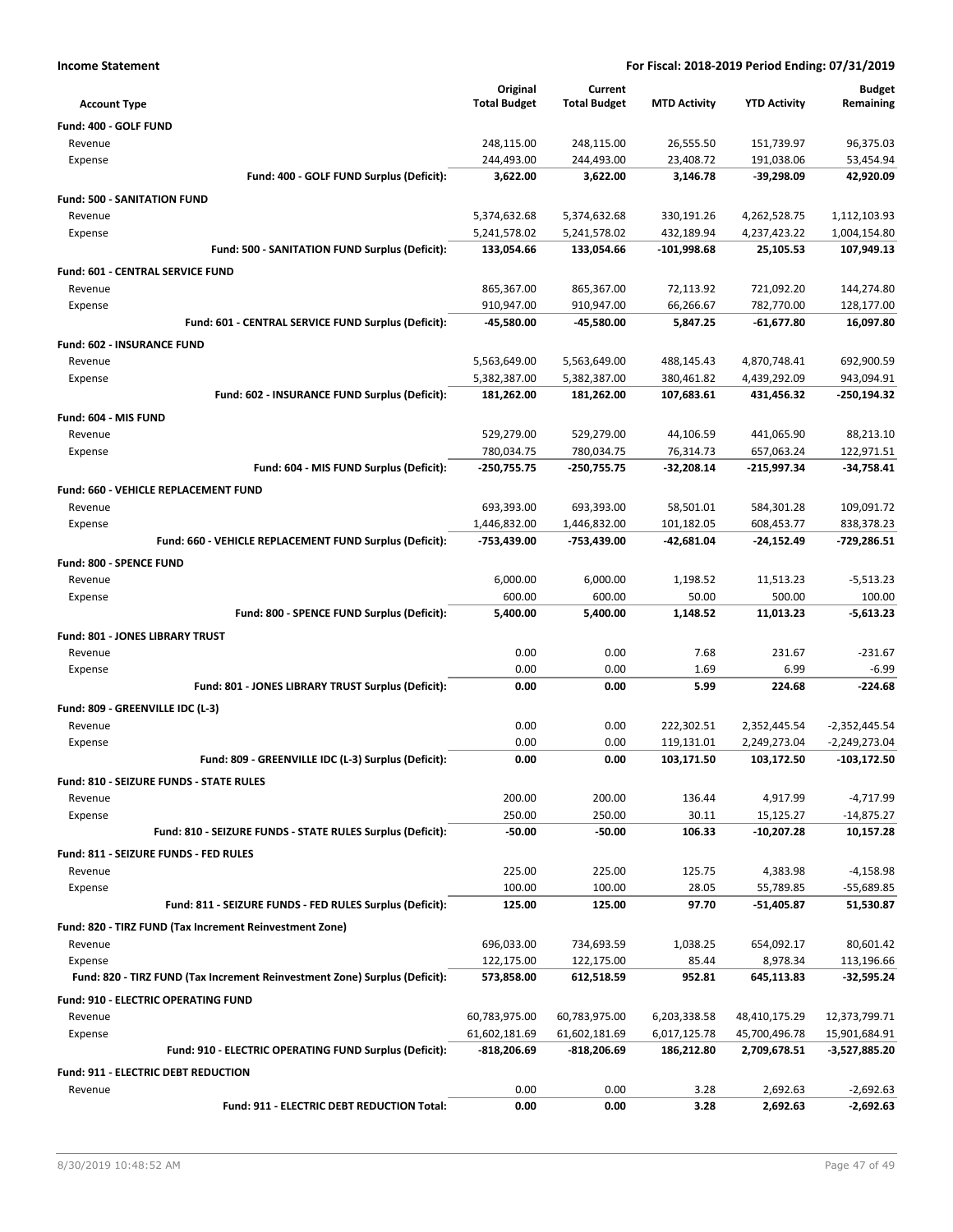**Income Statement** — For Fiscal: 2018-2019 Period Ending: 07/31/2019

| Account Type | Original Total Budget | Current Total Budget | MTD Activity | YTD Activity | Budget Remaining |
|---|---|---|---|---|---|
| **Fund: 400 - GOLF FUND** | | | | | |
| Revenue | 248,115.00 | 248,115.00 | 26,555.50 | 151,739.97 | 96,375.03 |
| Expense | 244,493.00 | 244,493.00 | 23,408.72 | 191,038.06 | 53,454.94 |
| **Fund: 400 - GOLF FUND Surplus (Deficit):** | **3,622.00** | **3,622.00** | **3,146.78** | **-39,298.09** | **42,920.09** |
| **Fund: 500 - SANITATION FUND** | | | | | |
| Revenue | 5,374,632.68 | 5,374,632.68 | 330,191.26 | 4,262,528.75 | 1,112,103.93 |
| Expense | 5,241,578.02 | 5,241,578.02 | 432,189.94 | 4,237,423.22 | 1,004,154.80 |
| **Fund: 500 - SANITATION FUND Surplus (Deficit):** | **133,054.66** | **133,054.66** | **-101,998.68** | **25,105.53** | **107,949.13** |
| **Fund: 601 - CENTRAL SERVICE FUND** | | | | | |
| Revenue | 865,367.00 | 865,367.00 | 72,113.92 | 721,092.20 | 144,274.80 |
| Expense | 910,947.00 | 910,947.00 | 66,266.67 | 782,770.00 | 128,177.00 |
| **Fund: 601 - CENTRAL SERVICE FUND Surplus (Deficit):** | **-45,580.00** | **-45,580.00** | **5,847.25** | **-61,677.80** | **16,097.80** |
| **Fund: 602 - INSURANCE FUND** | | | | | |
| Revenue | 5,563,649.00 | 5,563,649.00 | 488,145.43 | 4,870,748.41 | 692,900.59 |
| Expense | 5,382,387.00 | 5,382,387.00 | 380,461.82 | 4,439,292.09 | 943,094.91 |
| **Fund: 602 - INSURANCE FUND Surplus (Deficit):** | **181,262.00** | **181,262.00** | **107,683.61** | **431,456.32** | **-250,194.32** |
| **Fund: 604 - MIS FUND** | | | | | |
| Revenue | 529,279.00 | 529,279.00 | 44,106.59 | 441,065.90 | 88,213.10 |
| Expense | 780,034.75 | 780,034.75 | 76,314.73 | 657,063.24 | 122,971.51 |
| **Fund: 604 - MIS FUND Surplus (Deficit):** | **-250,755.75** | **-250,755.75** | **-32,208.14** | **-215,997.34** | **-34,758.41** |
| **Fund: 660 - VEHICLE REPLACEMENT FUND** | | | | | |
| Revenue | 693,393.00 | 693,393.00 | 58,501.01 | 584,301.28 | 109,091.72 |
| Expense | 1,446,832.00 | 1,446,832.00 | 101,182.05 | 608,453.77 | 838,378.23 |
| **Fund: 660 - VEHICLE REPLACEMENT FUND Surplus (Deficit):** | **-753,439.00** | **-753,439.00** | **-42,681.04** | **-24,152.49** | **-729,286.51** |
| **Fund: 800 - SPENCE FUND** | | | | | |
| Revenue | 6,000.00 | 6,000.00 | 1,198.52 | 11,513.23 | -5,513.23 |
| Expense | 600.00 | 600.00 | 50.00 | 500.00 | 100.00 |
| **Fund: 800 - SPENCE FUND Surplus (Deficit):** | **5,400.00** | **5,400.00** | **1,148.52** | **11,013.23** | **-5,613.23** |
| **Fund: 801 - JONES LIBRARY TRUST** | | | | | |
| Revenue | 0.00 | 0.00 | 7.68 | 231.67 | -231.67 |
| Expense | 0.00 | 0.00 | 1.69 | 6.99 | -6.99 |
| **Fund: 801 - JONES LIBRARY TRUST Surplus (Deficit):** | **0.00** | **0.00** | **5.99** | **224.68** | **-224.68** |
| **Fund: 809 - GREENVILLE IDC (L-3)** | | | | | |
| Revenue | 0.00 | 0.00 | 222,302.51 | 2,352,445.54 | -2,352,445.54 |
| Expense | 0.00 | 0.00 | 119,131.01 | 2,249,273.04 | -2,249,273.04 |
| **Fund: 809 - GREENVILLE IDC (L-3) Surplus (Deficit):** | **0.00** | **0.00** | **103,171.50** | **103,172.50** | **-103,172.50** |
| **Fund: 810 - SEIZURE FUNDS - STATE RULES** | | | | | |
| Revenue | 200.00 | 200.00 | 136.44 | 4,917.99 | -4,717.99 |
| Expense | 250.00 | 250.00 | 30.11 | 15,125.27 | -14,875.27 |
| **Fund: 810 - SEIZURE FUNDS - STATE RULES Surplus (Deficit):** | **-50.00** | **-50.00** | **106.33** | **-10,207.28** | **10,157.28** |
| **Fund: 811 - SEIZURE FUNDS - FED RULES** | | | | | |
| Revenue | 225.00 | 225.00 | 125.75 | 4,383.98 | -4,158.98 |
| Expense | 100.00 | 100.00 | 28.05 | 55,789.85 | -55,689.85 |
| **Fund: 811 - SEIZURE FUNDS - FED RULES Surplus (Deficit):** | **125.00** | **125.00** | **97.70** | **-51,405.87** | **51,530.87** |
| **Fund: 820 - TIRZ FUND (Tax Increment Reinvestment Zone)** | | | | | |
| Revenue | 696,033.00 | 734,693.59 | 1,038.25 | 654,092.17 | 80,601.42 |
| Expense | 122,175.00 | 122,175.00 | 85.44 | 8,978.34 | 113,196.66 |
| **Fund: 820 - TIRZ FUND (Tax Increment Reinvestment Zone) Surplus (Deficit):** | **573,858.00** | **612,518.59** | **952.81** | **645,113.83** | **-32,595.24** |
| **Fund: 910 - ELECTRIC OPERATING FUND** | | | | | |
| Revenue | 60,783,975.00 | 60,783,975.00 | 6,203,338.58 | 48,410,175.29 | 12,373,799.71 |
| Expense | 61,602,181.69 | 61,602,181.69 | 6,017,125.78 | 45,700,496.78 | 15,901,684.91 |
| **Fund: 910 - ELECTRIC OPERATING FUND Surplus (Deficit):** | **-818,206.69** | **-818,206.69** | **186,212.80** | **2,709,678.51** | **-3,527,885.20** |
| **Fund: 911 - ELECTRIC DEBT REDUCTION** | | | | | |
| Revenue | 0.00 | 0.00 | 3.28 | 2,692.63 | -2,692.63 |
| **Fund: 911 - ELECTRIC DEBT REDUCTION Total:** | **0.00** | **0.00** | **3.28** | **2,692.63** | **-2,692.63** |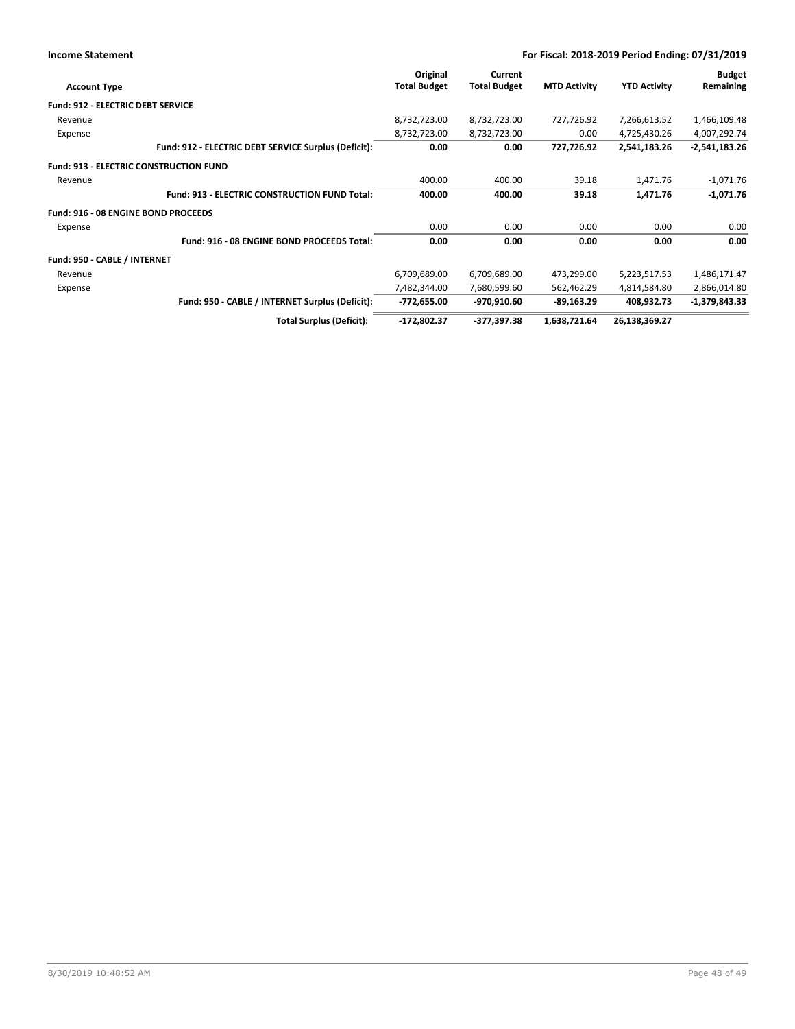**Income Statement** | **For Fiscal: 2018-2019 Period Ending: 07/31/2019**

| Account Type | Original Total Budget | Current Total Budget | MTD Activity | YTD Activity | Budget Remaining |
|---|---|---|---|---|---|
| **Fund: 912 - ELECTRIC DEBT SERVICE** | | | | | |
| Revenue | 8,732,723.00 | 8,732,723.00 | 727,726.92 | 7,266,613.52 | 1,466,109.48 |
| Expense | 8,732,723.00 | 8,732,723.00 | 0.00 | 4,725,430.26 | 4,007,292.74 |
| **Fund: 912 - ELECTRIC DEBT SERVICE Surplus (Deficit):** | **0.00** | **0.00** | **727,726.92** | **2,541,183.26** | **-2,541,183.26** |
| **Fund: 913 - ELECTRIC CONSTRUCTION FUND** | | | | | |
| Revenue | 400.00 | 400.00 | 39.18 | 1,471.76 | -1,071.76 |
| **Fund: 913 - ELECTRIC CONSTRUCTION FUND Total:** | **400.00** | **400.00** | **39.18** | **1,471.76** | **-1,071.76** |
| **Fund: 916 - 08 ENGINE BOND PROCEEDS** | | | | | |
| Expense | 0.00 | 0.00 | 0.00 | 0.00 | 0.00 |
| **Fund: 916 - 08 ENGINE BOND PROCEEDS Total:** | **0.00** | **0.00** | **0.00** | **0.00** | **0.00** |
| **Fund: 950 - CABLE / INTERNET** | | | | | |
| Revenue | 6,709,689.00 | 6,709,689.00 | 473,299.00 | 5,223,517.53 | 1,486,171.47 |
| Expense | 7,482,344.00 | 7,680,599.60 | 562,462.29 | 4,814,584.80 | 2,866,014.80 |
| **Fund: 950 - CABLE / INTERNET Surplus (Deficit):** | **-772,655.00** | **-970,910.60** | **-89,163.29** | **408,932.73** | **-1,379,843.33** |
| **Total Surplus (Deficit):** | **-172,802.37** | **-377,397.38** | **1,638,721.64** | **26,138,369.27** | |

8/30/2019 10:48:52 AM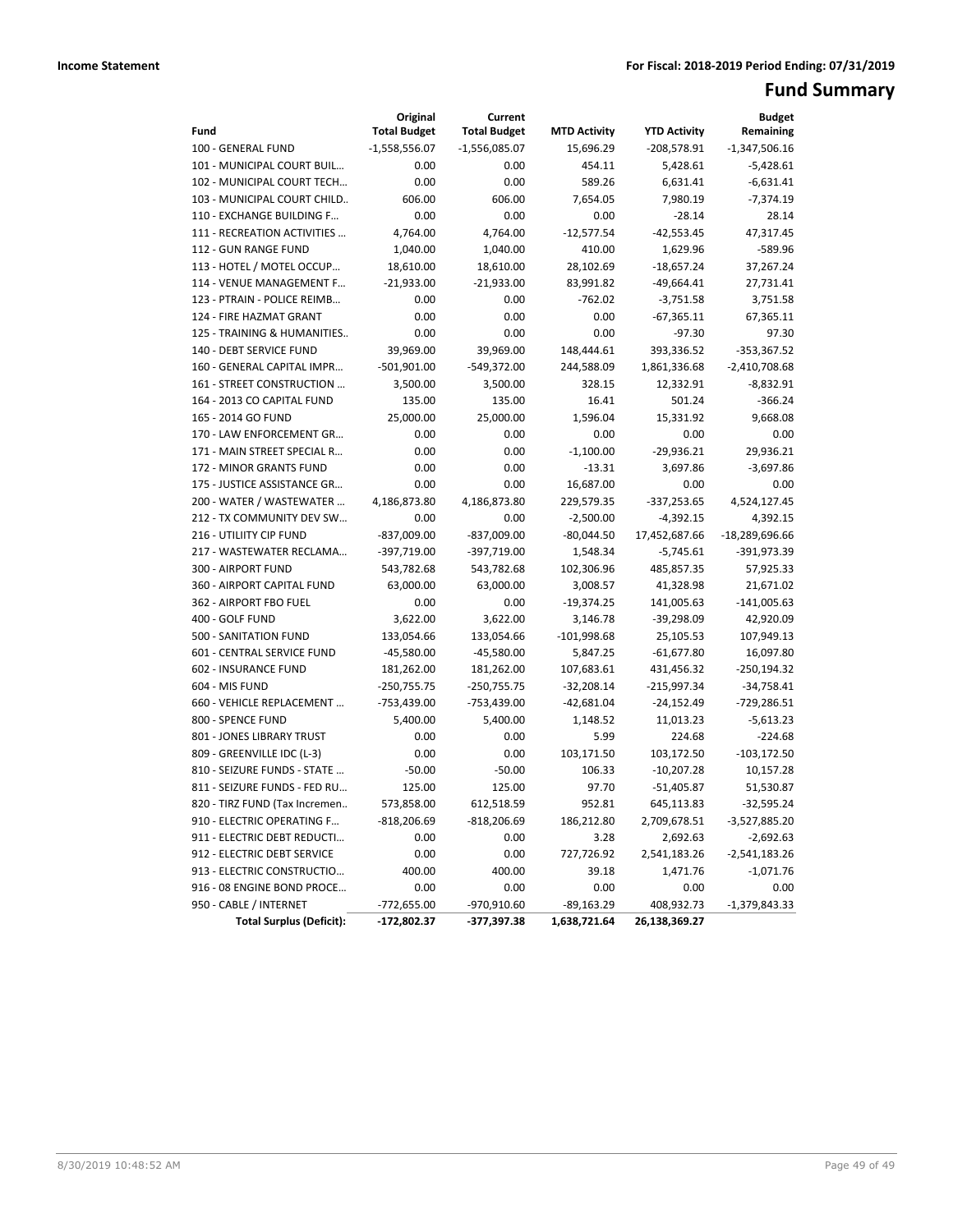**Income Statement** **For Fiscal: 2018-2019 Period Ending: 07/31/2019**

# Fund Summary

| Fund | Original Total Budget | Current Total Budget | MTD Activity | YTD Activity | Budget Remaining |
|---|---|---|---|---|---|
| 100 - GENERAL FUND | -1,558,556.07 | -1,556,085.07 | 15,696.29 | -208,578.91 | -1,347,506.16 |
| 101 - MUNICIPAL COURT BUIL… | 0.00 | 0.00 | 454.11 | 5,428.61 | -5,428.61 |
| 102 - MUNICIPAL COURT TECH… | 0.00 | 0.00 | 589.26 | 6,631.41 | -6,631.41 |
| 103 - MUNICIPAL COURT CHILD.. | 606.00 | 606.00 | 7,654.05 | 7,980.19 | -7,374.19 |
| 110 - EXCHANGE BUILDING F… | 0.00 | 0.00 | 0.00 | -28.14 | 28.14 |
| 111 - RECREATION ACTIVITIES … | 4,764.00 | 4,764.00 | -12,577.54 | -42,553.45 | 47,317.45 |
| 112 - GUN RANGE FUND | 1,040.00 | 1,040.00 | 410.00 | 1,629.96 | -589.96 |
| 113 - HOTEL / MOTEL OCCUP… | 18,610.00 | 18,610.00 | 28,102.69 | -18,657.24 | 37,267.24 |
| 114 - VENUE MANAGEMENT F… | -21,933.00 | -21,933.00 | 83,991.82 | -49,664.41 | 27,731.41 |
| 123 - PTRAIN - POLICE REIMB… | 0.00 | 0.00 | -762.02 | -3,751.58 | 3,751.58 |
| 124 - FIRE HAZMAT GRANT | 0.00 | 0.00 | 0.00 | -67,365.11 | 67,365.11 |
| 125 - TRAINING & HUMANITIES.. | 0.00 | 0.00 | 0.00 | -97.30 | 97.30 |
| 140 - DEBT SERVICE FUND | 39,969.00 | 39,969.00 | 148,444.61 | 393,336.52 | -353,367.52 |
| 160 - GENERAL CAPITAL IMPR… | -501,901.00 | -549,372.00 | 244,588.09 | 1,861,336.68 | -2,410,708.68 |
| 161 - STREET CONSTRUCTION … | 3,500.00 | 3,500.00 | 328.15 | 12,332.91 | -8,832.91 |
| 164 - 2013 CO CAPITAL FUND | 135.00 | 135.00 | 16.41 | 501.24 | -366.24 |
| 165 - 2014 GO FUND | 25,000.00 | 25,000.00 | 1,596.04 | 15,331.92 | 9,668.08 |
| 170 - LAW ENFORCEMENT GR… | 0.00 | 0.00 | 0.00 | 0.00 | 0.00 |
| 171 - MAIN STREET SPECIAL R… | 0.00 | 0.00 | -1,100.00 | -29,936.21 | 29,936.21 |
| 172 - MINOR GRANTS FUND | 0.00 | 0.00 | -13.31 | 3,697.86 | -3,697.86 |
| 175 - JUSTICE ASSISTANCE GR… | 0.00 | 0.00 | 16,687.00 | 0.00 | 0.00 |
| 200 - WATER / WASTEWATER … | 4,186,873.80 | 4,186,873.80 | 229,579.35 | -337,253.65 | 4,524,127.45 |
| 212 - TX COMMUNITY DEV SW… | 0.00 | 0.00 | -2,500.00 | -4,392.15 | 4,392.15 |
| 216 - UTILIITY CIP FUND | -837,009.00 | -837,009.00 | -80,044.50 | 17,452,687.66 | -18,289,696.66 |
| 217 - WASTEWATER RECLAMA… | -397,719.00 | -397,719.00 | 1,548.34 | -5,745.61 | -391,973.39 |
| 300 - AIRPORT FUND | 543,782.68 | 543,782.68 | 102,306.96 | 485,857.35 | 57,925.33 |
| 360 - AIRPORT CAPITAL FUND | 63,000.00 | 63,000.00 | 3,008.57 | 41,328.98 | 21,671.02 |
| 362 - AIRPORT FBO FUEL | 0.00 | 0.00 | -19,374.25 | 141,005.63 | -141,005.63 |
| 400 - GOLF FUND | 3,622.00 | 3,622.00 | 3,146.78 | -39,298.09 | 42,920.09 |
| 500 - SANITATION FUND | 133,054.66 | 133,054.66 | -101,998.68 | 25,105.53 | 107,949.13 |
| 601 - CENTRAL SERVICE FUND | -45,580.00 | -45,580.00 | 5,847.25 | -61,677.80 | 16,097.80 |
| 602 - INSURANCE FUND | 181,262.00 | 181,262.00 | 107,683.61 | 431,456.32 | -250,194.32 |
| 604 - MIS FUND | -250,755.75 | -250,755.75 | -32,208.14 | -215,997.34 | -34,758.41 |
| 660 - VEHICLE REPLACEMENT … | -753,439.00 | -753,439.00 | -42,681.04 | -24,152.49 | -729,286.51 |
| 800 - SPENCE FUND | 5,400.00 | 5,400.00 | 1,148.52 | 11,013.23 | -5,613.23 |
| 801 - JONES LIBRARY TRUST | 0.00 | 0.00 | 5.99 | 224.68 | -224.68 |
| 809 - GREENVILLE IDC (L-3) | 0.00 | 0.00 | 103,171.50 | 103,172.50 | -103,172.50 |
| 810 - SEIZURE FUNDS - STATE … | -50.00 | -50.00 | 106.33 | -10,207.28 | 10,157.28 |
| 811 - SEIZURE FUNDS - FED RU… | 125.00 | 125.00 | 97.70 | -51,405.87 | 51,530.87 |
| 820 - TIRZ FUND (Tax Incremen.. | 573,858.00 | 612,518.59 | 952.81 | 645,113.83 | -32,595.24 |
| 910 - ELECTRIC OPERATING F… | -818,206.69 | -818,206.69 | 186,212.80 | 2,709,678.51 | -3,527,885.20 |
| 911 - ELECTRIC DEBT REDUCTI… | 0.00 | 0.00 | 3.28 | 2,692.63 | -2,692.63 |
| 912 - ELECTRIC DEBT SERVICE | 0.00 | 0.00 | 727,726.92 | 2,541,183.26 | -2,541,183.26 |
| 913 - ELECTRIC CONSTRUCTIO… | 400.00 | 400.00 | 39.18 | 1,471.76 | -1,071.76 |
| 916 - 08 ENGINE BOND PROCE… | 0.00 | 0.00 | 0.00 | 0.00 | 0.00 |
| 950 - CABLE / INTERNET | -772,655.00 | -970,910.60 | -89,163.29 | 408,932.73 | -1,379,843.33 |
| **Total Surplus (Deficit):** | **-172,802.37** | **-377,397.38** | **1,638,721.64** | **26,138,369.27** | |